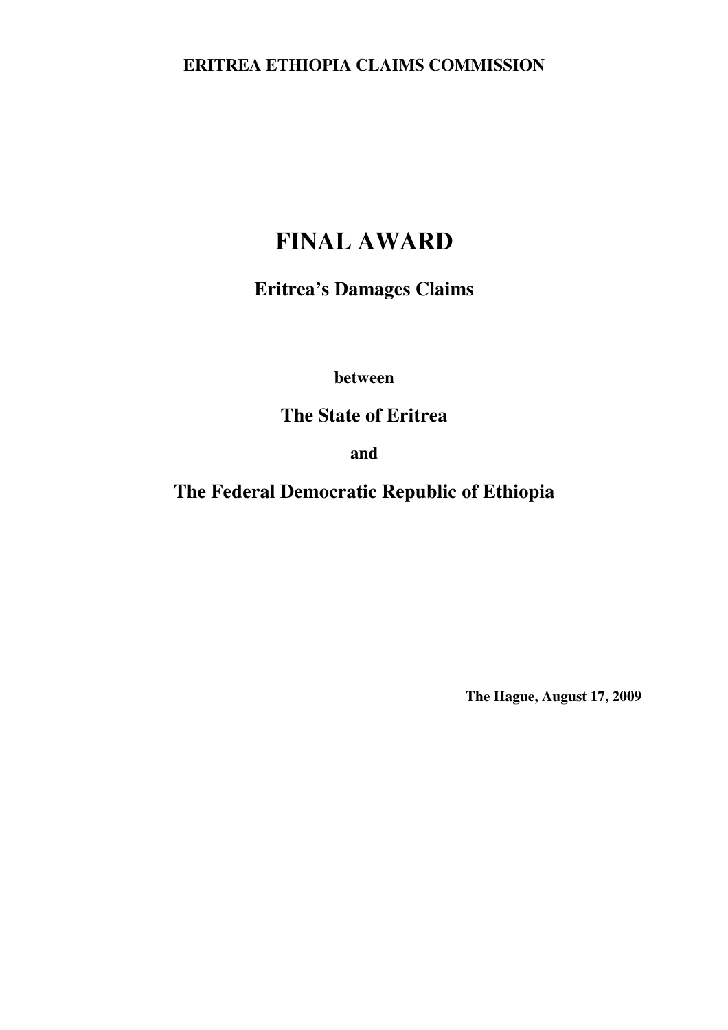**ERITREA ETHIOPIA CLAIMS COMMISSION**

# FINAL AWARD

## Eritrea's Damages Claims

**between**

## The State of Eritrea

**and**

## The Federal Democratic Republic of Ethiopia

**The Hague, August 17, 2009**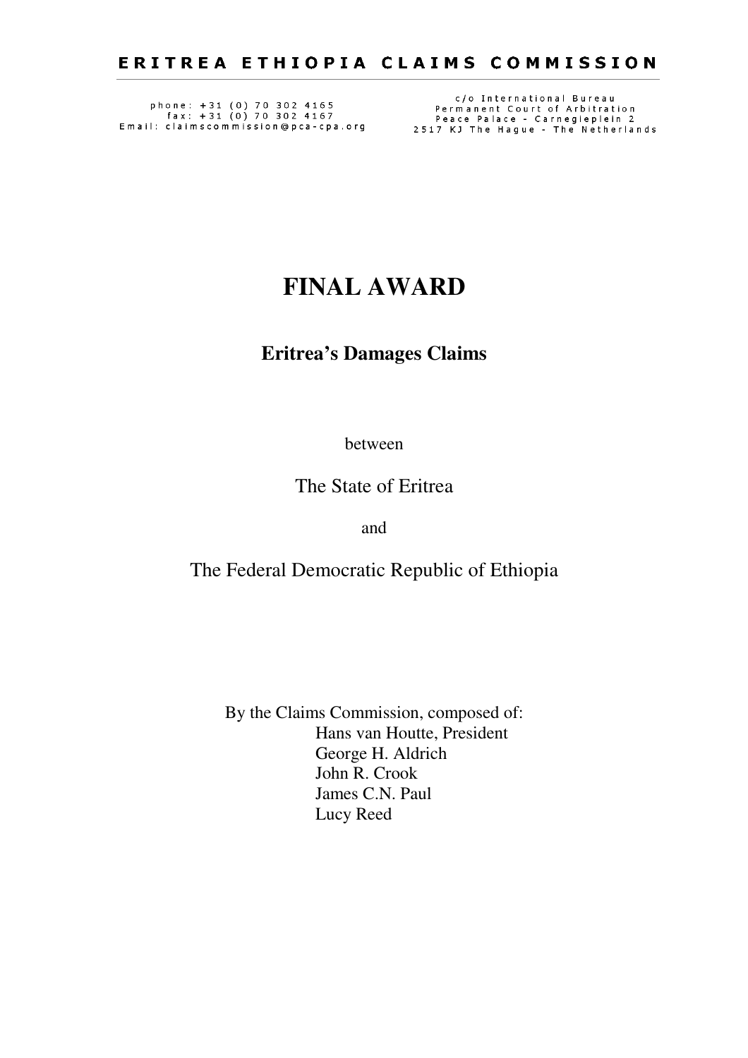# ERITREA ETHIOPIA CLAIMS COMMISSION

phone: +31 (0) 70 302 4165
fax: +31 (0) 70 302 4167
Email: claimscommission@pca-cpa.org

c/o International Bureau
Permanent Court of Arbitration
Peace Palace - Carnegieplein 2
2517 KJ The Hague - The Netherlands

# FINAL AWARD

## Eritrea's Damages Claims

between

The State of Eritrea

and

The Federal Democratic Republic of Ethiopia

By the Claims Commission, composed of:
Hans van Houtte, President
George H. Aldrich
John R. Crook
James C.N. Paul
Lucy Reed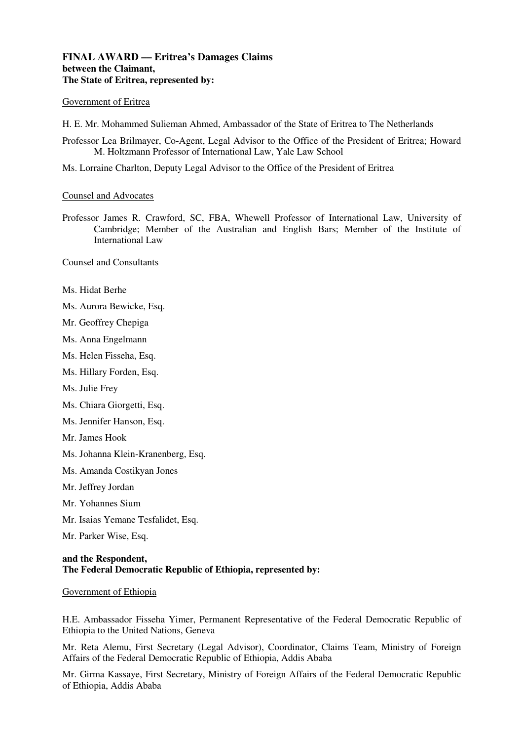**FINAL AWARD — Eritrea's Damages Claims**
**between the Claimant,**
**The State of Eritrea, represented by:**

Government of Eritrea

H. E. Mr. Mohammed Sulieman Ahmed, Ambassador of the State of Eritrea to The Netherlands

Professor Lea Brilmayer, Co-Agent, Legal Advisor to the Office of the President of Eritrea; Howard M. Holtzmann Professor of International Law, Yale Law School

Ms. Lorraine Charlton, Deputy Legal Advisor to the Office of the President of Eritrea

Counsel and Advocates

Professor James R. Crawford, SC, FBA, Whewell Professor of International Law, University of Cambridge; Member of the Australian and English Bars; Member of the Institute of International Law

Counsel and Consultants

Ms. Hidat Berhe

Ms. Aurora Bewicke, Esq.

Mr. Geoffrey Chepiga

Ms. Anna Engelmann

Ms. Helen Fisseha, Esq.

Ms. Hillary Forden, Esq.

Ms. Julie Frey

Ms. Chiara Giorgetti, Esq.

Ms. Jennifer Hanson, Esq.

Mr. James Hook

Ms. Johanna Klein-Kranenberg, Esq.

Ms. Amanda Costikyan Jones

Mr. Jeffrey Jordan

Mr. Yohannes Sium

Mr. Isaias Yemane Tesfalidet, Esq.

Mr. Parker Wise, Esq.

**and the Respondent,**
**The Federal Democratic Republic of Ethiopia, represented by:**

Government of Ethiopia

H.E. Ambassador Fisseha Yimer, Permanent Representative of the Federal Democratic Republic of Ethiopia to the United Nations, Geneva

Mr. Reta Alemu, First Secretary (Legal Advisor), Coordinator, Claims Team, Ministry of Foreign Affairs of the Federal Democratic Republic of Ethiopia, Addis Ababa

Mr. Girma Kassaye, First Secretary, Ministry of Foreign Affairs of the Federal Democratic Republic of Ethiopia, Addis Ababa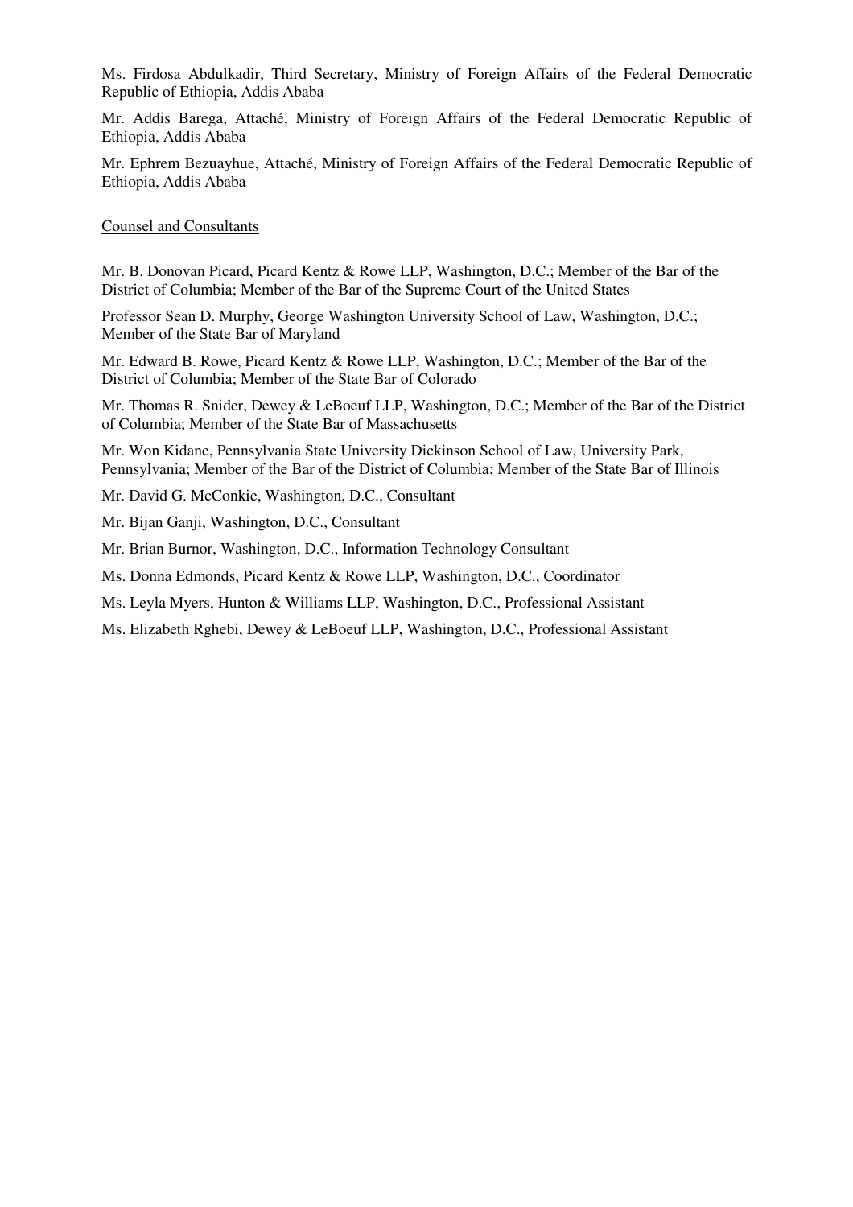Ms. Firdosa Abdulkadir, Third Secretary, Ministry of Foreign Affairs of the Federal Democratic Republic of Ethiopia, Addis Ababa

Mr. Addis Barega, Attaché, Ministry of Foreign Affairs of the Federal Democratic Republic of Ethiopia, Addis Ababa

Mr. Ephrem Bezuayhue, Attaché, Ministry of Foreign Affairs of the Federal Democratic Republic of Ethiopia, Addis Ababa

<u>Counsel and Consultants</u>

Mr. B. Donovan Picard, Picard Kentz & Rowe LLP, Washington, D.C.; Member of the Bar of the District of Columbia; Member of the Bar of the Supreme Court of the United States

Professor Sean D. Murphy, George Washington University School of Law, Washington, D.C.; Member of the State Bar of Maryland

Mr. Edward B. Rowe, Picard Kentz & Rowe LLP, Washington, D.C.; Member of the Bar of the District of Columbia; Member of the State Bar of Colorado

Mr. Thomas R. Snider, Dewey & LeBoeuf LLP, Washington, D.C.; Member of the Bar of the District of Columbia; Member of the State Bar of Massachusetts

Mr. Won Kidane, Pennsylvania State University Dickinson School of Law, University Park, Pennsylvania; Member of the Bar of the District of Columbia; Member of the State Bar of Illinois

Mr. David G. McConkie, Washington, D.C., Consultant

Mr. Bijan Ganji, Washington, D.C., Consultant

Mr. Brian Burnor, Washington, D.C., Information Technology Consultant

Ms. Donna Edmonds, Picard Kentz & Rowe LLP, Washington, D.C., Coordinator

Ms. Leyla Myers, Hunton & Williams LLP, Washington, D.C., Professional Assistant

Ms. Elizabeth Rghebi, Dewey & LeBoeuf LLP, Washington, D.C., Professional Assistant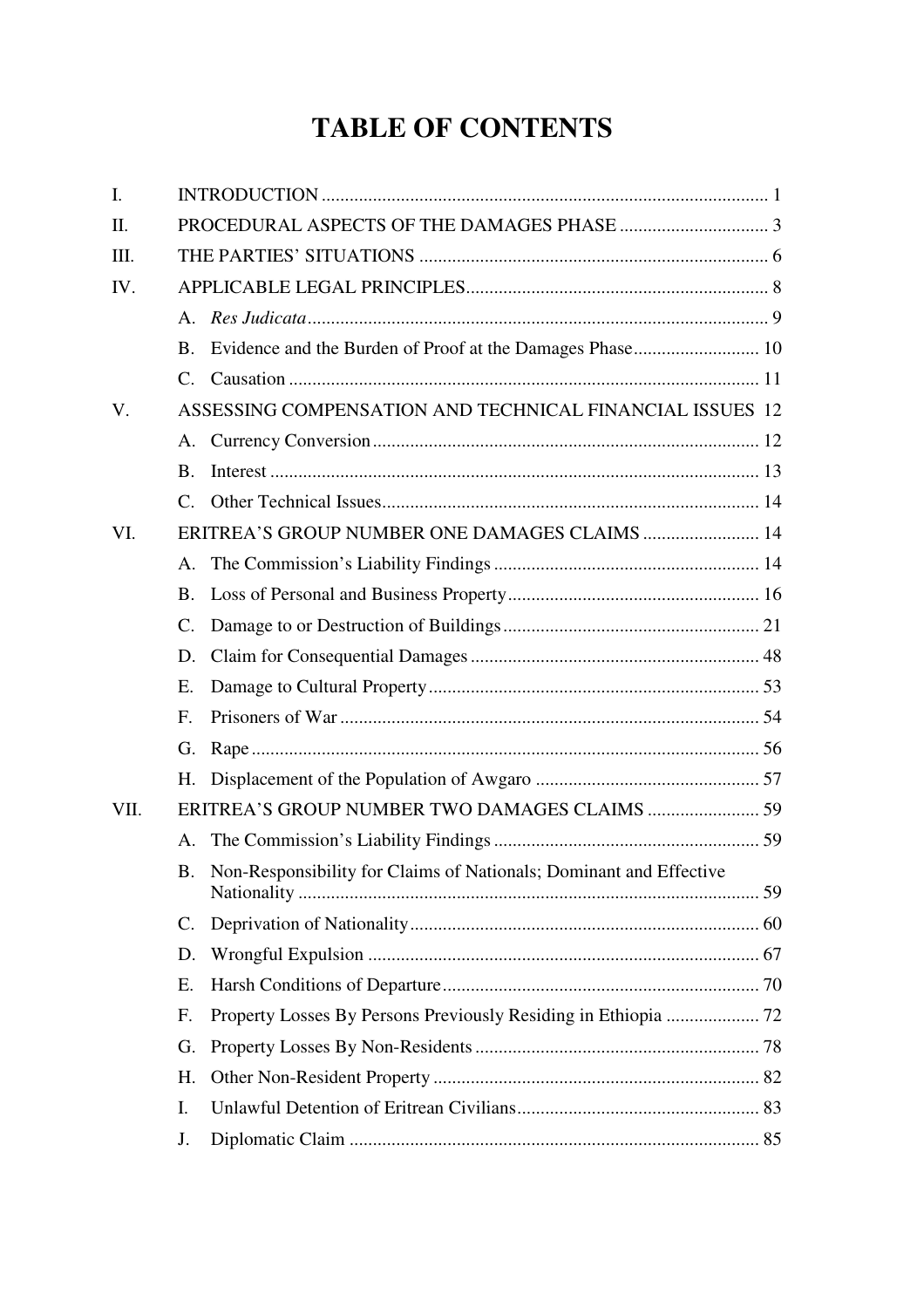# TABLE OF CONTENTS

I. INTRODUCTION ........ 1

II. PROCEDURAL ASPECTS OF THE DAMAGES PHASE ........ 3

III. THE PARTIES' SITUATIONS ........ 6

IV. APPLICABLE LEGAL PRINCIPLES ........ 8

- A. *Res Judicata* ........ 9
- B. Evidence and the Burden of Proof at the Damages Phase ........ 10
- C. Causation ........ 11

V. ASSESSING COMPENSATION AND TECHNICAL FINANCIAL ISSUES 12

- A. Currency Conversion ........ 12
- B. Interest ........ 13
- C. Other Technical Issues ........ 14

VI. ERITREA'S GROUP NUMBER ONE DAMAGES CLAIMS ........ 14

- A. The Commission's Liability Findings ........ 14
- B. Loss of Personal and Business Property ........ 16
- C. Damage to or Destruction of Buildings ........ 21
- D. Claim for Consequential Damages ........ 48
- E. Damage to Cultural Property ........ 53
- F. Prisoners of War ........ 54
- G. Rape ........ 56
- H. Displacement of the Population of Awgaro ........ 57

VII. ERITREA'S GROUP NUMBER TWO DAMAGES CLAIMS ........ 59

- A. The Commission's Liability Findings ........ 59
- B. Non-Responsibility for Claims of Nationals; Dominant and Effective Nationality ........ 59
- C. Deprivation of Nationality ........ 60
- D. Wrongful Expulsion ........ 67
- E. Harsh Conditions of Departure ........ 70
- F. Property Losses By Persons Previously Residing in Ethiopia ........ 72
- G. Property Losses By Non-Residents ........ 78
- H. Other Non-Resident Property ........ 82
- I. Unlawful Detention of Eritrean Civilians ........ 83
- J. Diplomatic Claim ........ 85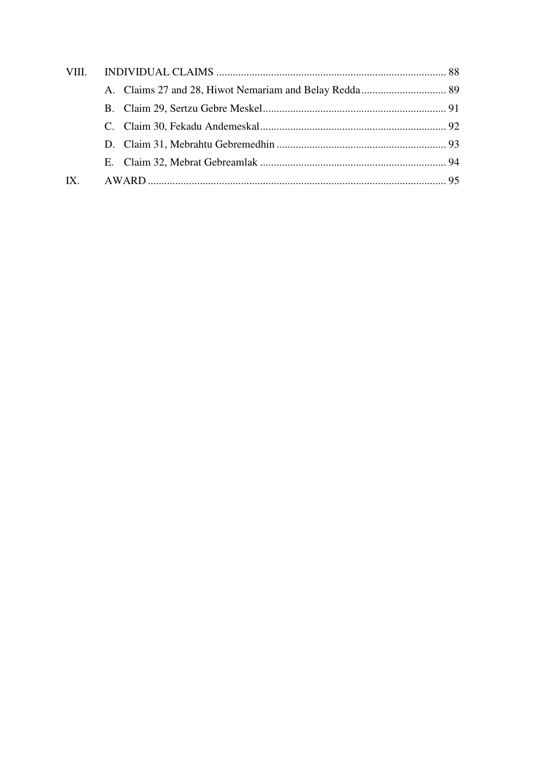VIII. INDIVIDUAL CLAIMS ...................................................................................... 88

A. Claims 27 and 28, Hiwot Nemariam and Belay Redda ................................ 89

B. Claim 29, Sertzu Gebre Meskel ..................................................................... 91

C. Claim 30, Fekadu Andemeskal ...................................................................... 92

D. Claim 31, Mebrahtu Gebremedhin ................................................................ 93

E. Claim 32, Mebrat Gebreamlak ...................................................................... 94

IX. AWARD ............................................................................................................ 95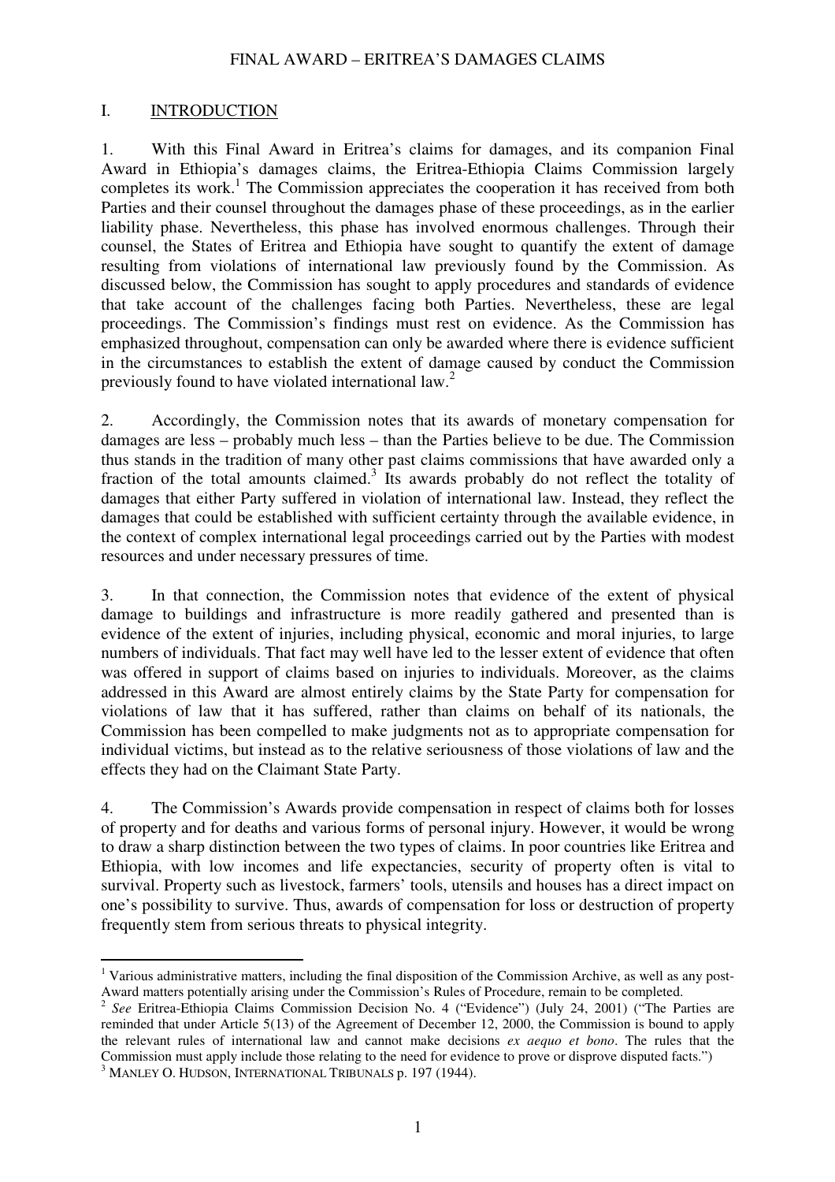# I. INTRODUCTION

1. With this Final Award in Eritrea's claims for damages, and its companion Final Award in Ethiopia's damages claims, the Eritrea-Ethiopia Claims Commission largely completes its work.[1] The Commission appreciates the cooperation it has received from both Parties and their counsel throughout the damages phase of these proceedings, as in the earlier liability phase. Nevertheless, this phase has involved enormous challenges. Through their counsel, the States of Eritrea and Ethiopia have sought to quantify the extent of damage resulting from violations of international law previously found by the Commission. As discussed below, the Commission has sought to apply procedures and standards of evidence that take account of the challenges facing both Parties. Nevertheless, these are legal proceedings. The Commission's findings must rest on evidence. As the Commission has emphasized throughout, compensation can only be awarded where there is evidence sufficient in the circumstances to establish the extent of damage caused by conduct the Commission previously found to have violated international law.[2]

2. Accordingly, the Commission notes that its awards of monetary compensation for damages are less – probably much less – than the Parties believe to be due. The Commission thus stands in the tradition of many other past claims commissions that have awarded only a fraction of the total amounts claimed.[3] Its awards probably do not reflect the totality of damages that either Party suffered in violation of international law. Instead, they reflect the damages that could be established with sufficient certainty through the available evidence, in the context of complex international legal proceedings carried out by the Parties with modest resources and under necessary pressures of time.

3. In that connection, the Commission notes that evidence of the extent of physical damage to buildings and infrastructure is more readily gathered and presented than is evidence of the extent of injuries, including physical, economic and moral injuries, to large numbers of individuals. That fact may well have led to the lesser extent of evidence that often was offered in support of claims based on injuries to individuals. Moreover, as the claims addressed in this Award are almost entirely claims by the State Party for compensation for violations of law that it has suffered, rather than claims on behalf of its nationals, the Commission has been compelled to make judgments not as to appropriate compensation for individual victims, but instead as to the relative seriousness of those violations of law and the effects they had on the Claimant State Party.

4. The Commission's Awards provide compensation in respect of claims both for losses of property and for deaths and various forms of personal injury. However, it would be wrong to draw a sharp distinction between the two types of claims. In poor countries like Eritrea and Ethiopia, with low incomes and life expectancies, security of property often is vital to survival. Property such as livestock, farmers' tools, utensils and houses has a direct impact on one's possibility to survive. Thus, awards of compensation for loss or destruction of property frequently stem from serious threats to physical integrity.

---

[1] Various administrative matters, including the final disposition of the Commission Archive, as well as any post-Award matters potentially arising under the Commission's Rules of Procedure, remain to be completed.

[2] *See* Eritrea-Ethiopia Claims Commission Decision No. 4 ("Evidence") (July 24, 2001) ("The Parties are reminded that under Article 5(13) of the Agreement of December 12, 2000, the Commission is bound to apply the relevant rules of international law and cannot make decisions *ex aequo et bono*. The rules that the Commission must apply include those relating to the need for evidence to prove or disprove disputed facts.")

[3] MANLEY O. HUDSON, INTERNATIONAL TRIBUNALS p. 197 (1944).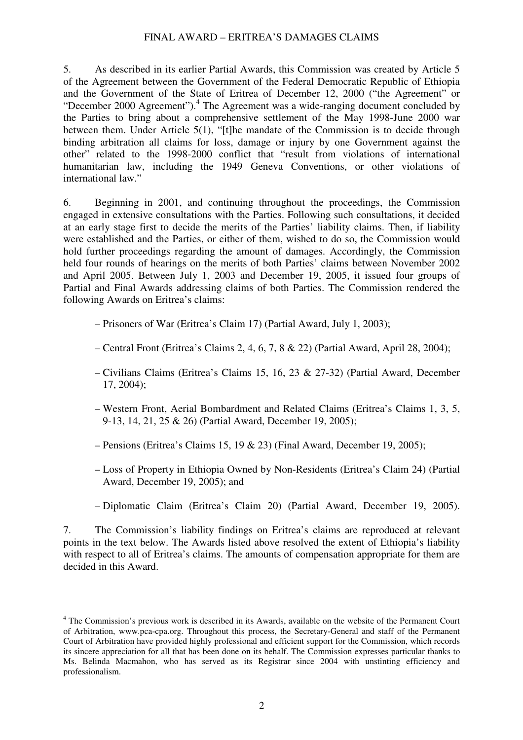5. As described in its earlier Partial Awards, this Commission was created by Article 5 of the Agreement between the Government of the Federal Democratic Republic of Ethiopia and the Government of the State of Eritrea of December 12, 2000 ("the Agreement" or "December 2000 Agreement").[4] The Agreement was a wide-ranging document concluded by the Parties to bring about a comprehensive settlement of the May 1998-June 2000 war between them. Under Article 5(1), "[t]he mandate of the Commission is to decide through binding arbitration all claims for loss, damage or injury by one Government against the other" related to the 1998-2000 conflict that "result from violations of international humanitarian law, including the 1949 Geneva Conventions, or other violations of international law."

6. Beginning in 2001, and continuing throughout the proceedings, the Commission engaged in extensive consultations with the Parties. Following such consultations, it decided at an early stage first to decide the merits of the Parties' liability claims. Then, if liability were established and the Parties, or either of them, wished to do so, the Commission would hold further proceedings regarding the amount of damages. Accordingly, the Commission held four rounds of hearings on the merits of both Parties' claims between November 2002 and April 2005. Between July 1, 2003 and December 19, 2005, it issued four groups of Partial and Final Awards addressing claims of both Parties. The Commission rendered the following Awards on Eritrea's claims:

– Prisoners of War (Eritrea's Claim 17) (Partial Award, July 1, 2003);

– Central Front (Eritrea's Claims 2, 4, 6, 7, 8 & 22) (Partial Award, April 28, 2004);

– Civilians Claims (Eritrea's Claims 15, 16, 23 & 27-32) (Partial Award, December 17, 2004);

– Western Front, Aerial Bombardment and Related Claims (Eritrea's Claims 1, 3, 5, 9-13, 14, 21, 25 & 26) (Partial Award, December 19, 2005);

– Pensions (Eritrea's Claims 15, 19 & 23) (Final Award, December 19, 2005);

– Loss of Property in Ethiopia Owned by Non-Residents (Eritrea's Claim 24) (Partial Award, December 19, 2005); and

– Diplomatic Claim (Eritrea's Claim 20) (Partial Award, December 19, 2005).

7. The Commission's liability findings on Eritrea's claims are reproduced at relevant points in the text below. The Awards listed above resolved the extent of Ethiopia's liability with respect to all of Eritrea's claims. The amounts of compensation appropriate for them are decided in this Award.

---

[4] The Commission's previous work is described in its Awards, available on the website of the Permanent Court of Arbitration, www.pca-cpa.org. Throughout this process, the Secretary-General and staff of the Permanent Court of Arbitration have provided highly professional and efficient support for the Commission, which records its sincere appreciation for all that has been done on its behalf. The Commission expresses particular thanks to Ms. Belinda Macmahon, who has served as its Registrar since 2004 with unstinting efficiency and professionalism.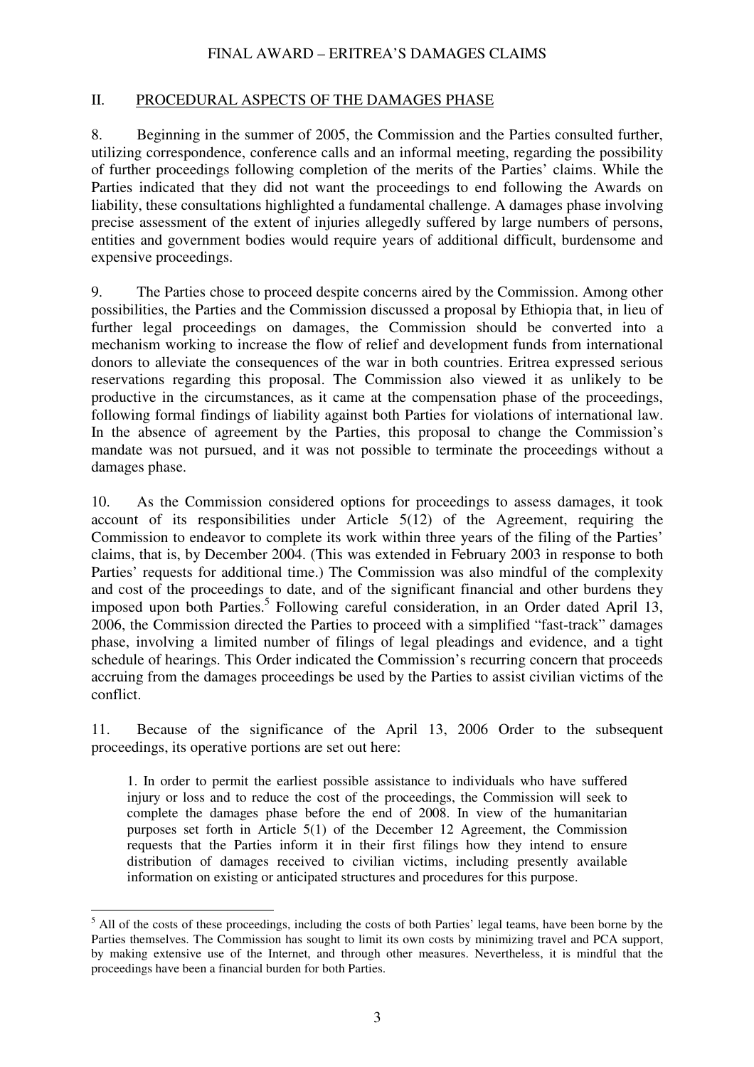## II. PROCEDURAL ASPECTS OF THE DAMAGES PHASE

8. Beginning in the summer of 2005, the Commission and the Parties consulted further, utilizing correspondence, conference calls and an informal meeting, regarding the possibility of further proceedings following completion of the merits of the Parties' claims. While the Parties indicated that they did not want the proceedings to end following the Awards on liability, these consultations highlighted a fundamental challenge. A damages phase involving precise assessment of the extent of injuries allegedly suffered by large numbers of persons, entities and government bodies would require years of additional difficult, burdensome and expensive proceedings.

9. The Parties chose to proceed despite concerns aired by the Commission. Among other possibilities, the Parties and the Commission discussed a proposal by Ethiopia that, in lieu of further legal proceedings on damages, the Commission should be converted into a mechanism working to increase the flow of relief and development funds from international donors to alleviate the consequences of the war in both countries. Eritrea expressed serious reservations regarding this proposal. The Commission also viewed it as unlikely to be productive in the circumstances, as it came at the compensation phase of the proceedings, following formal findings of liability against both Parties for violations of international law. In the absence of agreement by the Parties, this proposal to change the Commission's mandate was not pursued, and it was not possible to terminate the proceedings without a damages phase.

10. As the Commission considered options for proceedings to assess damages, it took account of its responsibilities under Article 5(12) of the Agreement, requiring the Commission to endeavor to complete its work within three years of the filing of the Parties' claims, that is, by December 2004. (This was extended in February 2003 in response to both Parties' requests for additional time.) The Commission was also mindful of the complexity and cost of the proceedings to date, and of the significant financial and other burdens they imposed upon both Parties.[5] Following careful consideration, in an Order dated April 13, 2006, the Commission directed the Parties to proceed with a simplified "fast-track" damages phase, involving a limited number of filings of legal pleadings and evidence, and a tight schedule of hearings. This Order indicated the Commission's recurring concern that proceeds accruing from the damages proceedings be used by the Parties to assist civilian victims of the conflict.

11. Because of the significance of the April 13, 2006 Order to the subsequent proceedings, its operative portions are set out here:

> 1. In order to permit the earliest possible assistance to individuals who have suffered injury or loss and to reduce the cost of the proceedings, the Commission will seek to complete the damages phase before the end of 2008. In view of the humanitarian purposes set forth in Article 5(1) of the December 12 Agreement, the Commission requests that the Parties inform it in their first filings how they intend to ensure distribution of damages received to civilian victims, including presently available information on existing or anticipated structures and procedures for this purpose.

---

[5] All of the costs of these proceedings, including the costs of both Parties' legal teams, have been borne by the Parties themselves. The Commission has sought to limit its own costs by minimizing travel and PCA support, by making extensive use of the Internet, and through other measures. Nevertheless, it is mindful that the proceedings have been a financial burden for both Parties.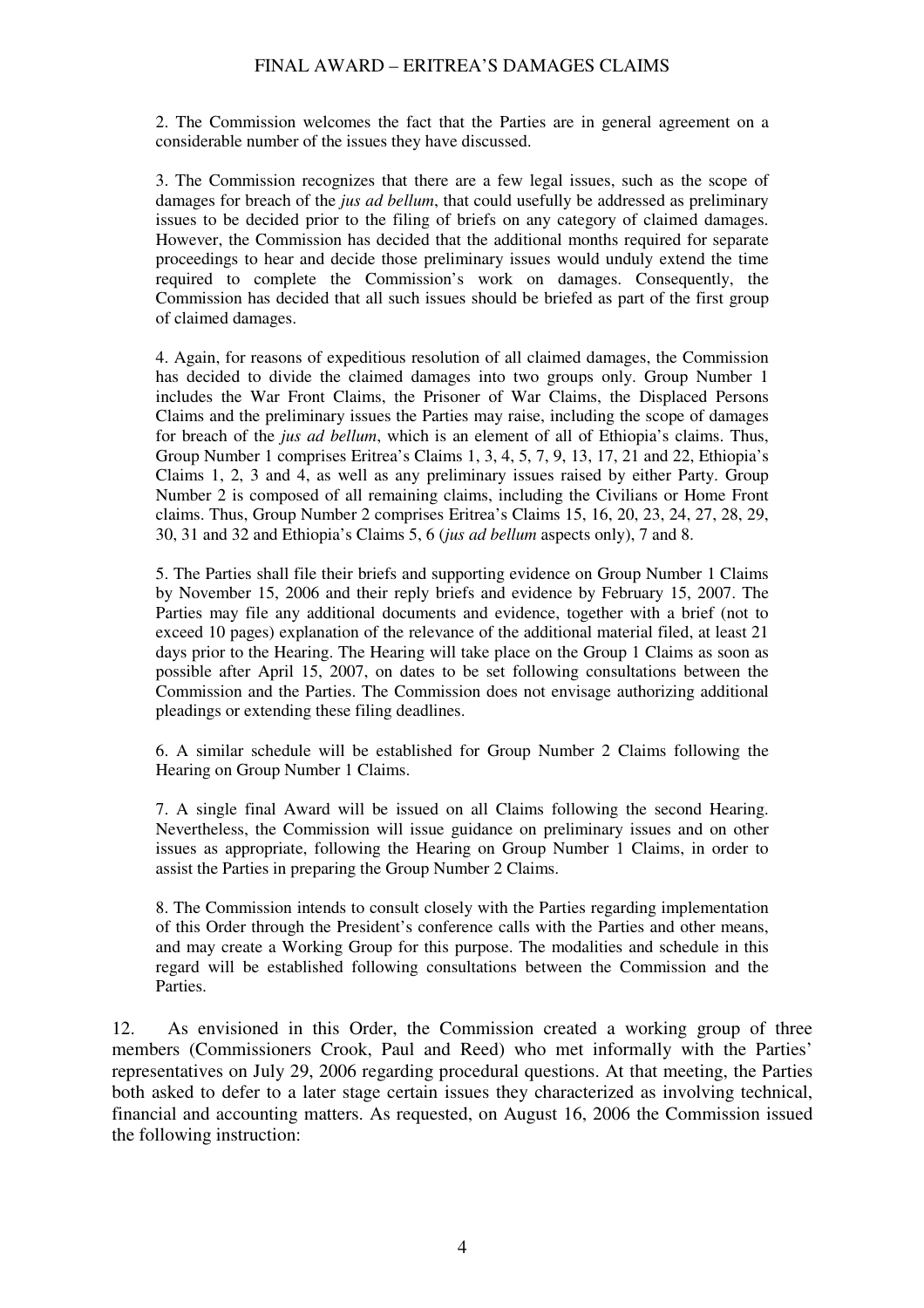> 2. The Commission welcomes the fact that the Parties are in general agreement on a considerable number of the issues they have discussed.
>
> 3. The Commission recognizes that there are a few legal issues, such as the scope of damages for breach of the *jus ad bellum*, that could usefully be addressed as preliminary issues to be decided prior to the filing of briefs on any category of claimed damages. However, the Commission has decided that the additional months required for separate proceedings to hear and decide those preliminary issues would unduly extend the time required to complete the Commission's work on damages. Consequently, the Commission has decided that all such issues should be briefed as part of the first group of claimed damages.
>
> 4. Again, for reasons of expeditious resolution of all claimed damages, the Commission has decided to divide the claimed damages into two groups only. Group Number 1 includes the War Front Claims, the Prisoner of War Claims, the Displaced Persons Claims and the preliminary issues the Parties may raise, including the scope of damages for breach of the *jus ad bellum*, which is an element of all of Ethiopia's claims. Thus, Group Number 1 comprises Eritrea's Claims 1, 3, 4, 5, 7, 9, 13, 17, 21 and 22, Ethiopia's Claims 1, 2, 3 and 4, as well as any preliminary issues raised by either Party. Group Number 2 is composed of all remaining claims, including the Civilians or Home Front claims. Thus, Group Number 2 comprises Eritrea's Claims 15, 16, 20, 23, 24, 27, 28, 29, 30, 31 and 32 and Ethiopia's Claims 5, 6 (*jus ad bellum* aspects only), 7 and 8.
>
> 5. The Parties shall file their briefs and supporting evidence on Group Number 1 Claims by November 15, 2006 and their reply briefs and evidence by February 15, 2007. The Parties may file any additional documents and evidence, together with a brief (not to exceed 10 pages) explanation of the relevance of the additional material filed, at least 21 days prior to the Hearing. The Hearing will take place on the Group 1 Claims as soon as possible after April 15, 2007, on dates to be set following consultations between the Commission and the Parties. The Commission does not envisage authorizing additional pleadings or extending these filing deadlines.
>
> 6. A similar schedule will be established for Group Number 2 Claims following the Hearing on Group Number 1 Claims.
>
> 7. A single final Award will be issued on all Claims following the second Hearing. Nevertheless, the Commission will issue guidance on preliminary issues and on other issues as appropriate, following the Hearing on Group Number 1 Claims, in order to assist the Parties in preparing the Group Number 2 Claims.
>
> 8. The Commission intends to consult closely with the Parties regarding implementation of this Order through the President's conference calls with the Parties and other means, and may create a Working Group for this purpose. The modalities and schedule in this regard will be established following consultations between the Commission and the Parties.

12. As envisioned in this Order, the Commission created a working group of three members (Commissioners Crook, Paul and Reed) who met informally with the Parties' representatives on July 29, 2006 regarding procedural questions. At that meeting, the Parties both asked to defer to a later stage certain issues they characterized as involving technical, financial and accounting matters. As requested, on August 16, 2006 the Commission issued the following instruction: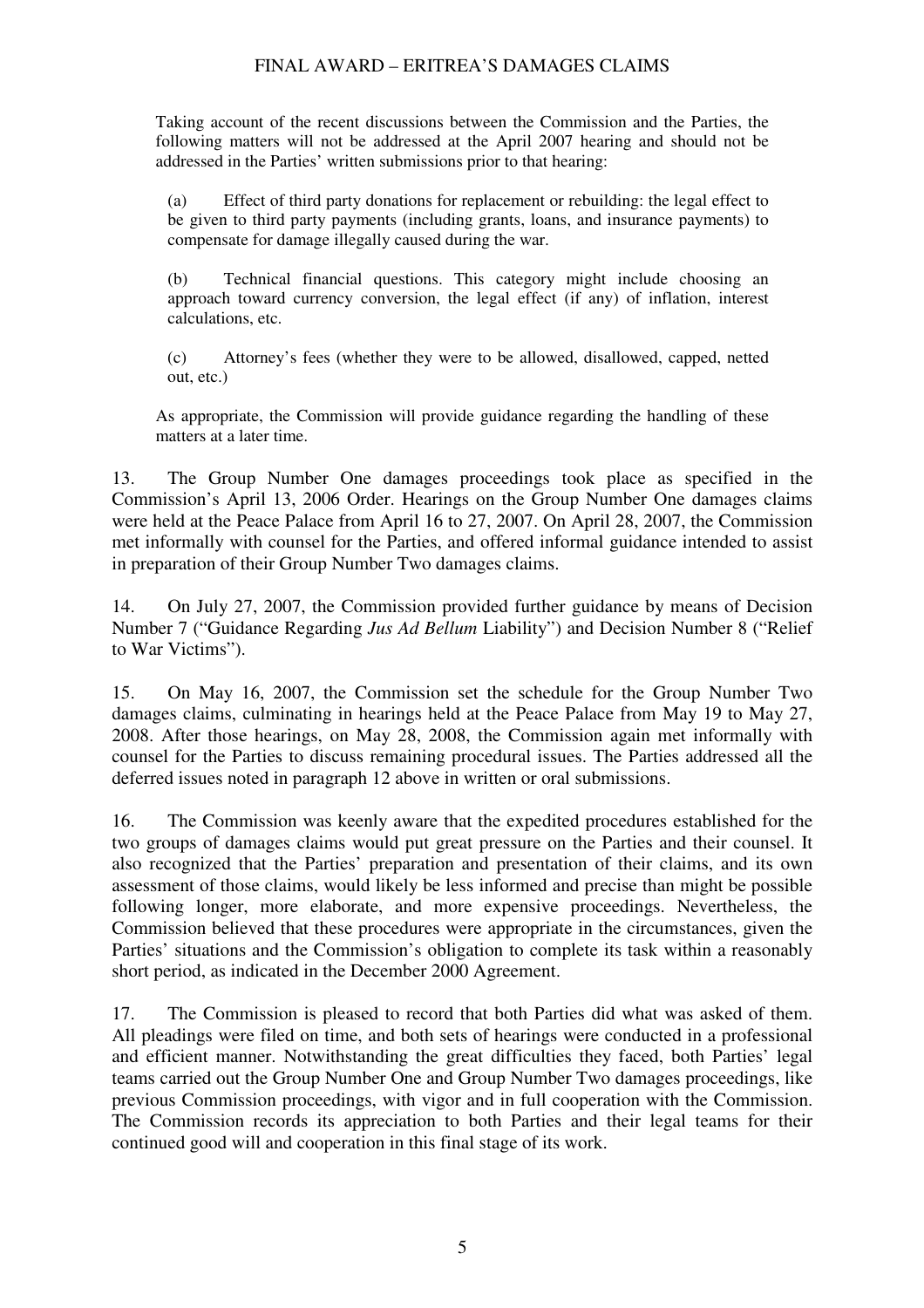> Taking account of the recent discussions between the Commission and the Parties, the following matters will not be addressed at the April 2007 hearing and should not be addressed in the Parties' written submissions prior to that hearing:
>
> (a) Effect of third party donations for replacement or rebuilding: the legal effect to be given to third party payments (including grants, loans, and insurance payments) to compensate for damage illegally caused during the war.
>
> (b) Technical financial questions. This category might include choosing an approach toward currency conversion, the legal effect (if any) of inflation, interest calculations, etc.
>
> (c) Attorney's fees (whether they were to be allowed, disallowed, capped, netted out, etc.)
>
> As appropriate, the Commission will provide guidance regarding the handling of these matters at a later time.

13. The Group Number One damages proceedings took place as specified in the Commission's April 13, 2006 Order. Hearings on the Group Number One damages claims were held at the Peace Palace from April 16 to 27, 2007. On April 28, 2007, the Commission met informally with counsel for the Parties, and offered informal guidance intended to assist in preparation of their Group Number Two damages claims.

14. On July 27, 2007, the Commission provided further guidance by means of Decision Number 7 ("Guidance Regarding *Jus Ad Bellum* Liability") and Decision Number 8 ("Relief to War Victims").

15. On May 16, 2007, the Commission set the schedule for the Group Number Two damages claims, culminating in hearings held at the Peace Palace from May 19 to May 27, 2008. After those hearings, on May 28, 2008, the Commission again met informally with counsel for the Parties to discuss remaining procedural issues. The Parties addressed all the deferred issues noted in paragraph 12 above in written or oral submissions.

16. The Commission was keenly aware that the expedited procedures established for the two groups of damages claims would put great pressure on the Parties and their counsel. It also recognized that the Parties' preparation and presentation of their claims, and its own assessment of those claims, would likely be less informed and precise than might be possible following longer, more elaborate, and more expensive proceedings. Nevertheless, the Commission believed that these procedures were appropriate in the circumstances, given the Parties' situations and the Commission's obligation to complete its task within a reasonably short period, as indicated in the December 2000 Agreement.

17. The Commission is pleased to record that both Parties did what was asked of them. All pleadings were filed on time, and both sets of hearings were conducted in a professional and efficient manner. Notwithstanding the great difficulties they faced, both Parties' legal teams carried out the Group Number One and Group Number Two damages proceedings, like previous Commission proceedings, with vigor and in full cooperation with the Commission. The Commission records its appreciation to both Parties and their legal teams for their continued good will and cooperation in this final stage of its work.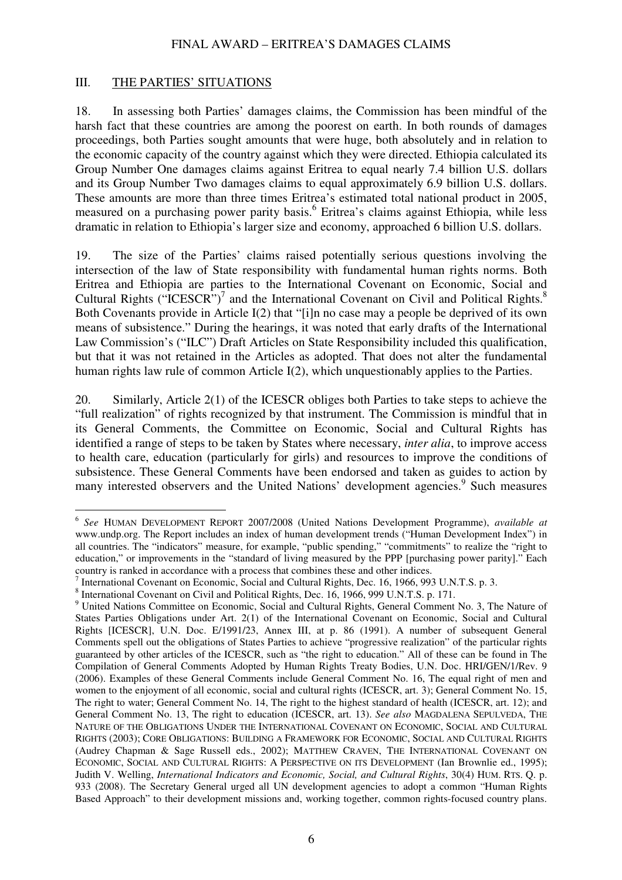## III. THE PARTIES' SITUATIONS

18. In assessing both Parties' damages claims, the Commission has been mindful of the harsh fact that these countries are among the poorest on earth. In both rounds of damages proceedings, both Parties sought amounts that were huge, both absolutely and in relation to the economic capacity of the country against which they were directed. Ethiopia calculated its Group Number One damages claims against Eritrea to equal nearly 7.4 billion U.S. dollars and its Group Number Two damages claims to equal approximately 6.9 billion U.S. dollars. These amounts are more than three times Eritrea's estimated total national product in 2005, measured on a purchasing power parity basis.[6] Eritrea's claims against Ethiopia, while less dramatic in relation to Ethiopia's larger size and economy, approached 6 billion U.S. dollars.

19. The size of the Parties' claims raised potentially serious questions involving the intersection of the law of State responsibility with fundamental human rights norms. Both Eritrea and Ethiopia are parties to the International Covenant on Economic, Social and Cultural Rights ("ICESCR")[7] and the International Covenant on Civil and Political Rights.[8] Both Covenants provide in Article I(2) that "[i]n no case may a people be deprived of its own means of subsistence." During the hearings, it was noted that early drafts of the International Law Commission's ("ILC") Draft Articles on State Responsibility included this qualification, but that it was not retained in the Articles as adopted. That does not alter the fundamental human rights law rule of common Article I(2), which unquestionably applies to the Parties.

20. Similarly, Article 2(1) of the ICESCR obliges both Parties to take steps to achieve the "full realization" of rights recognized by that instrument. The Commission is mindful that in its General Comments, the Committee on Economic, Social and Cultural Rights has identified a range of steps to be taken by States where necessary, *inter alia*, to improve access to health care, education (particularly for girls) and resources to improve the conditions of subsistence. These General Comments have been endorsed and taken as guides to action by many interested observers and the United Nations' development agencies.[9] Such measures

---

[6] *See* HUMAN DEVELOPMENT REPORT 2007/2008 (United Nations Development Programme), *available at* www.undp.org. The Report includes an index of human development trends ("Human Development Index") in all countries. The "indicators" measure, for example, "public spending," "commitments" to realize the "right to education," or improvements in the "standard of living measured by the PPP [purchasing power parity]." Each country is ranked in accordance with a process that combines these and other indices.

[7] International Covenant on Economic, Social and Cultural Rights, Dec. 16, 1966, 993 U.N.T.S. p. 3.

[8] International Covenant on Civil and Political Rights, Dec. 16, 1966, 999 U.N.T.S. p. 171.

[9] United Nations Committee on Economic, Social and Cultural Rights, General Comment No. 3, The Nature of States Parties Obligations under Art. 2(1) of the International Covenant on Economic, Social and Cultural Rights [ICESCR], U.N. Doc. E/1991/23, Annex III, at p. 86 (1991). A number of subsequent General Comments spell out the obligations of States Parties to achieve "progressive realization" of the particular rights guaranteed by other articles of the ICESCR, such as "the right to education." All of these can be found in The Compilation of General Comments Adopted by Human Rights Treaty Bodies, U.N. Doc. HRI/GEN/1/Rev. 9 (2006). Examples of these General Comments include General Comment No. 16, The equal right of men and women to the enjoyment of all economic, social and cultural rights (ICESCR, art. 3); General Comment No. 15, The right to water; General Comment No. 14, The right to the highest standard of health (ICESCR, art. 12); and General Comment No. 13, The right to education (ICESCR, art. 13). *See also* MAGDALENA SEPULVEDA, THE NATURE OF THE OBLIGATIONS UNDER THE INTERNATIONAL COVENANT ON ECONOMIC, SOCIAL AND CULTURAL RIGHTS (2003); CORE OBLIGATIONS: BUILDING A FRAMEWORK FOR ECONOMIC, SOCIAL AND CULTURAL RIGHTS (Audrey Chapman & Sage Russell eds., 2002); MATTHEW CRAVEN, THE INTERNATIONAL COVENANT ON ECONOMIC, SOCIAL AND CULTURAL RIGHTS: A PERSPECTIVE ON ITS DEVELOPMENT (Ian Brownlie ed., 1995); Judith V. Welling, *International Indicators and Economic, Social, and Cultural Rights*, 30(4) HUM. RTS. Q. p. 933 (2008). The Secretary General urged all UN development agencies to adopt a common "Human Rights Based Approach" to their development missions and, working together, common rights-focused country plans.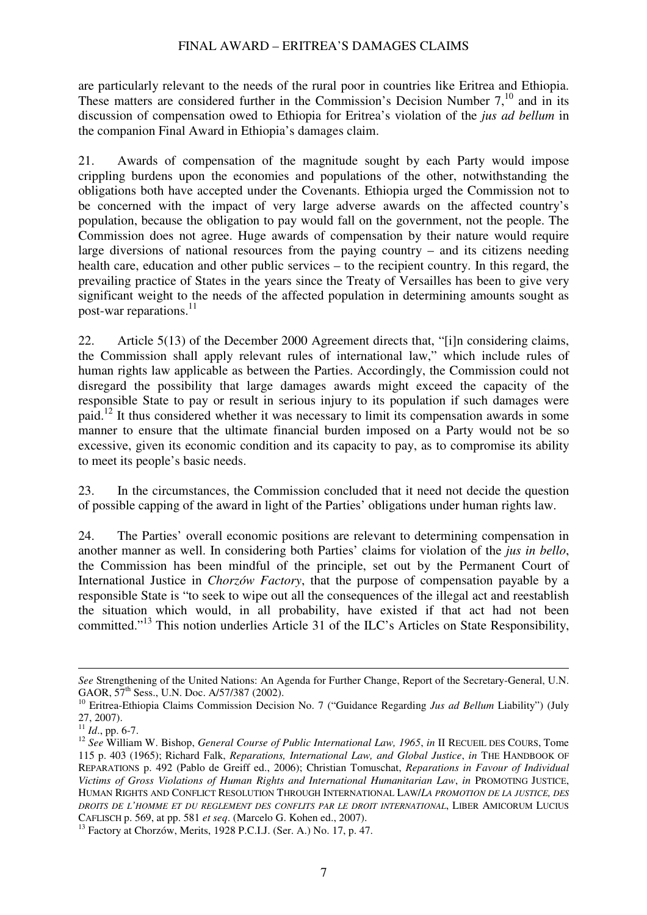are particularly relevant to the needs of the rural poor in countries like Eritrea and Ethiopia. These matters are considered further in the Commission's Decision Number 7,[10] and in its discussion of compensation owed to Ethiopia for Eritrea's violation of the *jus ad bellum* in the companion Final Award in Ethiopia's damages claim.

21. Awards of compensation of the magnitude sought by each Party would impose crippling burdens upon the economies and populations of the other, notwithstanding the obligations both have accepted under the Covenants. Ethiopia urged the Commission not to be concerned with the impact of very large adverse awards on the affected country's population, because the obligation to pay would fall on the government, not the people. The Commission does not agree. Huge awards of compensation by their nature would require large diversions of national resources from the paying country – and its citizens needing health care, education and other public services – to the recipient country. In this regard, the prevailing practice of States in the years since the Treaty of Versailles has been to give very significant weight to the needs of the affected population in determining amounts sought as post-war reparations.[11]

22. Article 5(13) of the December 2000 Agreement directs that, "[i]n considering claims, the Commission shall apply relevant rules of international law," which include rules of human rights law applicable as between the Parties. Accordingly, the Commission could not disregard the possibility that large damages awards might exceed the capacity of the responsible State to pay or result in serious injury to its population if such damages were paid.[12] It thus considered whether it was necessary to limit its compensation awards in some manner to ensure that the ultimate financial burden imposed on a Party would not be so excessive, given its economic condition and its capacity to pay, as to compromise its ability to meet its people's basic needs.

23. In the circumstances, the Commission concluded that it need not decide the question of possible capping of the award in light of the Parties' obligations under human rights law.

24. The Parties' overall economic positions are relevant to determining compensation in another manner as well. In considering both Parties' claims for violation of the *jus in bello*, the Commission has been mindful of the principle, set out by the Permanent Court of International Justice in *Chorzów Factory*, that the purpose of compensation payable by a responsible State is "to seek to wipe out all the consequences of the illegal act and reestablish the situation which would, in all probability, have existed if that act had not been committed."[13] This notion underlies Article 31 of the ILC's Articles on State Responsibility,

---

*See* Strengthening of the United Nations: An Agenda for Further Change, Report of the Secretary-General, U.N. GAOR, 57th Sess., U.N. Doc. A/57/387 (2002).

[10] Eritrea-Ethiopia Claims Commission Decision No. 7 ("Guidance Regarding *Jus ad Bellum* Liability") (July 27, 2007).

[11] *Id*., pp. 6-7.

[12] *See* William W. Bishop, *General Course of Public International Law, 1965*, *in* II RECUEIL DES COURS, Tome 115 p. 403 (1965); Richard Falk, *Reparations, International Law, and Global Justice*, *in* THE HANDBOOK OF REPARATIONS p. 492 (Pablo de Greiff ed., 2006); Christian Tomuschat, *Reparations in Favour of Individual Victims of Gross Violations of Human Rights and International Humanitarian Law*, *in* PROMOTING JUSTICE, HUMAN RIGHTS AND CONFLICT RESOLUTION THROUGH INTERNATIONAL LAW/*LA PROMOTION DE LA JUSTICE, DES DROITS DE L'HOMME ET DU REGLEMENT DES CONFLITS PAR LE DROIT INTERNATIONAL*, LIBER AMICORUM LUCIUS CAFLISCH p. 569, at pp. 581 *et seq*. (Marcelo G. Kohen ed., 2007).

[13] Factory at Chorzów, Merits, 1928 P.C.I.J. (Ser. A.) No. 17, p. 47.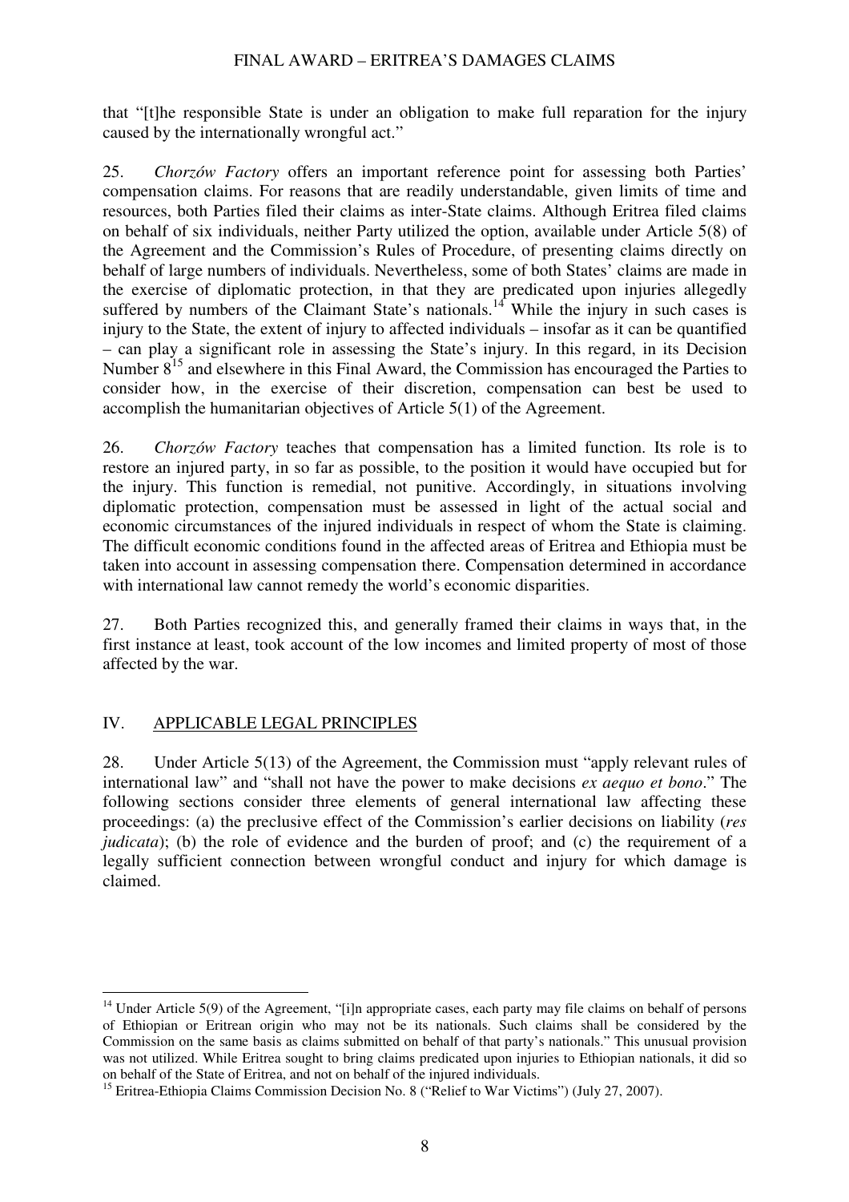that "[t]he responsible State is under an obligation to make full reparation for the injury caused by the internationally wrongful act."

25. *Chorzów Factory* offers an important reference point for assessing both Parties' compensation claims. For reasons that are readily understandable, given limits of time and resources, both Parties filed their claims as inter-State claims. Although Eritrea filed claims on behalf of six individuals, neither Party utilized the option, available under Article 5(8) of the Agreement and the Commission's Rules of Procedure, of presenting claims directly on behalf of large numbers of individuals. Nevertheless, some of both States' claims are made in the exercise of diplomatic protection, in that they are predicated upon injuries allegedly suffered by numbers of the Claimant State's nationals.[14] While the injury in such cases is injury to the State, the extent of injury to affected individuals – insofar as it can be quantified – can play a significant role in assessing the State's injury. In this regard, in its Decision Number 8[15] and elsewhere in this Final Award, the Commission has encouraged the Parties to consider how, in the exercise of their discretion, compensation can best be used to accomplish the humanitarian objectives of Article 5(1) of the Agreement.

26. *Chorzów Factory* teaches that compensation has a limited function. Its role is to restore an injured party, in so far as possible, to the position it would have occupied but for the injury. This function is remedial, not punitive. Accordingly, in situations involving diplomatic protection, compensation must be assessed in light of the actual social and economic circumstances of the injured individuals in respect of whom the State is claiming. The difficult economic conditions found in the affected areas of Eritrea and Ethiopia must be taken into account in assessing compensation there. Compensation determined in accordance with international law cannot remedy the world's economic disparities.

27. Both Parties recognized this, and generally framed their claims in ways that, in the first instance at least, took account of the low incomes and limited property of most of those affected by the war.

## IV. APPLICABLE LEGAL PRINCIPLES

28. Under Article 5(13) of the Agreement, the Commission must "apply relevant rules of international law" and "shall not have the power to make decisions *ex aequo et bono*." The following sections consider three elements of general international law affecting these proceedings: (a) the preclusive effect of the Commission's earlier decisions on liability (*res judicata*); (b) the role of evidence and the burden of proof; and (c) the requirement of a legally sufficient connection between wrongful conduct and injury for which damage is claimed.

---

[14] Under Article 5(9) of the Agreement, "[i]n appropriate cases, each party may file claims on behalf of persons of Ethiopian or Eritrean origin who may not be its nationals. Such claims shall be considered by the Commission on the same basis as claims submitted on behalf of that party's nationals." This unusual provision was not utilized. While Eritrea sought to bring claims predicated upon injuries to Ethiopian nationals, it did so on behalf of the State of Eritrea, and not on behalf of the injured individuals.

[15] Eritrea-Ethiopia Claims Commission Decision No. 8 ("Relief to War Victims") (July 27, 2007).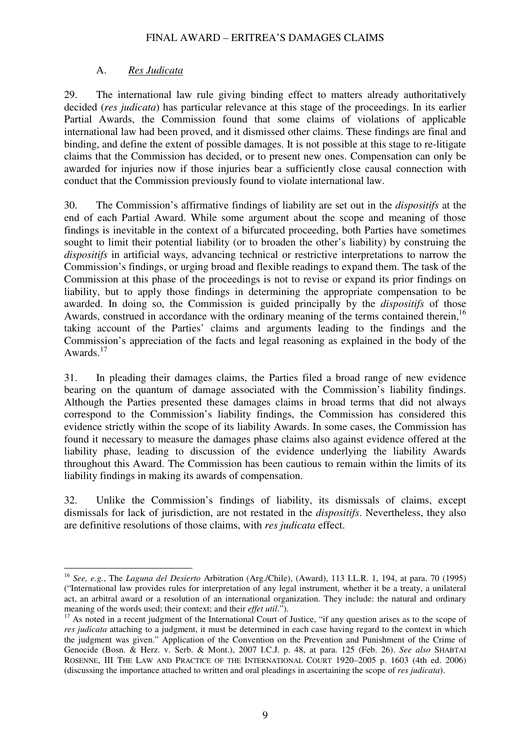### A. *Res Judicata*

29. The international law rule giving binding effect to matters already authoritatively decided (*res judicata*) has particular relevance at this stage of the proceedings. In its earlier Partial Awards, the Commission found that some claims of violations of applicable international law had been proved, and it dismissed other claims. These findings are final and binding, and define the extent of possible damages. It is not possible at this stage to re-litigate claims that the Commission has decided, or to present new ones. Compensation can only be awarded for injuries now if those injuries bear a sufficiently close causal connection with conduct that the Commission previously found to violate international law.

30. The Commission's affirmative findings of liability are set out in the *dispositifs* at the end of each Partial Award. While some argument about the scope and meaning of those findings is inevitable in the context of a bifurcated proceeding, both Parties have sometimes sought to limit their potential liability (or to broaden the other's liability) by construing the *dispositifs* in artificial ways, advancing technical or restrictive interpretations to narrow the Commission's findings, or urging broad and flexible readings to expand them. The task of the Commission at this phase of the proceedings is not to revise or expand its prior findings on liability, but to apply those findings in determining the appropriate compensation to be awarded. In doing so, the Commission is guided principally by the *dispositifs* of those Awards, construed in accordance with the ordinary meaning of the terms contained therein,[16] taking account of the Parties' claims and arguments leading to the findings and the Commission's appreciation of the facts and legal reasoning as explained in the body of the Awards.[17]

31. In pleading their damages claims, the Parties filed a broad range of new evidence bearing on the quantum of damage associated with the Commission's liability findings. Although the Parties presented these damages claims in broad terms that did not always correspond to the Commission's liability findings, the Commission has considered this evidence strictly within the scope of its liability Awards. In some cases, the Commission has found it necessary to measure the damages phase claims also against evidence offered at the liability phase, leading to discussion of the evidence underlying the liability Awards throughout this Award. The Commission has been cautious to remain within the limits of its liability findings in making its awards of compensation.

32. Unlike the Commission's findings of liability, its dismissals of claims, except dismissals for lack of jurisdiction, are not restated in the *dispositifs*. Nevertheless, they also are definitive resolutions of those claims, with *res judicata* effect.

---

[16] *See, e.g.*, The *Laguna del Desierto* Arbitration (Arg./Chile), (Award), 113 I.L.R. 1, 194, at para. 70 (1995) ("International law provides rules for interpretation of any legal instrument, whether it be a treaty, a unilateral act, an arbitral award or a resolution of an international organization. They include: the natural and ordinary meaning of the words used; their context; and their *effet util*.").

[17] As noted in a recent judgment of the International Court of Justice, "if any question arises as to the scope of *res judicata* attaching to a judgment, it must be determined in each case having regard to the context in which the judgment was given." Application of the Convention on the Prevention and Punishment of the Crime of Genocide (Bosn. & Herz. v. Serb. & Mont.), 2007 I.C.J. p. 48, at para. 125 (Feb. 26). *See also* SHABTAI ROSENNE, III THE LAW AND PRACTICE OF THE INTERNATIONAL COURT 1920–2005 p. 1603 (4th ed. 2006) (discussing the importance attached to written and oral pleadings in ascertaining the scope of *res judicata*).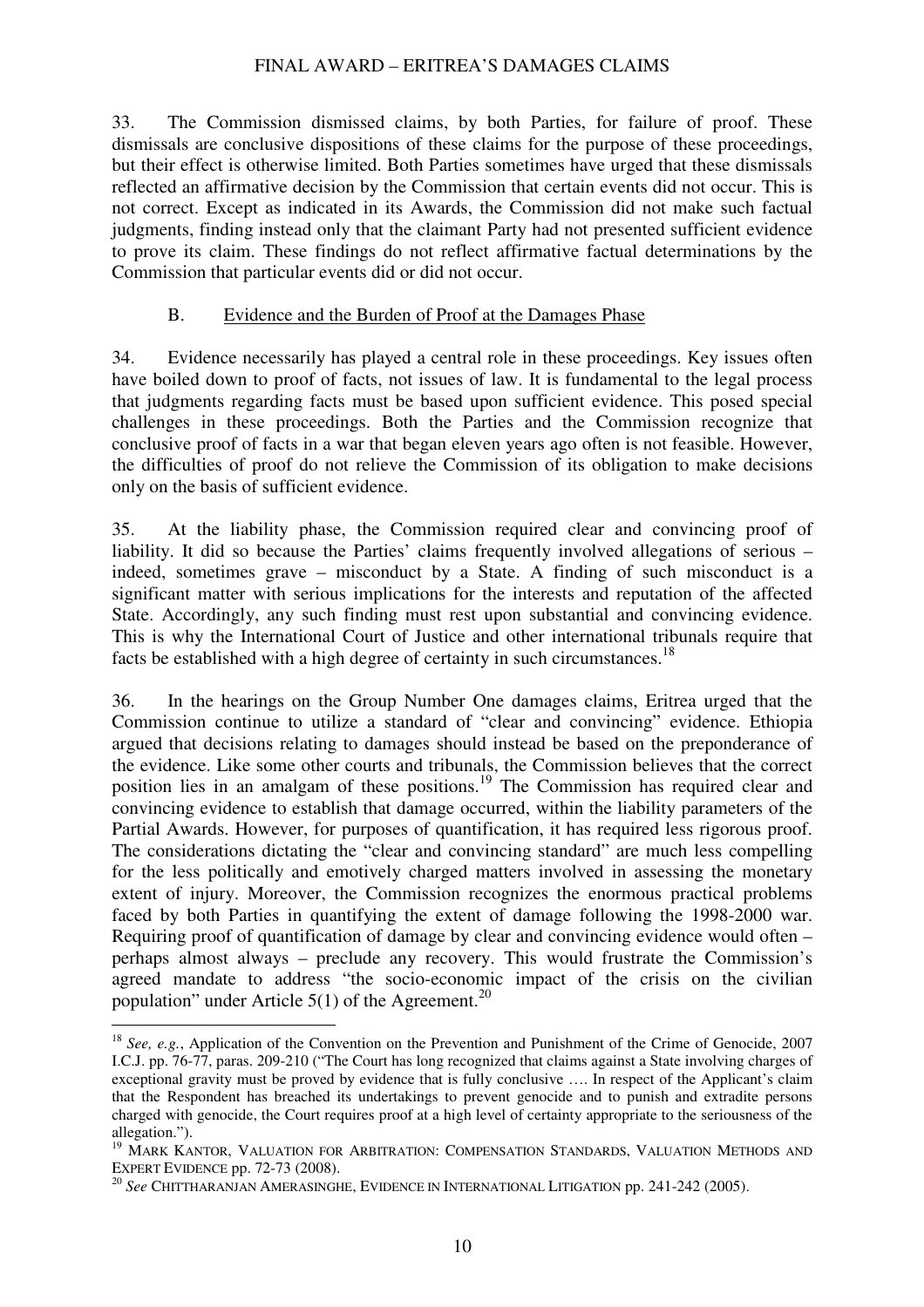33. The Commission dismissed claims, by both Parties, for failure of proof. These dismissals are conclusive dispositions of these claims for the purpose of these proceedings, but their effect is otherwise limited. Both Parties sometimes have urged that these dismissals reflected an affirmative decision by the Commission that certain events did not occur. This is not correct. Except as indicated in its Awards, the Commission did not make such factual judgments, finding instead only that the claimant Party had not presented sufficient evidence to prove its claim. These findings do not reflect affirmative factual determinations by the Commission that particular events did or did not occur.

### B. Evidence and the Burden of Proof at the Damages Phase

34. Evidence necessarily has played a central role in these proceedings. Key issues often have boiled down to proof of facts, not issues of law. It is fundamental to the legal process that judgments regarding facts must be based upon sufficient evidence. This posed special challenges in these proceedings. Both the Parties and the Commission recognize that conclusive proof of facts in a war that began eleven years ago often is not feasible. However, the difficulties of proof do not relieve the Commission of its obligation to make decisions only on the basis of sufficient evidence.

35. At the liability phase, the Commission required clear and convincing proof of liability. It did so because the Parties' claims frequently involved allegations of serious – indeed, sometimes grave – misconduct by a State. A finding of such misconduct is a significant matter with serious implications for the interests and reputation of the affected State. Accordingly, any such finding must rest upon substantial and convincing evidence. This is why the International Court of Justice and other international tribunals require that facts be established with a high degree of certainty in such circumstances.[18]

36. In the hearings on the Group Number One damages claims, Eritrea urged that the Commission continue to utilize a standard of "clear and convincing" evidence. Ethiopia argued that decisions relating to damages should instead be based on the preponderance of the evidence. Like some other courts and tribunals, the Commission believes that the correct position lies in an amalgam of these positions.[19] The Commission has required clear and convincing evidence to establish that damage occurred, within the liability parameters of the Partial Awards. However, for purposes of quantification, it has required less rigorous proof. The considerations dictating the "clear and convincing standard" are much less compelling for the less politically and emotively charged matters involved in assessing the monetary extent of injury. Moreover, the Commission recognizes the enormous practical problems faced by both Parties in quantifying the extent of damage following the 1998-2000 war. Requiring proof of quantification of damage by clear and convincing evidence would often – perhaps almost always – preclude any recovery. This would frustrate the Commission's agreed mandate to address "the socio-economic impact of the crisis on the civilian population" under Article 5(1) of the Agreement.[20]

---

[18] *See, e.g.*, Application of the Convention on the Prevention and Punishment of the Crime of Genocide, 2007 I.C.J. pp. 76-77, paras. 209-210 ("The Court has long recognized that claims against a State involving charges of exceptional gravity must be proved by evidence that is fully conclusive …. In respect of the Applicant's claim that the Respondent has breached its undertakings to prevent genocide and to punish and extradite persons charged with genocide, the Court requires proof at a high level of certainty appropriate to the seriousness of the allegation.").

[19] MARK KANTOR, VALUATION FOR ARBITRATION: COMPENSATION STANDARDS, VALUATION METHODS AND EXPERT EVIDENCE pp. 72-73 (2008).

[20] *See* CHITTHARANJAN AMERASINGHE, EVIDENCE IN INTERNATIONAL LITIGATION pp. 241-242 (2005).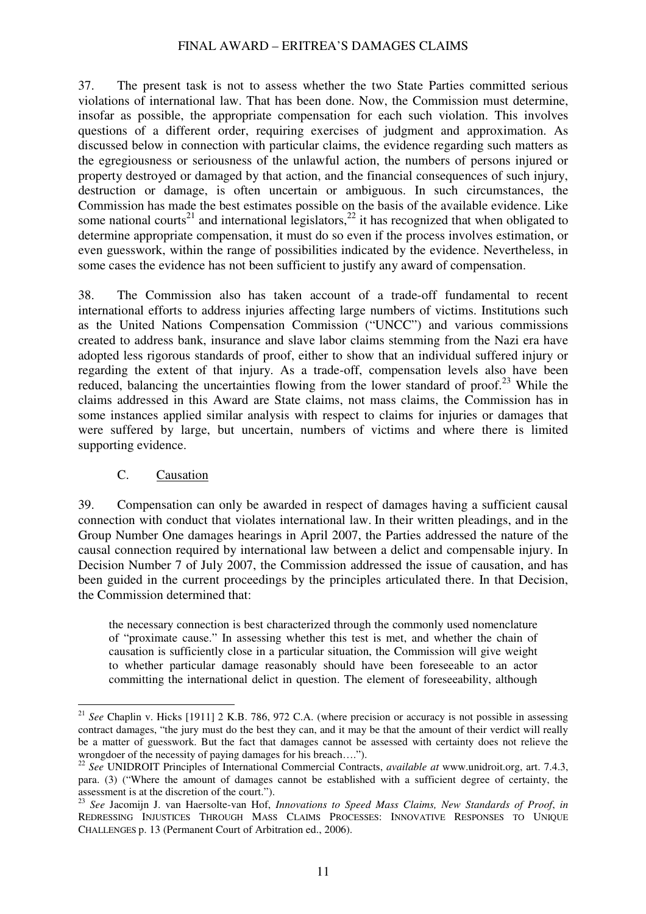37. The present task is not to assess whether the two State Parties committed serious violations of international law. That has been done. Now, the Commission must determine, insofar as possible, the appropriate compensation for each such violation. This involves questions of a different order, requiring exercises of judgment and approximation. As discussed below in connection with particular claims, the evidence regarding such matters as the egregiousness or seriousness of the unlawful action, the numbers of persons injured or property destroyed or damaged by that action, and the financial consequences of such injury, destruction or damage, is often uncertain or ambiguous. In such circumstances, the Commission has made the best estimates possible on the basis of the available evidence. Like some national courts[21] and international legislators,[22] it has recognized that when obligated to determine appropriate compensation, it must do so even if the process involves estimation, or even guesswork, within the range of possibilities indicated by the evidence. Nevertheless, in some cases the evidence has not been sufficient to justify any award of compensation.

38. The Commission also has taken account of a trade-off fundamental to recent international efforts to address injuries affecting large numbers of victims. Institutions such as the United Nations Compensation Commission ("UNCC") and various commissions created to address bank, insurance and slave labor claims stemming from the Nazi era have adopted less rigorous standards of proof, either to show that an individual suffered injury or regarding the extent of that injury. As a trade-off, compensation levels also have been reduced, balancing the uncertainties flowing from the lower standard of proof.[23] While the claims addressed in this Award are State claims, not mass claims, the Commission has in some instances applied similar analysis with respect to claims for injuries or damages that were suffered by large, but uncertain, numbers of victims and where there is limited supporting evidence.

### C. Causation

39. Compensation can only be awarded in respect of damages having a sufficient causal connection with conduct that violates international law. In their written pleadings, and in the Group Number One damages hearings in April 2007, the Parties addressed the nature of the causal connection required by international law between a delict and compensable injury. In Decision Number 7 of July 2007, the Commission addressed the issue of causation, and has been guided in the current proceedings by the principles articulated there. In that Decision, the Commission determined that:

> the necessary connection is best characterized through the commonly used nomenclature of "proximate cause." In assessing whether this test is met, and whether the chain of causation is sufficiently close in a particular situation, the Commission will give weight to whether particular damage reasonably should have been foreseeable to an actor committing the international delict in question. The element of foreseeability, although

---

[21] *See* Chaplin v. Hicks [1911] 2 K.B. 786, 972 C.A. (where precision or accuracy is not possible in assessing contract damages, "the jury must do the best they can, and it may be that the amount of their verdict will really be a matter of guesswork. But the fact that damages cannot be assessed with certainty does not relieve the wrongdoer of the necessity of paying damages for his breach….").

[22] *See* UNIDROIT Principles of International Commercial Contracts, *available at* www.unidroit.org, art. 7.4.3, para. (3) ("Where the amount of damages cannot be established with a sufficient degree of certainty, the assessment is at the discretion of the court.").

[23] *See* Jacomijn J. van Haersolte-van Hof, *Innovations to Speed Mass Claims, New Standards of Proof*, *in* REDRESSING INJUSTICES THROUGH MASS CLAIMS PROCESSES: INNOVATIVE RESPONSES TO UNIQUE CHALLENGES p. 13 (Permanent Court of Arbitration ed., 2006).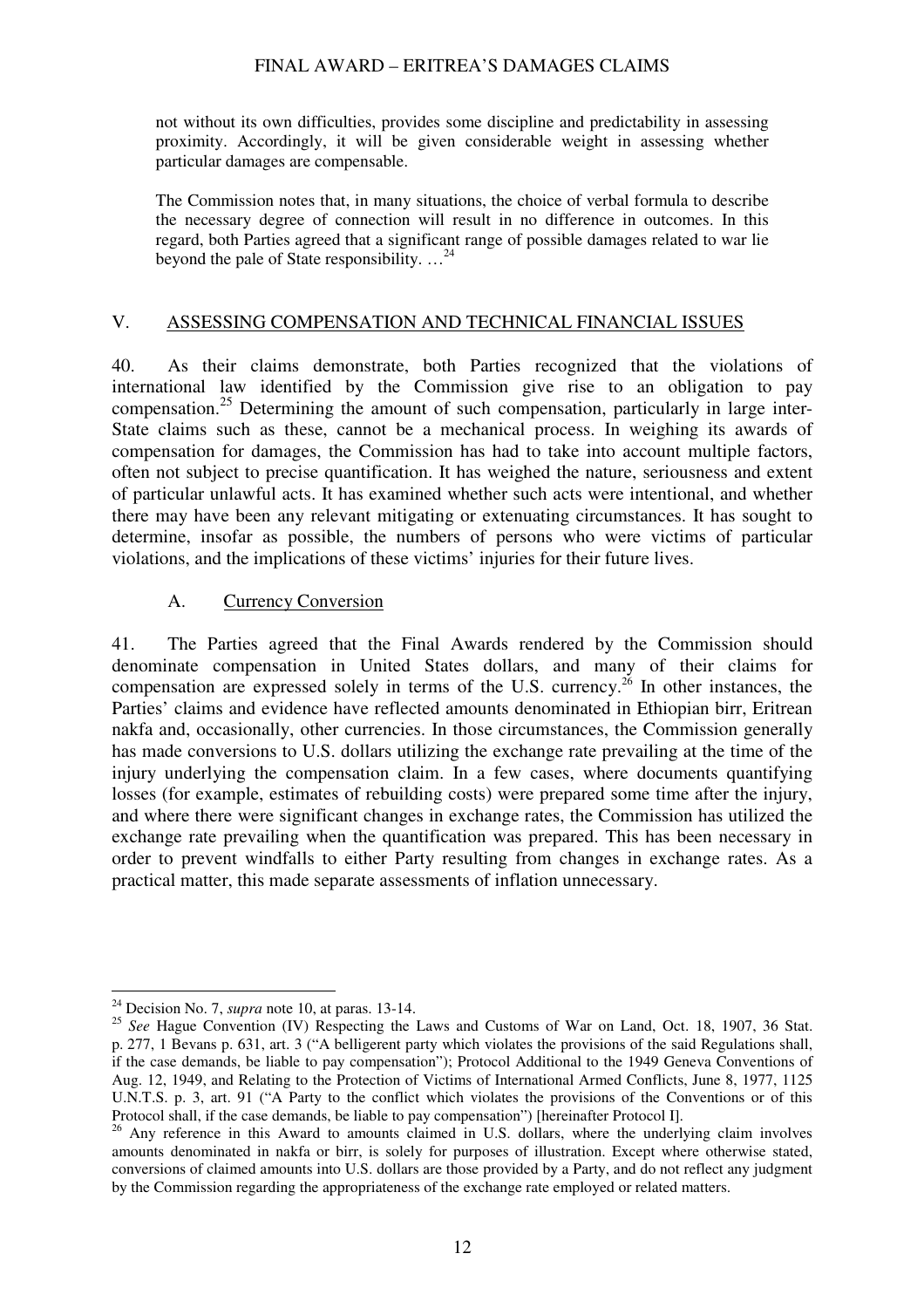> not without its own difficulties, provides some discipline and predictability in assessing proximity. Accordingly, it will be given considerable weight in assessing whether particular damages are compensable.
>
> The Commission notes that, in many situations, the choice of verbal formula to describe the necessary degree of connection will result in no difference in outcomes. In this regard, both Parties agreed that a significant range of possible damages related to war lie beyond the pale of State responsibility. …[24]

## V. ASSESSING COMPENSATION AND TECHNICAL FINANCIAL ISSUES

40. As their claims demonstrate, both Parties recognized that the violations of international law identified by the Commission give rise to an obligation to pay compensation.[25] Determining the amount of such compensation, particularly in large inter-State claims such as these, cannot be a mechanical process. In weighing its awards of compensation for damages, the Commission has had to take into account multiple factors, often not subject to precise quantification. It has weighed the nature, seriousness and extent of particular unlawful acts. It has examined whether such acts were intentional, and whether there may have been any relevant mitigating or extenuating circumstances. It has sought to determine, insofar as possible, the numbers of persons who were victims of particular violations, and the implications of these victims' injuries for their future lives.

### A. Currency Conversion

41. The Parties agreed that the Final Awards rendered by the Commission should denominate compensation in United States dollars, and many of their claims for compensation are expressed solely in terms of the U.S. currency.[26] In other instances, the Parties' claims and evidence have reflected amounts denominated in Ethiopian birr, Eritrean nakfa and, occasionally, other currencies. In those circumstances, the Commission generally has made conversions to U.S. dollars utilizing the exchange rate prevailing at the time of the injury underlying the compensation claim. In a few cases, where documents quantifying losses (for example, estimates of rebuilding costs) were prepared some time after the injury, and where there were significant changes in exchange rates, the Commission has utilized the exchange rate prevailing when the quantification was prepared. This has been necessary in order to prevent windfalls to either Party resulting from changes in exchange rates. As a practical matter, this made separate assessments of inflation unnecessary.

---

[24] Decision No. 7, *supra* note 10, at paras. 13-14.

[25] *See* Hague Convention (IV) Respecting the Laws and Customs of War on Land, Oct. 18, 1907, 36 Stat. p. 277, 1 Bevans p. 631, art. 3 ("A belligerent party which violates the provisions of the said Regulations shall, if the case demands, be liable to pay compensation"); Protocol Additional to the 1949 Geneva Conventions of Aug. 12, 1949, and Relating to the Protection of Victims of International Armed Conflicts, June 8, 1977, 1125 U.N.T.S. p. 3, art. 91 ("A Party to the conflict which violates the provisions of the Conventions or of this Protocol shall, if the case demands, be liable to pay compensation") [hereinafter Protocol I].

[26] Any reference in this Award to amounts claimed in U.S. dollars, where the underlying claim involves amounts denominated in nakfa or birr, is solely for purposes of illustration. Except where otherwise stated, conversions of claimed amounts into U.S. dollars are those provided by a Party, and do not reflect any judgment by the Commission regarding the appropriateness of the exchange rate employed or related matters.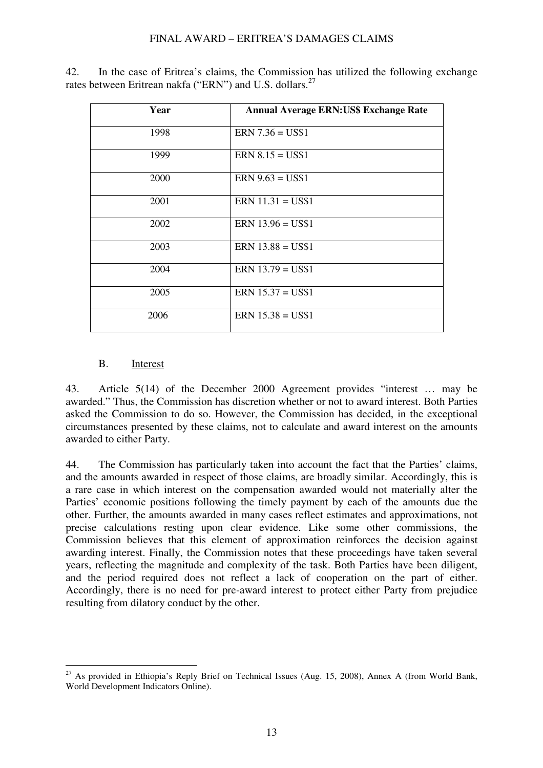42. In the case of Eritrea's claims, the Commission has utilized the following exchange rates between Eritrean nakfa ("ERN") and U.S. dollars.[27]

| Year | Annual Average ERN:US$ Exchange Rate |
|---|---|
| 1998 | ERN 7.36 = US$1 |
| 1999 | ERN 8.15 = US$1 |
| 2000 | ERN 9.63 = US$1 |
| 2001 | ERN 11.31 = US$1 |
| 2002 | ERN 13.96 = US$1 |
| 2003 | ERN 13.88 = US$1 |
| 2004 | ERN 13.79 = US$1 |
| 2005 | ERN 15.37 = US$1 |
| 2006 | ERN 15.38 = US$1 |

### B. Interest

43. Article 5(14) of the December 2000 Agreement provides "interest … may be awarded." Thus, the Commission has discretion whether or not to award interest. Both Parties asked the Commission to do so. However, the Commission has decided, in the exceptional circumstances presented by these claims, not to calculate and award interest on the amounts awarded to either Party.

44. The Commission has particularly taken into account the fact that the Parties' claims, and the amounts awarded in respect of those claims, are broadly similar. Accordingly, this is a rare case in which interest on the compensation awarded would not materially alter the Parties' economic positions following the timely payment by each of the amounts due the other. Further, the amounts awarded in many cases reflect estimates and approximations, not precise calculations resting upon clear evidence. Like some other commissions, the Commission believes that this element of approximation reinforces the decision against awarding interest. Finally, the Commission notes that these proceedings have taken several years, reflecting the magnitude and complexity of the task. Both Parties have been diligent, and the period required does not reflect a lack of cooperation on the part of either. Accordingly, there is no need for pre-award interest to protect either Party from prejudice resulting from dilatory conduct by the other.

[27] As provided in Ethiopia's Reply Brief on Technical Issues (Aug. 15, 2008), Annex A (from World Bank, World Development Indicators Online).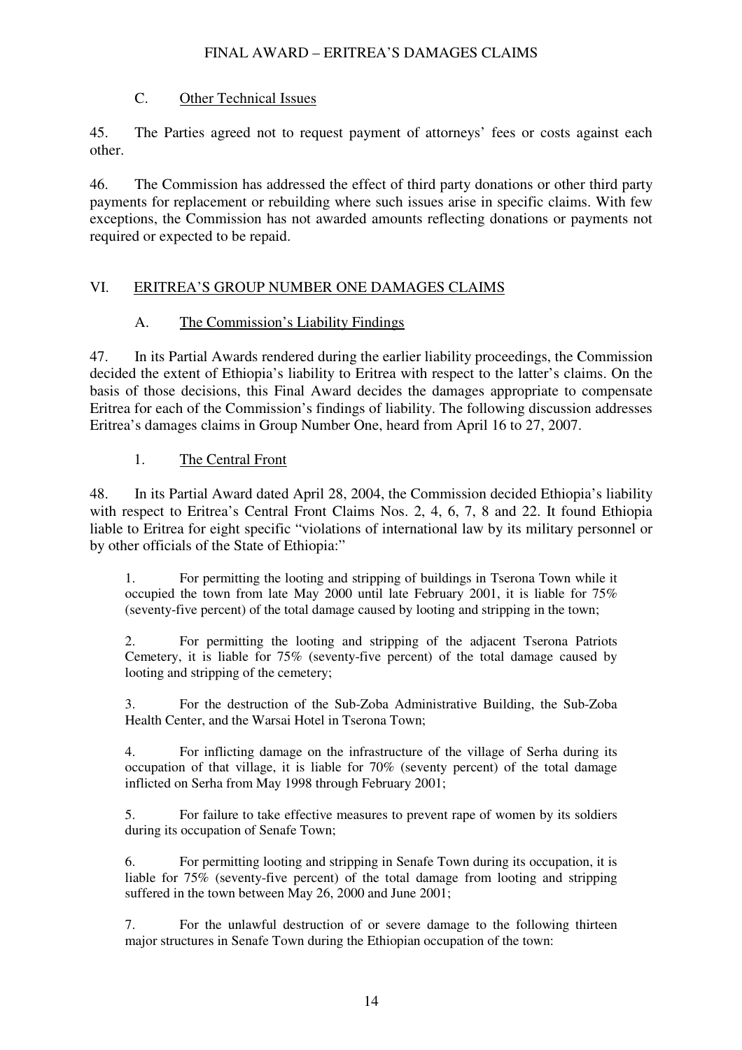### C. Other Technical Issues

45. The Parties agreed not to request payment of attorneys' fees or costs against each other.

46. The Commission has addressed the effect of third party donations or other third party payments for replacement or rebuilding where such issues arise in specific claims. With few exceptions, the Commission has not awarded amounts reflecting donations or payments not required or expected to be repaid.

## VI. ERITREA'S GROUP NUMBER ONE DAMAGES CLAIMS

### A. The Commission's Liability Findings

47. In its Partial Awards rendered during the earlier liability proceedings, the Commission decided the extent of Ethiopia's liability to Eritrea with respect to the latter's claims. On the basis of those decisions, this Final Award decides the damages appropriate to compensate Eritrea for each of the Commission's findings of liability. The following discussion addresses Eritrea's damages claims in Group Number One, heard from April 16 to 27, 2007.

#### 1. The Central Front

48. In its Partial Award dated April 28, 2004, the Commission decided Ethiopia's liability with respect to Eritrea's Central Front Claims Nos. 2, 4, 6, 7, 8 and 22. It found Ethiopia liable to Eritrea for eight specific "violations of international law by its military personnel or by other officials of the State of Ethiopia:"

> 1. For permitting the looting and stripping of buildings in Tserona Town while it occupied the town from late May 2000 until late February 2001, it is liable for 75% (seventy-five percent) of the total damage caused by looting and stripping in the town;
>
> 2. For permitting the looting and stripping of the adjacent Tserona Patriots Cemetery, it is liable for 75% (seventy-five percent) of the total damage caused by looting and stripping of the cemetery;
>
> 3. For the destruction of the Sub-Zoba Administrative Building, the Sub-Zoba Health Center, and the Warsai Hotel in Tserona Town;
>
> 4. For inflicting damage on the infrastructure of the village of Serha during its occupation of that village, it is liable for 70% (seventy percent) of the total damage inflicted on Serha from May 1998 through February 2001;
>
> 5. For failure to take effective measures to prevent rape of women by its soldiers during its occupation of Senafe Town;
>
> 6. For permitting looting and stripping in Senafe Town during its occupation, it is liable for 75% (seventy-five percent) of the total damage from looting and stripping suffered in the town between May 26, 2000 and June 2001;
>
> 7. For the unlawful destruction of or severe damage to the following thirteen major structures in Senafe Town during the Ethiopian occupation of the town: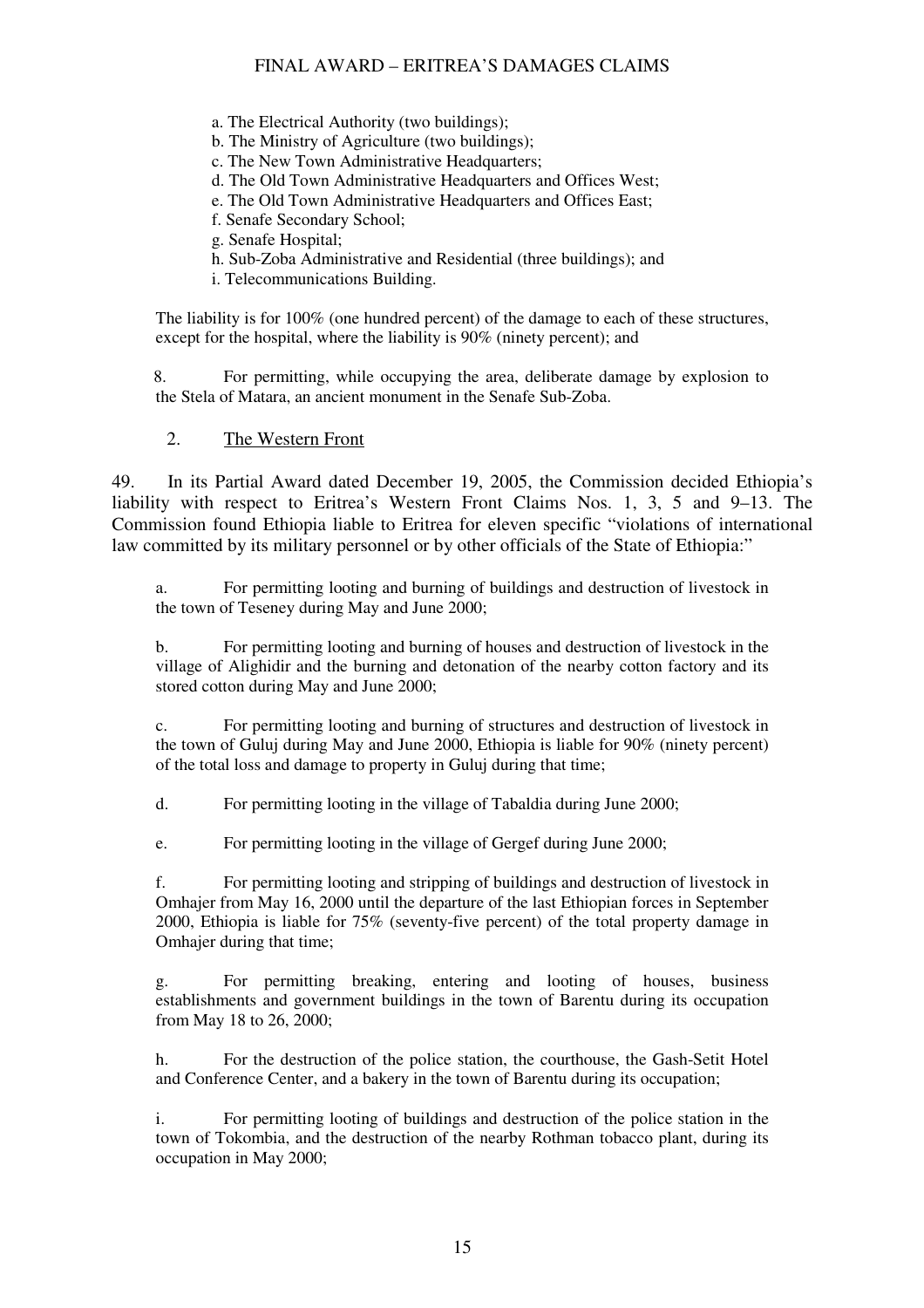a. The Electrical Authority (two buildings);
b. The Ministry of Agriculture (two buildings);
c. The New Town Administrative Headquarters;
d. The Old Town Administrative Headquarters and Offices West;
e. The Old Town Administrative Headquarters and Offices East;
f. Senafe Secondary School;
g. Senafe Hospital;
h. Sub-Zoba Administrative and Residential (three buildings); and
i. Telecommunications Building.

The liability is for 100% (one hundred percent) of the damage to each of these structures, except for the hospital, where the liability is 90% (ninety percent); and

8. For permitting, while occupying the area, deliberate damage by explosion to the Stela of Matara, an ancient monument in the Senafe Sub-Zoba.

### 2. The Western Front

49. In its Partial Award dated December 19, 2005, the Commission decided Ethiopia's liability with respect to Eritrea's Western Front Claims Nos. 1, 3, 5 and 9–13. The Commission found Ethiopia liable to Eritrea for eleven specific "violations of international law committed by its military personnel or by other officials of the State of Ethiopia:"

a. For permitting looting and burning of buildings and destruction of livestock in the town of Teseney during May and June 2000;

b. For permitting looting and burning of houses and destruction of livestock in the village of Alighidir and the burning and detonation of the nearby cotton factory and its stored cotton during May and June 2000;

c. For permitting looting and burning of structures and destruction of livestock in the town of Guluj during May and June 2000, Ethiopia is liable for 90% (ninety percent) of the total loss and damage to property in Guluj during that time;

d. For permitting looting in the village of Tabaldia during June 2000;

e. For permitting looting in the village of Gergef during June 2000;

f. For permitting looting and stripping of buildings and destruction of livestock in Omhajer from May 16, 2000 until the departure of the last Ethiopian forces in September 2000, Ethiopia is liable for 75% (seventy-five percent) of the total property damage in Omhajer during that time;

g. For permitting breaking, entering and looting of houses, business establishments and government buildings in the town of Barentu during its occupation from May 18 to 26, 2000;

h. For the destruction of the police station, the courthouse, the Gash-Setit Hotel and Conference Center, and a bakery in the town of Barentu during its occupation;

i. For permitting looting of buildings and destruction of the police station in the town of Tokombia, and the destruction of the nearby Rothman tobacco plant, during its occupation in May 2000;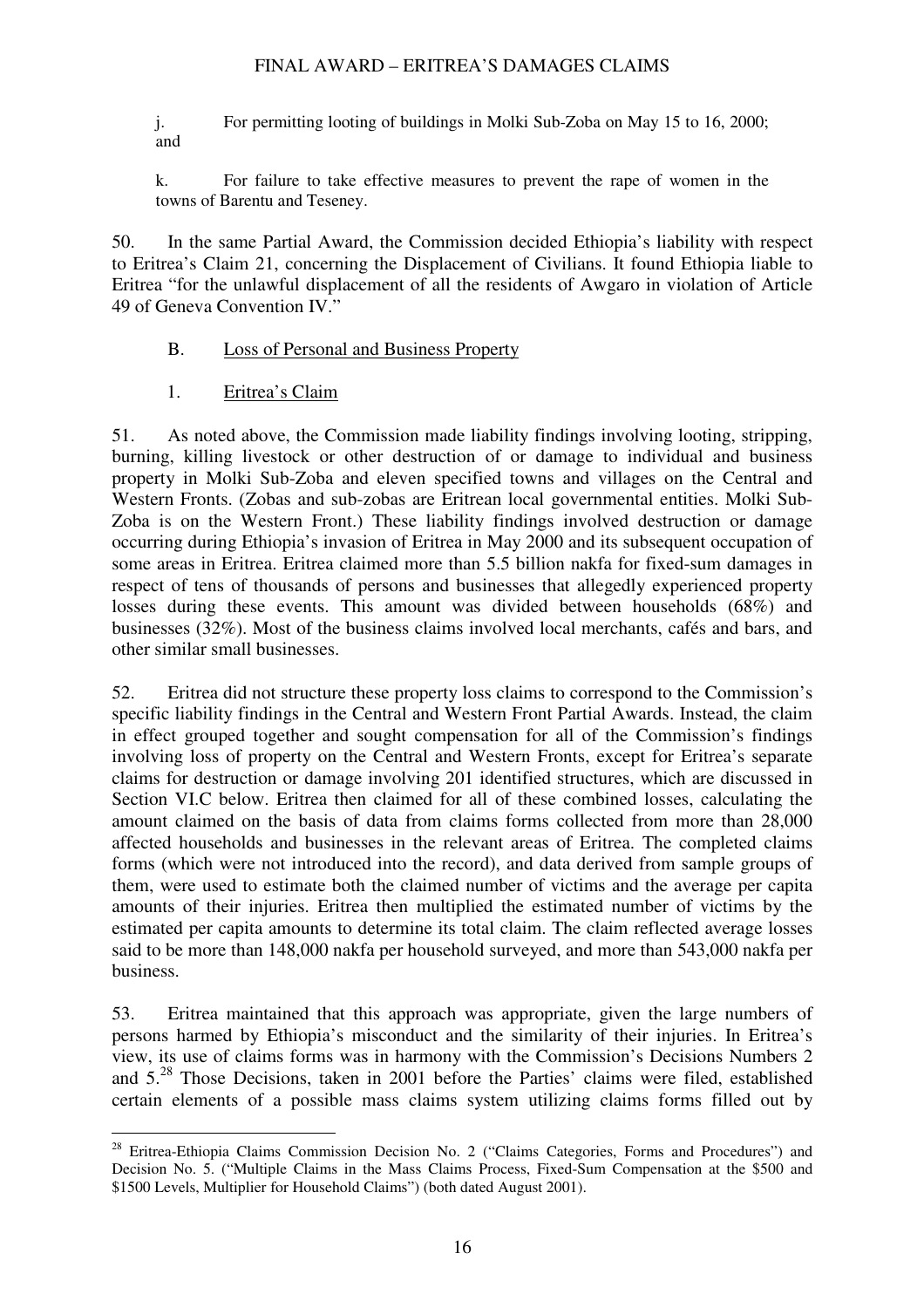j. For permitting looting of buildings in Molki Sub-Zoba on May 15 to 16, 2000; and

k. For failure to take effective measures to prevent the rape of women in the towns of Barentu and Teseney.

50. In the same Partial Award, the Commission decided Ethiopia's liability with respect to Eritrea's Claim 21, concerning the Displacement of Civilians. It found Ethiopia liable to Eritrea "for the unlawful displacement of all the residents of Awgaro in violation of Article 49 of Geneva Convention IV."

### B. Loss of Personal and Business Property

#### 1. Eritrea's Claim

51. As noted above, the Commission made liability findings involving looting, stripping, burning, killing livestock or other destruction of or damage to individual and business property in Molki Sub-Zoba and eleven specified towns and villages on the Central and Western Fronts. (Zobas and sub-zobas are Eritrean local governmental entities. Molki Sub-Zoba is on the Western Front.) These liability findings involved destruction or damage occurring during Ethiopia's invasion of Eritrea in May 2000 and its subsequent occupation of some areas in Eritrea. Eritrea claimed more than 5.5 billion nakfa for fixed-sum damages in respect of tens of thousands of persons and businesses that allegedly experienced property losses during these events. This amount was divided between households (68%) and businesses (32%). Most of the business claims involved local merchants, cafés and bars, and other similar small businesses.

52. Eritrea did not structure these property loss claims to correspond to the Commission's specific liability findings in the Central and Western Front Partial Awards. Instead, the claim in effect grouped together and sought compensation for all of the Commission's findings involving loss of property on the Central and Western Fronts, except for Eritrea's separate claims for destruction or damage involving 201 identified structures, which are discussed in Section VI.C below. Eritrea then claimed for all of these combined losses, calculating the amount claimed on the basis of data from claims forms collected from more than 28,000 affected households and businesses in the relevant areas of Eritrea. The completed claims forms (which were not introduced into the record), and data derived from sample groups of them, were used to estimate both the claimed number of victims and the average per capita amounts of their injuries. Eritrea then multiplied the estimated number of victims by the estimated per capita amounts to determine its total claim. The claim reflected average losses said to be more than 148,000 nakfa per household surveyed, and more than 543,000 nakfa per business.

53. Eritrea maintained that this approach was appropriate, given the large numbers of persons harmed by Ethiopia's misconduct and the similarity of their injuries. In Eritrea's view, its use of claims forms was in harmony with the Commission's Decisions Numbers 2 and 5.[28] Those Decisions, taken in 2001 before the Parties' claims were filed, established certain elements of a possible mass claims system utilizing claims forms filled out by

---

[28] Eritrea-Ethiopia Claims Commission Decision No. 2 ("Claims Categories, Forms and Procedures") and Decision No. 5. ("Multiple Claims in the Mass Claims Process, Fixed-Sum Compensation at the \$500 and \$1500 Levels, Multiplier for Household Claims") (both dated August 2001).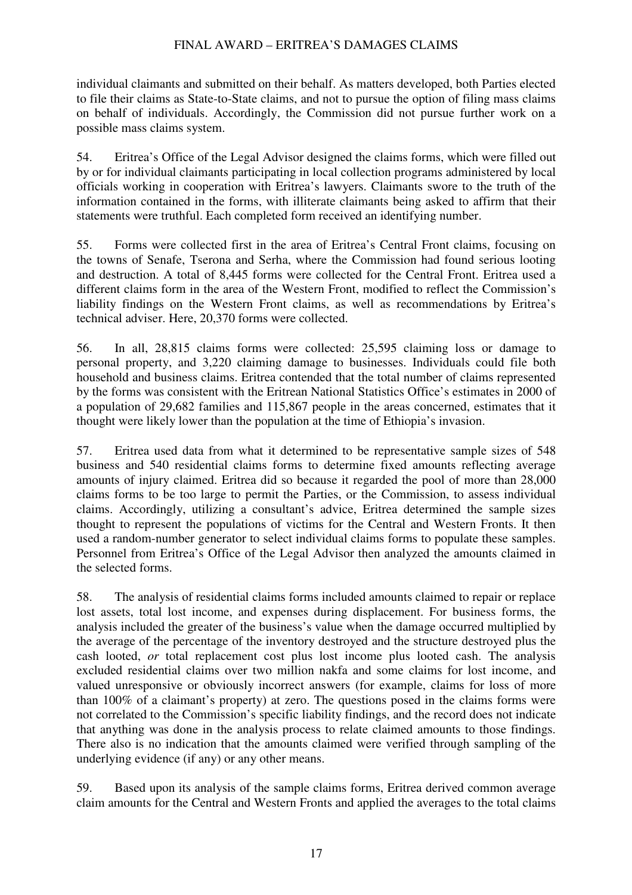individual claimants and submitted on their behalf. As matters developed, both Parties elected to file their claims as State-to-State claims, and not to pursue the option of filing mass claims on behalf of individuals. Accordingly, the Commission did not pursue further work on a possible mass claims system.

54. Eritrea's Office of the Legal Advisor designed the claims forms, which were filled out by or for individual claimants participating in local collection programs administered by local officials working in cooperation with Eritrea's lawyers. Claimants swore to the truth of the information contained in the forms, with illiterate claimants being asked to affirm that their statements were truthful. Each completed form received an identifying number.

55. Forms were collected first in the area of Eritrea's Central Front claims, focusing on the towns of Senafe, Tserona and Serha, where the Commission had found serious looting and destruction. A total of 8,445 forms were collected for the Central Front. Eritrea used a different claims form in the area of the Western Front, modified to reflect the Commission's liability findings on the Western Front claims, as well as recommendations by Eritrea's technical adviser. Here, 20,370 forms were collected.

56. In all, 28,815 claims forms were collected: 25,595 claiming loss or damage to personal property, and 3,220 claiming damage to businesses. Individuals could file both household and business claims. Eritrea contended that the total number of claims represented by the forms was consistent with the Eritrean National Statistics Office's estimates in 2000 of a population of 29,682 families and 115,867 people in the areas concerned, estimates that it thought were likely lower than the population at the time of Ethiopia's invasion.

57. Eritrea used data from what it determined to be representative sample sizes of 548 business and 540 residential claims forms to determine fixed amounts reflecting average amounts of injury claimed. Eritrea did so because it regarded the pool of more than 28,000 claims forms to be too large to permit the Parties, or the Commission, to assess individual claims. Accordingly, utilizing a consultant's advice, Eritrea determined the sample sizes thought to represent the populations of victims for the Central and Western Fronts. It then used a random-number generator to select individual claims forms to populate these samples. Personnel from Eritrea's Office of the Legal Advisor then analyzed the amounts claimed in the selected forms.

58. The analysis of residential claims forms included amounts claimed to repair or replace lost assets, total lost income, and expenses during displacement. For business forms, the analysis included the greater of the business's value when the damage occurred multiplied by the average of the percentage of the inventory destroyed and the structure destroyed plus the cash looted, *or* total replacement cost plus lost income plus looted cash. The analysis excluded residential claims over two million nakfa and some claims for lost income, and valued unresponsive or obviously incorrect answers (for example, claims for loss of more than 100% of a claimant's property) at zero. The questions posed in the claims forms were not correlated to the Commission's specific liability findings, and the record does not indicate that anything was done in the analysis process to relate claimed amounts to those findings. There also is no indication that the amounts claimed were verified through sampling of the underlying evidence (if any) or any other means.

59. Based upon its analysis of the sample claims forms, Eritrea derived common average claim amounts for the Central and Western Fronts and applied the averages to the total claims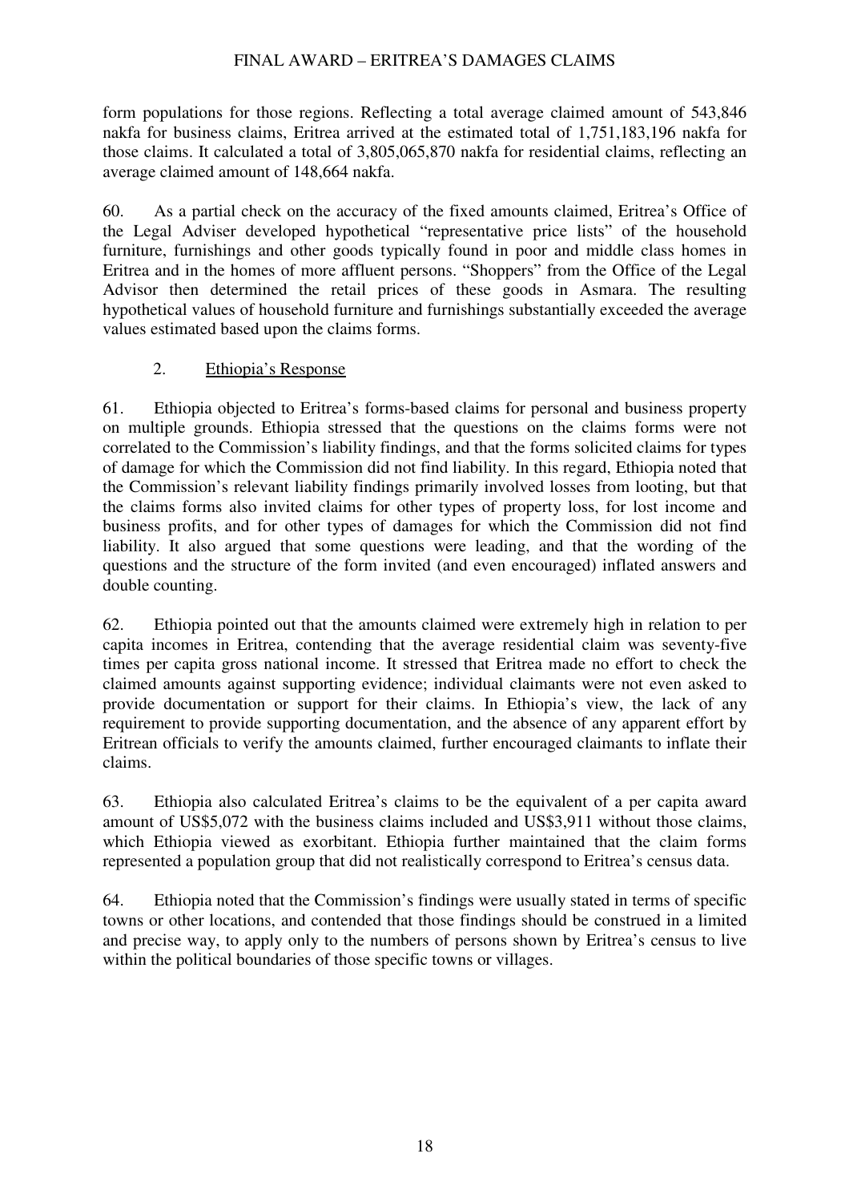form populations for those regions. Reflecting a total average claimed amount of 543,846 nakfa for business claims, Eritrea arrived at the estimated total of 1,751,183,196 nakfa for those claims. It calculated a total of 3,805,065,870 nakfa for residential claims, reflecting an average claimed amount of 148,664 nakfa.

60. As a partial check on the accuracy of the fixed amounts claimed, Eritrea's Office of the Legal Adviser developed hypothetical "representative price lists" of the household furniture, furnishings and other goods typically found in poor and middle class homes in Eritrea and in the homes of more affluent persons. "Shoppers" from the Office of the Legal Advisor then determined the retail prices of these goods in Asmara. The resulting hypothetical values of household furniture and furnishings substantially exceeded the average values estimated based upon the claims forms.

### 2. Ethiopia's Response

61. Ethiopia objected to Eritrea's forms-based claims for personal and business property on multiple grounds. Ethiopia stressed that the questions on the claims forms were not correlated to the Commission's liability findings, and that the forms solicited claims for types of damage for which the Commission did not find liability. In this regard, Ethiopia noted that the Commission's relevant liability findings primarily involved losses from looting, but that the claims forms also invited claims for other types of property loss, for lost income and business profits, and for other types of damages for which the Commission did not find liability. It also argued that some questions were leading, and that the wording of the questions and the structure of the form invited (and even encouraged) inflated answers and double counting.

62. Ethiopia pointed out that the amounts claimed were extremely high in relation to per capita incomes in Eritrea, contending that the average residential claim was seventy-five times per capita gross national income. It stressed that Eritrea made no effort to check the claimed amounts against supporting evidence; individual claimants were not even asked to provide documentation or support for their claims. In Ethiopia's view, the lack of any requirement to provide supporting documentation, and the absence of any apparent effort by Eritrean officials to verify the amounts claimed, further encouraged claimants to inflate their claims.

63. Ethiopia also calculated Eritrea's claims to be the equivalent of a per capita award amount of US$5,072 with the business claims included and US$3,911 without those claims, which Ethiopia viewed as exorbitant. Ethiopia further maintained that the claim forms represented a population group that did not realistically correspond to Eritrea's census data.

64. Ethiopia noted that the Commission's findings were usually stated in terms of specific towns or other locations, and contended that those findings should be construed in a limited and precise way, to apply only to the numbers of persons shown by Eritrea's census to live within the political boundaries of those specific towns or villages.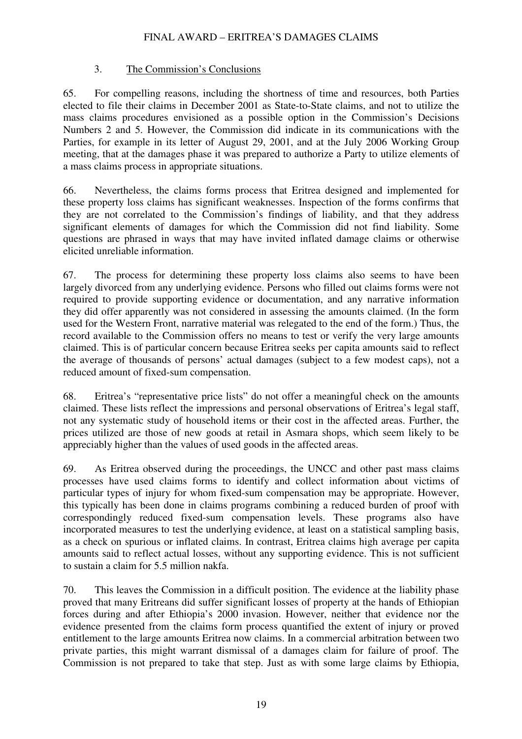### 3. The Commission's Conclusions

65. For compelling reasons, including the shortness of time and resources, both Parties elected to file their claims in December 2001 as State-to-State claims, and not to utilize the mass claims procedures envisioned as a possible option in the Commission's Decisions Numbers 2 and 5. However, the Commission did indicate in its communications with the Parties, for example in its letter of August 29, 2001, and at the July 2006 Working Group meeting, that at the damages phase it was prepared to authorize a Party to utilize elements of a mass claims process in appropriate situations.

66. Nevertheless, the claims forms process that Eritrea designed and implemented for these property loss claims has significant weaknesses. Inspection of the forms confirms that they are not correlated to the Commission's findings of liability, and that they address significant elements of damages for which the Commission did not find liability. Some questions are phrased in ways that may have invited inflated damage claims or otherwise elicited unreliable information.

67. The process for determining these property loss claims also seems to have been largely divorced from any underlying evidence. Persons who filled out claims forms were not required to provide supporting evidence or documentation, and any narrative information they did offer apparently was not considered in assessing the amounts claimed. (In the form used for the Western Front, narrative material was relegated to the end of the form.) Thus, the record available to the Commission offers no means to test or verify the very large amounts claimed. This is of particular concern because Eritrea seeks per capita amounts said to reflect the average of thousands of persons' actual damages (subject to a few modest caps), not a reduced amount of fixed-sum compensation.

68. Eritrea's "representative price lists" do not offer a meaningful check on the amounts claimed. These lists reflect the impressions and personal observations of Eritrea's legal staff, not any systematic study of household items or their cost in the affected areas. Further, the prices utilized are those of new goods at retail in Asmara shops, which seem likely to be appreciably higher than the values of used goods in the affected areas.

69. As Eritrea observed during the proceedings, the UNCC and other past mass claims processes have used claims forms to identify and collect information about victims of particular types of injury for whom fixed-sum compensation may be appropriate. However, this typically has been done in claims programs combining a reduced burden of proof with correspondingly reduced fixed-sum compensation levels. These programs also have incorporated measures to test the underlying evidence, at least on a statistical sampling basis, as a check on spurious or inflated claims. In contrast, Eritrea claims high average per capita amounts said to reflect actual losses, without any supporting evidence. This is not sufficient to sustain a claim for 5.5 million nakfa.

70. This leaves the Commission in a difficult position. The evidence at the liability phase proved that many Eritreans did suffer significant losses of property at the hands of Ethiopian forces during and after Ethiopia's 2000 invasion. However, neither that evidence nor the evidence presented from the claims form process quantified the extent of injury or proved entitlement to the large amounts Eritrea now claims. In a commercial arbitration between two private parties, this might warrant dismissal of a damages claim for failure of proof. The Commission is not prepared to take that step. Just as with some large claims by Ethiopia,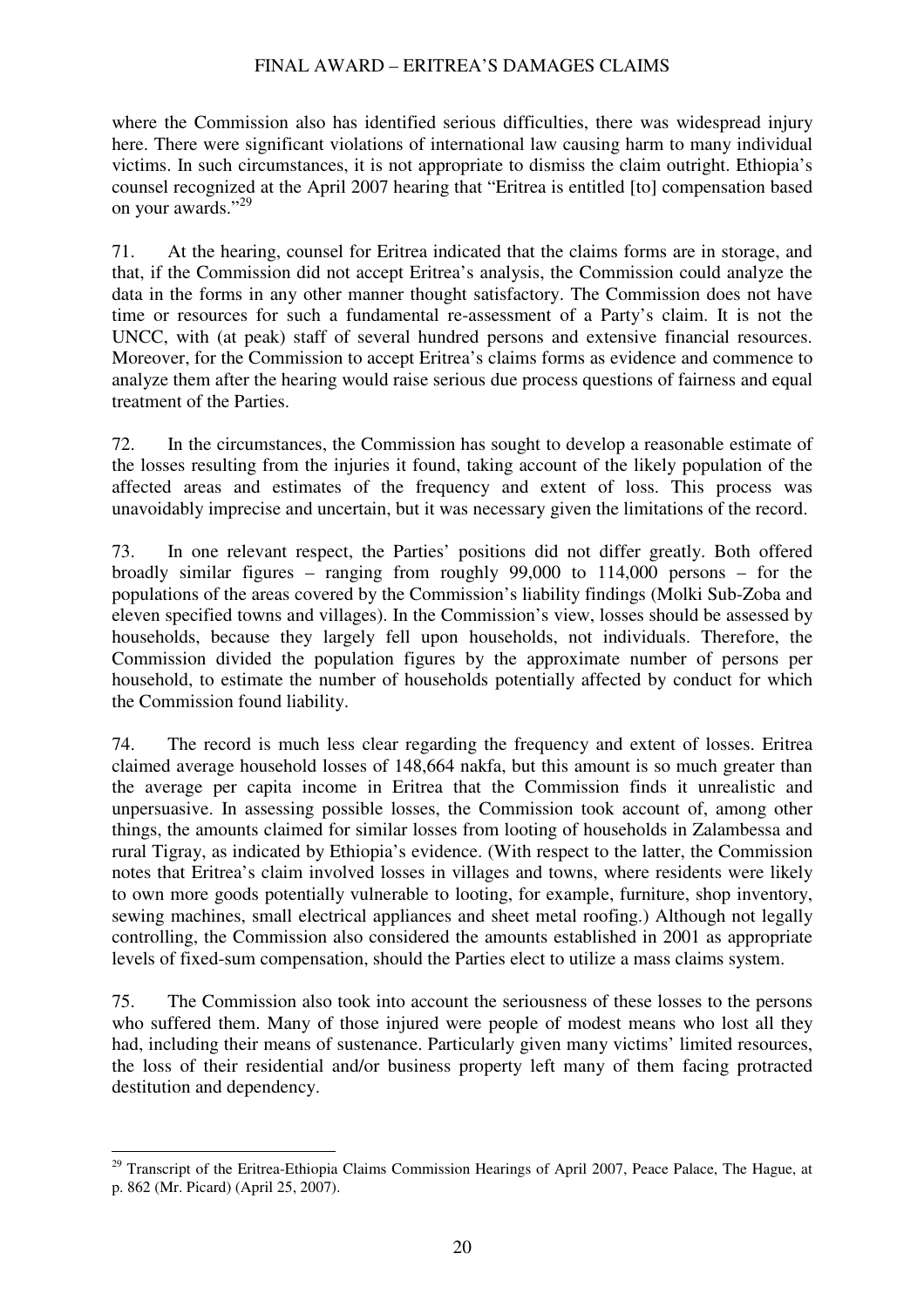where the Commission also has identified serious difficulties, there was widespread injury here. There were significant violations of international law causing harm to many individual victims. In such circumstances, it is not appropriate to dismiss the claim outright. Ethiopia's counsel recognized at the April 2007 hearing that "Eritrea is entitled [to] compensation based on your awards."[29]

71. At the hearing, counsel for Eritrea indicated that the claims forms are in storage, and that, if the Commission did not accept Eritrea's analysis, the Commission could analyze the data in the forms in any other manner thought satisfactory. The Commission does not have time or resources for such a fundamental re-assessment of a Party's claim. It is not the UNCC, with (at peak) staff of several hundred persons and extensive financial resources. Moreover, for the Commission to accept Eritrea's claims forms as evidence and commence to analyze them after the hearing would raise serious due process questions of fairness and equal treatment of the Parties.

72. In the circumstances, the Commission has sought to develop a reasonable estimate of the losses resulting from the injuries it found, taking account of the likely population of the affected areas and estimates of the frequency and extent of loss. This process was unavoidably imprecise and uncertain, but it was necessary given the limitations of the record.

73. In one relevant respect, the Parties' positions did not differ greatly. Both offered broadly similar figures – ranging from roughly 99,000 to 114,000 persons – for the populations of the areas covered by the Commission's liability findings (Molki Sub-Zoba and eleven specified towns and villages). In the Commission's view, losses should be assessed by households, because they largely fell upon households, not individuals. Therefore, the Commission divided the population figures by the approximate number of persons per household, to estimate the number of households potentially affected by conduct for which the Commission found liability.

74. The record is much less clear regarding the frequency and extent of losses. Eritrea claimed average household losses of 148,664 nakfa, but this amount is so much greater than the average per capita income in Eritrea that the Commission finds it unrealistic and unpersuasive. In assessing possible losses, the Commission took account of, among other things, the amounts claimed for similar losses from looting of households in Zalambessa and rural Tigray, as indicated by Ethiopia's evidence. (With respect to the latter, the Commission notes that Eritrea's claim involved losses in villages and towns, where residents were likely to own more goods potentially vulnerable to looting, for example, furniture, shop inventory, sewing machines, small electrical appliances and sheet metal roofing.) Although not legally controlling, the Commission also considered the amounts established in 2001 as appropriate levels of fixed-sum compensation, should the Parties elect to utilize a mass claims system.

75. The Commission also took into account the seriousness of these losses to the persons who suffered them. Many of those injured were people of modest means who lost all they had, including their means of sustenance. Particularly given many victims' limited resources, the loss of their residential and/or business property left many of them facing protracted destitution and dependency.

---

[29] Transcript of the Eritrea-Ethiopia Claims Commission Hearings of April 2007, Peace Palace, The Hague, at p. 862 (Mr. Picard) (April 25, 2007).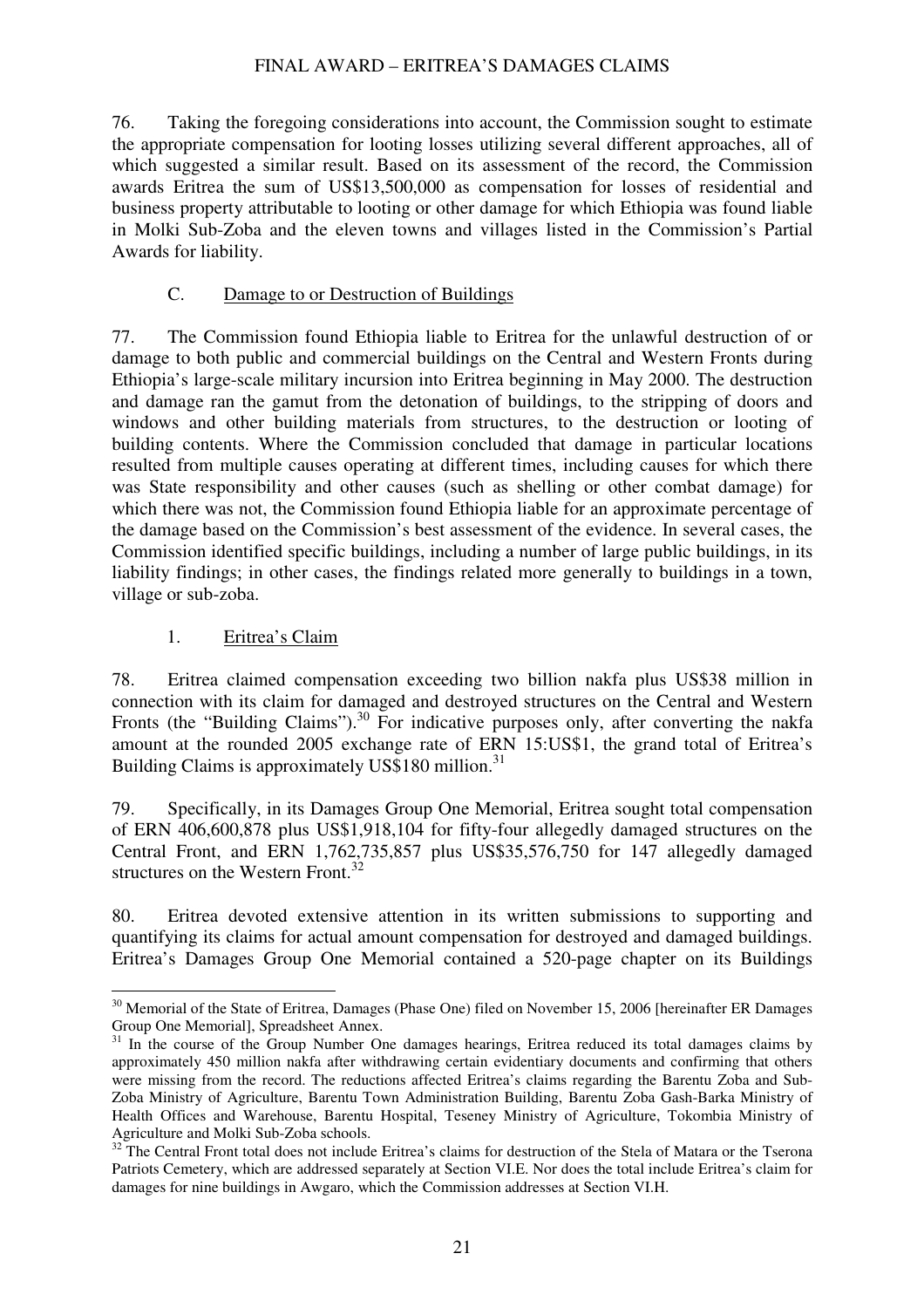76. Taking the foregoing considerations into account, the Commission sought to estimate the appropriate compensation for looting losses utilizing several different approaches, all of which suggested a similar result. Based on its assessment of the record, the Commission awards Eritrea the sum of US$13,500,000 as compensation for losses of residential and business property attributable to looting or other damage for which Ethiopia was found liable in Molki Sub-Zoba and the eleven towns and villages listed in the Commission's Partial Awards for liability.

### C. Damage to or Destruction of Buildings

77. The Commission found Ethiopia liable to Eritrea for the unlawful destruction of or damage to both public and commercial buildings on the Central and Western Fronts during Ethiopia's large-scale military incursion into Eritrea beginning in May 2000. The destruction and damage ran the gamut from the detonation of buildings, to the stripping of doors and windows and other building materials from structures, to the destruction or looting of building contents. Where the Commission concluded that damage in particular locations resulted from multiple causes operating at different times, including causes for which there was State responsibility and other causes (such as shelling or other combat damage) for which there was not, the Commission found Ethiopia liable for an approximate percentage of the damage based on the Commission's best assessment of the evidence. In several cases, the Commission identified specific buildings, including a number of large public buildings, in its liability findings; in other cases, the findings related more generally to buildings in a town, village or sub-zoba.

#### 1. Eritrea's Claim

78. Eritrea claimed compensation exceeding two billion nakfa plus US$38 million in connection with its claim for damaged and destroyed structures on the Central and Western Fronts (the "Building Claims").[30] For indicative purposes only, after converting the nakfa amount at the rounded 2005 exchange rate of ERN 15:US$1, the grand total of Eritrea's Building Claims is approximately US$180 million.[31]

79. Specifically, in its Damages Group One Memorial, Eritrea sought total compensation of ERN 406,600,878 plus US$1,918,104 for fifty-four allegedly damaged structures on the Central Front, and ERN 1,762,735,857 plus US$35,576,750 for 147 allegedly damaged structures on the Western Front.[32]

80. Eritrea devoted extensive attention in its written submissions to supporting and quantifying its claims for actual amount compensation for destroyed and damaged buildings. Eritrea's Damages Group One Memorial contained a 520-page chapter on its Buildings

---

[30] Memorial of the State of Eritrea, Damages (Phase One) filed on November 15, 2006 [hereinafter ER Damages Group One Memorial], Spreadsheet Annex.

[31] In the course of the Group Number One damages hearings, Eritrea reduced its total damages claims by approximately 450 million nakfa after withdrawing certain evidentiary documents and confirming that others were missing from the record. The reductions affected Eritrea's claims regarding the Barentu Zoba and Sub-Zoba Ministry of Agriculture, Barentu Town Administration Building, Barentu Zoba Gash-Barka Ministry of Health Offices and Warehouse, Barentu Hospital, Teseney Ministry of Agriculture, Tokombia Ministry of Agriculture and Molki Sub-Zoba schools.

[32] The Central Front total does not include Eritrea's claims for destruction of the Stela of Matara or the Tserona Patriots Cemetery, which are addressed separately at Section VI.E. Nor does the total include Eritrea's claim for damages for nine buildings in Awgaro, which the Commission addresses at Section VI.H.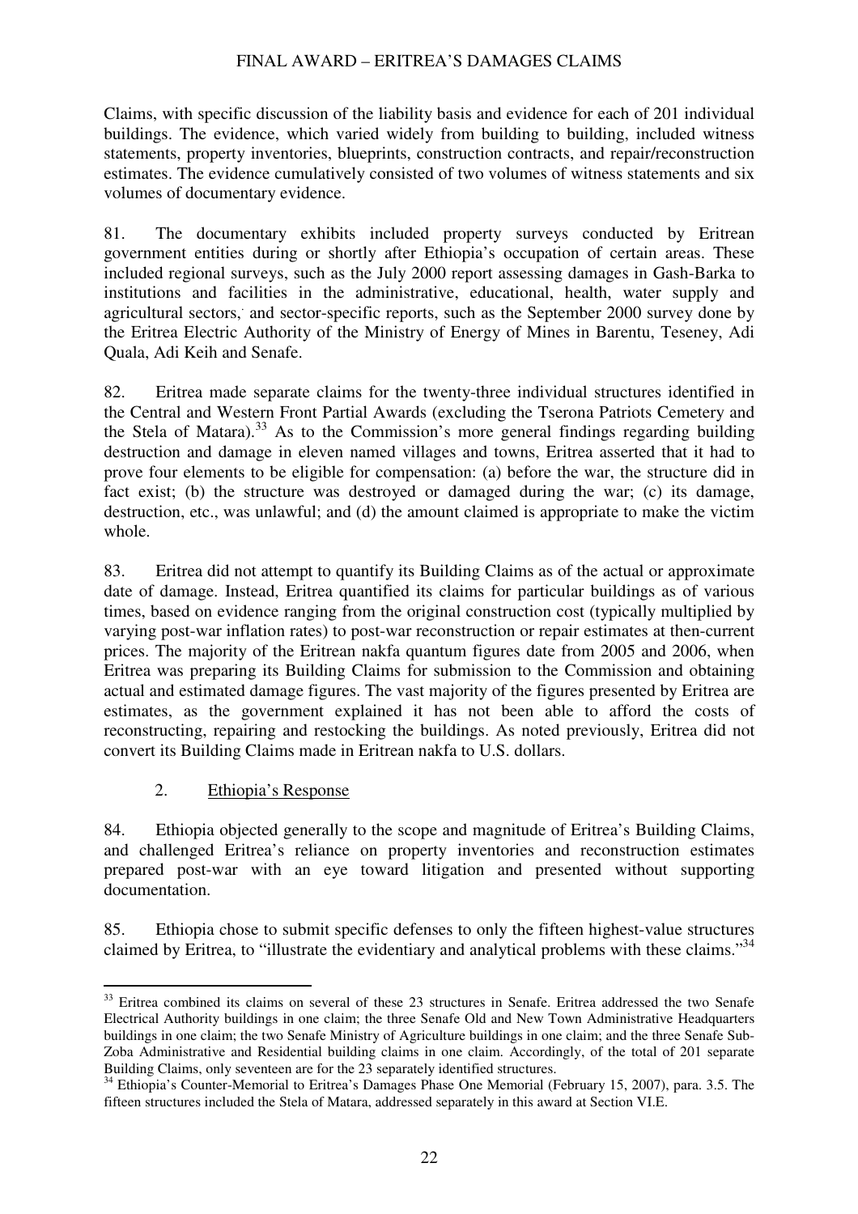Claims, with specific discussion of the liability basis and evidence for each of 201 individual buildings. The evidence, which varied widely from building to building, included witness statements, property inventories, blueprints, construction contracts, and repair/reconstruction estimates. The evidence cumulatively consisted of two volumes of witness statements and six volumes of documentary evidence.

81. The documentary exhibits included property surveys conducted by Eritrean government entities during or shortly after Ethiopia's occupation of certain areas. These included regional surveys, such as the July 2000 report assessing damages in Gash-Barka to institutions and facilities in the administrative, educational, health, water supply and agricultural sectors, and sector-specific reports, such as the September 2000 survey done by the Eritrea Electric Authority of the Ministry of Energy of Mines in Barentu, Teseney, Adi Quala, Adi Keih and Senafe.

82. Eritrea made separate claims for the twenty-three individual structures identified in the Central and Western Front Partial Awards (excluding the Tserona Patriots Cemetery and the Stela of Matara).[33] As to the Commission's more general findings regarding building destruction and damage in eleven named villages and towns, Eritrea asserted that it had to prove four elements to be eligible for compensation: (a) before the war, the structure did in fact exist; (b) the structure was destroyed or damaged during the war; (c) its damage, destruction, etc., was unlawful; and (d) the amount claimed is appropriate to make the victim whole.

83. Eritrea did not attempt to quantify its Building Claims as of the actual or approximate date of damage. Instead, Eritrea quantified its claims for particular buildings as of various times, based on evidence ranging from the original construction cost (typically multiplied by varying post-war inflation rates) to post-war reconstruction or repair estimates at then-current prices. The majority of the Eritrean nakfa quantum figures date from 2005 and 2006, when Eritrea was preparing its Building Claims for submission to the Commission and obtaining actual and estimated damage figures. The vast majority of the figures presented by Eritrea are estimates, as the government explained it has not been able to afford the costs of reconstructing, repairing and restocking the buildings. As noted previously, Eritrea did not convert its Building Claims made in Eritrean nakfa to U.S. dollars.

### 2. Ethiopia's Response

84. Ethiopia objected generally to the scope and magnitude of Eritrea's Building Claims, and challenged Eritrea's reliance on property inventories and reconstruction estimates prepared post-war with an eye toward litigation and presented without supporting documentation.

85. Ethiopia chose to submit specific defenses to only the fifteen highest-value structures claimed by Eritrea, to "illustrate the evidentiary and analytical problems with these claims."[34]

---

[33] Eritrea combined its claims on several of these 23 structures in Senafe. Eritrea addressed the two Senafe Electrical Authority buildings in one claim; the three Senafe Old and New Town Administrative Headquarters buildings in one claim; the two Senafe Ministry of Agriculture buildings in one claim; and the three Senafe Sub-Zoba Administrative and Residential building claims in one claim. Accordingly, of the total of 201 separate Building Claims, only seventeen are for the 23 separately identified structures.

[34] Ethiopia's Counter-Memorial to Eritrea's Damages Phase One Memorial (February 15, 2007), para. 3.5. The fifteen structures included the Stela of Matara, addressed separately in this award at Section VI.E.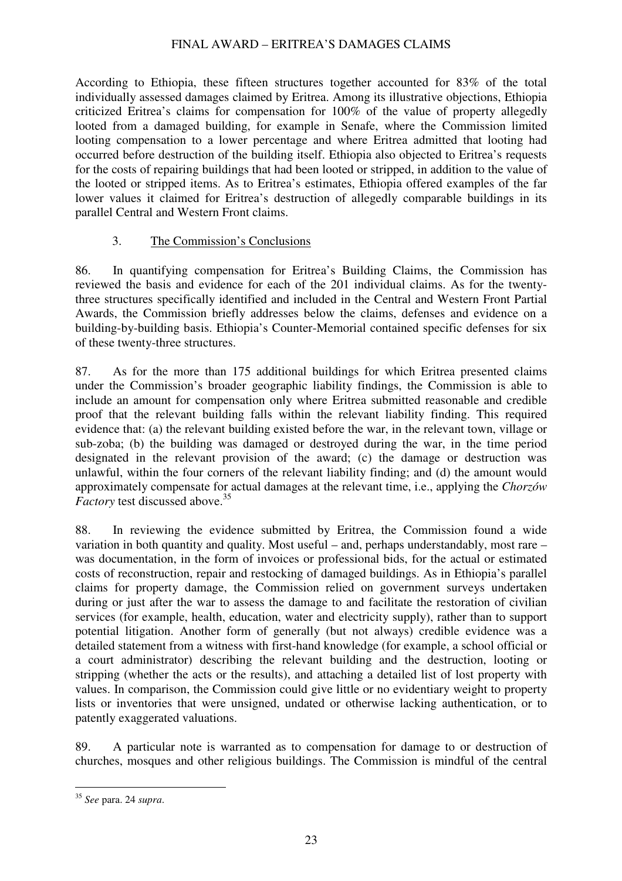According to Ethiopia, these fifteen structures together accounted for 83% of the total individually assessed damages claimed by Eritrea. Among its illustrative objections, Ethiopia criticized Eritrea's claims for compensation for 100% of the value of property allegedly looted from a damaged building, for example in Senafe, where the Commission limited looting compensation to a lower percentage and where Eritrea admitted that looting had occurred before destruction of the building itself. Ethiopia also objected to Eritrea's requests for the costs of repairing buildings that had been looted or stripped, in addition to the value of the looted or stripped items. As to Eritrea's estimates, Ethiopia offered examples of the far lower values it claimed for Eritrea's destruction of allegedly comparable buildings in its parallel Central and Western Front claims.

### 3. The Commission's Conclusions

86. In quantifying compensation for Eritrea's Building Claims, the Commission has reviewed the basis and evidence for each of the 201 individual claims. As for the twenty-three structures specifically identified and included in the Central and Western Front Partial Awards, the Commission briefly addresses below the claims, defenses and evidence on a building-by-building basis. Ethiopia's Counter-Memorial contained specific defenses for six of these twenty-three structures.

87. As for the more than 175 additional buildings for which Eritrea presented claims under the Commission's broader geographic liability findings, the Commission is able to include an amount for compensation only where Eritrea submitted reasonable and credible proof that the relevant building falls within the relevant liability finding. This required evidence that: (a) the relevant building existed before the war, in the relevant town, village or sub-zoba; (b) the building was damaged or destroyed during the war, in the time period designated in the relevant provision of the award; (c) the damage or destruction was unlawful, within the four corners of the relevant liability finding; and (d) the amount would approximately compensate for actual damages at the relevant time, i.e., applying the *Chorzów Factory* test discussed above.[35]

88. In reviewing the evidence submitted by Eritrea, the Commission found a wide variation in both quantity and quality. Most useful – and, perhaps understandably, most rare – was documentation, in the form of invoices or professional bids, for the actual or estimated costs of reconstruction, repair and restocking of damaged buildings. As in Ethiopia's parallel claims for property damage, the Commission relied on government surveys undertaken during or just after the war to assess the damage to and facilitate the restoration of civilian services (for example, health, education, water and electricity supply), rather than to support potential litigation. Another form of generally (but not always) credible evidence was a detailed statement from a witness with first-hand knowledge (for example, a school official or a court administrator) describing the relevant building and the destruction, looting or stripping (whether the acts or the results), and attaching a detailed list of lost property with values. In comparison, the Commission could give little or no evidentiary weight to property lists or inventories that were unsigned, undated or otherwise lacking authentication, or to patently exaggerated valuations.

89. A particular note is warranted as to compensation for damage to or destruction of churches, mosques and other religious buildings. The Commission is mindful of the central

[35] *See* para. 24 *supra*.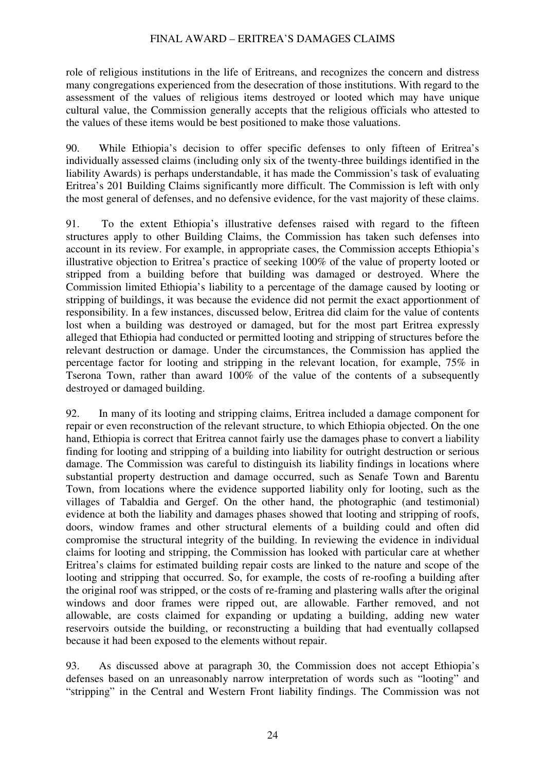role of religious institutions in the life of Eritreans, and recognizes the concern and distress many congregations experienced from the desecration of those institutions. With regard to the assessment of the values of religious items destroyed or looted which may have unique cultural value, the Commission generally accepts that the religious officials who attested to the values of these items would be best positioned to make those valuations.

90. While Ethiopia's decision to offer specific defenses to only fifteen of Eritrea's individually assessed claims (including only six of the twenty-three buildings identified in the liability Awards) is perhaps understandable, it has made the Commission's task of evaluating Eritrea's 201 Building Claims significantly more difficult. The Commission is left with only the most general of defenses, and no defensive evidence, for the vast majority of these claims.

91. To the extent Ethiopia's illustrative defenses raised with regard to the fifteen structures apply to other Building Claims, the Commission has taken such defenses into account in its review. For example, in appropriate cases, the Commission accepts Ethiopia's illustrative objection to Eritrea's practice of seeking 100% of the value of property looted or stripped from a building before that building was damaged or destroyed. Where the Commission limited Ethiopia's liability to a percentage of the damage caused by looting or stripping of buildings, it was because the evidence did not permit the exact apportionment of responsibility. In a few instances, discussed below, Eritrea did claim for the value of contents lost when a building was destroyed or damaged, but for the most part Eritrea expressly alleged that Ethiopia had conducted or permitted looting and stripping of structures before the relevant destruction or damage. Under the circumstances, the Commission has applied the percentage factor for looting and stripping in the relevant location, for example, 75% in Tserona Town, rather than award 100% of the value of the contents of a subsequently destroyed or damaged building.

92. In many of its looting and stripping claims, Eritrea included a damage component for repair or even reconstruction of the relevant structure, to which Ethiopia objected. On the one hand, Ethiopia is correct that Eritrea cannot fairly use the damages phase to convert a liability finding for looting and stripping of a building into liability for outright destruction or serious damage. The Commission was careful to distinguish its liability findings in locations where substantial property destruction and damage occurred, such as Senafe Town and Barentu Town, from locations where the evidence supported liability only for looting, such as the villages of Tabaldia and Gergef. On the other hand, the photographic (and testimonial) evidence at both the liability and damages phases showed that looting and stripping of roofs, doors, window frames and other structural elements of a building could and often did compromise the structural integrity of the building. In reviewing the evidence in individual claims for looting and stripping, the Commission has looked with particular care at whether Eritrea's claims for estimated building repair costs are linked to the nature and scope of the looting and stripping that occurred. So, for example, the costs of re-roofing a building after the original roof was stripped, or the costs of re-framing and plastering walls after the original windows and door frames were ripped out, are allowable. Farther removed, and not allowable, are costs claimed for expanding or updating a building, adding new water reservoirs outside the building, or reconstructing a building that had eventually collapsed because it had been exposed to the elements without repair.

93. As discussed above at paragraph 30, the Commission does not accept Ethiopia's defenses based on an unreasonably narrow interpretation of words such as "looting" and "stripping" in the Central and Western Front liability findings. The Commission was not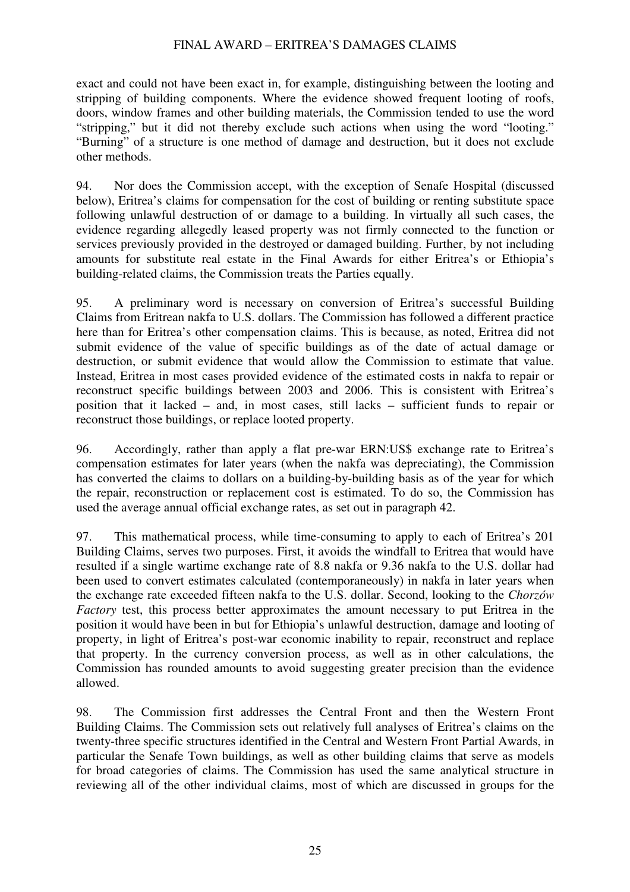exact and could not have been exact in, for example, distinguishing between the looting and stripping of building components. Where the evidence showed frequent looting of roofs, doors, window frames and other building materials, the Commission tended to use the word "stripping," but it did not thereby exclude such actions when using the word "looting." "Burning" of a structure is one method of damage and destruction, but it does not exclude other methods.

94. Nor does the Commission accept, with the exception of Senafe Hospital (discussed below), Eritrea's claims for compensation for the cost of building or renting substitute space following unlawful destruction of or damage to a building. In virtually all such cases, the evidence regarding allegedly leased property was not firmly connected to the function or services previously provided in the destroyed or damaged building. Further, by not including amounts for substitute real estate in the Final Awards for either Eritrea's or Ethiopia's building-related claims, the Commission treats the Parties equally.

95. A preliminary word is necessary on conversion of Eritrea's successful Building Claims from Eritrean nakfa to U.S. dollars. The Commission has followed a different practice here than for Eritrea's other compensation claims. This is because, as noted, Eritrea did not submit evidence of the value of specific buildings as of the date of actual damage or destruction, or submit evidence that would allow the Commission to estimate that value. Instead, Eritrea in most cases provided evidence of the estimated costs in nakfa to repair or reconstruct specific buildings between 2003 and 2006. This is consistent with Eritrea's position that it lacked – and, in most cases, still lacks – sufficient funds to repair or reconstruct those buildings, or replace looted property.

96. Accordingly, rather than apply a flat pre-war ERN:US$ exchange rate to Eritrea's compensation estimates for later years (when the nakfa was depreciating), the Commission has converted the claims to dollars on a building-by-building basis as of the year for which the repair, reconstruction or replacement cost is estimated. To do so, the Commission has used the average annual official exchange rates, as set out in paragraph 42.

97. This mathematical process, while time-consuming to apply to each of Eritrea's 201 Building Claims, serves two purposes. First, it avoids the windfall to Eritrea that would have resulted if a single wartime exchange rate of 8.8 nakfa or 9.36 nakfa to the U.S. dollar had been used to convert estimates calculated (contemporaneously) in nakfa in later years when the exchange rate exceeded fifteen nakfa to the U.S. dollar. Second, looking to the *Chorzów Factory* test, this process better approximates the amount necessary to put Eritrea in the position it would have been in but for Ethiopia's unlawful destruction, damage and looting of property, in light of Eritrea's post-war economic inability to repair, reconstruct and replace that property. In the currency conversion process, as well as in other calculations, the Commission has rounded amounts to avoid suggesting greater precision than the evidence allowed.

98. The Commission first addresses the Central Front and then the Western Front Building Claims. The Commission sets out relatively full analyses of Eritrea's claims on the twenty-three specific structures identified in the Central and Western Front Partial Awards, in particular the Senafe Town buildings, as well as other building claims that serve as models for broad categories of claims. The Commission has used the same analytical structure in reviewing all of the other individual claims, most of which are discussed in groups for the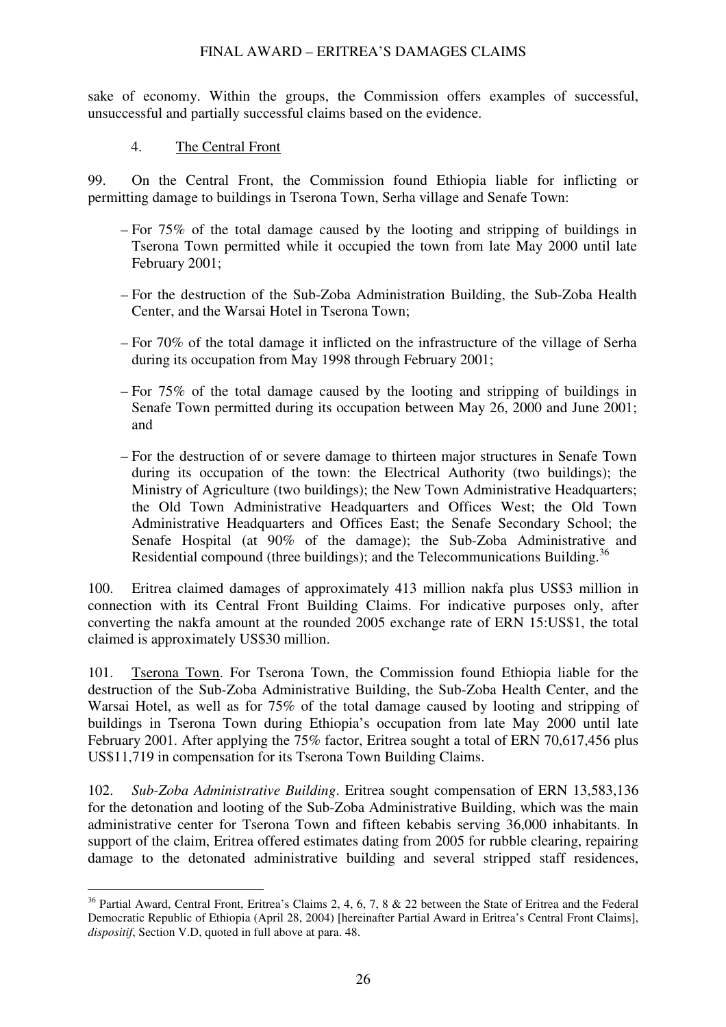sake of economy. Within the groups, the Commission offers examples of successful, unsuccessful and partially successful claims based on the evidence.

### 4. The Central Front

99. On the Central Front, the Commission found Ethiopia liable for inflicting or permitting damage to buildings in Tserona Town, Serha village and Senafe Town:

- For 75% of the total damage caused by the looting and stripping of buildings in Tserona Town permitted while it occupied the town from late May 2000 until late February 2001;
- For the destruction of the Sub-Zoba Administration Building, the Sub-Zoba Health Center, and the Warsai Hotel in Tserona Town;
- For 70% of the total damage it inflicted on the infrastructure of the village of Serha during its occupation from May 1998 through February 2001;
- For 75% of the total damage caused by the looting and stripping of buildings in Senafe Town permitted during its occupation between May 26, 2000 and June 2001; and
- For the destruction of or severe damage to thirteen major structures in Senafe Town during its occupation of the town: the Electrical Authority (two buildings); the Ministry of Agriculture (two buildings); the New Town Administrative Headquarters; the Old Town Administrative Headquarters and Offices West; the Old Town Administrative Headquarters and Offices East; the Senafe Secondary School; the Senafe Hospital (at 90% of the damage); the Sub-Zoba Administrative and Residential compound (three buildings); and the Telecommunications Building.[36]

100. Eritrea claimed damages of approximately 413 million nakfa plus US$3 million in connection with its Central Front Building Claims. For indicative purposes only, after converting the nakfa amount at the rounded 2005 exchange rate of ERN 15:US$1, the total claimed is approximately US$30 million.

101. Tserona Town. For Tserona Town, the Commission found Ethiopia liable for the destruction of the Sub-Zoba Administrative Building, the Sub-Zoba Health Center, and the Warsai Hotel, as well as for 75% of the total damage caused by looting and stripping of buildings in Tserona Town during Ethiopia's occupation from late May 2000 until late February 2001. After applying the 75% factor, Eritrea sought a total of ERN 70,617,456 plus US$11,719 in compensation for its Tserona Town Building Claims.

102. *Sub-Zoba Administrative Building*. Eritrea sought compensation of ERN 13,583,136 for the detonation and looting of the Sub-Zoba Administrative Building, which was the main administrative center for Tserona Town and fifteen kebabis serving 36,000 inhabitants. In support of the claim, Eritrea offered estimates dating from 2005 for rubble clearing, repairing damage to the detonated administrative building and several stripped staff residences,

---

[36] Partial Award, Central Front, Eritrea's Claims 2, 4, 6, 7, 8 & 22 between the State of Eritrea and the Federal Democratic Republic of Ethiopia (April 28, 2004) [hereinafter Partial Award in Eritrea's Central Front Claims], *dispositif*, Section V.D, quoted in full above at para. 48.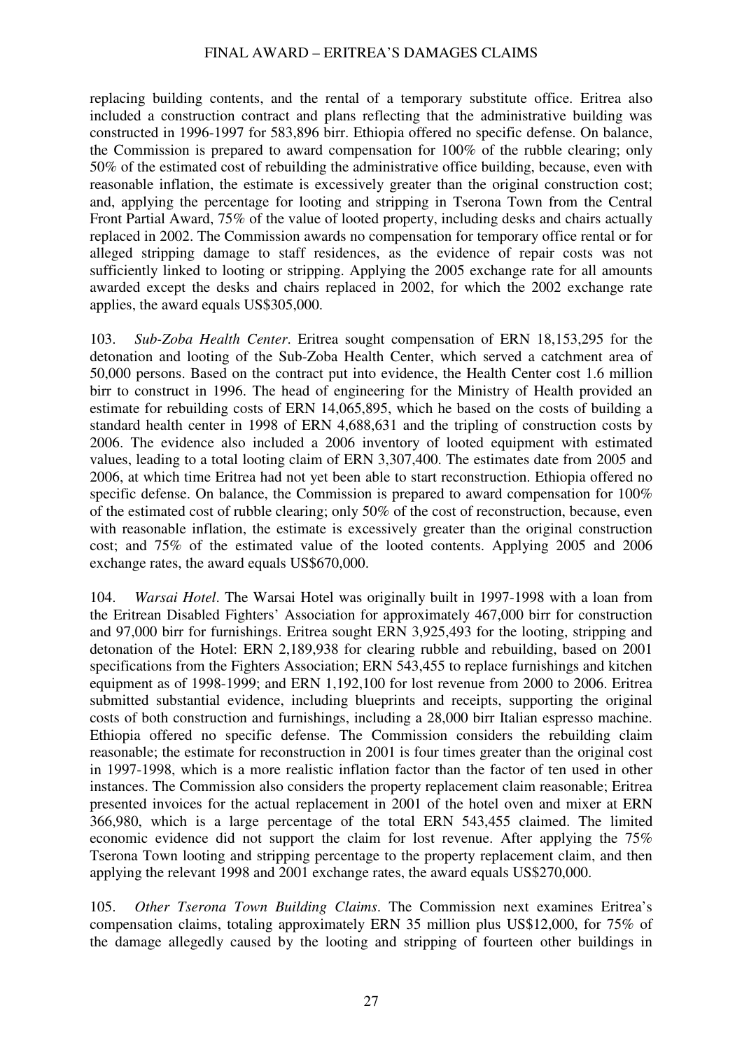replacing building contents, and the rental of a temporary substitute office. Eritrea also included a construction contract and plans reflecting that the administrative building was constructed in 1996-1997 for 583,896 birr. Ethiopia offered no specific defense. On balance, the Commission is prepared to award compensation for 100% of the rubble clearing; only 50% of the estimated cost of rebuilding the administrative office building, because, even with reasonable inflation, the estimate is excessively greater than the original construction cost; and, applying the percentage for looting and stripping in Tserona Town from the Central Front Partial Award, 75% of the value of looted property, including desks and chairs actually replaced in 2002. The Commission awards no compensation for temporary office rental or for alleged stripping damage to staff residences, as the evidence of repair costs was not sufficiently linked to looting or stripping. Applying the 2005 exchange rate for all amounts awarded except the desks and chairs replaced in 2002, for which the 2002 exchange rate applies, the award equals US$305,000.

103. *Sub-Zoba Health Center*. Eritrea sought compensation of ERN 18,153,295 for the detonation and looting of the Sub-Zoba Health Center, which served a catchment area of 50,000 persons. Based on the contract put into evidence, the Health Center cost 1.6 million birr to construct in 1996. The head of engineering for the Ministry of Health provided an estimate for rebuilding costs of ERN 14,065,895, which he based on the costs of building a standard health center in 1998 of ERN 4,688,631 and the tripling of construction costs by 2006. The evidence also included a 2006 inventory of looted equipment with estimated values, leading to a total looting claim of ERN 3,307,400. The estimates date from 2005 and 2006, at which time Eritrea had not yet been able to start reconstruction. Ethiopia offered no specific defense. On balance, the Commission is prepared to award compensation for 100% of the estimated cost of rubble clearing; only 50% of the cost of reconstruction, because, even with reasonable inflation, the estimate is excessively greater than the original construction cost; and 75% of the estimated value of the looted contents. Applying 2005 and 2006 exchange rates, the award equals US$670,000.

104. *Warsai Hotel*. The Warsai Hotel was originally built in 1997-1998 with a loan from the Eritrean Disabled Fighters' Association for approximately 467,000 birr for construction and 97,000 birr for furnishings. Eritrea sought ERN 3,925,493 for the looting, stripping and detonation of the Hotel: ERN 2,189,938 for clearing rubble and rebuilding, based on 2001 specifications from the Fighters Association; ERN 543,455 to replace furnishings and kitchen equipment as of 1998-1999; and ERN 1,192,100 for lost revenue from 2000 to 2006. Eritrea submitted substantial evidence, including blueprints and receipts, supporting the original costs of both construction and furnishings, including a 28,000 birr Italian espresso machine. Ethiopia offered no specific defense. The Commission considers the rebuilding claim reasonable; the estimate for reconstruction in 2001 is four times greater than the original cost in 1997-1998, which is a more realistic inflation factor than the factor of ten used in other instances. The Commission also considers the property replacement claim reasonable; Eritrea presented invoices for the actual replacement in 2001 of the hotel oven and mixer at ERN 366,980, which is a large percentage of the total ERN 543,455 claimed. The limited economic evidence did not support the claim for lost revenue. After applying the 75% Tserona Town looting and stripping percentage to the property replacement claim, and then applying the relevant 1998 and 2001 exchange rates, the award equals US$270,000.

105. *Other Tserona Town Building Claims*. The Commission next examines Eritrea's compensation claims, totaling approximately ERN 35 million plus US$12,000, for 75% of the damage allegedly caused by the looting and stripping of fourteen other buildings in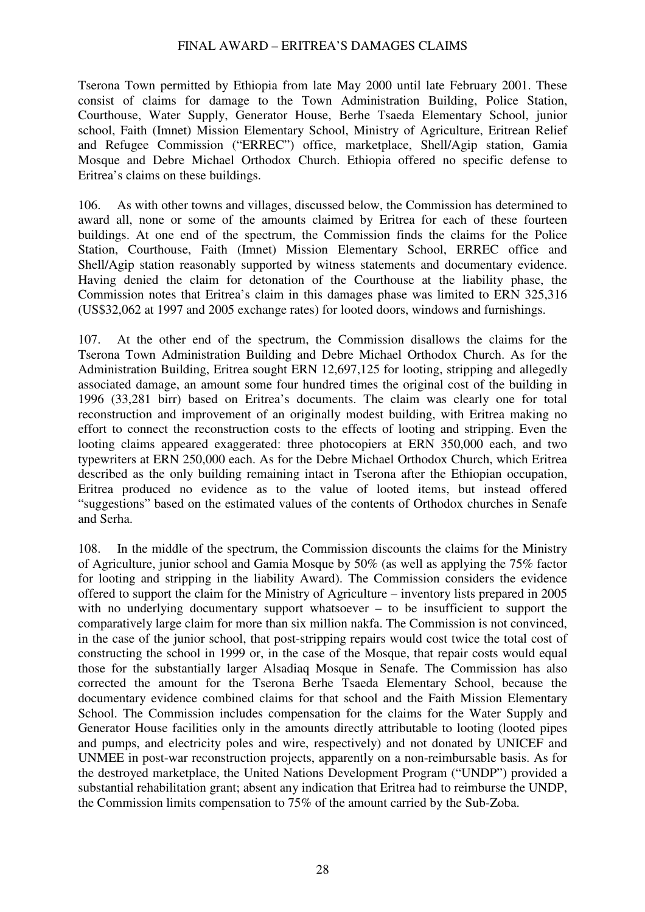Tserona Town permitted by Ethiopia from late May 2000 until late February 2001. These consist of claims for damage to the Town Administration Building, Police Station, Courthouse, Water Supply, Generator House, Berhe Tsaeda Elementary School, junior school, Faith (Imnet) Mission Elementary School, Ministry of Agriculture, Eritrean Relief and Refugee Commission ("ERREC") office, marketplace, Shell/Agip station, Gamia Mosque and Debre Michael Orthodox Church. Ethiopia offered no specific defense to Eritrea's claims on these buildings.

106. As with other towns and villages, discussed below, the Commission has determined to award all, none or some of the amounts claimed by Eritrea for each of these fourteen buildings. At one end of the spectrum, the Commission finds the claims for the Police Station, Courthouse, Faith (Imnet) Mission Elementary School, ERREC office and Shell/Agip station reasonably supported by witness statements and documentary evidence. Having denied the claim for detonation of the Courthouse at the liability phase, the Commission notes that Eritrea's claim in this damages phase was limited to ERN 325,316 (US$32,062 at 1997 and 2005 exchange rates) for looted doors, windows and furnishings.

107. At the other end of the spectrum, the Commission disallows the claims for the Tserona Town Administration Building and Debre Michael Orthodox Church. As for the Administration Building, Eritrea sought ERN 12,697,125 for looting, stripping and allegedly associated damage, an amount some four hundred times the original cost of the building in 1996 (33,281 birr) based on Eritrea's documents. The claim was clearly one for total reconstruction and improvement of an originally modest building, with Eritrea making no effort to connect the reconstruction costs to the effects of looting and stripping. Even the looting claims appeared exaggerated: three photocopiers at ERN 350,000 each, and two typewriters at ERN 250,000 each. As for the Debre Michael Orthodox Church, which Eritrea described as the only building remaining intact in Tserona after the Ethiopian occupation, Eritrea produced no evidence as to the value of looted items, but instead offered "suggestions" based on the estimated values of the contents of Orthodox churches in Senafe and Serha.

108. In the middle of the spectrum, the Commission discounts the claims for the Ministry of Agriculture, junior school and Gamia Mosque by 50% (as well as applying the 75% factor for looting and stripping in the liability Award). The Commission considers the evidence offered to support the claim for the Ministry of Agriculture – inventory lists prepared in 2005 with no underlying documentary support whatsoever – to be insufficient to support the comparatively large claim for more than six million nakfa. The Commission is not convinced, in the case of the junior school, that post-stripping repairs would cost twice the total cost of constructing the school in 1999 or, in the case of the Mosque, that repair costs would equal those for the substantially larger Alsadiaq Mosque in Senafe. The Commission has also corrected the amount for the Tserona Berhe Tsaeda Elementary School, because the documentary evidence combined claims for that school and the Faith Mission Elementary School. The Commission includes compensation for the claims for the Water Supply and Generator House facilities only in the amounts directly attributable to looting (looted pipes and pumps, and electricity poles and wire, respectively) and not donated by UNICEF and UNMEE in post-war reconstruction projects, apparently on a non-reimbursable basis. As for the destroyed marketplace, the United Nations Development Program ("UNDP") provided a substantial rehabilitation grant; absent any indication that Eritrea had to reimburse the UNDP, the Commission limits compensation to 75% of the amount carried by the Sub-Zoba.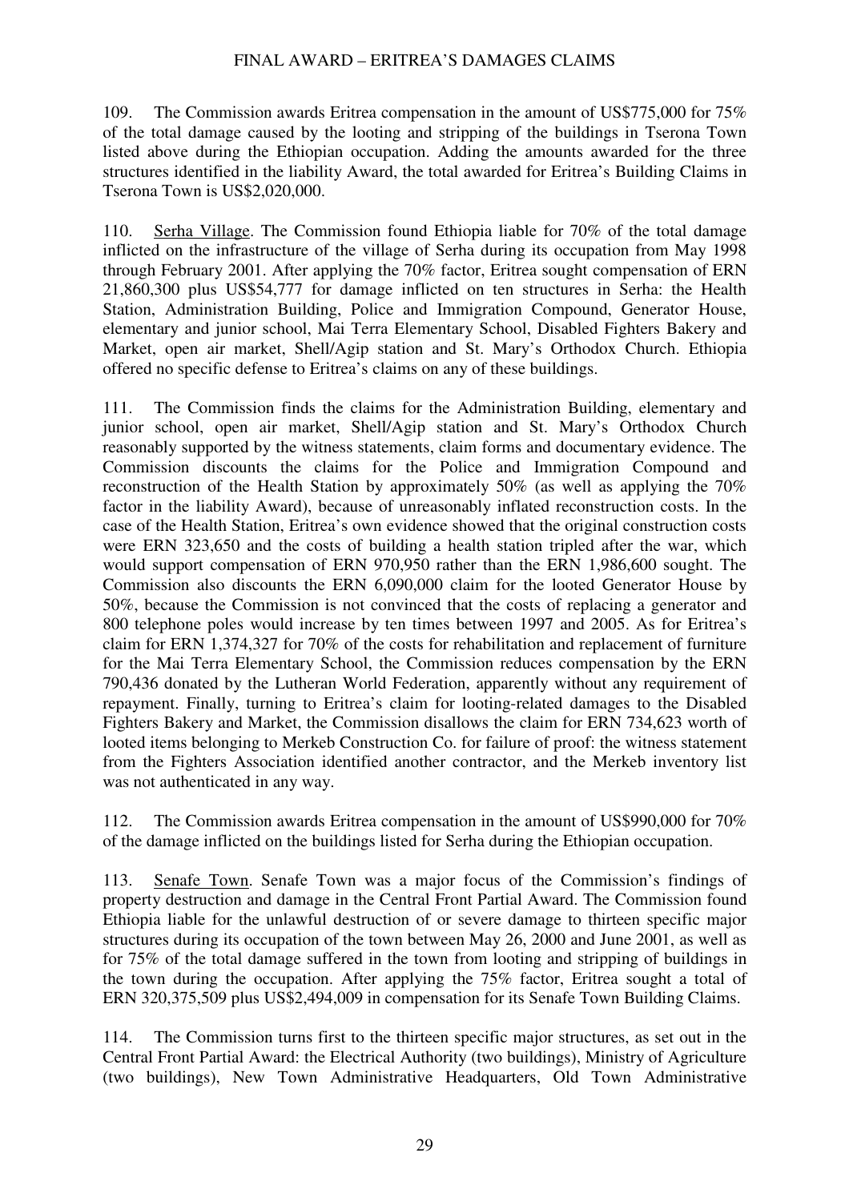109. The Commission awards Eritrea compensation in the amount of US$775,000 for 75% of the total damage caused by the looting and stripping of the buildings in Tserona Town listed above during the Ethiopian occupation. Adding the amounts awarded for the three structures identified in the liability Award, the total awarded for Eritrea's Building Claims in Tserona Town is US$2,020,000.

110. Serha Village. The Commission found Ethiopia liable for 70% of the total damage inflicted on the infrastructure of the village of Serha during its occupation from May 1998 through February 2001. After applying the 70% factor, Eritrea sought compensation of ERN 21,860,300 plus US$54,777 for damage inflicted on ten structures in Serha: the Health Station, Administration Building, Police and Immigration Compound, Generator House, elementary and junior school, Mai Terra Elementary School, Disabled Fighters Bakery and Market, open air market, Shell/Agip station and St. Mary's Orthodox Church. Ethiopia offered no specific defense to Eritrea's claims on any of these buildings.

111. The Commission finds the claims for the Administration Building, elementary and junior school, open air market, Shell/Agip station and St. Mary's Orthodox Church reasonably supported by the witness statements, claim forms and documentary evidence. The Commission discounts the claims for the Police and Immigration Compound and reconstruction of the Health Station by approximately 50% (as well as applying the 70% factor in the liability Award), because of unreasonably inflated reconstruction costs. In the case of the Health Station, Eritrea's own evidence showed that the original construction costs were ERN 323,650 and the costs of building a health station tripled after the war, which would support compensation of ERN 970,950 rather than the ERN 1,986,600 sought. The Commission also discounts the ERN 6,090,000 claim for the looted Generator House by 50%, because the Commission is not convinced that the costs of replacing a generator and 800 telephone poles would increase by ten times between 1997 and 2005. As for Eritrea's claim for ERN 1,374,327 for 70% of the costs for rehabilitation and replacement of furniture for the Mai Terra Elementary School, the Commission reduces compensation by the ERN 790,436 donated by the Lutheran World Federation, apparently without any requirement of repayment. Finally, turning to Eritrea's claim for looting-related damages to the Disabled Fighters Bakery and Market, the Commission disallows the claim for ERN 734,623 worth of looted items belonging to Merkeb Construction Co. for failure of proof: the witness statement from the Fighters Association identified another contractor, and the Merkeb inventory list was not authenticated in any way.

112. The Commission awards Eritrea compensation in the amount of US$990,000 for 70% of the damage inflicted on the buildings listed for Serha during the Ethiopian occupation.

113. Senafe Town. Senafe Town was a major focus of the Commission's findings of property destruction and damage in the Central Front Partial Award. The Commission found Ethiopia liable for the unlawful destruction of or severe damage to thirteen specific major structures during its occupation of the town between May 26, 2000 and June 2001, as well as for 75% of the total damage suffered in the town from looting and stripping of buildings in the town during the occupation. After applying the 75% factor, Eritrea sought a total of ERN 320,375,509 plus US$2,494,009 in compensation for its Senafe Town Building Claims.

114. The Commission turns first to the thirteen specific major structures, as set out in the Central Front Partial Award: the Electrical Authority (two buildings), Ministry of Agriculture (two buildings), New Town Administrative Headquarters, Old Town Administrative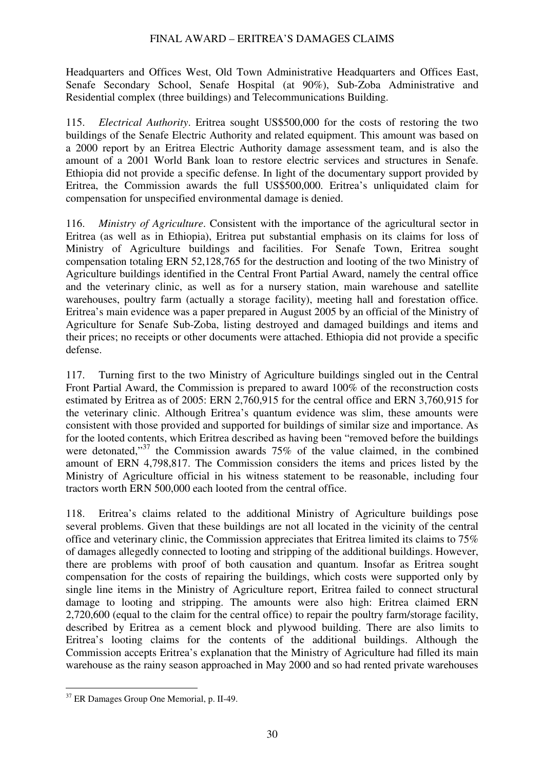Headquarters and Offices West, Old Town Administrative Headquarters and Offices East, Senafe Secondary School, Senafe Hospital (at 90%), Sub-Zoba Administrative and Residential complex (three buildings) and Telecommunications Building.

115. *Electrical Authority*. Eritrea sought US$500,000 for the costs of restoring the two buildings of the Senafe Electric Authority and related equipment. This amount was based on a 2000 report by an Eritrea Electric Authority damage assessment team, and is also the amount of a 2001 World Bank loan to restore electric services and structures in Senafe. Ethiopia did not provide a specific defense. In light of the documentary support provided by Eritrea, the Commission awards the full US$500,000. Eritrea's unliquidated claim for compensation for unspecified environmental damage is denied.

116. *Ministry of Agriculture*. Consistent with the importance of the agricultural sector in Eritrea (as well as in Ethiopia), Eritrea put substantial emphasis on its claims for loss of Ministry of Agriculture buildings and facilities. For Senafe Town, Eritrea sought compensation totaling ERN 52,128,765 for the destruction and looting of the two Ministry of Agriculture buildings identified in the Central Front Partial Award, namely the central office and the veterinary clinic, as well as for a nursery station, main warehouse and satellite warehouses, poultry farm (actually a storage facility), meeting hall and forestation office. Eritrea's main evidence was a paper prepared in August 2005 by an official of the Ministry of Agriculture for Senafe Sub-Zoba, listing destroyed and damaged buildings and items and their prices; no receipts or other documents were attached. Ethiopia did not provide a specific defense.

117. Turning first to the two Ministry of Agriculture buildings singled out in the Central Front Partial Award, the Commission is prepared to award 100% of the reconstruction costs estimated by Eritrea as of 2005: ERN 2,760,915 for the central office and ERN 3,760,915 for the veterinary clinic. Although Eritrea's quantum evidence was slim, these amounts were consistent with those provided and supported for buildings of similar size and importance. As for the looted contents, which Eritrea described as having been "removed before the buildings were detonated,"[37] the Commission awards 75% of the value claimed, in the combined amount of ERN 4,798,817. The Commission considers the items and prices listed by the Ministry of Agriculture official in his witness statement to be reasonable, including four tractors worth ERN 500,000 each looted from the central office.

118. Eritrea's claims related to the additional Ministry of Agriculture buildings pose several problems. Given that these buildings are not all located in the vicinity of the central office and veterinary clinic, the Commission appreciates that Eritrea limited its claims to 75% of damages allegedly connected to looting and stripping of the additional buildings. However, there are problems with proof of both causation and quantum. Insofar as Eritrea sought compensation for the costs of repairing the buildings, which costs were supported only by single line items in the Ministry of Agriculture report, Eritrea failed to connect structural damage to looting and stripping. The amounts were also high: Eritrea claimed ERN 2,720,600 (equal to the claim for the central office) to repair the poultry farm/storage facility, described by Eritrea as a cement block and plywood building. There are also limits to Eritrea's looting claims for the contents of the additional buildings. Although the Commission accepts Eritrea's explanation that the Ministry of Agriculture had filled its main warehouse as the rainy season approached in May 2000 and so had rented private warehouses

---

[37] ER Damages Group One Memorial, p. II-49.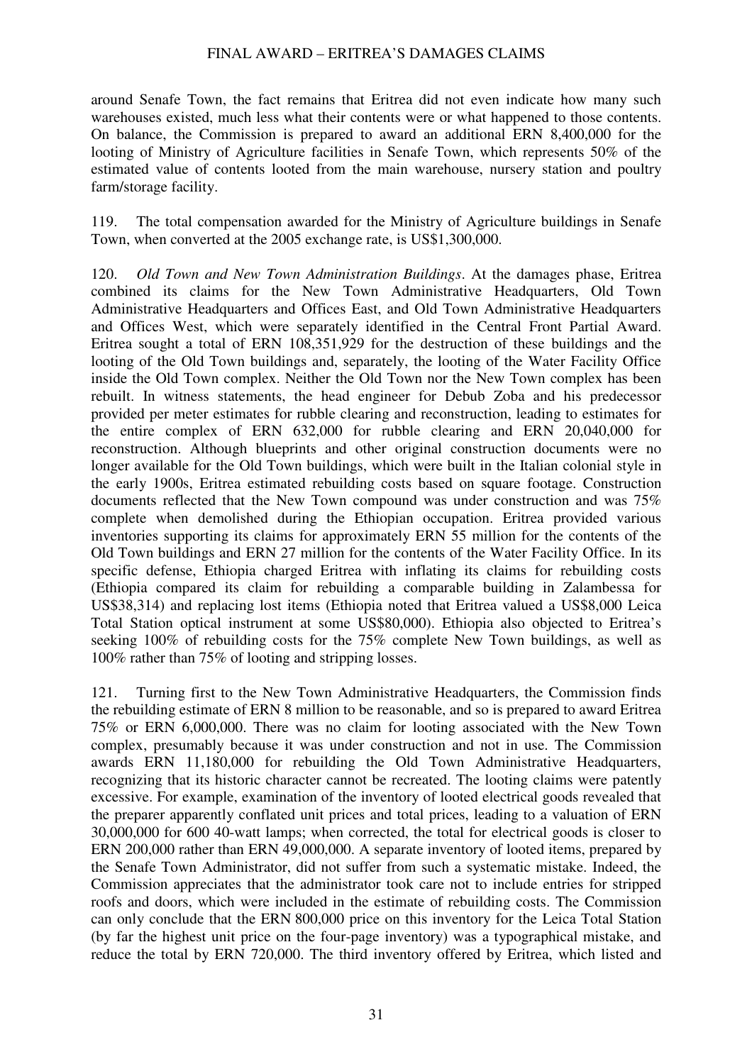around Senafe Town, the fact remains that Eritrea did not even indicate how many such warehouses existed, much less what their contents were or what happened to those contents. On balance, the Commission is prepared to award an additional ERN 8,400,000 for the looting of Ministry of Agriculture facilities in Senafe Town, which represents 50% of the estimated value of contents looted from the main warehouse, nursery station and poultry farm/storage facility.

119. The total compensation awarded for the Ministry of Agriculture buildings in Senafe Town, when converted at the 2005 exchange rate, is US$1,300,000.

120. *Old Town and New Town Administration Buildings*. At the damages phase, Eritrea combined its claims for the New Town Administrative Headquarters, Old Town Administrative Headquarters and Offices East, and Old Town Administrative Headquarters and Offices West, which were separately identified in the Central Front Partial Award. Eritrea sought a total of ERN 108,351,929 for the destruction of these buildings and the looting of the Old Town buildings and, separately, the looting of the Water Facility Office inside the Old Town complex. Neither the Old Town nor the New Town complex has been rebuilt. In witness statements, the head engineer for Debub Zoba and his predecessor provided per meter estimates for rubble clearing and reconstruction, leading to estimates for the entire complex of ERN 632,000 for rubble clearing and ERN 20,040,000 for reconstruction. Although blueprints and other original construction documents were no longer available for the Old Town buildings, which were built in the Italian colonial style in the early 1900s, Eritrea estimated rebuilding costs based on square footage. Construction documents reflected that the New Town compound was under construction and was 75% complete when demolished during the Ethiopian occupation. Eritrea provided various inventories supporting its claims for approximately ERN 55 million for the contents of the Old Town buildings and ERN 27 million for the contents of the Water Facility Office. In its specific defense, Ethiopia charged Eritrea with inflating its claims for rebuilding costs (Ethiopia compared its claim for rebuilding a comparable building in Zalambessa for US$38,314) and replacing lost items (Ethiopia noted that Eritrea valued a US$8,000 Leica Total Station optical instrument at some US$80,000). Ethiopia also objected to Eritrea's seeking 100% of rebuilding costs for the 75% complete New Town buildings, as well as 100% rather than 75% of looting and stripping losses.

121. Turning first to the New Town Administrative Headquarters, the Commission finds the rebuilding estimate of ERN 8 million to be reasonable, and so is prepared to award Eritrea 75% or ERN 6,000,000. There was no claim for looting associated with the New Town complex, presumably because it was under construction and not in use. The Commission awards ERN 11,180,000 for rebuilding the Old Town Administrative Headquarters, recognizing that its historic character cannot be recreated. The looting claims were patently excessive. For example, examination of the inventory of looted electrical goods revealed that the preparer apparently conflated unit prices and total prices, leading to a valuation of ERN 30,000,000 for 600 40-watt lamps; when corrected, the total for electrical goods is closer to ERN 200,000 rather than ERN 49,000,000. A separate inventory of looted items, prepared by the Senafe Town Administrator, did not suffer from such a systematic mistake. Indeed, the Commission appreciates that the administrator took care not to include entries for stripped roofs and doors, which were included in the estimate of rebuilding costs. The Commission can only conclude that the ERN 800,000 price on this inventory for the Leica Total Station (by far the highest unit price on the four-page inventory) was a typographical mistake, and reduce the total by ERN 720,000. The third inventory offered by Eritrea, which listed and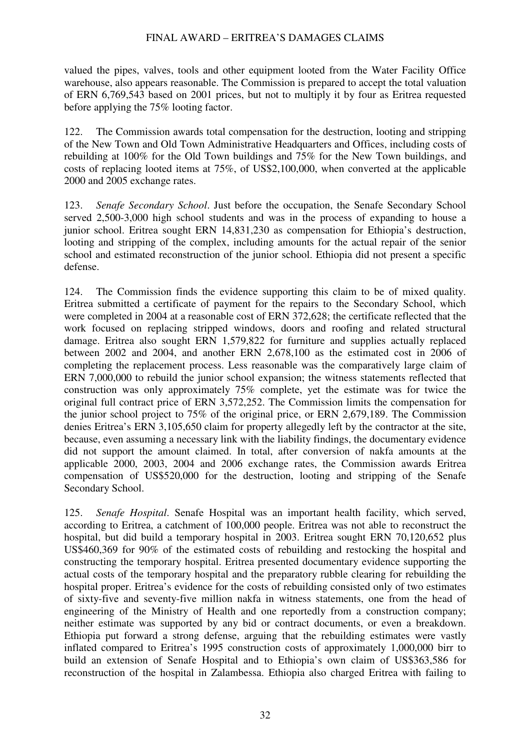valued the pipes, valves, tools and other equipment looted from the Water Facility Office warehouse, also appears reasonable. The Commission is prepared to accept the total valuation of ERN 6,769,543 based on 2001 prices, but not to multiply it by four as Eritrea requested before applying the 75% looting factor.

122. The Commission awards total compensation for the destruction, looting and stripping of the New Town and Old Town Administrative Headquarters and Offices, including costs of rebuilding at 100% for the Old Town buildings and 75% for the New Town buildings, and costs of replacing looted items at 75%, of US$2,100,000, when converted at the applicable 2000 and 2005 exchange rates.

123. *Senafe Secondary School*. Just before the occupation, the Senafe Secondary School served 2,500-3,000 high school students and was in the process of expanding to house a junior school. Eritrea sought ERN 14,831,230 as compensation for Ethiopia's destruction, looting and stripping of the complex, including amounts for the actual repair of the senior school and estimated reconstruction of the junior school. Ethiopia did not present a specific defense.

124. The Commission finds the evidence supporting this claim to be of mixed quality. Eritrea submitted a certificate of payment for the repairs to the Secondary School, which were completed in 2004 at a reasonable cost of ERN 372,628; the certificate reflected that the work focused on replacing stripped windows, doors and roofing and related structural damage. Eritrea also sought ERN 1,579,822 for furniture and supplies actually replaced between 2002 and 2004, and another ERN 2,678,100 as the estimated cost in 2006 of completing the replacement process. Less reasonable was the comparatively large claim of ERN 7,000,000 to rebuild the junior school expansion; the witness statements reflected that construction was only approximately 75% complete, yet the estimate was for twice the original full contract price of ERN 3,572,252. The Commission limits the compensation for the junior school project to 75% of the original price, or ERN 2,679,189. The Commission denies Eritrea's ERN 3,105,650 claim for property allegedly left by the contractor at the site, because, even assuming a necessary link with the liability findings, the documentary evidence did not support the amount claimed. In total, after conversion of nakfa amounts at the applicable 2000, 2003, 2004 and 2006 exchange rates, the Commission awards Eritrea compensation of US$520,000 for the destruction, looting and stripping of the Senafe Secondary School.

125. *Senafe Hospital*. Senafe Hospital was an important health facility, which served, according to Eritrea, a catchment of 100,000 people. Eritrea was not able to reconstruct the hospital, but did build a temporary hospital in 2003. Eritrea sought ERN 70,120,652 plus US$460,369 for 90% of the estimated costs of rebuilding and restocking the hospital and constructing the temporary hospital. Eritrea presented documentary evidence supporting the actual costs of the temporary hospital and the preparatory rubble clearing for rebuilding the hospital proper. Eritrea's evidence for the costs of rebuilding consisted only of two estimates of sixty-five and seventy-five million nakfa in witness statements, one from the head of engineering of the Ministry of Health and one reportedly from a construction company; neither estimate was supported by any bid or contract documents, or even a breakdown. Ethiopia put forward a strong defense, arguing that the rebuilding estimates were vastly inflated compared to Eritrea's 1995 construction costs of approximately 1,000,000 birr to build an extension of Senafe Hospital and to Ethiopia's own claim of US$363,586 for reconstruction of the hospital in Zalambessa. Ethiopia also charged Eritrea with failing to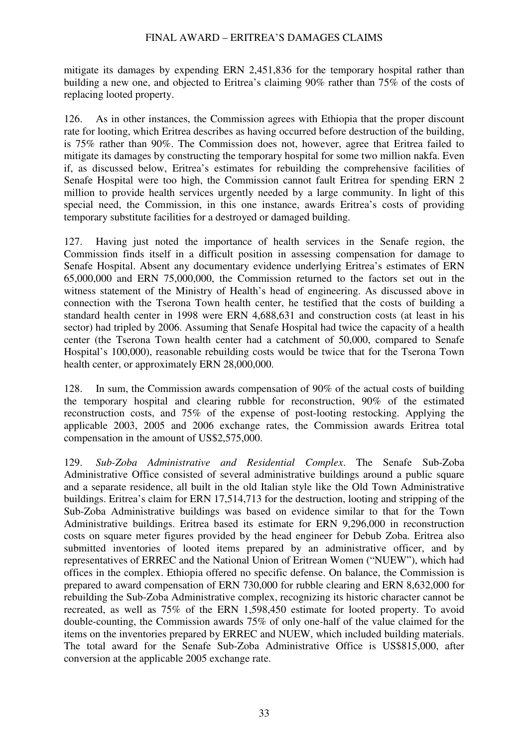mitigate its damages by expending ERN 2,451,836 for the temporary hospital rather than building a new one, and objected to Eritrea's claiming 90% rather than 75% of the costs of replacing looted property.

126. As in other instances, the Commission agrees with Ethiopia that the proper discount rate for looting, which Eritrea describes as having occurred before destruction of the building, is 75% rather than 90%. The Commission does not, however, agree that Eritrea failed to mitigate its damages by constructing the temporary hospital for some two million nakfa. Even if, as discussed below, Eritrea's estimates for rebuilding the comprehensive facilities of Senafe Hospital were too high, the Commission cannot fault Eritrea for spending ERN 2 million to provide health services urgently needed by a large community. In light of this special need, the Commission, in this one instance, awards Eritrea's costs of providing temporary substitute facilities for a destroyed or damaged building.

127. Having just noted the importance of health services in the Senafe region, the Commission finds itself in a difficult position in assessing compensation for damage to Senafe Hospital. Absent any documentary evidence underlying Eritrea's estimates of ERN 65,000,000 and ERN 75,000,000, the Commission returned to the factors set out in the witness statement of the Ministry of Health's head of engineering. As discussed above in connection with the Tserona Town health center, he testified that the costs of building a standard health center in 1998 were ERN 4,688,631 and construction costs (at least in his sector) had tripled by 2006. Assuming that Senafe Hospital had twice the capacity of a health center (the Tserona Town health center had a catchment of 50,000, compared to Senafe Hospital's 100,000), reasonable rebuilding costs would be twice that for the Tserona Town health center, or approximately ERN 28,000,000.

128. In sum, the Commission awards compensation of 90% of the actual costs of building the temporary hospital and clearing rubble for reconstruction, 90% of the estimated reconstruction costs, and 75% of the expense of post-looting restocking. Applying the applicable 2003, 2005 and 2006 exchange rates, the Commission awards Eritrea total compensation in the amount of US$2,575,000.

129. *Sub-Zoba Administrative and Residential Complex*. The Senafe Sub-Zoba Administrative Office consisted of several administrative buildings around a public square and a separate residence, all built in the old Italian style like the Old Town Administrative buildings. Eritrea's claim for ERN 17,514,713 for the destruction, looting and stripping of the Sub-Zoba Administrative buildings was based on evidence similar to that for the Town Administrative buildings. Eritrea based its estimate for ERN 9,296,000 in reconstruction costs on square meter figures provided by the head engineer for Debub Zoba. Eritrea also submitted inventories of looted items prepared by an administrative officer, and by representatives of ERREC and the National Union of Eritrean Women ("NUEW"), which had offices in the complex. Ethiopia offered no specific defense. On balance, the Commission is prepared to award compensation of ERN 730,000 for rubble clearing and ERN 8,632,000 for rebuilding the Sub-Zoba Administrative complex, recognizing its historic character cannot be recreated, as well as 75% of the ERN 1,598,450 estimate for looted property. To avoid double-counting, the Commission awards 75% of only one-half of the value claimed for the items on the inventories prepared by ERREC and NUEW, which included building materials. The total award for the Senafe Sub-Zoba Administrative Office is US$815,000, after conversion at the applicable 2005 exchange rate.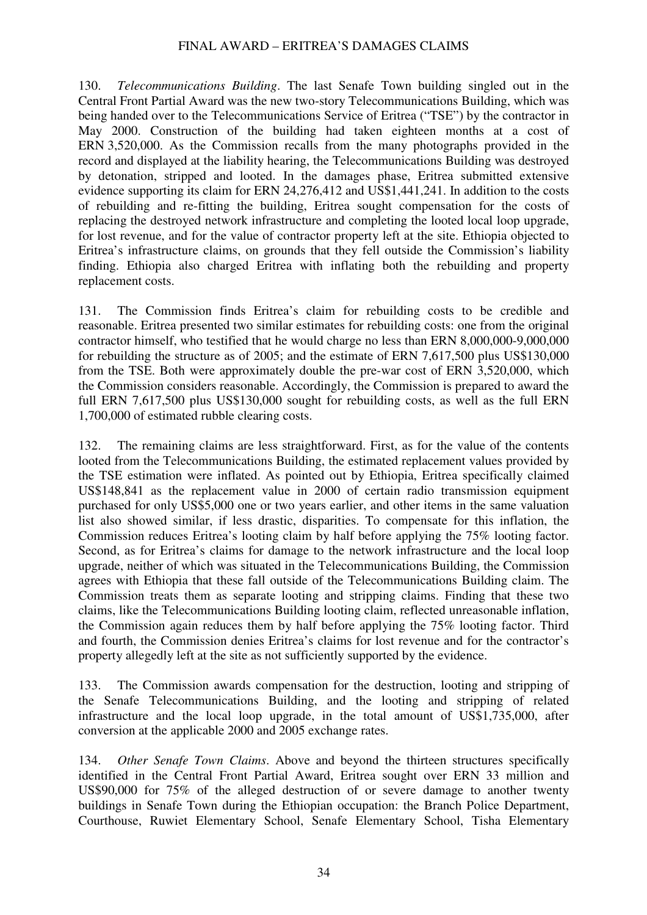130. *Telecommunications Building*. The last Senafe Town building singled out in the Central Front Partial Award was the new two-story Telecommunications Building, which was being handed over to the Telecommunications Service of Eritrea ("TSE") by the contractor in May 2000. Construction of the building had taken eighteen months at a cost of ERN 3,520,000. As the Commission recalls from the many photographs provided in the record and displayed at the liability hearing, the Telecommunications Building was destroyed by detonation, stripped and looted. In the damages phase, Eritrea submitted extensive evidence supporting its claim for ERN 24,276,412 and US$1,441,241. In addition to the costs of rebuilding and re-fitting the building, Eritrea sought compensation for the costs of replacing the destroyed network infrastructure and completing the looted local loop upgrade, for lost revenue, and for the value of contractor property left at the site. Ethiopia objected to Eritrea's infrastructure claims, on grounds that they fell outside the Commission's liability finding. Ethiopia also charged Eritrea with inflating both the rebuilding and property replacement costs.

131. The Commission finds Eritrea's claim for rebuilding costs to be credible and reasonable. Eritrea presented two similar estimates for rebuilding costs: one from the original contractor himself, who testified that he would charge no less than ERN 8,000,000-9,000,000 for rebuilding the structure as of 2005; and the estimate of ERN 7,617,500 plus US$130,000 from the TSE. Both were approximately double the pre-war cost of ERN 3,520,000, which the Commission considers reasonable. Accordingly, the Commission is prepared to award the full ERN 7,617,500 plus US$130,000 sought for rebuilding costs, as well as the full ERN 1,700,000 of estimated rubble clearing costs.

132. The remaining claims are less straightforward. First, as for the value of the contents looted from the Telecommunications Building, the estimated replacement values provided by the TSE estimation were inflated. As pointed out by Ethiopia, Eritrea specifically claimed US$148,841 as the replacement value in 2000 of certain radio transmission equipment purchased for only US$5,000 one or two years earlier, and other items in the same valuation list also showed similar, if less drastic, disparities. To compensate for this inflation, the Commission reduces Eritrea's looting claim by half before applying the 75% looting factor. Second, as for Eritrea's claims for damage to the network infrastructure and the local loop upgrade, neither of which was situated in the Telecommunications Building, the Commission agrees with Ethiopia that these fall outside of the Telecommunications Building claim. The Commission treats them as separate looting and stripping claims. Finding that these two claims, like the Telecommunications Building looting claim, reflected unreasonable inflation, the Commission again reduces them by half before applying the 75% looting factor. Third and fourth, the Commission denies Eritrea's claims for lost revenue and for the contractor's property allegedly left at the site as not sufficiently supported by the evidence.

133. The Commission awards compensation for the destruction, looting and stripping of the Senafe Telecommunications Building, and the looting and stripping of related infrastructure and the local loop upgrade, in the total amount of US$1,735,000, after conversion at the applicable 2000 and 2005 exchange rates.

134. *Other Senafe Town Claims*. Above and beyond the thirteen structures specifically identified in the Central Front Partial Award, Eritrea sought over ERN 33 million and US$90,000 for 75% of the alleged destruction of or severe damage to another twenty buildings in Senafe Town during the Ethiopian occupation: the Branch Police Department, Courthouse, Ruwiet Elementary School, Senafe Elementary School, Tisha Elementary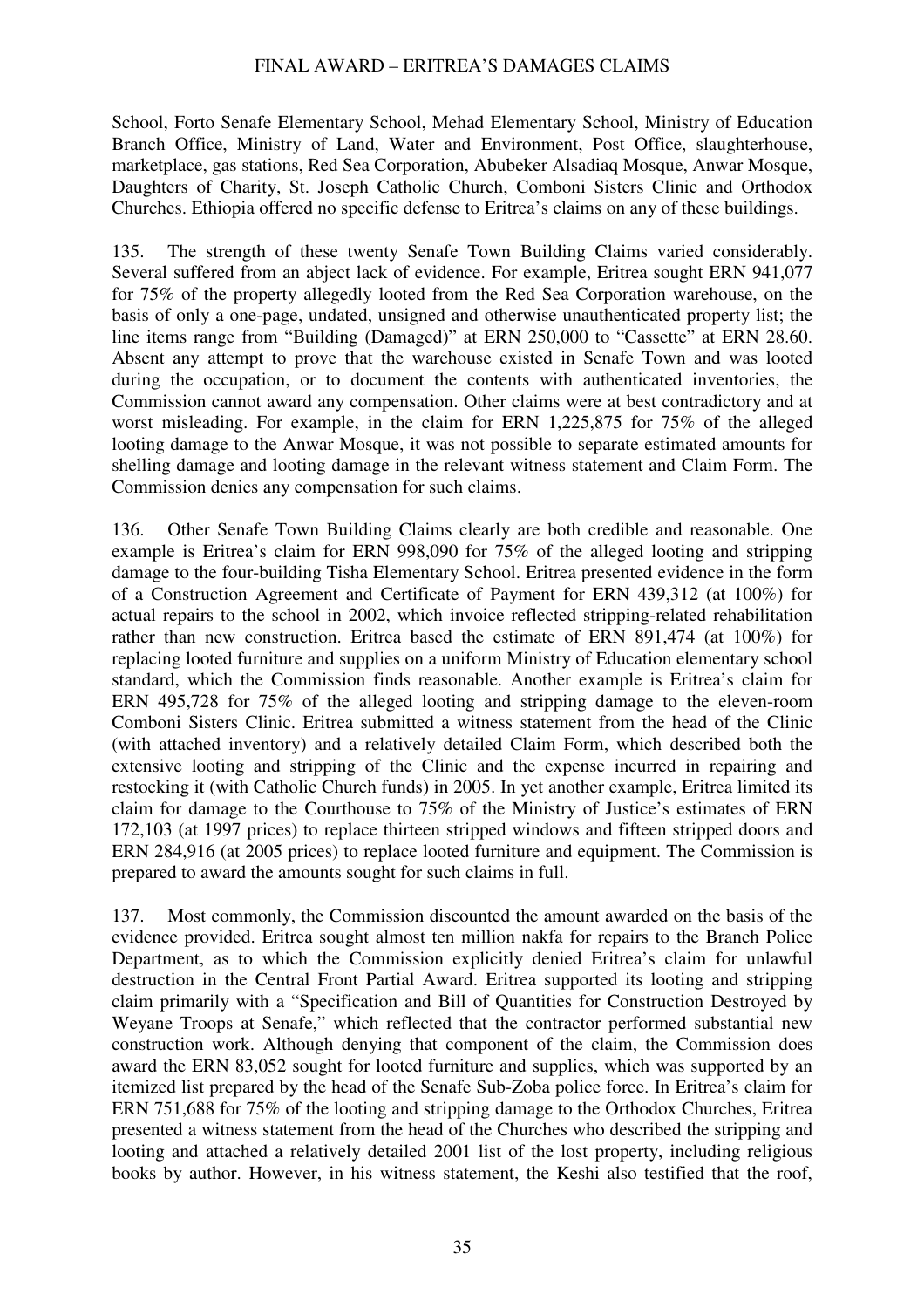School, Forto Senafe Elementary School, Mehad Elementary School, Ministry of Education Branch Office, Ministry of Land, Water and Environment, Post Office, slaughterhouse, marketplace, gas stations, Red Sea Corporation, Abubeker Alsadiaq Mosque, Anwar Mosque, Daughters of Charity, St. Joseph Catholic Church, Comboni Sisters Clinic and Orthodox Churches. Ethiopia offered no specific defense to Eritrea's claims on any of these buildings.

135. The strength of these twenty Senafe Town Building Claims varied considerably. Several suffered from an abject lack of evidence. For example, Eritrea sought ERN 941,077 for 75% of the property allegedly looted from the Red Sea Corporation warehouse, on the basis of only a one-page, undated, unsigned and otherwise unauthenticated property list; the line items range from "Building (Damaged)" at ERN 250,000 to "Cassette" at ERN 28.60. Absent any attempt to prove that the warehouse existed in Senafe Town and was looted during the occupation, or to document the contents with authenticated inventories, the Commission cannot award any compensation. Other claims were at best contradictory and at worst misleading. For example, in the claim for ERN 1,225,875 for 75% of the alleged looting damage to the Anwar Mosque, it was not possible to separate estimated amounts for shelling damage and looting damage in the relevant witness statement and Claim Form. The Commission denies any compensation for such claims.

136. Other Senafe Town Building Claims clearly are both credible and reasonable. One example is Eritrea's claim for ERN 998,090 for 75% of the alleged looting and stripping damage to the four-building Tisha Elementary School. Eritrea presented evidence in the form of a Construction Agreement and Certificate of Payment for ERN 439,312 (at 100%) for actual repairs to the school in 2002, which invoice reflected stripping-related rehabilitation rather than new construction. Eritrea based the estimate of ERN 891,474 (at 100%) for replacing looted furniture and supplies on a uniform Ministry of Education elementary school standard, which the Commission finds reasonable. Another example is Eritrea's claim for ERN 495,728 for 75% of the alleged looting and stripping damage to the eleven-room Comboni Sisters Clinic. Eritrea submitted a witness statement from the head of the Clinic (with attached inventory) and a relatively detailed Claim Form, which described both the extensive looting and stripping of the Clinic and the expense incurred in repairing and restocking it (with Catholic Church funds) in 2005. In yet another example, Eritrea limited its claim for damage to the Courthouse to 75% of the Ministry of Justice's estimates of ERN 172,103 (at 1997 prices) to replace thirteen stripped windows and fifteen stripped doors and ERN 284,916 (at 2005 prices) to replace looted furniture and equipment. The Commission is prepared to award the amounts sought for such claims in full.

137. Most commonly, the Commission discounted the amount awarded on the basis of the evidence provided. Eritrea sought almost ten million nakfa for repairs to the Branch Police Department, as to which the Commission explicitly denied Eritrea's claim for unlawful destruction in the Central Front Partial Award. Eritrea supported its looting and stripping claim primarily with a "Specification and Bill of Quantities for Construction Destroyed by Weyane Troops at Senafe," which reflected that the contractor performed substantial new construction work. Although denying that component of the claim, the Commission does award the ERN 83,052 sought for looted furniture and supplies, which was supported by an itemized list prepared by the head of the Senafe Sub-Zoba police force. In Eritrea's claim for ERN 751,688 for 75% of the looting and stripping damage to the Orthodox Churches, Eritrea presented a witness statement from the head of the Churches who described the stripping and looting and attached a relatively detailed 2001 list of the lost property, including religious books by author. However, in his witness statement, the Keshi also testified that the roof,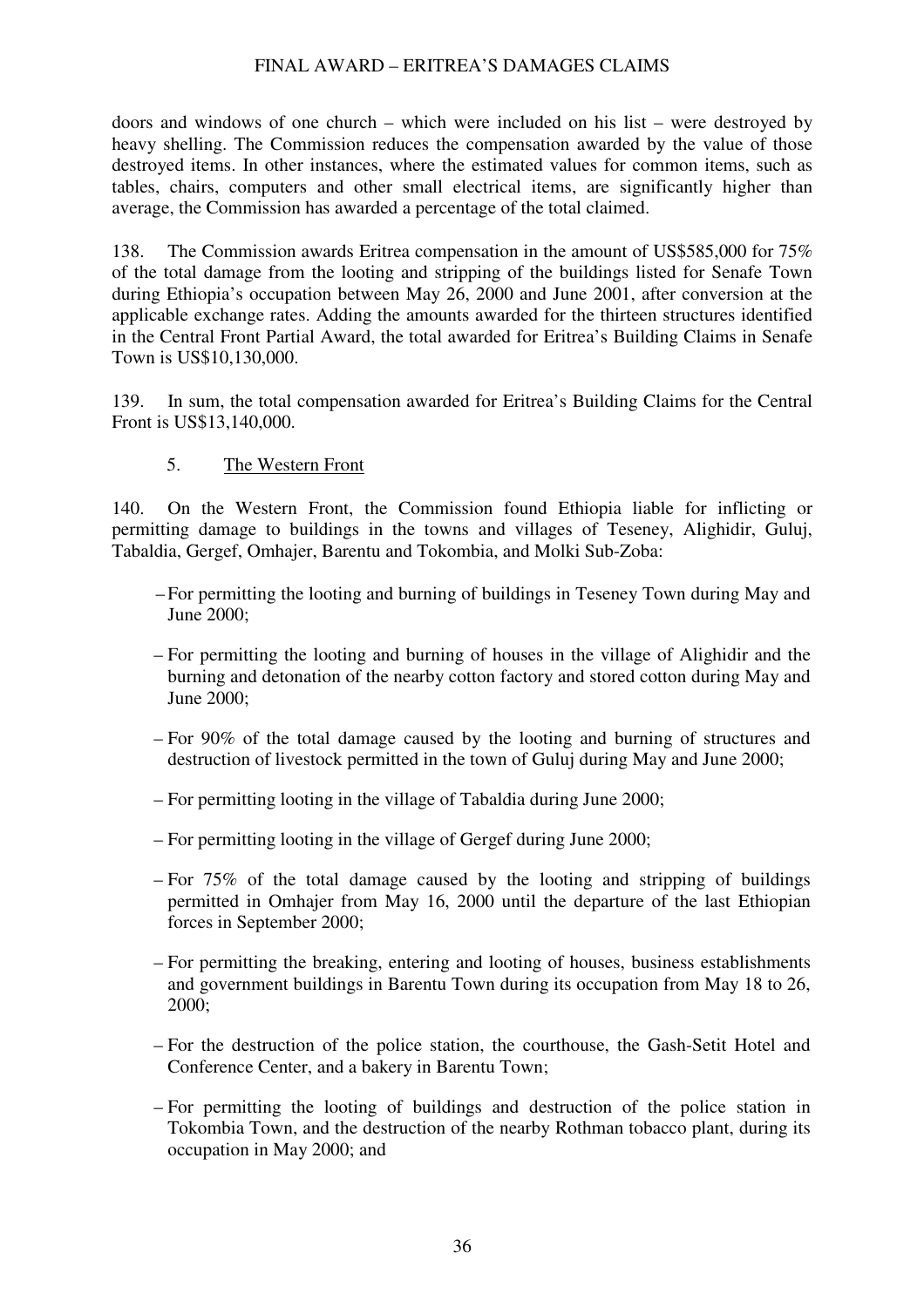doors and windows of one church – which were included on his list – were destroyed by heavy shelling. The Commission reduces the compensation awarded by the value of those destroyed items. In other instances, where the estimated values for common items, such as tables, chairs, computers and other small electrical items, are significantly higher than average, the Commission has awarded a percentage of the total claimed.

138. The Commission awards Eritrea compensation in the amount of US$585,000 for 75% of the total damage from the looting and stripping of the buildings listed for Senafe Town during Ethiopia's occupation between May 26, 2000 and June 2001, after conversion at the applicable exchange rates. Adding the amounts awarded for the thirteen structures identified in the Central Front Partial Award, the total awarded for Eritrea's Building Claims in Senafe Town is US$10,130,000.

139. In sum, the total compensation awarded for Eritrea's Building Claims for the Central Front is US$13,140,000.

### 5. The Western Front

140. On the Western Front, the Commission found Ethiopia liable for inflicting or permitting damage to buildings in the towns and villages of Teseney, Alighidir, Guluj, Tabaldia, Gergef, Omhajer, Barentu and Tokombia, and Molki Sub-Zoba:

- For permitting the looting and burning of buildings in Teseney Town during May and June 2000;
- For permitting the looting and burning of houses in the village of Alighidir and the burning and detonation of the nearby cotton factory and stored cotton during May and June 2000;
- For 90% of the total damage caused by the looting and burning of structures and destruction of livestock permitted in the town of Guluj during May and June 2000;
- For permitting looting in the village of Tabaldia during June 2000;
- For permitting looting in the village of Gergef during June 2000;
- For 75% of the total damage caused by the looting and stripping of buildings permitted in Omhajer from May 16, 2000 until the departure of the last Ethiopian forces in September 2000;
- For permitting the breaking, entering and looting of houses, business establishments and government buildings in Barentu Town during its occupation from May 18 to 26, 2000;
- For the destruction of the police station, the courthouse, the Gash-Setit Hotel and Conference Center, and a bakery in Barentu Town;
- For permitting the looting of buildings and destruction of the police station in Tokombia Town, and the destruction of the nearby Rothman tobacco plant, during its occupation in May 2000; and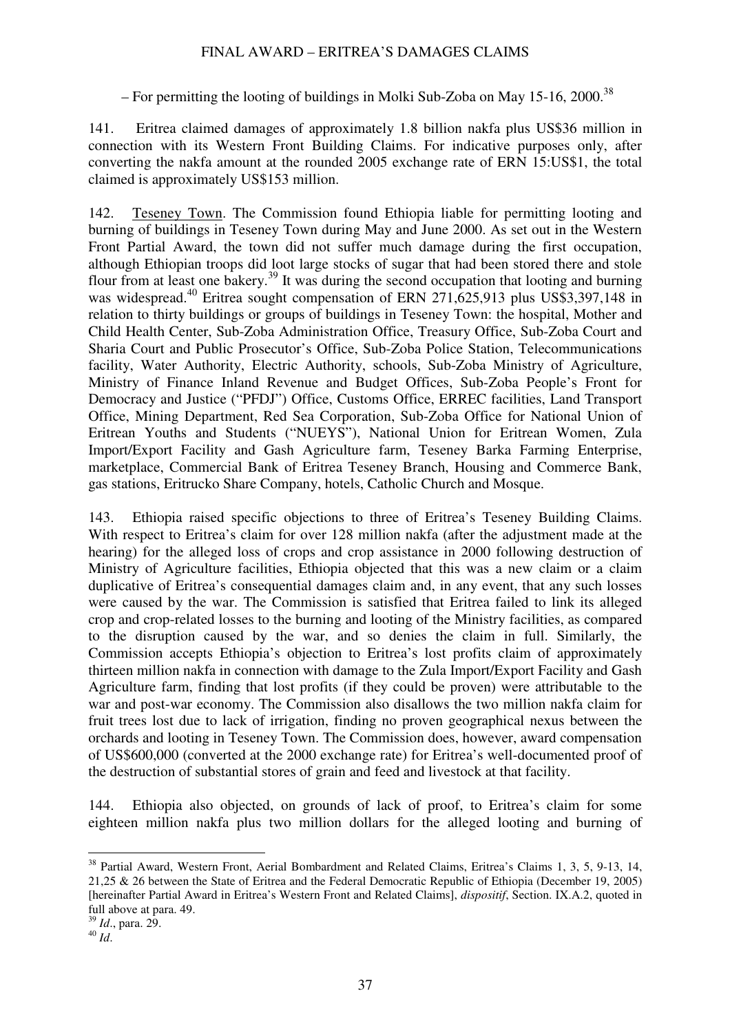– For permitting the looting of buildings in Molki Sub-Zoba on May 15-16, 2000.[38]

141. Eritrea claimed damages of approximately 1.8 billion nakfa plus US$36 million in connection with its Western Front Building Claims. For indicative purposes only, after converting the nakfa amount at the rounded 2005 exchange rate of ERN 15:US$1, the total claimed is approximately US$153 million.

142. Teseney Town. The Commission found Ethiopia liable for permitting looting and burning of buildings in Teseney Town during May and June 2000. As set out in the Western Front Partial Award, the town did not suffer much damage during the first occupation, although Ethiopian troops did loot large stocks of sugar that had been stored there and stole flour from at least one bakery.[39] It was during the second occupation that looting and burning was widespread.[40] Eritrea sought compensation of ERN 271,625,913 plus US$3,397,148 in relation to thirty buildings or groups of buildings in Teseney Town: the hospital, Mother and Child Health Center, Sub-Zoba Administration Office, Treasury Office, Sub-Zoba Court and Sharia Court and Public Prosecutor's Office, Sub-Zoba Police Station, Telecommunications facility, Water Authority, Electric Authority, schools, Sub-Zoba Ministry of Agriculture, Ministry of Finance Inland Revenue and Budget Offices, Sub-Zoba People's Front for Democracy and Justice ("PFDJ") Office, Customs Office, ERREC facilities, Land Transport Office, Mining Department, Red Sea Corporation, Sub-Zoba Office for National Union of Eritrean Youths and Students ("NUEYS"), National Union for Eritrean Women, Zula Import/Export Facility and Gash Agriculture farm, Teseney Barka Farming Enterprise, marketplace, Commercial Bank of Eritrea Teseney Branch, Housing and Commerce Bank, gas stations, Eritrucko Share Company, hotels, Catholic Church and Mosque.

143. Ethiopia raised specific objections to three of Eritrea's Teseney Building Claims. With respect to Eritrea's claim for over 128 million nakfa (after the adjustment made at the hearing) for the alleged loss of crops and crop assistance in 2000 following destruction of Ministry of Agriculture facilities, Ethiopia objected that this was a new claim or a claim duplicative of Eritrea's consequential damages claim and, in any event, that any such losses were caused by the war. The Commission is satisfied that Eritrea failed to link its alleged crop and crop-related losses to the burning and looting of the Ministry facilities, as compared to the disruption caused by the war, and so denies the claim in full. Similarly, the Commission accepts Ethiopia's objection to Eritrea's lost profits claim of approximately thirteen million nakfa in connection with damage to the Zula Import/Export Facility and Gash Agriculture farm, finding that lost profits (if they could be proven) were attributable to the war and post-war economy. The Commission also disallows the two million nakfa claim for fruit trees lost due to lack of irrigation, finding no proven geographical nexus between the orchards and looting in Teseney Town. The Commission does, however, award compensation of US$600,000 (converted at the 2000 exchange rate) for Eritrea's well-documented proof of the destruction of substantial stores of grain and feed and livestock at that facility.

144. Ethiopia also objected, on grounds of lack of proof, to Eritrea's claim for some eighteen million nakfa plus two million dollars for the alleged looting and burning of

---

[38] Partial Award, Western Front, Aerial Bombardment and Related Claims, Eritrea's Claims 1, 3, 5, 9-13, 14, 21,25 & 26 between the State of Eritrea and the Federal Democratic Republic of Ethiopia (December 19, 2005) [hereinafter Partial Award in Eritrea's Western Front and Related Claims], *dispositif*, Section. IX.A.2, quoted in full above at para. 49.

[39] *Id*., para. 29.

[40] *Id*.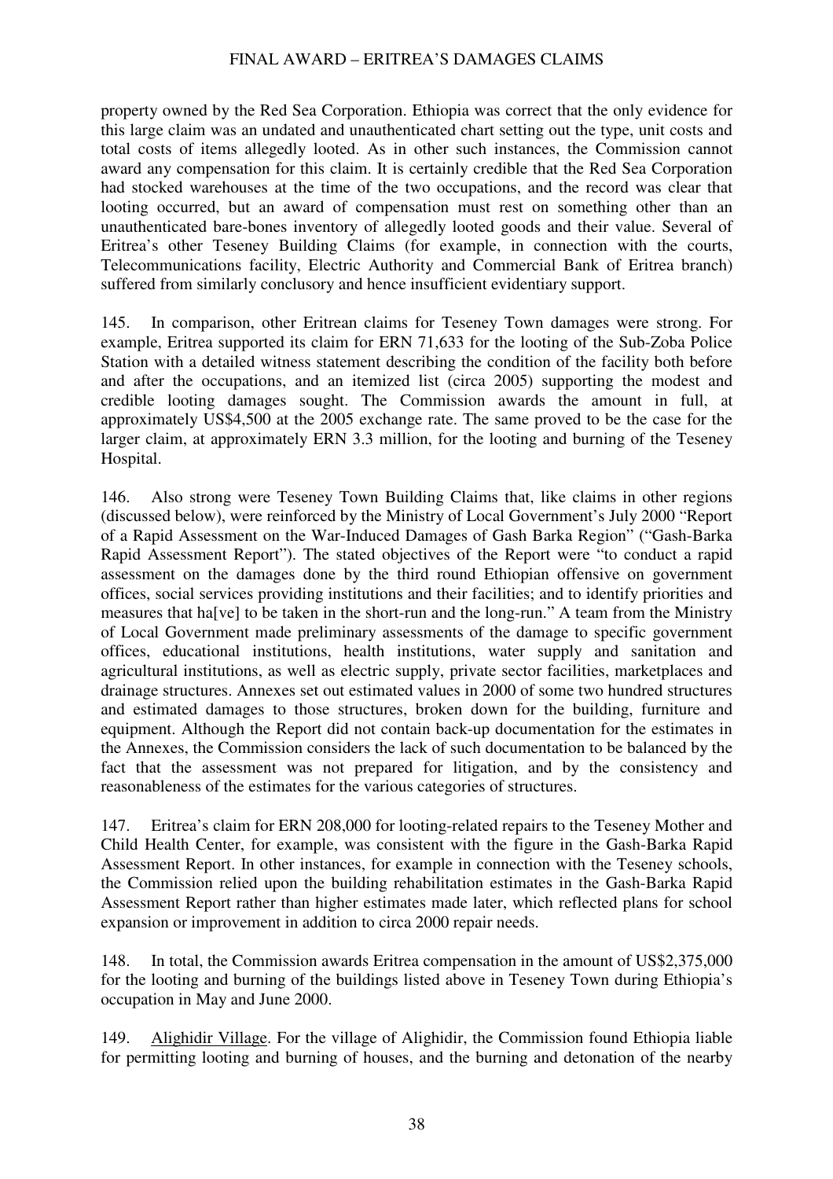property owned by the Red Sea Corporation. Ethiopia was correct that the only evidence for this large claim was an undated and unauthenticated chart setting out the type, unit costs and total costs of items allegedly looted. As in other such instances, the Commission cannot award any compensation for this claim. It is certainly credible that the Red Sea Corporation had stocked warehouses at the time of the two occupations, and the record was clear that looting occurred, but an award of compensation must rest on something other than an unauthenticated bare-bones inventory of allegedly looted goods and their value. Several of Eritrea's other Teseney Building Claims (for example, in connection with the courts, Telecommunications facility, Electric Authority and Commercial Bank of Eritrea branch) suffered from similarly conclusory and hence insufficient evidentiary support.

145. In comparison, other Eritrean claims for Teseney Town damages were strong. For example, Eritrea supported its claim for ERN 71,633 for the looting of the Sub-Zoba Police Station with a detailed witness statement describing the condition of the facility both before and after the occupations, and an itemized list (circa 2005) supporting the modest and credible looting damages sought. The Commission awards the amount in full, at approximately US$4,500 at the 2005 exchange rate. The same proved to be the case for the larger claim, at approximately ERN 3.3 million, for the looting and burning of the Teseney Hospital.

146. Also strong were Teseney Town Building Claims that, like claims in other regions (discussed below), were reinforced by the Ministry of Local Government's July 2000 "Report of a Rapid Assessment on the War-Induced Damages of Gash Barka Region" ("Gash-Barka Rapid Assessment Report"). The stated objectives of the Report were "to conduct a rapid assessment on the damages done by the third round Ethiopian offensive on government offices, social services providing institutions and their facilities; and to identify priorities and measures that ha[ve] to be taken in the short-run and the long-run." A team from the Ministry of Local Government made preliminary assessments of the damage to specific government offices, educational institutions, health institutions, water supply and sanitation and agricultural institutions, as well as electric supply, private sector facilities, marketplaces and drainage structures. Annexes set out estimated values in 2000 of some two hundred structures and estimated damages to those structures, broken down for the building, furniture and equipment. Although the Report did not contain back-up documentation for the estimates in the Annexes, the Commission considers the lack of such documentation to be balanced by the fact that the assessment was not prepared for litigation, and by the consistency and reasonableness of the estimates for the various categories of structures.

147. Eritrea's claim for ERN 208,000 for looting-related repairs to the Teseney Mother and Child Health Center, for example, was consistent with the figure in the Gash-Barka Rapid Assessment Report. In other instances, for example in connection with the Teseney schools, the Commission relied upon the building rehabilitation estimates in the Gash-Barka Rapid Assessment Report rather than higher estimates made later, which reflected plans for school expansion or improvement in addition to circa 2000 repair needs.

148. In total, the Commission awards Eritrea compensation in the amount of US$2,375,000 for the looting and burning of the buildings listed above in Teseney Town during Ethiopia's occupation in May and June 2000.

149. Alighidir Village. For the village of Alighidir, the Commission found Ethiopia liable for permitting looting and burning of houses, and the burning and detonation of the nearby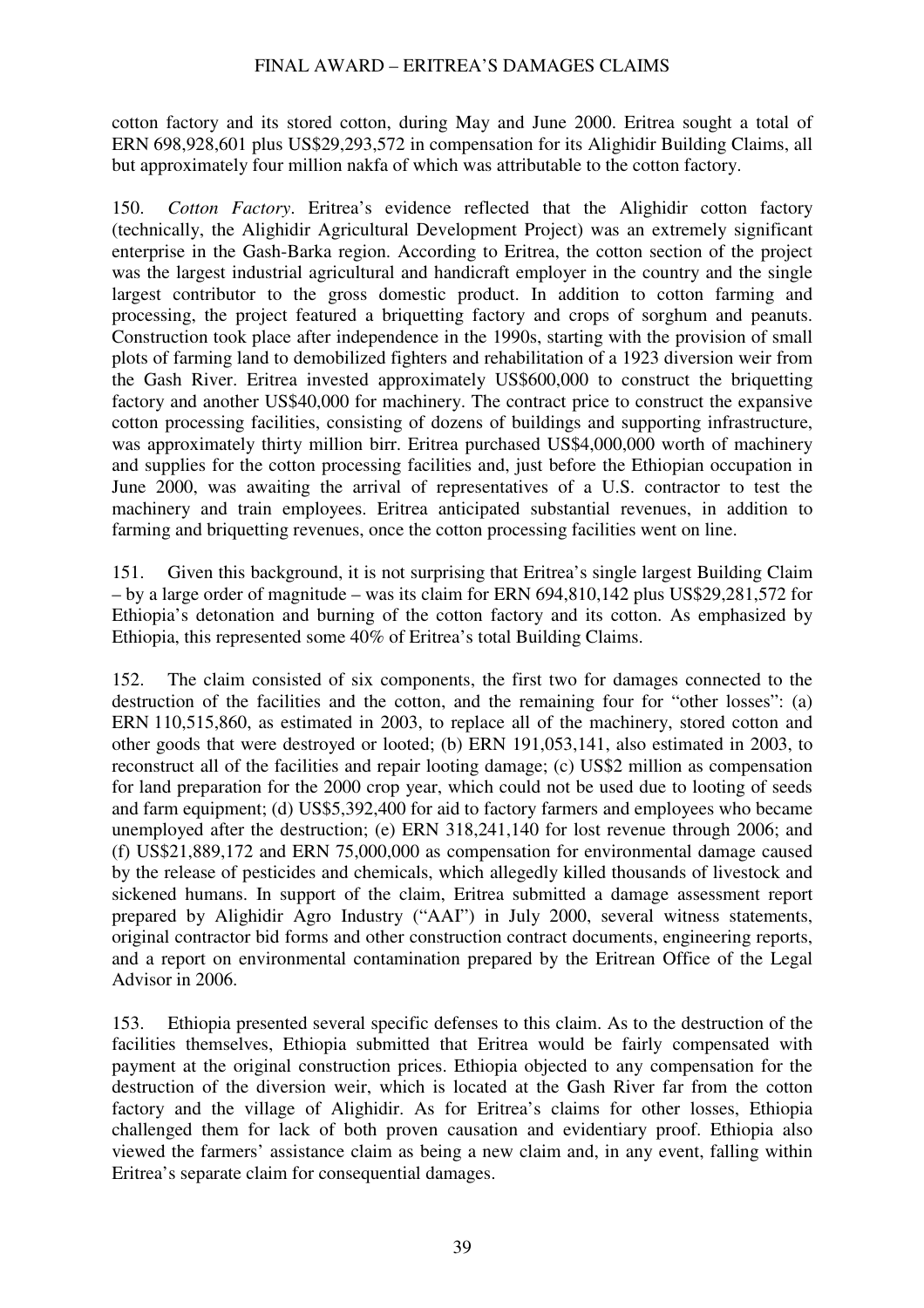cotton factory and its stored cotton, during May and June 2000. Eritrea sought a total of ERN 698,928,601 plus US$29,293,572 in compensation for its Alighidir Building Claims, all but approximately four million nakfa of which was attributable to the cotton factory.

150. *Cotton Factory*. Eritrea's evidence reflected that the Alighidir cotton factory (technically, the Alighidir Agricultural Development Project) was an extremely significant enterprise in the Gash-Barka region. According to Eritrea, the cotton section of the project was the largest industrial agricultural and handicraft employer in the country and the single largest contributor to the gross domestic product. In addition to cotton farming and processing, the project featured a briquetting factory and crops of sorghum and peanuts. Construction took place after independence in the 1990s, starting with the provision of small plots of farming land to demobilized fighters and rehabilitation of a 1923 diversion weir from the Gash River. Eritrea invested approximately US$600,000 to construct the briquetting factory and another US$40,000 for machinery. The contract price to construct the expansive cotton processing facilities, consisting of dozens of buildings and supporting infrastructure, was approximately thirty million birr. Eritrea purchased US$4,000,000 worth of machinery and supplies for the cotton processing facilities and, just before the Ethiopian occupation in June 2000, was awaiting the arrival of representatives of a U.S. contractor to test the machinery and train employees. Eritrea anticipated substantial revenues, in addition to farming and briquetting revenues, once the cotton processing facilities went on line.

151. Given this background, it is not surprising that Eritrea's single largest Building Claim – by a large order of magnitude – was its claim for ERN 694,810,142 plus US$29,281,572 for Ethiopia's detonation and burning of the cotton factory and its cotton. As emphasized by Ethiopia, this represented some 40% of Eritrea's total Building Claims.

152. The claim consisted of six components, the first two for damages connected to the destruction of the facilities and the cotton, and the remaining four for "other losses": (a) ERN 110,515,860, as estimated in 2003, to replace all of the machinery, stored cotton and other goods that were destroyed or looted; (b) ERN 191,053,141, also estimated in 2003, to reconstruct all of the facilities and repair looting damage; (c) US$2 million as compensation for land preparation for the 2000 crop year, which could not be used due to looting of seeds and farm equipment; (d) US$5,392,400 for aid to factory farmers and employees who became unemployed after the destruction; (e) ERN 318,241,140 for lost revenue through 2006; and (f) US$21,889,172 and ERN 75,000,000 as compensation for environmental damage caused by the release of pesticides and chemicals, which allegedly killed thousands of livestock and sickened humans. In support of the claim, Eritrea submitted a damage assessment report prepared by Alighidir Agro Industry ("AAI") in July 2000, several witness statements, original contractor bid forms and other construction contract documents, engineering reports, and a report on environmental contamination prepared by the Eritrean Office of the Legal Advisor in 2006.

153. Ethiopia presented several specific defenses to this claim. As to the destruction of the facilities themselves, Ethiopia submitted that Eritrea would be fairly compensated with payment at the original construction prices. Ethiopia objected to any compensation for the destruction of the diversion weir, which is located at the Gash River far from the cotton factory and the village of Alighidir. As for Eritrea's claims for other losses, Ethiopia challenged them for lack of both proven causation and evidentiary proof. Ethiopia also viewed the farmers' assistance claim as being a new claim and, in any event, falling within Eritrea's separate claim for consequential damages.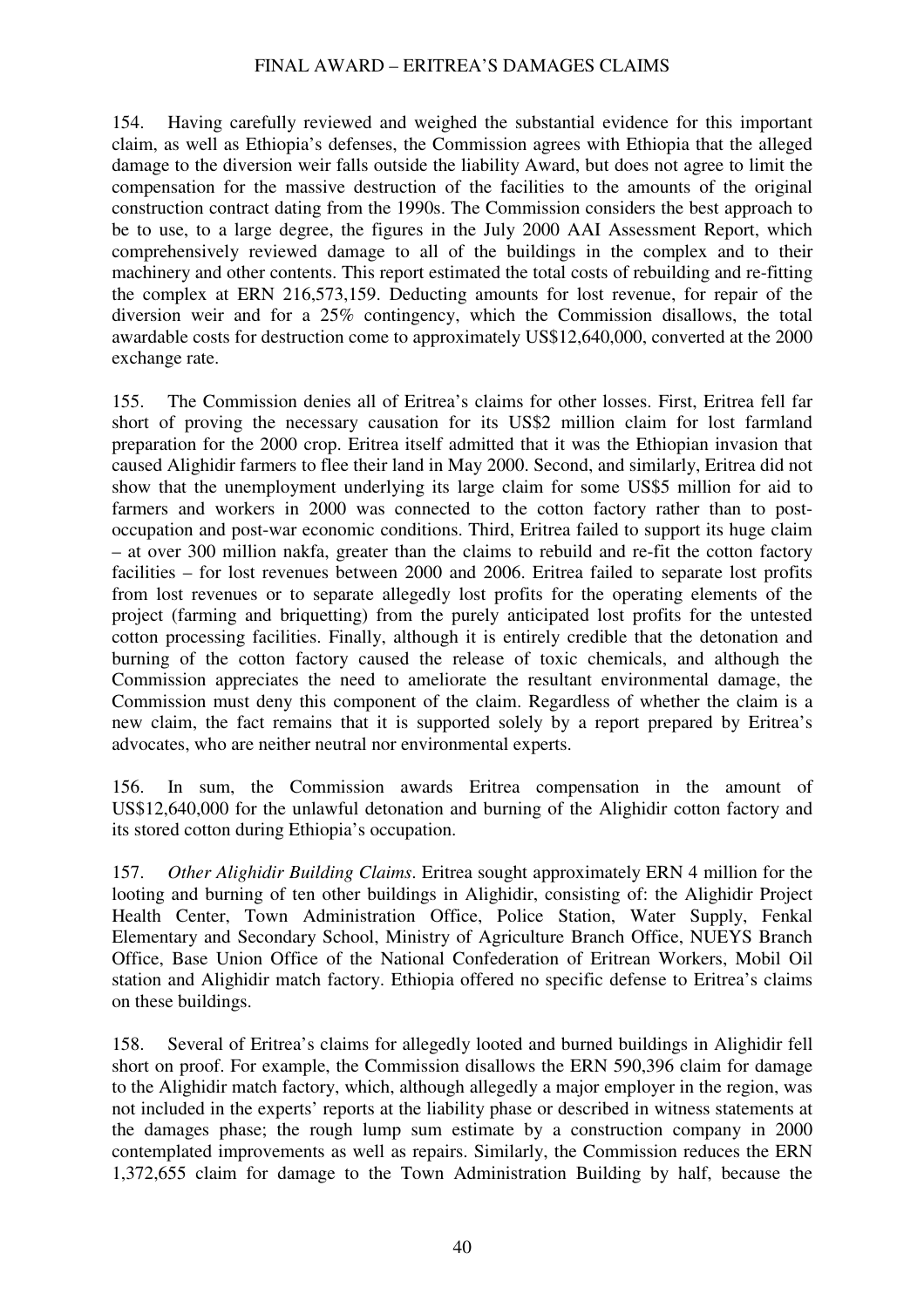154. Having carefully reviewed and weighed the substantial evidence for this important claim, as well as Ethiopia's defenses, the Commission agrees with Ethiopia that the alleged damage to the diversion weir falls outside the liability Award, but does not agree to limit the compensation for the massive destruction of the facilities to the amounts of the original construction contract dating from the 1990s. The Commission considers the best approach to be to use, to a large degree, the figures in the July 2000 AAI Assessment Report, which comprehensively reviewed damage to all of the buildings in the complex and to their machinery and other contents. This report estimated the total costs of rebuilding and re-fitting the complex at ERN 216,573,159. Deducting amounts for lost revenue, for repair of the diversion weir and for a 25% contingency, which the Commission disallows, the total awardable costs for destruction come to approximately US$12,640,000, converted at the 2000 exchange rate.

155. The Commission denies all of Eritrea's claims for other losses. First, Eritrea fell far short of proving the necessary causation for its US$2 million claim for lost farmland preparation for the 2000 crop. Eritrea itself admitted that it was the Ethiopian invasion that caused Alighidir farmers to flee their land in May 2000. Second, and similarly, Eritrea did not show that the unemployment underlying its large claim for some US$5 million for aid to farmers and workers in 2000 was connected to the cotton factory rather than to post-occupation and post-war economic conditions. Third, Eritrea failed to support its huge claim – at over 300 million nakfa, greater than the claims to rebuild and re-fit the cotton factory facilities – for lost revenues between 2000 and 2006. Eritrea failed to separate lost profits from lost revenues or to separate allegedly lost profits for the operating elements of the project (farming and briquetting) from the purely anticipated lost profits for the untested cotton processing facilities. Finally, although it is entirely credible that the detonation and burning of the cotton factory caused the release of toxic chemicals, and although the Commission appreciates the need to ameliorate the resultant environmental damage, the Commission must deny this component of the claim. Regardless of whether the claim is a new claim, the fact remains that it is supported solely by a report prepared by Eritrea's advocates, who are neither neutral nor environmental experts.

156. In sum, the Commission awards Eritrea compensation in the amount of US$12,640,000 for the unlawful detonation and burning of the Alighidir cotton factory and its stored cotton during Ethiopia's occupation.

157. *Other Alighidir Building Claims*. Eritrea sought approximately ERN 4 million for the looting and burning of ten other buildings in Alighidir, consisting of: the Alighidir Project Health Center, Town Administration Office, Police Station, Water Supply, Fenkal Elementary and Secondary School, Ministry of Agriculture Branch Office, NUEYS Branch Office, Base Union Office of the National Confederation of Eritrean Workers, Mobil Oil station and Alighidir match factory. Ethiopia offered no specific defense to Eritrea's claims on these buildings.

158. Several of Eritrea's claims for allegedly looted and burned buildings in Alighidir fell short on proof. For example, the Commission disallows the ERN 590,396 claim for damage to the Alighidir match factory, which, although allegedly a major employer in the region, was not included in the experts' reports at the liability phase or described in witness statements at the damages phase; the rough lump sum estimate by a construction company in 2000 contemplated improvements as well as repairs. Similarly, the Commission reduces the ERN 1,372,655 claim for damage to the Town Administration Building by half, because the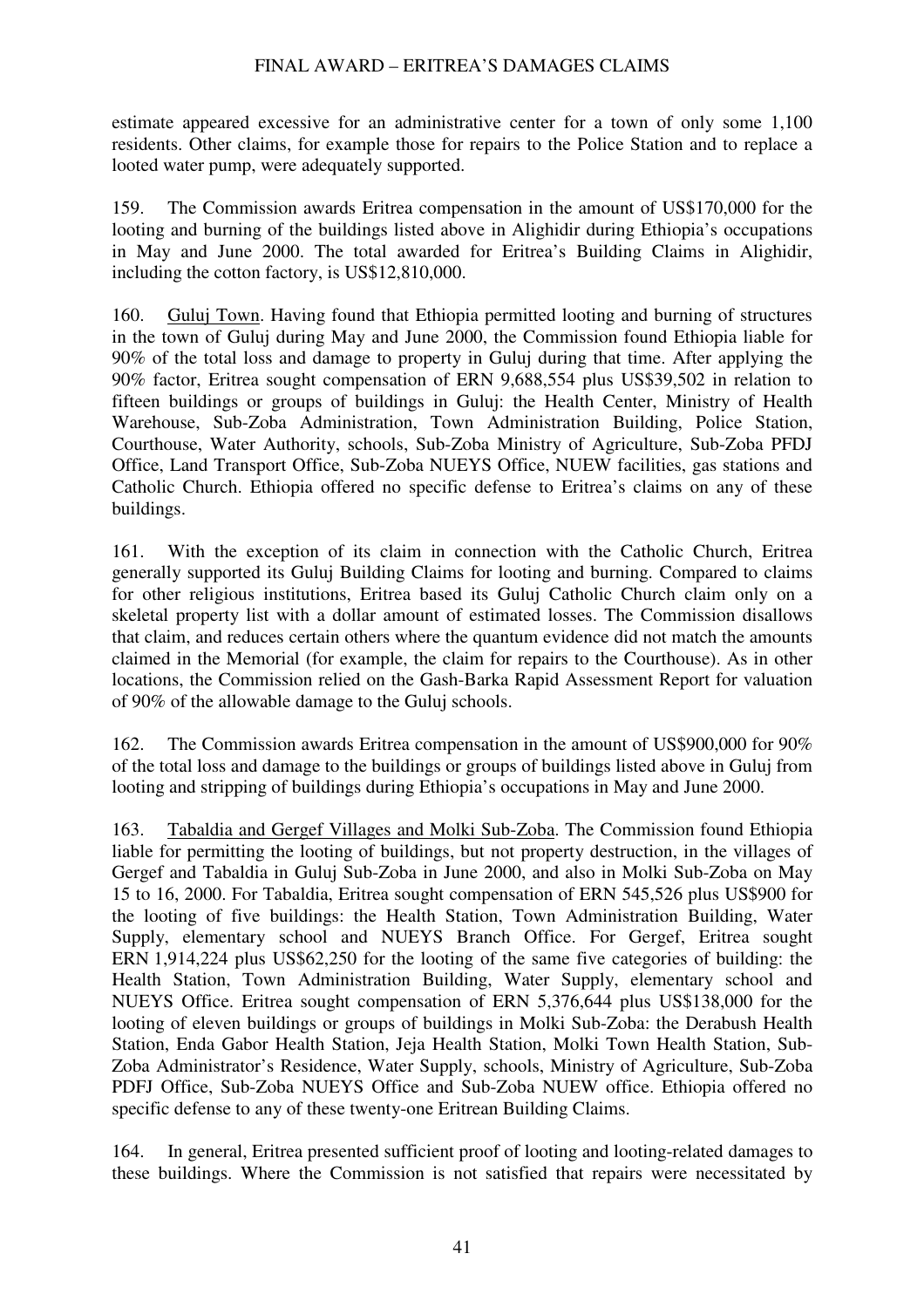estimate appeared excessive for an administrative center for a town of only some 1,100 residents. Other claims, for example those for repairs to the Police Station and to replace a looted water pump, were adequately supported.

159. The Commission awards Eritrea compensation in the amount of US$170,000 for the looting and burning of the buildings listed above in Alighidir during Ethiopia's occupations in May and June 2000. The total awarded for Eritrea's Building Claims in Alighidir, including the cotton factory, is US$12,810,000.

160. Guluj Town. Having found that Ethiopia permitted looting and burning of structures in the town of Guluj during May and June 2000, the Commission found Ethiopia liable for 90% of the total loss and damage to property in Guluj during that time. After applying the 90% factor, Eritrea sought compensation of ERN 9,688,554 plus US$39,502 in relation to fifteen buildings or groups of buildings in Guluj: the Health Center, Ministry of Health Warehouse, Sub-Zoba Administration, Town Administration Building, Police Station, Courthouse, Water Authority, schools, Sub-Zoba Ministry of Agriculture, Sub-Zoba PFDJ Office, Land Transport Office, Sub-Zoba NUEYS Office, NUEW facilities, gas stations and Catholic Church. Ethiopia offered no specific defense to Eritrea's claims on any of these buildings.

161. With the exception of its claim in connection with the Catholic Church, Eritrea generally supported its Guluj Building Claims for looting and burning. Compared to claims for other religious institutions, Eritrea based its Guluj Catholic Church claim only on a skeletal property list with a dollar amount of estimated losses. The Commission disallows that claim, and reduces certain others where the quantum evidence did not match the amounts claimed in the Memorial (for example, the claim for repairs to the Courthouse). As in other locations, the Commission relied on the Gash-Barka Rapid Assessment Report for valuation of 90% of the allowable damage to the Guluj schools.

162. The Commission awards Eritrea compensation in the amount of US$900,000 for 90% of the total loss and damage to the buildings or groups of buildings listed above in Guluj from looting and stripping of buildings during Ethiopia's occupations in May and June 2000.

163. Tabaldia and Gergef Villages and Molki Sub-Zoba. The Commission found Ethiopia liable for permitting the looting of buildings, but not property destruction, in the villages of Gergef and Tabaldia in Guluj Sub-Zoba in June 2000, and also in Molki Sub-Zoba on May 15 to 16, 2000. For Tabaldia, Eritrea sought compensation of ERN 545,526 plus US$900 for the looting of five buildings: the Health Station, Town Administration Building, Water Supply, elementary school and NUEYS Branch Office. For Gergef, Eritrea sought ERN 1,914,224 plus US$62,250 for the looting of the same five categories of building: the Health Station, Town Administration Building, Water Supply, elementary school and NUEYS Office. Eritrea sought compensation of ERN 5,376,644 plus US$138,000 for the looting of eleven buildings or groups of buildings in Molki Sub-Zoba: the Derabush Health Station, Enda Gabor Health Station, Jeja Health Station, Molki Town Health Station, Sub-Zoba Administrator's Residence, Water Supply, schools, Ministry of Agriculture, Sub-Zoba PDFJ Office, Sub-Zoba NUEYS Office and Sub-Zoba NUEW office. Ethiopia offered no specific defense to any of these twenty-one Eritrean Building Claims.

164. In general, Eritrea presented sufficient proof of looting and looting-related damages to these buildings. Where the Commission is not satisfied that repairs were necessitated by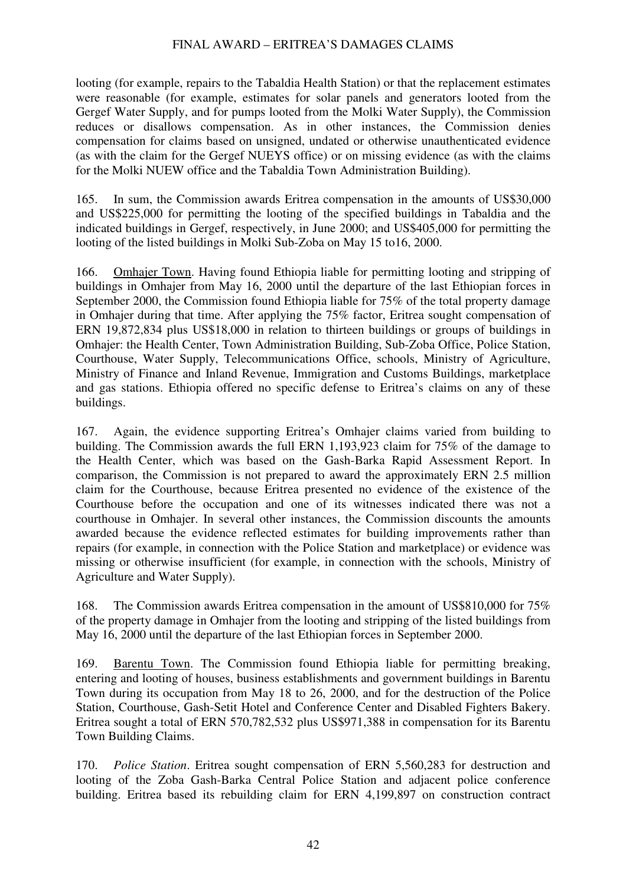looting (for example, repairs to the Tabaldia Health Station) or that the replacement estimates were reasonable (for example, estimates for solar panels and generators looted from the Gergef Water Supply, and for pumps looted from the Molki Water Supply), the Commission reduces or disallows compensation. As in other instances, the Commission denies compensation for claims based on unsigned, undated or otherwise unauthenticated evidence (as with the claim for the Gergef NUEYS office) or on missing evidence (as with the claims for the Molki NUEW office and the Tabaldia Town Administration Building).

165. In sum, the Commission awards Eritrea compensation in the amounts of US$30,000 and US$225,000 for permitting the looting of the specified buildings in Tabaldia and the indicated buildings in Gergef, respectively, in June 2000; and US$405,000 for permitting the looting of the listed buildings in Molki Sub-Zoba on May 15 to16, 2000.

166. Omhajer Town. Having found Ethiopia liable for permitting looting and stripping of buildings in Omhajer from May 16, 2000 until the departure of the last Ethiopian forces in September 2000, the Commission found Ethiopia liable for 75% of the total property damage in Omhajer during that time. After applying the 75% factor, Eritrea sought compensation of ERN 19,872,834 plus US$18,000 in relation to thirteen buildings or groups of buildings in Omhajer: the Health Center, Town Administration Building, Sub-Zoba Office, Police Station, Courthouse, Water Supply, Telecommunications Office, schools, Ministry of Agriculture, Ministry of Finance and Inland Revenue, Immigration and Customs Buildings, marketplace and gas stations. Ethiopia offered no specific defense to Eritrea's claims on any of these buildings.

167. Again, the evidence supporting Eritrea's Omhajer claims varied from building to building. The Commission awards the full ERN 1,193,923 claim for 75% of the damage to the Health Center, which was based on the Gash-Barka Rapid Assessment Report. In comparison, the Commission is not prepared to award the approximately ERN 2.5 million claim for the Courthouse, because Eritrea presented no evidence of the existence of the Courthouse before the occupation and one of its witnesses indicated there was not a courthouse in Omhajer. In several other instances, the Commission discounts the amounts awarded because the evidence reflected estimates for building improvements rather than repairs (for example, in connection with the Police Station and marketplace) or evidence was missing or otherwise insufficient (for example, in connection with the schools, Ministry of Agriculture and Water Supply).

168. The Commission awards Eritrea compensation in the amount of US$810,000 for 75% of the property damage in Omhajer from the looting and stripping of the listed buildings from May 16, 2000 until the departure of the last Ethiopian forces in September 2000.

169. Barentu Town. The Commission found Ethiopia liable for permitting breaking, entering and looting of houses, business establishments and government buildings in Barentu Town during its occupation from May 18 to 26, 2000, and for the destruction of the Police Station, Courthouse, Gash-Setit Hotel and Conference Center and Disabled Fighters Bakery. Eritrea sought a total of ERN 570,782,532 plus US$971,388 in compensation for its Barentu Town Building Claims.

170. *Police Station*. Eritrea sought compensation of ERN 5,560,283 for destruction and looting of the Zoba Gash-Barka Central Police Station and adjacent police conference building. Eritrea based its rebuilding claim for ERN 4,199,897 on construction contract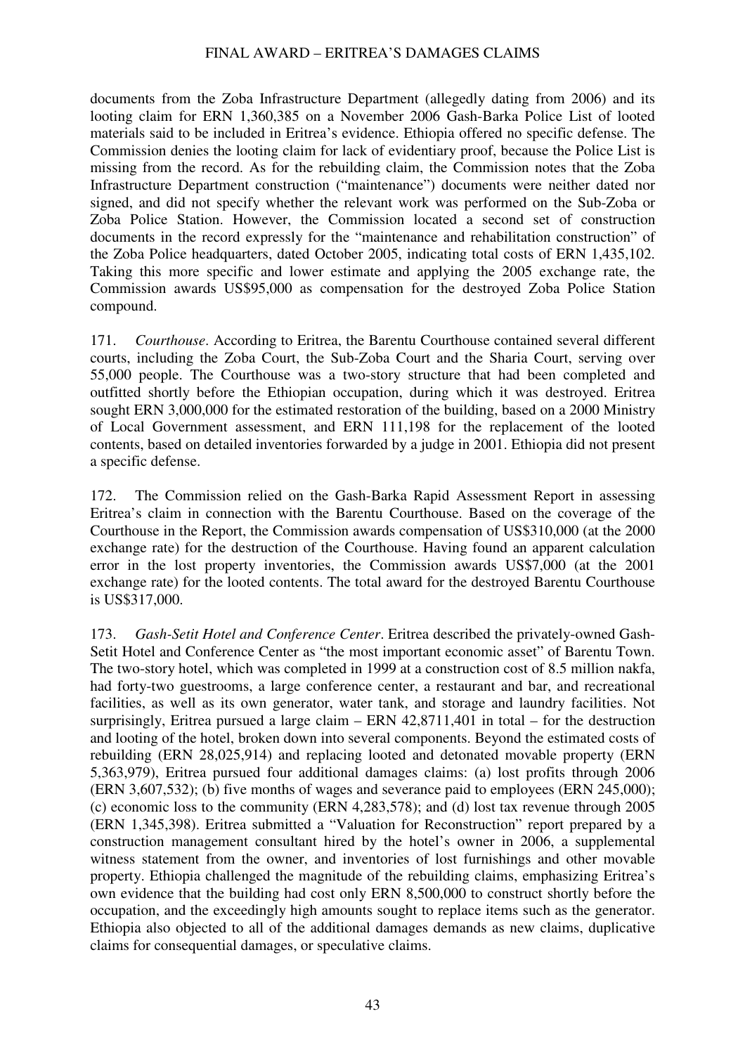documents from the Zoba Infrastructure Department (allegedly dating from 2006) and its looting claim for ERN 1,360,385 on a November 2006 Gash-Barka Police List of looted materials said to be included in Eritrea's evidence. Ethiopia offered no specific defense. The Commission denies the looting claim for lack of evidentiary proof, because the Police List is missing from the record. As for the rebuilding claim, the Commission notes that the Zoba Infrastructure Department construction ("maintenance") documents were neither dated nor signed, and did not specify whether the relevant work was performed on the Sub-Zoba or Zoba Police Station. However, the Commission located a second set of construction documents in the record expressly for the "maintenance and rehabilitation construction" of the Zoba Police headquarters, dated October 2005, indicating total costs of ERN 1,435,102. Taking this more specific and lower estimate and applying the 2005 exchange rate, the Commission awards US$95,000 as compensation for the destroyed Zoba Police Station compound.

171. *Courthouse*. According to Eritrea, the Barentu Courthouse contained several different courts, including the Zoba Court, the Sub-Zoba Court and the Sharia Court, serving over 55,000 people. The Courthouse was a two-story structure that had been completed and outfitted shortly before the Ethiopian occupation, during which it was destroyed. Eritrea sought ERN 3,000,000 for the estimated restoration of the building, based on a 2000 Ministry of Local Government assessment, and ERN 111,198 for the replacement of the looted contents, based on detailed inventories forwarded by a judge in 2001. Ethiopia did not present a specific defense.

172. The Commission relied on the Gash-Barka Rapid Assessment Report in assessing Eritrea's claim in connection with the Barentu Courthouse. Based on the coverage of the Courthouse in the Report, the Commission awards compensation of US$310,000 (at the 2000 exchange rate) for the destruction of the Courthouse. Having found an apparent calculation error in the lost property inventories, the Commission awards US$7,000 (at the 2001 exchange rate) for the looted contents. The total award for the destroyed Barentu Courthouse is US$317,000.

173. *Gash-Setit Hotel and Conference Center*. Eritrea described the privately-owned Gash-Setit Hotel and Conference Center as "the most important economic asset" of Barentu Town. The two-story hotel, which was completed in 1999 at a construction cost of 8.5 million nakfa, had forty-two guestrooms, a large conference center, a restaurant and bar, and recreational facilities, as well as its own generator, water tank, and storage and laundry facilities. Not surprisingly, Eritrea pursued a large claim – ERN 42,8711,401 in total – for the destruction and looting of the hotel, broken down into several components. Beyond the estimated costs of rebuilding (ERN 28,025,914) and replacing looted and detonated movable property (ERN 5,363,979), Eritrea pursued four additional damages claims: (a) lost profits through 2006 (ERN 3,607,532); (b) five months of wages and severance paid to employees (ERN 245,000); (c) economic loss to the community (ERN 4,283,578); and (d) lost tax revenue through 2005 (ERN 1,345,398). Eritrea submitted a "Valuation for Reconstruction" report prepared by a construction management consultant hired by the hotel's owner in 2006, a supplemental witness statement from the owner, and inventories of lost furnishings and other movable property. Ethiopia challenged the magnitude of the rebuilding claims, emphasizing Eritrea's own evidence that the building had cost only ERN 8,500,000 to construct shortly before the occupation, and the exceedingly high amounts sought to replace items such as the generator. Ethiopia also objected to all of the additional damages demands as new claims, duplicative claims for consequential damages, or speculative claims.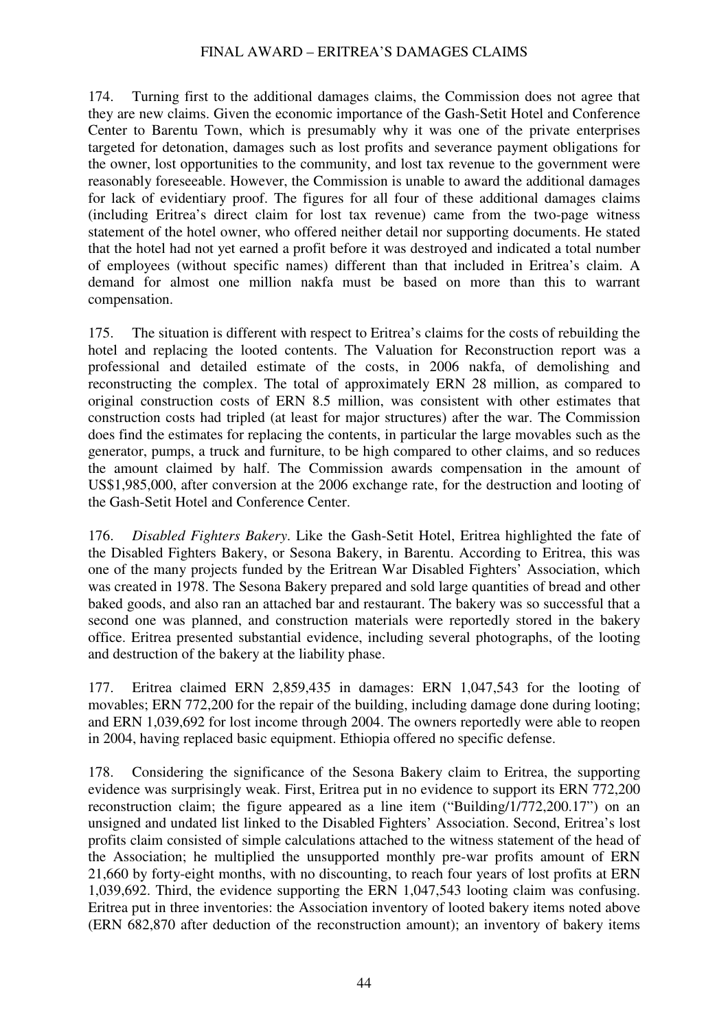174. Turning first to the additional damages claims, the Commission does not agree that they are new claims. Given the economic importance of the Gash-Setit Hotel and Conference Center to Barentu Town, which is presumably why it was one of the private enterprises targeted for detonation, damages such as lost profits and severance payment obligations for the owner, lost opportunities to the community, and lost tax revenue to the government were reasonably foreseeable. However, the Commission is unable to award the additional damages for lack of evidentiary proof. The figures for all four of these additional damages claims (including Eritrea's direct claim for lost tax revenue) came from the two-page witness statement of the hotel owner, who offered neither detail nor supporting documents. He stated that the hotel had not yet earned a profit before it was destroyed and indicated a total number of employees (without specific names) different than that included in Eritrea's claim. A demand for almost one million nakfa must be based on more than this to warrant compensation.

175. The situation is different with respect to Eritrea's claims for the costs of rebuilding the hotel and replacing the looted contents. The Valuation for Reconstruction report was a professional and detailed estimate of the costs, in 2006 nakfa, of demolishing and reconstructing the complex. The total of approximately ERN 28 million, as compared to original construction costs of ERN 8.5 million, was consistent with other estimates that construction costs had tripled (at least for major structures) after the war. The Commission does find the estimates for replacing the contents, in particular the large movables such as the generator, pumps, a truck and furniture, to be high compared to other claims, and so reduces the amount claimed by half. The Commission awards compensation in the amount of US$1,985,000, after conversion at the 2006 exchange rate, for the destruction and looting of the Gash-Setit Hotel and Conference Center.

176. *Disabled Fighters Bakery*. Like the Gash-Setit Hotel, Eritrea highlighted the fate of the Disabled Fighters Bakery, or Sesona Bakery, in Barentu. According to Eritrea, this was one of the many projects funded by the Eritrean War Disabled Fighters' Association, which was created in 1978. The Sesona Bakery prepared and sold large quantities of bread and other baked goods, and also ran an attached bar and restaurant. The bakery was so successful that a second one was planned, and construction materials were reportedly stored in the bakery office. Eritrea presented substantial evidence, including several photographs, of the looting and destruction of the bakery at the liability phase.

177. Eritrea claimed ERN 2,859,435 in damages: ERN 1,047,543 for the looting of movables; ERN 772,200 for the repair of the building, including damage done during looting; and ERN 1,039,692 for lost income through 2004. The owners reportedly were able to reopen in 2004, having replaced basic equipment. Ethiopia offered no specific defense.

178. Considering the significance of the Sesona Bakery claim to Eritrea, the supporting evidence was surprisingly weak. First, Eritrea put in no evidence to support its ERN 772,200 reconstruction claim; the figure appeared as a line item ("Building/1/772,200.17") on an unsigned and undated list linked to the Disabled Fighters' Association. Second, Eritrea's lost profits claim consisted of simple calculations attached to the witness statement of the head of the Association; he multiplied the unsupported monthly pre-war profits amount of ERN 21,660 by forty-eight months, with no discounting, to reach four years of lost profits at ERN 1,039,692. Third, the evidence supporting the ERN 1,047,543 looting claim was confusing. Eritrea put in three inventories: the Association inventory of looted bakery items noted above (ERN 682,870 after deduction of the reconstruction amount); an inventory of bakery items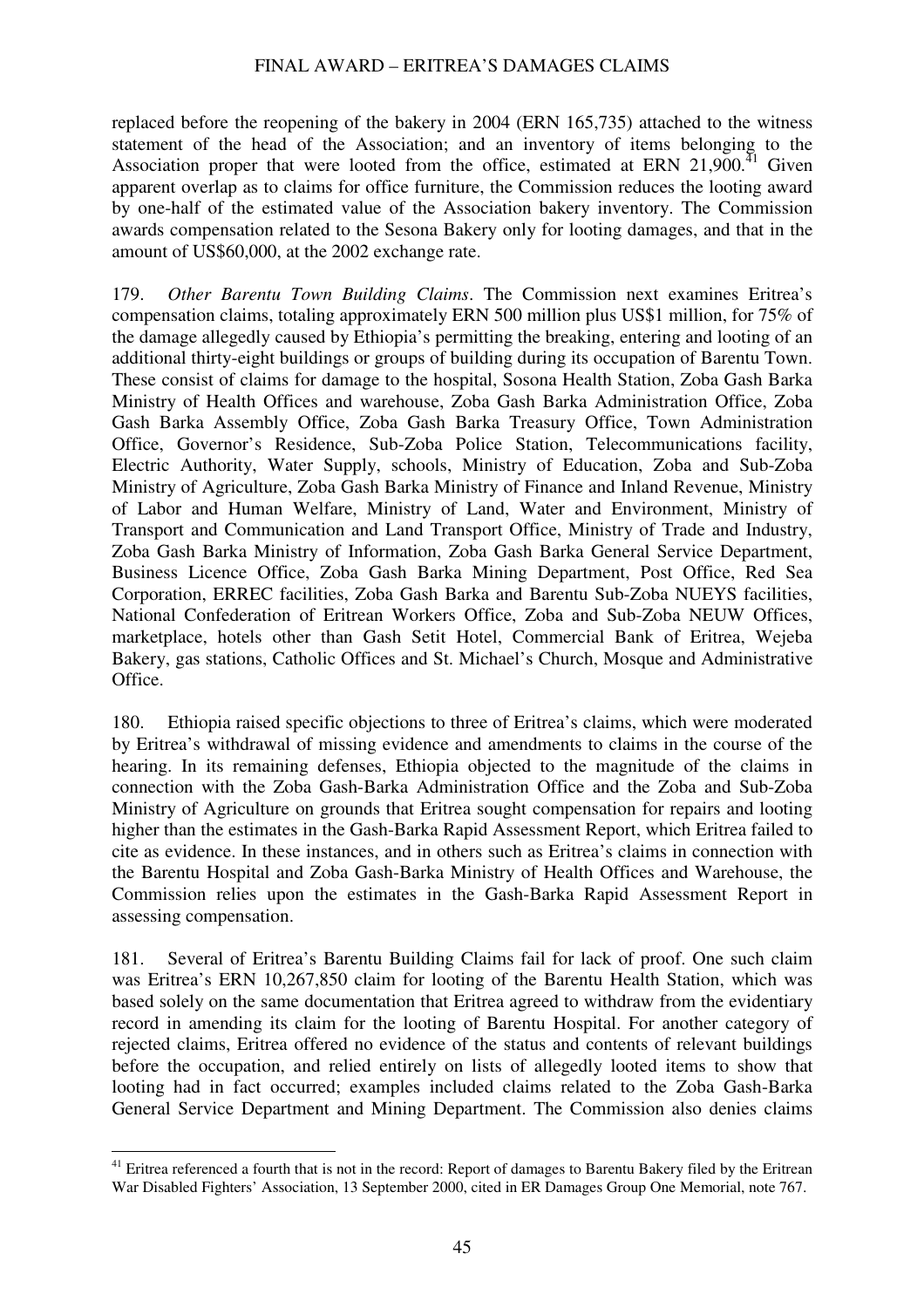replaced before the reopening of the bakery in 2004 (ERN 165,735) attached to the witness statement of the head of the Association; and an inventory of items belonging to the Association proper that were looted from the office, estimated at ERN 21,900.[41] Given apparent overlap as to claims for office furniture, the Commission reduces the looting award by one-half of the estimated value of the Association bakery inventory. The Commission awards compensation related to the Sesona Bakery only for looting damages, and that in the amount of US$60,000, at the 2002 exchange rate.

179. *Other Barentu Town Building Claims*. The Commission next examines Eritrea's compensation claims, totaling approximately ERN 500 million plus US$1 million, for 75% of the damage allegedly caused by Ethiopia's permitting the breaking, entering and looting of an additional thirty-eight buildings or groups of building during its occupation of Barentu Town. These consist of claims for damage to the hospital, Sosona Health Station, Zoba Gash Barka Ministry of Health Offices and warehouse, Zoba Gash Barka Administration Office, Zoba Gash Barka Assembly Office, Zoba Gash Barka Treasury Office, Town Administration Office, Governor's Residence, Sub-Zoba Police Station, Telecommunications facility, Electric Authority, Water Supply, schools, Ministry of Education, Zoba and Sub-Zoba Ministry of Agriculture, Zoba Gash Barka Ministry of Finance and Inland Revenue, Ministry of Labor and Human Welfare, Ministry of Land, Water and Environment, Ministry of Transport and Communication and Land Transport Office, Ministry of Trade and Industry, Zoba Gash Barka Ministry of Information, Zoba Gash Barka General Service Department, Business Licence Office, Zoba Gash Barka Mining Department, Post Office, Red Sea Corporation, ERREC facilities, Zoba Gash Barka and Barentu Sub-Zoba NUEYS facilities, National Confederation of Eritrean Workers Office, Zoba and Sub-Zoba NEUW Offices, marketplace, hotels other than Gash Setit Hotel, Commercial Bank of Eritrea, Wejeba Bakery, gas stations, Catholic Offices and St. Michael's Church, Mosque and Administrative Office.

180. Ethiopia raised specific objections to three of Eritrea's claims, which were moderated by Eritrea's withdrawal of missing evidence and amendments to claims in the course of the hearing. In its remaining defenses, Ethiopia objected to the magnitude of the claims in connection with the Zoba Gash-Barka Administration Office and the Zoba and Sub-Zoba Ministry of Agriculture on grounds that Eritrea sought compensation for repairs and looting higher than the estimates in the Gash-Barka Rapid Assessment Report, which Eritrea failed to cite as evidence. In these instances, and in others such as Eritrea's claims in connection with the Barentu Hospital and Zoba Gash-Barka Ministry of Health Offices and Warehouse, the Commission relies upon the estimates in the Gash-Barka Rapid Assessment Report in assessing compensation.

181. Several of Eritrea's Barentu Building Claims fail for lack of proof. One such claim was Eritrea's ERN 10,267,850 claim for looting of the Barentu Health Station, which was based solely on the same documentation that Eritrea agreed to withdraw from the evidentiary record in amending its claim for the looting of Barentu Hospital. For another category of rejected claims, Eritrea offered no evidence of the status and contents of relevant buildings before the occupation, and relied entirely on lists of allegedly looted items to show that looting had in fact occurred; examples included claims related to the Zoba Gash-Barka General Service Department and Mining Department. The Commission also denies claims

---

[41] Eritrea referenced a fourth that is not in the record: Report of damages to Barentu Bakery filed by the Eritrean War Disabled Fighters' Association, 13 September 2000, cited in ER Damages Group One Memorial, note 767.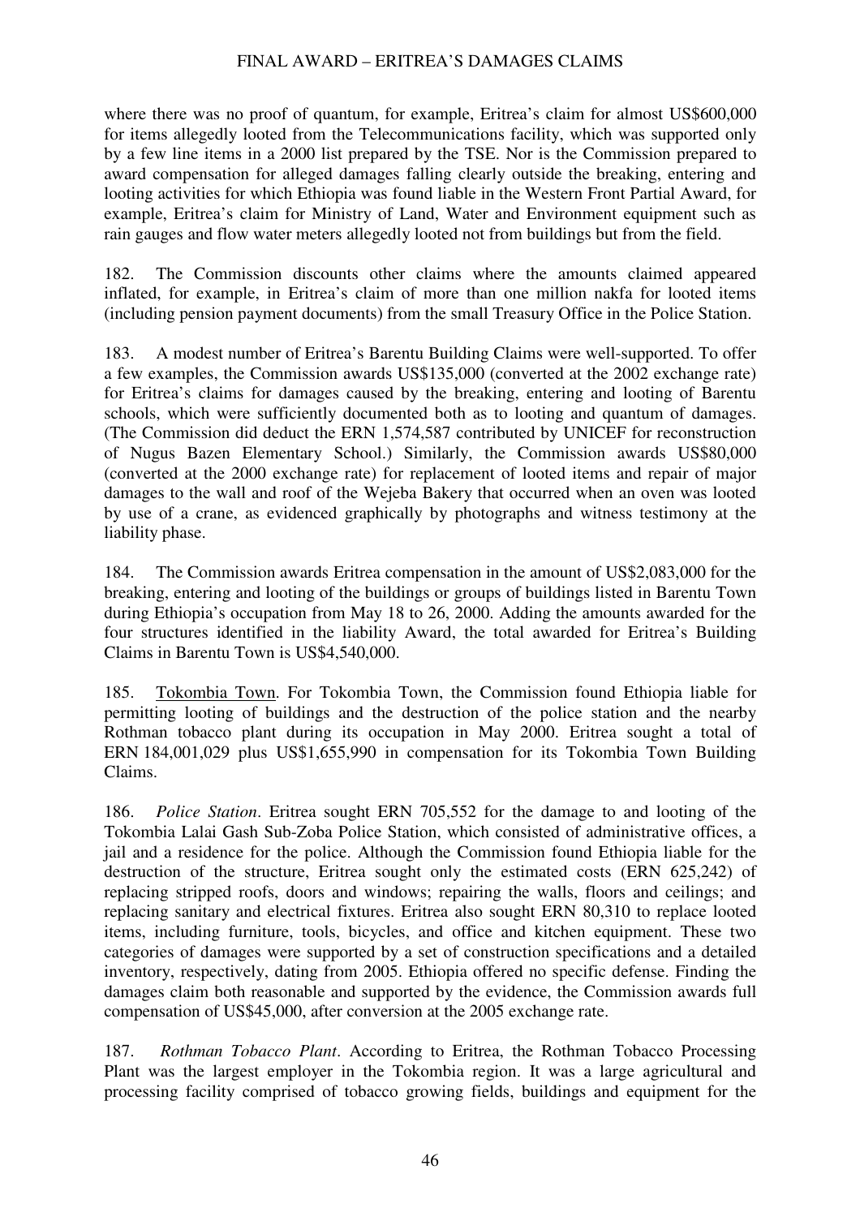where there was no proof of quantum, for example, Eritrea's claim for almost US$600,000 for items allegedly looted from the Telecommunications facility, which was supported only by a few line items in a 2000 list prepared by the TSE. Nor is the Commission prepared to award compensation for alleged damages falling clearly outside the breaking, entering and looting activities for which Ethiopia was found liable in the Western Front Partial Award, for example, Eritrea's claim for Ministry of Land, Water and Environment equipment such as rain gauges and flow water meters allegedly looted not from buildings but from the field.

182. The Commission discounts other claims where the amounts claimed appeared inflated, for example, in Eritrea's claim of more than one million nakfa for looted items (including pension payment documents) from the small Treasury Office in the Police Station.

183. A modest number of Eritrea's Barentu Building Claims were well-supported. To offer a few examples, the Commission awards US$135,000 (converted at the 2002 exchange rate) for Eritrea's claims for damages caused by the breaking, entering and looting of Barentu schools, which were sufficiently documented both as to looting and quantum of damages. (The Commission did deduct the ERN 1,574,587 contributed by UNICEF for reconstruction of Nugus Bazen Elementary School.) Similarly, the Commission awards US$80,000 (converted at the 2000 exchange rate) for replacement of looted items and repair of major damages to the wall and roof of the Wejeba Bakery that occurred when an oven was looted by use of a crane, as evidenced graphically by photographs and witness testimony at the liability phase.

184. The Commission awards Eritrea compensation in the amount of US$2,083,000 for the breaking, entering and looting of the buildings or groups of buildings listed in Barentu Town during Ethiopia's occupation from May 18 to 26, 2000. Adding the amounts awarded for the four structures identified in the liability Award, the total awarded for Eritrea's Building Claims in Barentu Town is US$4,540,000.

185. <u>Tokombia Town</u>. For Tokombia Town, the Commission found Ethiopia liable for permitting looting of buildings and the destruction of the police station and the nearby Rothman tobacco plant during its occupation in May 2000. Eritrea sought a total of ERN 184,001,029 plus US$1,655,990 in compensation for its Tokombia Town Building Claims.

186. *Police Station*. Eritrea sought ERN 705,552 for the damage to and looting of the Tokombia Lalai Gash Sub-Zoba Police Station, which consisted of administrative offices, a jail and a residence for the police. Although the Commission found Ethiopia liable for the destruction of the structure, Eritrea sought only the estimated costs (ERN 625,242) of replacing stripped roofs, doors and windows; repairing the walls, floors and ceilings; and replacing sanitary and electrical fixtures. Eritrea also sought ERN 80,310 to replace looted items, including furniture, tools, bicycles, and office and kitchen equipment. These two categories of damages were supported by a set of construction specifications and a detailed inventory, respectively, dating from 2005. Ethiopia offered no specific defense. Finding the damages claim both reasonable and supported by the evidence, the Commission awards full compensation of US$45,000, after conversion at the 2005 exchange rate.

187. *Rothman Tobacco Plant*. According to Eritrea, the Rothman Tobacco Processing Plant was the largest employer in the Tokombia region. It was a large agricultural and processing facility comprised of tobacco growing fields, buildings and equipment for the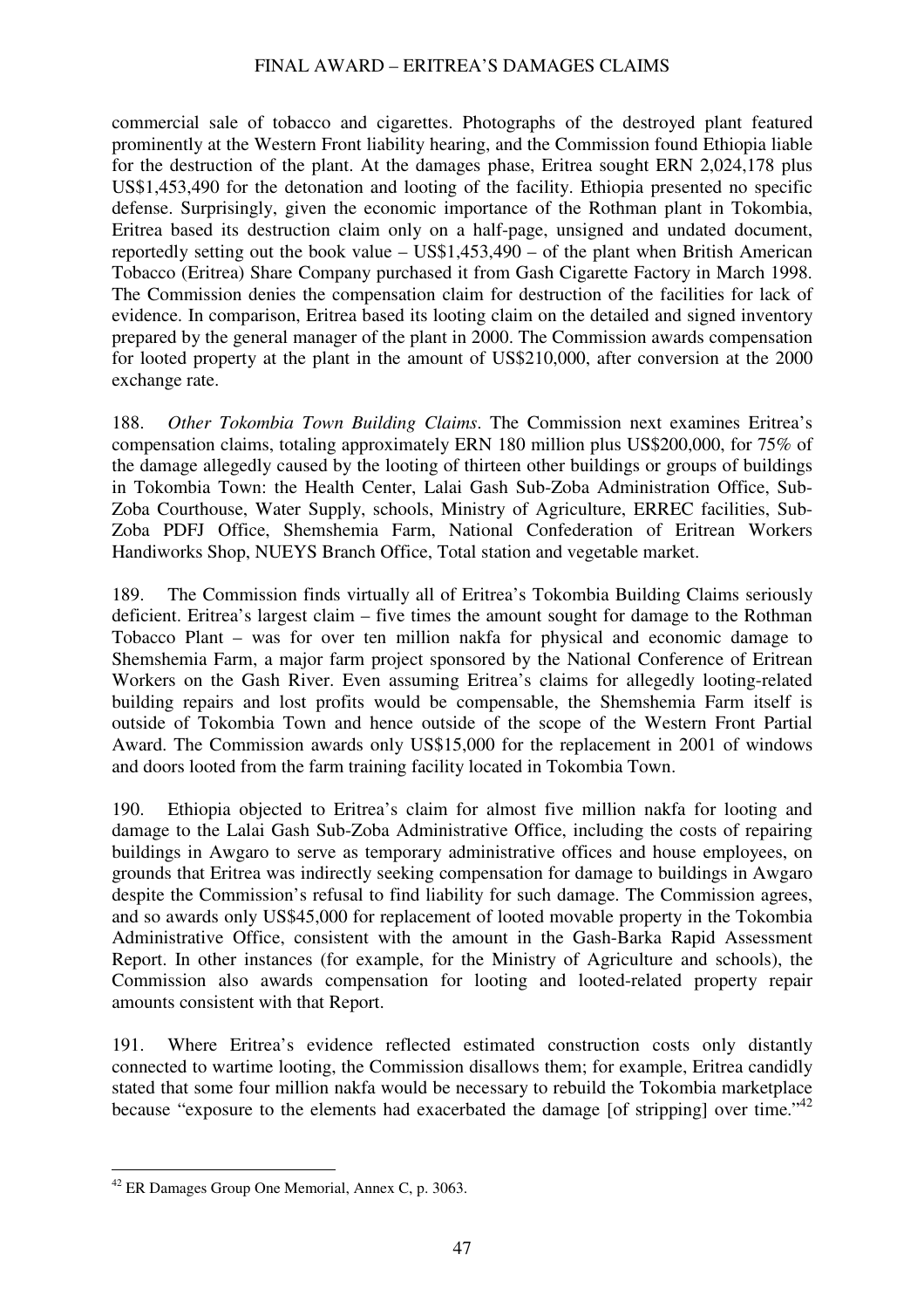commercial sale of tobacco and cigarettes. Photographs of the destroyed plant featured prominently at the Western Front liability hearing, and the Commission found Ethiopia liable for the destruction of the plant. At the damages phase, Eritrea sought ERN 2,024,178 plus US$1,453,490 for the detonation and looting of the facility. Ethiopia presented no specific defense. Surprisingly, given the economic importance of the Rothman plant in Tokombia, Eritrea based its destruction claim only on a half-page, unsigned and undated document, reportedly setting out the book value – US$1,453,490 – of the plant when British American Tobacco (Eritrea) Share Company purchased it from Gash Cigarette Factory in March 1998. The Commission denies the compensation claim for destruction of the facilities for lack of evidence. In comparison, Eritrea based its looting claim on the detailed and signed inventory prepared by the general manager of the plant in 2000. The Commission awards compensation for looted property at the plant in the amount of US$210,000, after conversion at the 2000 exchange rate.

188. *Other Tokombia Town Building Claims*. The Commission next examines Eritrea's compensation claims, totaling approximately ERN 180 million plus US$200,000, for 75% of the damage allegedly caused by the looting of thirteen other buildings or groups of buildings in Tokombia Town: the Health Center, Lalai Gash Sub-Zoba Administration Office, Sub-Zoba Courthouse, Water Supply, schools, Ministry of Agriculture, ERREC facilities, Sub-Zoba PDFJ Office, Shemshemia Farm, National Confederation of Eritrean Workers Handiworks Shop, NUEYS Branch Office, Total station and vegetable market.

189. The Commission finds virtually all of Eritrea's Tokombia Building Claims seriously deficient. Eritrea's largest claim – five times the amount sought for damage to the Rothman Tobacco Plant – was for over ten million nakfa for physical and economic damage to Shemshemia Farm, a major farm project sponsored by the National Conference of Eritrean Workers on the Gash River. Even assuming Eritrea's claims for allegedly looting-related building repairs and lost profits would be compensable, the Shemshemia Farm itself is outside of Tokombia Town and hence outside of the scope of the Western Front Partial Award. The Commission awards only US$15,000 for the replacement in 2001 of windows and doors looted from the farm training facility located in Tokombia Town.

190. Ethiopia objected to Eritrea's claim for almost five million nakfa for looting and damage to the Lalai Gash Sub-Zoba Administrative Office, including the costs of repairing buildings in Awgaro to serve as temporary administrative offices and house employees, on grounds that Eritrea was indirectly seeking compensation for damage to buildings in Awgaro despite the Commission's refusal to find liability for such damage. The Commission agrees, and so awards only US$45,000 for replacement of looted movable property in the Tokombia Administrative Office, consistent with the amount in the Gash-Barka Rapid Assessment Report. In other instances (for example, for the Ministry of Agriculture and schools), the Commission also awards compensation for looting and looted-related property repair amounts consistent with that Report.

191. Where Eritrea's evidence reflected estimated construction costs only distantly connected to wartime looting, the Commission disallows them; for example, Eritrea candidly stated that some four million nakfa would be necessary to rebuild the Tokombia marketplace because "exposure to the elements had exacerbated the damage [of stripping] over time."[42]

---

[42] ER Damages Group One Memorial, Annex C, p. 3063.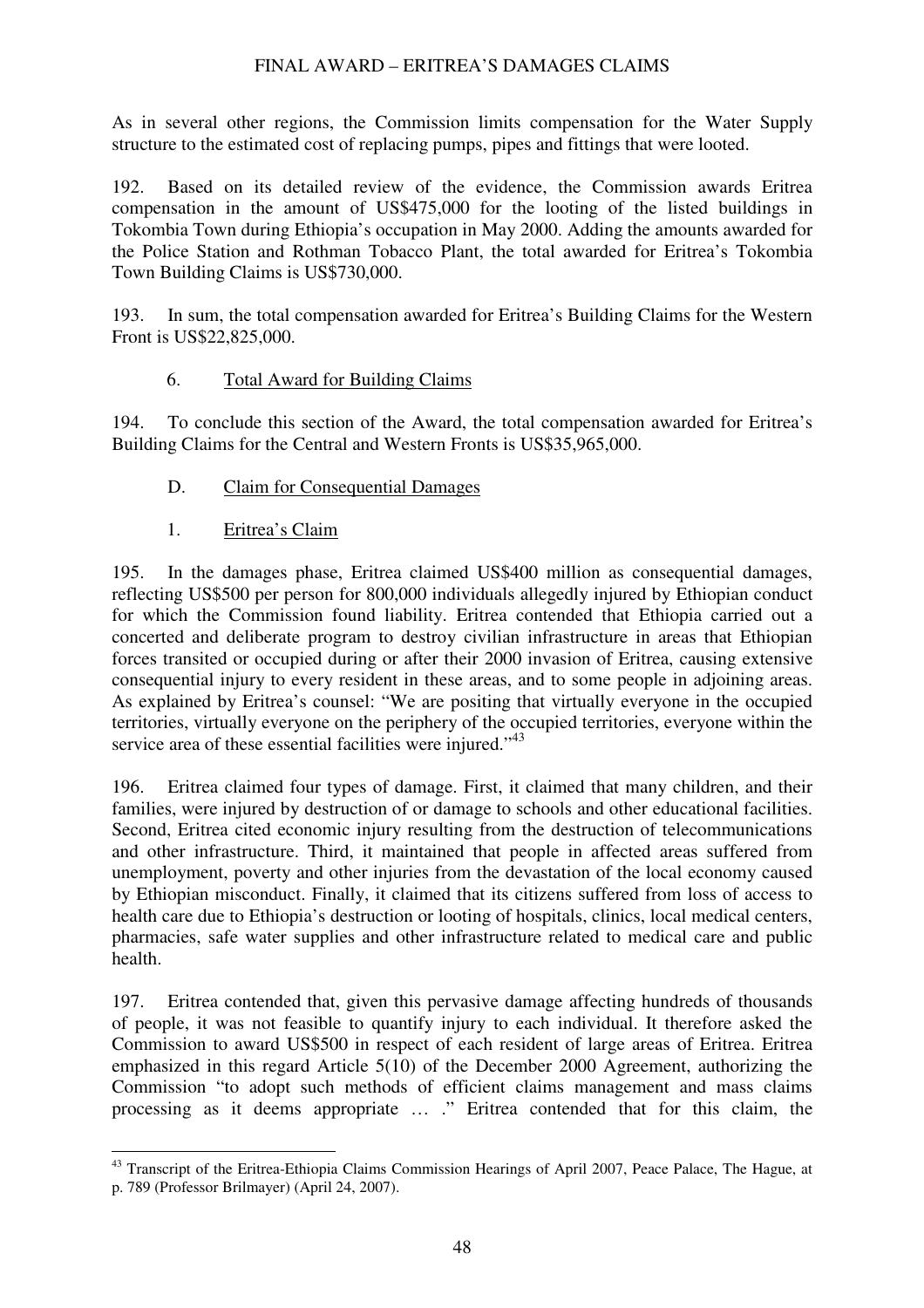As in several other regions, the Commission limits compensation for the Water Supply structure to the estimated cost of replacing pumps, pipes and fittings that were looted.

192. Based on its detailed review of the evidence, the Commission awards Eritrea compensation in the amount of US$475,000 for the looting of the listed buildings in Tokombia Town during Ethiopia's occupation in May 2000. Adding the amounts awarded for the Police Station and Rothman Tobacco Plant, the total awarded for Eritrea's Tokombia Town Building Claims is US$730,000.

193. In sum, the total compensation awarded for Eritrea's Building Claims for the Western Front is US$22,825,000.

### 6. Total Award for Building Claims

194. To conclude this section of the Award, the total compensation awarded for Eritrea's Building Claims for the Central and Western Fronts is US$35,965,000.

## D. Claim for Consequential Damages

### 1. Eritrea's Claim

195. In the damages phase, Eritrea claimed US$400 million as consequential damages, reflecting US$500 per person for 800,000 individuals allegedly injured by Ethiopian conduct for which the Commission found liability. Eritrea contended that Ethiopia carried out a concerted and deliberate program to destroy civilian infrastructure in areas that Ethiopian forces transited or occupied during or after their 2000 invasion of Eritrea, causing extensive consequential injury to every resident in these areas, and to some people in adjoining areas. As explained by Eritrea's counsel: "We are positing that virtually everyone in the occupied territories, virtually everyone on the periphery of the occupied territories, everyone within the service area of these essential facilities were injured."[43]

196. Eritrea claimed four types of damage. First, it claimed that many children, and their families, were injured by destruction of or damage to schools and other educational facilities. Second, Eritrea cited economic injury resulting from the destruction of telecommunications and other infrastructure. Third, it maintained that people in affected areas suffered from unemployment, poverty and other injuries from the devastation of the local economy caused by Ethiopian misconduct. Finally, it claimed that its citizens suffered from loss of access to health care due to Ethiopia's destruction or looting of hospitals, clinics, local medical centers, pharmacies, safe water supplies and other infrastructure related to medical care and public health.

197. Eritrea contended that, given this pervasive damage affecting hundreds of thousands of people, it was not feasible to quantify injury to each individual. It therefore asked the Commission to award US$500 in respect of each resident of large areas of Eritrea. Eritrea emphasized in this regard Article 5(10) of the December 2000 Agreement, authorizing the Commission "to adopt such methods of efficient claims management and mass claims processing as it deems appropriate … ." Eritrea contended that for this claim, the

---

[43] Transcript of the Eritrea-Ethiopia Claims Commission Hearings of April 2007, Peace Palace, The Hague, at p. 789 (Professor Brilmayer) (April 24, 2007).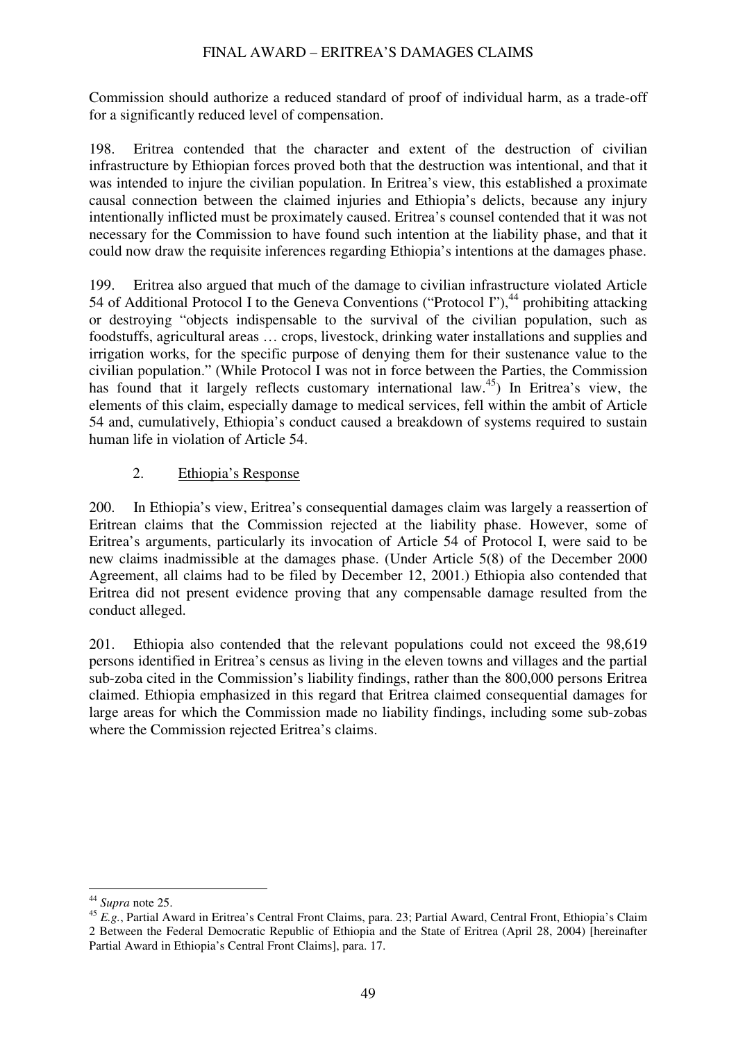Commission should authorize a reduced standard of proof of individual harm, as a trade-off for a significantly reduced level of compensation.

198. Eritrea contended that the character and extent of the destruction of civilian infrastructure by Ethiopian forces proved both that the destruction was intentional, and that it was intended to injure the civilian population. In Eritrea's view, this established a proximate causal connection between the claimed injuries and Ethiopia's delicts, because any injury intentionally inflicted must be proximately caused. Eritrea's counsel contended that it was not necessary for the Commission to have found such intention at the liability phase, and that it could now draw the requisite inferences regarding Ethiopia's intentions at the damages phase.

199. Eritrea also argued that much of the damage to civilian infrastructure violated Article 54 of Additional Protocol I to the Geneva Conventions ("Protocol I"),[44] prohibiting attacking or destroying "objects indispensable to the survival of the civilian population, such as foodstuffs, agricultural areas … crops, livestock, drinking water installations and supplies and irrigation works, for the specific purpose of denying them for their sustenance value to the civilian population." (While Protocol I was not in force between the Parties, the Commission has found that it largely reflects customary international law.[45]) In Eritrea's view, the elements of this claim, especially damage to medical services, fell within the ambit of Article 54 and, cumulatively, Ethiopia's conduct caused a breakdown of systems required to sustain human life in violation of Article 54.

### 2. Ethiopia's Response

200. In Ethiopia's view, Eritrea's consequential damages claim was largely a reassertion of Eritrean claims that the Commission rejected at the liability phase. However, some of Eritrea's arguments, particularly its invocation of Article 54 of Protocol I, were said to be new claims inadmissible at the damages phase. (Under Article 5(8) of the December 2000 Agreement, all claims had to be filed by December 12, 2001.) Ethiopia also contended that Eritrea did not present evidence proving that any compensable damage resulted from the conduct alleged.

201. Ethiopia also contended that the relevant populations could not exceed the 98,619 persons identified in Eritrea's census as living in the eleven towns and villages and the partial sub-zoba cited in the Commission's liability findings, rather than the 800,000 persons Eritrea claimed. Ethiopia emphasized in this regard that Eritrea claimed consequential damages for large areas for which the Commission made no liability findings, including some sub-zobas where the Commission rejected Eritrea's claims.

---

[44] *Supra* note 25.

[45] *E.g.*, Partial Award in Eritrea's Central Front Claims, para. 23; Partial Award, Central Front, Ethiopia's Claim 2 Between the Federal Democratic Republic of Ethiopia and the State of Eritrea (April 28, 2004) [hereinafter Partial Award in Ethiopia's Central Front Claims], para. 17.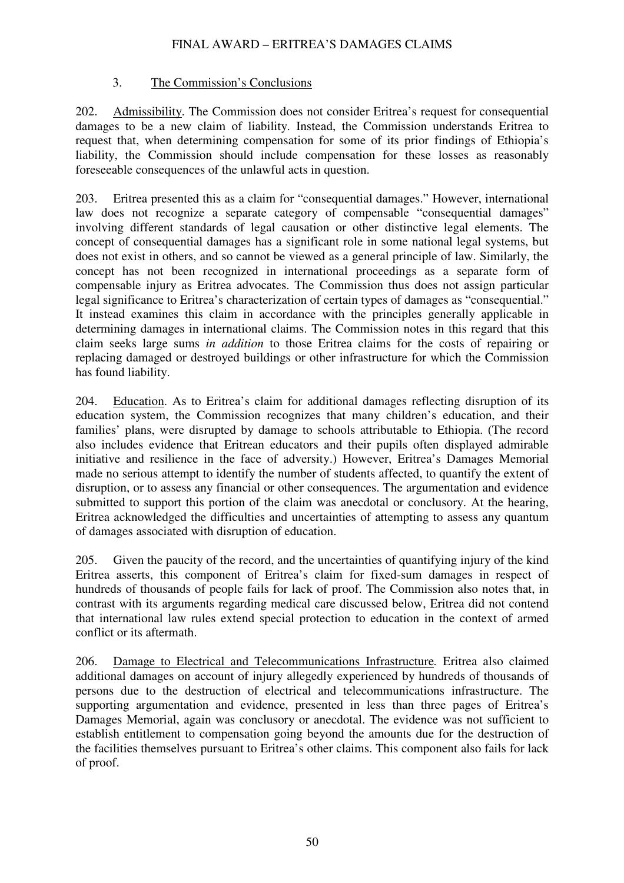### 3. The Commission's Conclusions

202. Admissibility. The Commission does not consider Eritrea's request for consequential damages to be a new claim of liability. Instead, the Commission understands Eritrea to request that, when determining compensation for some of its prior findings of Ethiopia's liability, the Commission should include compensation for these losses as reasonably foreseeable consequences of the unlawful acts in question.

203. Eritrea presented this as a claim for "consequential damages." However, international law does not recognize a separate category of compensable "consequential damages" involving different standards of legal causation or other distinctive legal elements. The concept of consequential damages has a significant role in some national legal systems, but does not exist in others, and so cannot be viewed as a general principle of law. Similarly, the concept has not been recognized in international proceedings as a separate form of compensable injury as Eritrea advocates. The Commission thus does not assign particular legal significance to Eritrea's characterization of certain types of damages as "consequential." It instead examines this claim in accordance with the principles generally applicable in determining damages in international claims. The Commission notes in this regard that this claim seeks large sums *in addition* to those Eritrea claims for the costs of repairing or replacing damaged or destroyed buildings or other infrastructure for which the Commission has found liability.

204. Education. As to Eritrea's claim for additional damages reflecting disruption of its education system, the Commission recognizes that many children's education, and their families' plans, were disrupted by damage to schools attributable to Ethiopia. (The record also includes evidence that Eritrean educators and their pupils often displayed admirable initiative and resilience in the face of adversity.) However, Eritrea's Damages Memorial made no serious attempt to identify the number of students affected, to quantify the extent of disruption, or to assess any financial or other consequences. The argumentation and evidence submitted to support this portion of the claim was anecdotal or conclusory. At the hearing, Eritrea acknowledged the difficulties and uncertainties of attempting to assess any quantum of damages associated with disruption of education.

205. Given the paucity of the record, and the uncertainties of quantifying injury of the kind Eritrea asserts, this component of Eritrea's claim for fixed-sum damages in respect of hundreds of thousands of people fails for lack of proof. The Commission also notes that, in contrast with its arguments regarding medical care discussed below, Eritrea did not contend that international law rules extend special protection to education in the context of armed conflict or its aftermath.

206. Damage to Electrical and Telecommunications Infrastructure*.* Eritrea also claimed additional damages on account of injury allegedly experienced by hundreds of thousands of persons due to the destruction of electrical and telecommunications infrastructure. The supporting argumentation and evidence, presented in less than three pages of Eritrea's Damages Memorial, again was conclusory or anecdotal. The evidence was not sufficient to establish entitlement to compensation going beyond the amounts due for the destruction of the facilities themselves pursuant to Eritrea's other claims. This component also fails for lack of proof.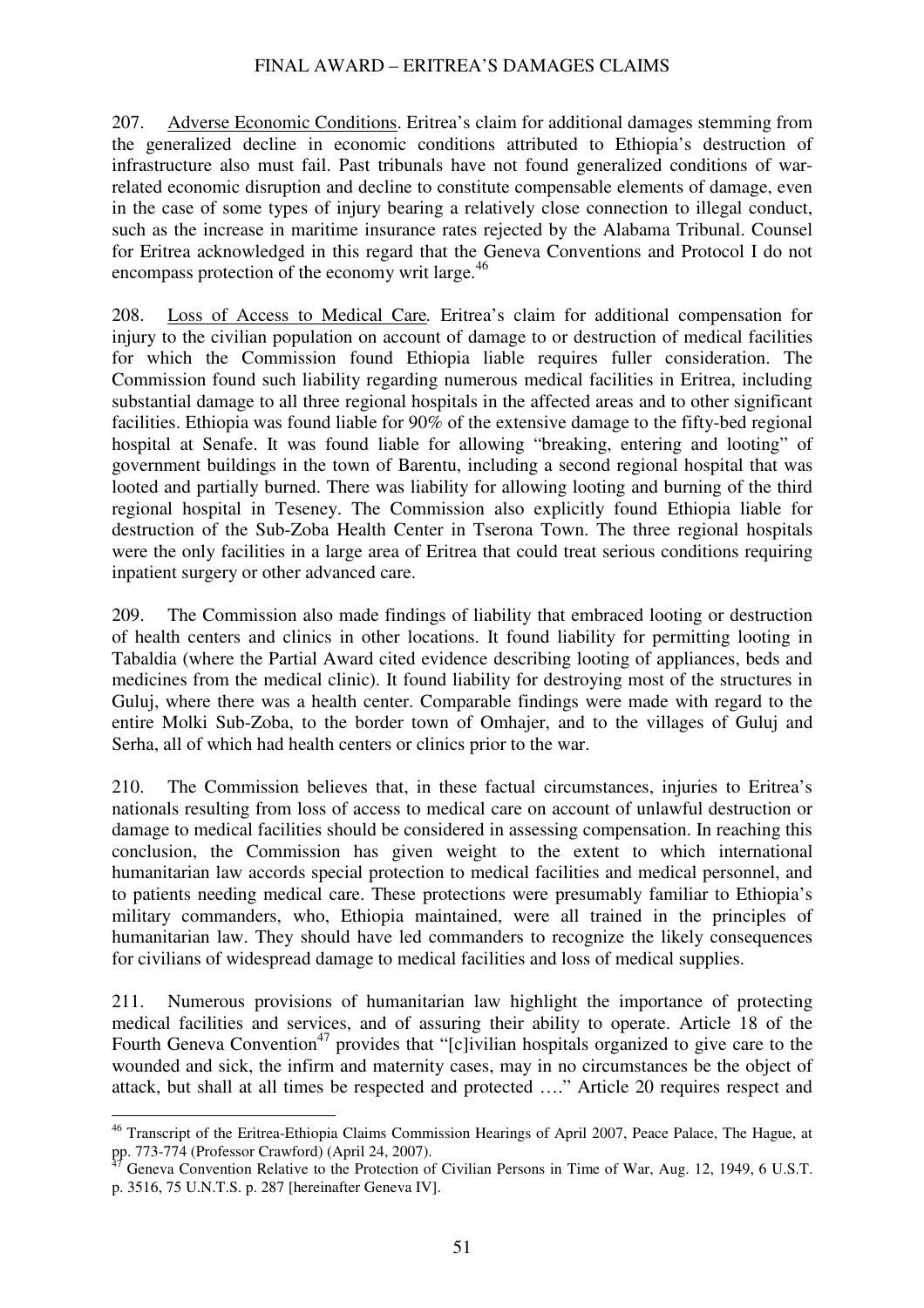207. Adverse Economic Conditions. Eritrea's claim for additional damages stemming from the generalized decline in economic conditions attributed to Ethiopia's destruction of infrastructure also must fail. Past tribunals have not found generalized conditions of war-related economic disruption and decline to constitute compensable elements of damage, even in the case of some types of injury bearing a relatively close connection to illegal conduct, such as the increase in maritime insurance rates rejected by the Alabama Tribunal. Counsel for Eritrea acknowledged in this regard that the Geneva Conventions and Protocol I do not encompass protection of the economy writ large.[46]

208. Loss of Access to Medical Care*.* Eritrea's claim for additional compensation for injury to the civilian population on account of damage to or destruction of medical facilities for which the Commission found Ethiopia liable requires fuller consideration. The Commission found such liability regarding numerous medical facilities in Eritrea, including substantial damage to all three regional hospitals in the affected areas and to other significant facilities. Ethiopia was found liable for 90% of the extensive damage to the fifty-bed regional hospital at Senafe. It was found liable for allowing "breaking, entering and looting" of government buildings in the town of Barentu, including a second regional hospital that was looted and partially burned. There was liability for allowing looting and burning of the third regional hospital in Teseney. The Commission also explicitly found Ethiopia liable for destruction of the Sub-Zoba Health Center in Tserona Town. The three regional hospitals were the only facilities in a large area of Eritrea that could treat serious conditions requiring inpatient surgery or other advanced care.

209. The Commission also made findings of liability that embraced looting or destruction of health centers and clinics in other locations. It found liability for permitting looting in Tabaldia (where the Partial Award cited evidence describing looting of appliances, beds and medicines from the medical clinic). It found liability for destroying most of the structures in Guluj, where there was a health center. Comparable findings were made with regard to the entire Molki Sub-Zoba, to the border town of Omhajer, and to the villages of Guluj and Serha, all of which had health centers or clinics prior to the war.

210. The Commission believes that, in these factual circumstances, injuries to Eritrea's nationals resulting from loss of access to medical care on account of unlawful destruction or damage to medical facilities should be considered in assessing compensation. In reaching this conclusion, the Commission has given weight to the extent to which international humanitarian law accords special protection to medical facilities and medical personnel, and to patients needing medical care. These protections were presumably familiar to Ethiopia's military commanders, who, Ethiopia maintained, were all trained in the principles of humanitarian law. They should have led commanders to recognize the likely consequences for civilians of widespread damage to medical facilities and loss of medical supplies.

211. Numerous provisions of humanitarian law highlight the importance of protecting medical facilities and services, and of assuring their ability to operate. Article 18 of the Fourth Geneva Convention[47] provides that "[c]ivilian hospitals organized to give care to the wounded and sick, the infirm and maternity cases, may in no circumstances be the object of attack, but shall at all times be respected and protected …." Article 20 requires respect and

---

[46] Transcript of the Eritrea-Ethiopia Claims Commission Hearings of April 2007, Peace Palace, The Hague, at pp. 773-774 (Professor Crawford) (April 24, 2007).

[47] Geneva Convention Relative to the Protection of Civilian Persons in Time of War, Aug. 12, 1949, 6 U.S.T. p. 3516, 75 U.N.T.S. p. 287 [hereinafter Geneva IV].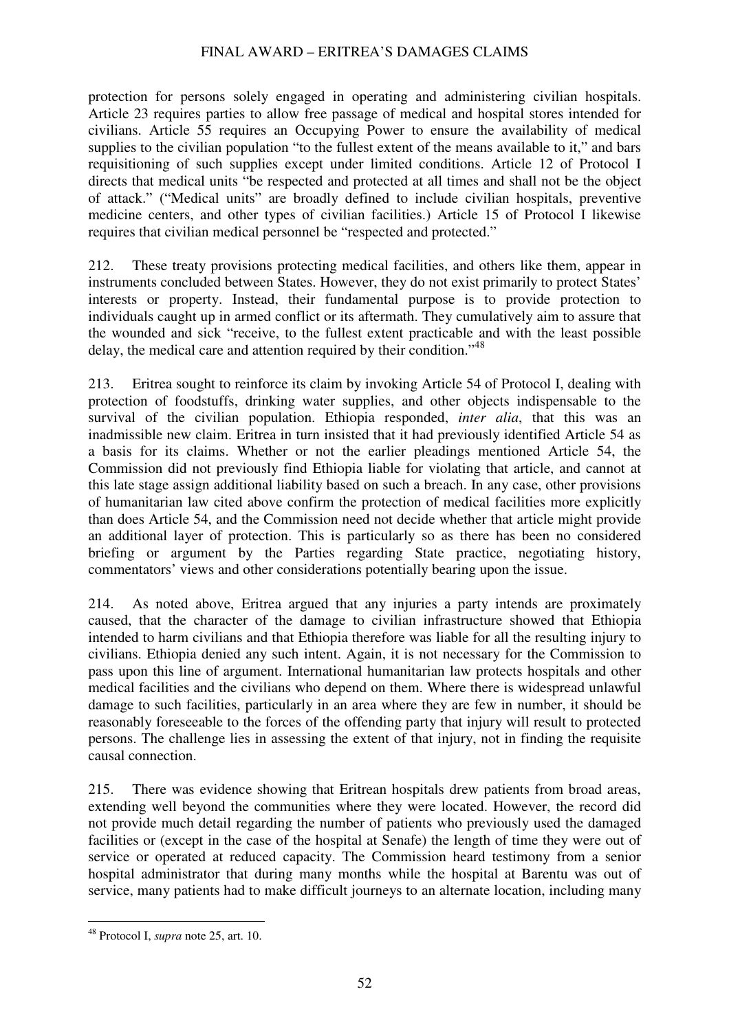protection for persons solely engaged in operating and administering civilian hospitals. Article 23 requires parties to allow free passage of medical and hospital stores intended for civilians. Article 55 requires an Occupying Power to ensure the availability of medical supplies to the civilian population "to the fullest extent of the means available to it," and bars requisitioning of such supplies except under limited conditions. Article 12 of Protocol I directs that medical units "be respected and protected at all times and shall not be the object of attack." ("Medical units" are broadly defined to include civilian hospitals, preventive medicine centers, and other types of civilian facilities.) Article 15 of Protocol I likewise requires that civilian medical personnel be "respected and protected."

212. These treaty provisions protecting medical facilities, and others like them, appear in instruments concluded between States. However, they do not exist primarily to protect States' interests or property. Instead, their fundamental purpose is to provide protection to individuals caught up in armed conflict or its aftermath. They cumulatively aim to assure that the wounded and sick "receive, to the fullest extent practicable and with the least possible delay, the medical care and attention required by their condition."[48]

213. Eritrea sought to reinforce its claim by invoking Article 54 of Protocol I, dealing with protection of foodstuffs, drinking water supplies, and other objects indispensable to the survival of the civilian population. Ethiopia responded, *inter alia*, that this was an inadmissible new claim. Eritrea in turn insisted that it had previously identified Article 54 as a basis for its claims. Whether or not the earlier pleadings mentioned Article 54, the Commission did not previously find Ethiopia liable for violating that article, and cannot at this late stage assign additional liability based on such a breach. In any case, other provisions of humanitarian law cited above confirm the protection of medical facilities more explicitly than does Article 54, and the Commission need not decide whether that article might provide an additional layer of protection. This is particularly so as there has been no considered briefing or argument by the Parties regarding State practice, negotiating history, commentators' views and other considerations potentially bearing upon the issue.

214. As noted above, Eritrea argued that any injuries a party intends are proximately caused, that the character of the damage to civilian infrastructure showed that Ethiopia intended to harm civilians and that Ethiopia therefore was liable for all the resulting injury to civilians. Ethiopia denied any such intent. Again, it is not necessary for the Commission to pass upon this line of argument. International humanitarian law protects hospitals and other medical facilities and the civilians who depend on them. Where there is widespread unlawful damage to such facilities, particularly in an area where they are few in number, it should be reasonably foreseeable to the forces of the offending party that injury will result to protected persons. The challenge lies in assessing the extent of that injury, not in finding the requisite causal connection.

215. There was evidence showing that Eritrean hospitals drew patients from broad areas, extending well beyond the communities where they were located. However, the record did not provide much detail regarding the number of patients who previously used the damaged facilities or (except in the case of the hospital at Senafe) the length of time they were out of service or operated at reduced capacity. The Commission heard testimony from a senior hospital administrator that during many months while the hospital at Barentu was out of service, many patients had to make difficult journeys to an alternate location, including many

---

[48] Protocol I, *supra* note 25, art. 10.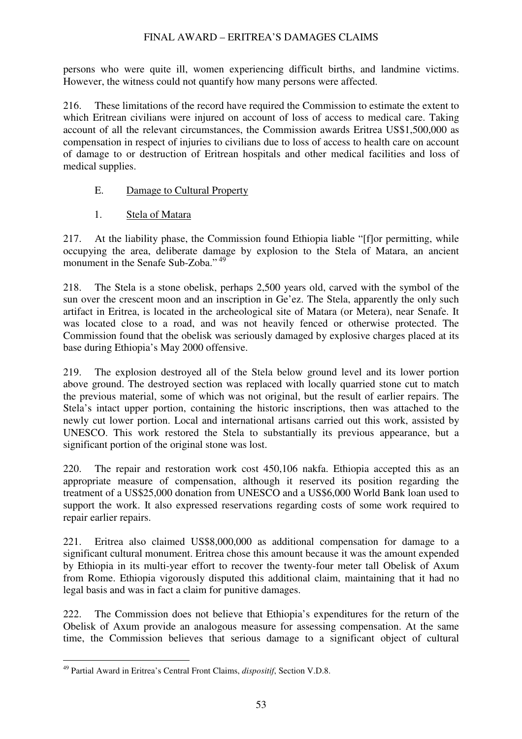persons who were quite ill, women experiencing difficult births, and landmine victims. However, the witness could not quantify how many persons were affected.

216. These limitations of the record have required the Commission to estimate the extent to which Eritrean civilians were injured on account of loss of access to medical care. Taking account of all the relevant circumstances, the Commission awards Eritrea US$1,500,000 as compensation in respect of injuries to civilians due to loss of access to health care on account of damage to or destruction of Eritrean hospitals and other medical facilities and loss of medical supplies.

### E. Damage to Cultural Property

#### 1. Stela of Matara

217. At the liability phase, the Commission found Ethiopia liable "[f]or permitting, while occupying the area, deliberate damage by explosion to the Stela of Matara, an ancient monument in the Senafe Sub-Zoba."[49]

218. The Stela is a stone obelisk, perhaps 2,500 years old, carved with the symbol of the sun over the crescent moon and an inscription in Ge'ez. The Stela, apparently the only such artifact in Eritrea, is located in the archeological site of Matara (or Metera), near Senafe. It was located close to a road, and was not heavily fenced or otherwise protected. The Commission found that the obelisk was seriously damaged by explosive charges placed at its base during Ethiopia's May 2000 offensive.

219. The explosion destroyed all of the Stela below ground level and its lower portion above ground. The destroyed section was replaced with locally quarried stone cut to match the previous material, some of which was not original, but the result of earlier repairs. The Stela's intact upper portion, containing the historic inscriptions, then was attached to the newly cut lower portion. Local and international artisans carried out this work, assisted by UNESCO. This work restored the Stela to substantially its previous appearance, but a significant portion of the original stone was lost.

220. The repair and restoration work cost 450,106 nakfa. Ethiopia accepted this as an appropriate measure of compensation, although it reserved its position regarding the treatment of a US$25,000 donation from UNESCO and a US$6,000 World Bank loan used to support the work. It also expressed reservations regarding costs of some work required to repair earlier repairs.

221. Eritrea also claimed US$8,000,000 as additional compensation for damage to a significant cultural monument. Eritrea chose this amount because it was the amount expended by Ethiopia in its multi-year effort to recover the twenty-four meter tall Obelisk of Axum from Rome. Ethiopia vigorously disputed this additional claim, maintaining that it had no legal basis and was in fact a claim for punitive damages.

222. The Commission does not believe that Ethiopia's expenditures for the return of the Obelisk of Axum provide an analogous measure for assessing compensation. At the same time, the Commission believes that serious damage to a significant object of cultural

---

[49] Partial Award in Eritrea's Central Front Claims, *dispositif*, Section V.D.8.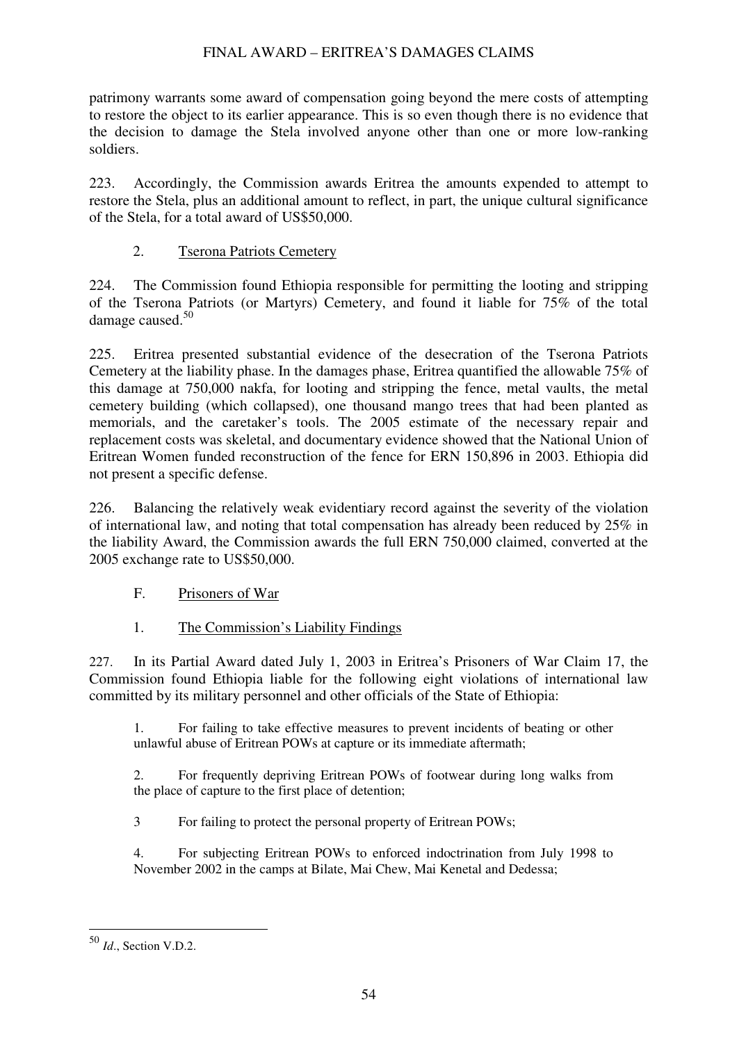patrimony warrants some award of compensation going beyond the mere costs of attempting to restore the object to its earlier appearance. This is so even though there is no evidence that the decision to damage the Stela involved anyone other than one or more low-ranking soldiers.

223. Accordingly, the Commission awards Eritrea the amounts expended to attempt to restore the Stela, plus an additional amount to reflect, in part, the unique cultural significance of the Stela, for a total award of US$50,000.

### 2. Tserona Patriots Cemetery

224. The Commission found Ethiopia responsible for permitting the looting and stripping of the Tserona Patriots (or Martyrs) Cemetery, and found it liable for 75% of the total damage caused.[50]

225. Eritrea presented substantial evidence of the desecration of the Tserona Patriots Cemetery at the liability phase. In the damages phase, Eritrea quantified the allowable 75% of this damage at 750,000 nakfa, for looting and stripping the fence, metal vaults, the metal cemetery building (which collapsed), one thousand mango trees that had been planted as memorials, and the caretaker's tools. The 2005 estimate of the necessary repair and replacement costs was skeletal, and documentary evidence showed that the National Union of Eritrean Women funded reconstruction of the fence for ERN 150,896 in 2003. Ethiopia did not present a specific defense.

226. Balancing the relatively weak evidentiary record against the severity of the violation of international law, and noting that total compensation has already been reduced by 25% in the liability Award, the Commission awards the full ERN 750,000 claimed, converted at the 2005 exchange rate to US$50,000.

## F. Prisoners of War

### 1. The Commission's Liability Findings

227. In its Partial Award dated July 1, 2003 in Eritrea's Prisoners of War Claim 17, the Commission found Ethiopia liable for the following eight violations of international law committed by its military personnel and other officials of the State of Ethiopia:

> 1. For failing to take effective measures to prevent incidents of beating or other unlawful abuse of Eritrean POWs at capture or its immediate aftermath;
>
> 2. For frequently depriving Eritrean POWs of footwear during long walks from the place of capture to the first place of detention;
>
> 3 For failing to protect the personal property of Eritrean POWs;
>
> 4. For subjecting Eritrean POWs to enforced indoctrination from July 1998 to November 2002 in the camps at Bilate, Mai Chew, Mai Kenetal and Dedessa;

[50] *Id*., Section V.D.2.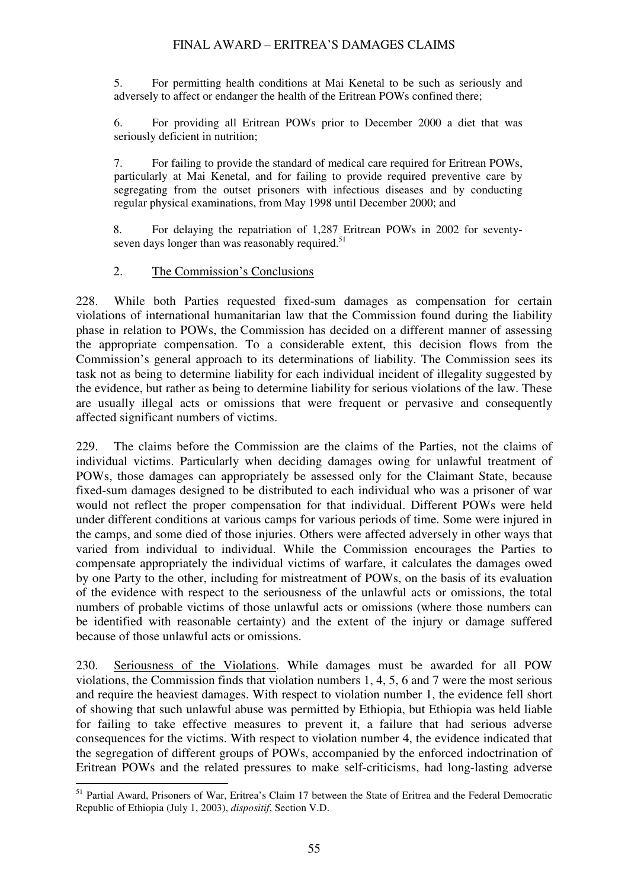5. For permitting health conditions at Mai Kenetal to be such as seriously and adversely to affect or endanger the health of the Eritrean POWs confined there;

6. For providing all Eritrean POWs prior to December 2000 a diet that was seriously deficient in nutrition;

7. For failing to provide the standard of medical care required for Eritrean POWs, particularly at Mai Kenetal, and for failing to provide required preventive care by segregating from the outset prisoners with infectious diseases and by conducting regular physical examinations, from May 1998 until December 2000; and

8. For delaying the repatriation of 1,287 Eritrean POWs in 2002 for seventy-seven days longer than was reasonably required.[51]

### 2. The Commission's Conclusions

228. While both Parties requested fixed-sum damages as compensation for certain violations of international humanitarian law that the Commission found during the liability phase in relation to POWs, the Commission has decided on a different manner of assessing the appropriate compensation. To a considerable extent, this decision flows from the Commission's general approach to its determinations of liability. The Commission sees its task not as being to determine liability for each individual incident of illegality suggested by the evidence, but rather as being to determine liability for serious violations of the law. These are usually illegal acts or omissions that were frequent or pervasive and consequently affected significant numbers of victims.

229. The claims before the Commission are the claims of the Parties, not the claims of individual victims. Particularly when deciding damages owing for unlawful treatment of POWs, those damages can appropriately be assessed only for the Claimant State, because fixed-sum damages designed to be distributed to each individual who was a prisoner of war would not reflect the proper compensation for that individual. Different POWs were held under different conditions at various camps for various periods of time. Some were injured in the camps, and some died of those injuries. Others were affected adversely in other ways that varied from individual to individual. While the Commission encourages the Parties to compensate appropriately the individual victims of warfare, it calculates the damages owed by one Party to the other, including for mistreatment of POWs, on the basis of its evaluation of the evidence with respect to the seriousness of the unlawful acts or omissions, the total numbers of probable victims of those unlawful acts or omissions (where those numbers can be identified with reasonable certainty) and the extent of the injury or damage suffered because of those unlawful acts or omissions.

230. Seriousness of the Violations. While damages must be awarded for all POW violations, the Commission finds that violation numbers 1, 4, 5, 6 and 7 were the most serious and require the heaviest damages. With respect to violation number 1, the evidence fell short of showing that such unlawful abuse was permitted by Ethiopia, but Ethiopia was held liable for failing to take effective measures to prevent it, a failure that had serious adverse consequences for the victims. With respect to violation number 4, the evidence indicated that the segregation of different groups of POWs, accompanied by the enforced indoctrination of Eritrean POWs and the related pressures to make self-criticisms, had long-lasting adverse

[51] Partial Award, Prisoners of War, Eritrea's Claim 17 between the State of Eritrea and the Federal Democratic Republic of Ethiopia (July 1, 2003), *dispositif*, Section V.D.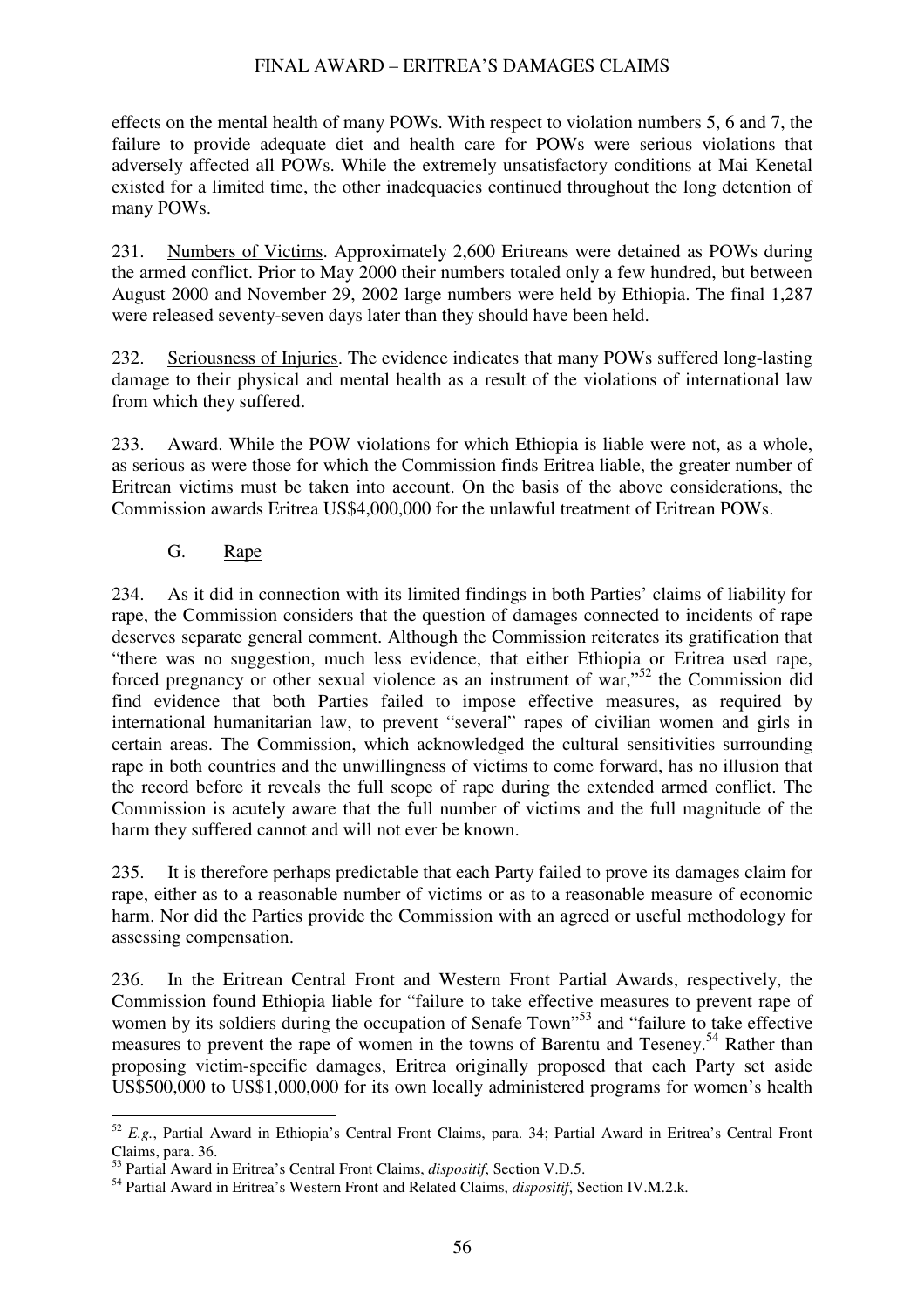effects on the mental health of many POWs. With respect to violation numbers 5, 6 and 7, the failure to provide adequate diet and health care for POWs were serious violations that adversely affected all POWs. While the extremely unsatisfactory conditions at Mai Kenetal existed for a limited time, the other inadequacies continued throughout the long detention of many POWs.

231. Numbers of Victims. Approximately 2,600 Eritreans were detained as POWs during the armed conflict. Prior to May 2000 their numbers totaled only a few hundred, but between August 2000 and November 29, 2002 large numbers were held by Ethiopia. The final 1,287 were released seventy-seven days later than they should have been held.

232. Seriousness of Injuries. The evidence indicates that many POWs suffered long-lasting damage to their physical and mental health as a result of the violations of international law from which they suffered.

233. Award. While the POW violations for which Ethiopia is liable were not, as a whole, as serious as were those for which the Commission finds Eritrea liable, the greater number of Eritrean victims must be taken into account. On the basis of the above considerations, the Commission awards Eritrea US$4,000,000 for the unlawful treatment of Eritrean POWs.

### G. Rape

234. As it did in connection with its limited findings in both Parties' claims of liability for rape, the Commission considers that the question of damages connected to incidents of rape deserves separate general comment. Although the Commission reiterates its gratification that "there was no suggestion, much less evidence, that either Ethiopia or Eritrea used rape, forced pregnancy or other sexual violence as an instrument of war,"[52] the Commission did find evidence that both Parties failed to impose effective measures, as required by international humanitarian law, to prevent "several" rapes of civilian women and girls in certain areas. The Commission, which acknowledged the cultural sensitivities surrounding rape in both countries and the unwillingness of victims to come forward, has no illusion that the record before it reveals the full scope of rape during the extended armed conflict. The Commission is acutely aware that the full number of victims and the full magnitude of the harm they suffered cannot and will not ever be known.

235. It is therefore perhaps predictable that each Party failed to prove its damages claim for rape, either as to a reasonable number of victims or as to a reasonable measure of economic harm. Nor did the Parties provide the Commission with an agreed or useful methodology for assessing compensation.

236. In the Eritrean Central Front and Western Front Partial Awards, respectively, the Commission found Ethiopia liable for "failure to take effective measures to prevent rape of women by its soldiers during the occupation of Senafe Town"[53] and "failure to take effective measures to prevent the rape of women in the towns of Barentu and Teseney.[54] Rather than proposing victim-specific damages, Eritrea originally proposed that each Party set aside US$500,000 to US$1,000,000 for its own locally administered programs for women's health

---

[52] *E.g.*, Partial Award in Ethiopia's Central Front Claims, para. 34; Partial Award in Eritrea's Central Front Claims, para. 36.

[53] Partial Award in Eritrea's Central Front Claims, *dispositif*, Section V.D.5.

[54] Partial Award in Eritrea's Western Front and Related Claims, *dispositif*, Section IV.M.2.k.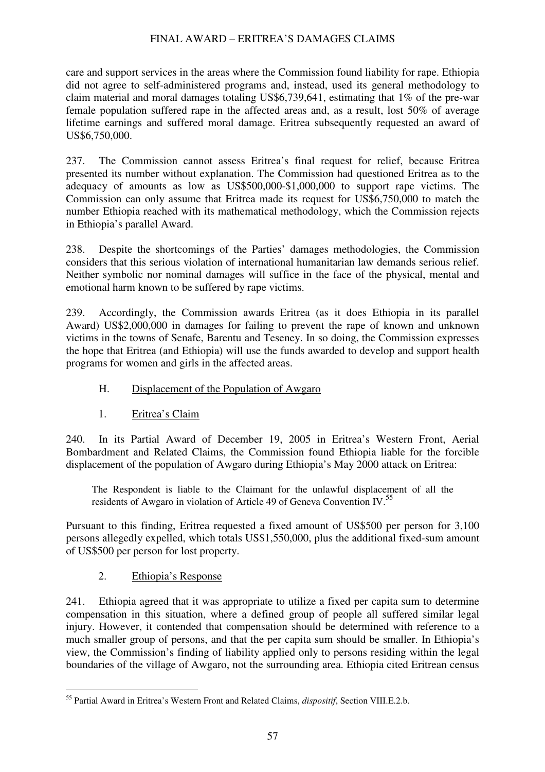care and support services in the areas where the Commission found liability for rape. Ethiopia did not agree to self-administered programs and, instead, used its general methodology to claim material and moral damages totaling US$6,739,641, estimating that 1% of the pre-war female population suffered rape in the affected areas and, as a result, lost 50% of average lifetime earnings and suffered moral damage. Eritrea subsequently requested an award of US$6,750,000.

237. The Commission cannot assess Eritrea's final request for relief, because Eritrea presented its number without explanation. The Commission had questioned Eritrea as to the adequacy of amounts as low as US$500,000-$1,000,000 to support rape victims. The Commission can only assume that Eritrea made its request for US$6,750,000 to match the number Ethiopia reached with its mathematical methodology, which the Commission rejects in Ethiopia's parallel Award.

238. Despite the shortcomings of the Parties' damages methodologies, the Commission considers that this serious violation of international humanitarian law demands serious relief. Neither symbolic nor nominal damages will suffice in the face of the physical, mental and emotional harm known to be suffered by rape victims.

239. Accordingly, the Commission awards Eritrea (as it does Ethiopia in its parallel Award) US$2,000,000 in damages for failing to prevent the rape of known and unknown victims in the towns of Senafe, Barentu and Teseney. In so doing, the Commission expresses the hope that Eritrea (and Ethiopia) will use the funds awarded to develop and support health programs for women and girls in the affected areas.

### H. Displacement of the Population of Awgaro

#### 1. Eritrea's Claim

240. In its Partial Award of December 19, 2005 in Eritrea's Western Front, Aerial Bombardment and Related Claims, the Commission found Ethiopia liable for the forcible displacement of the population of Awgaro during Ethiopia's May 2000 attack on Eritrea:

> The Respondent is liable to the Claimant for the unlawful displacement of all the residents of Awgaro in violation of Article 49 of Geneva Convention IV.[55]

Pursuant to this finding, Eritrea requested a fixed amount of US$500 per person for 3,100 persons allegedly expelled, which totals US$1,550,000, plus the additional fixed-sum amount of US$500 per person for lost property.

#### 2. Ethiopia's Response

241. Ethiopia agreed that it was appropriate to utilize a fixed per capita sum to determine compensation in this situation, where a defined group of people all suffered similar legal injury. However, it contended that compensation should be determined with reference to a much smaller group of persons, and that the per capita sum should be smaller. In Ethiopia's view, the Commission's finding of liability applied only to persons residing within the legal boundaries of the village of Awgaro, not the surrounding area. Ethiopia cited Eritrean census

---

[55] Partial Award in Eritrea's Western Front and Related Claims, *dispositif*, Section VIII.E.2.b.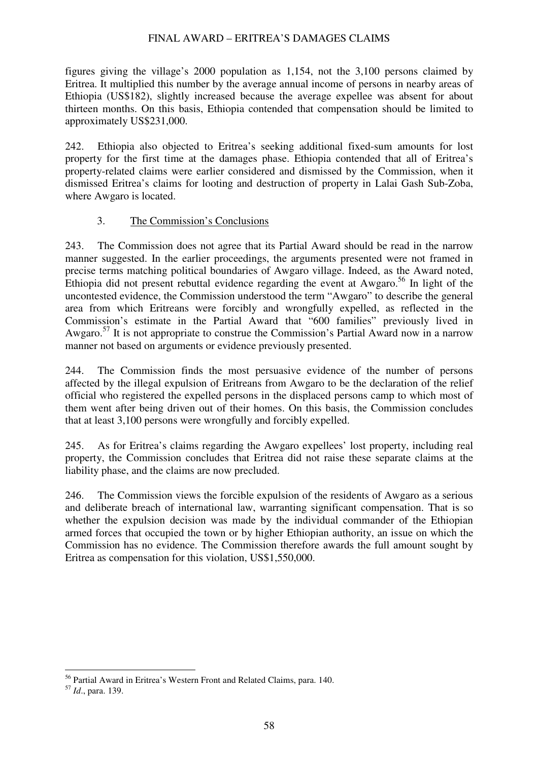figures giving the village's 2000 population as 1,154, not the 3,100 persons claimed by Eritrea. It multiplied this number by the average annual income of persons in nearby areas of Ethiopia (US$182), slightly increased because the average expellee was absent for about thirteen months. On this basis, Ethiopia contended that compensation should be limited to approximately US$231,000.

242. Ethiopia also objected to Eritrea's seeking additional fixed-sum amounts for lost property for the first time at the damages phase. Ethiopia contended that all of Eritrea's property-related claims were earlier considered and dismissed by the Commission, when it dismissed Eritrea's claims for looting and destruction of property in Lalai Gash Sub-Zoba, where Awgaro is located.

### 3. The Commission's Conclusions

243. The Commission does not agree that its Partial Award should be read in the narrow manner suggested. In the earlier proceedings, the arguments presented were not framed in precise terms matching political boundaries of Awgaro village. Indeed, as the Award noted, Ethiopia did not present rebuttal evidence regarding the event at Awgaro.[56] In light of the uncontested evidence, the Commission understood the term "Awgaro" to describe the general area from which Eritreans were forcibly and wrongfully expelled, as reflected in the Commission's estimate in the Partial Award that "600 families" previously lived in Awgaro.[57] It is not appropriate to construe the Commission's Partial Award now in a narrow manner not based on arguments or evidence previously presented.

244. The Commission finds the most persuasive evidence of the number of persons affected by the illegal expulsion of Eritreans from Awgaro to be the declaration of the relief official who registered the expelled persons in the displaced persons camp to which most of them went after being driven out of their homes. On this basis, the Commission concludes that at least 3,100 persons were wrongfully and forcibly expelled.

245. As for Eritrea's claims regarding the Awgaro expellees' lost property, including real property, the Commission concludes that Eritrea did not raise these separate claims at the liability phase, and the claims are now precluded.

246. The Commission views the forcible expulsion of the residents of Awgaro as a serious and deliberate breach of international law, warranting significant compensation. That is so whether the expulsion decision was made by the individual commander of the Ethiopian armed forces that occupied the town or by higher Ethiopian authority, an issue on which the Commission has no evidence. The Commission therefore awards the full amount sought by Eritrea as compensation for this violation, US$1,550,000.

---

[56] Partial Award in Eritrea's Western Front and Related Claims, para. 140.

[57] *Id*., para. 139.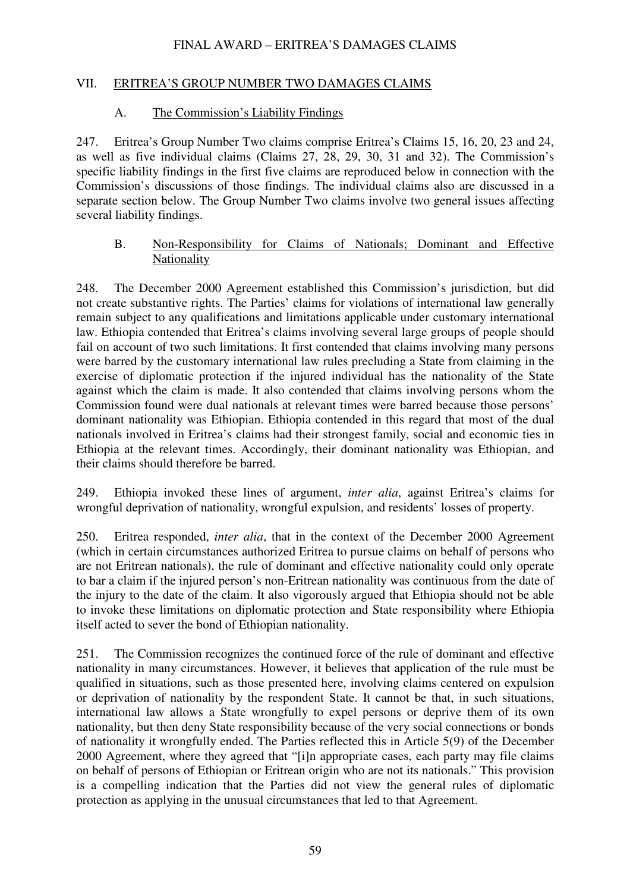## VII. ERITREA'S GROUP NUMBER TWO DAMAGES CLAIMS

### A. The Commission's Liability Findings

247. Eritrea's Group Number Two claims comprise Eritrea's Claims 15, 16, 20, 23 and 24, as well as five individual claims (Claims 27, 28, 29, 30, 31 and 32). The Commission's specific liability findings in the first five claims are reproduced below in connection with the Commission's discussions of those findings. The individual claims also are discussed in a separate section below. The Group Number Two claims involve two general issues affecting several liability findings.

### B. Non-Responsibility for Claims of Nationals; Dominant and Effective Nationality

248. The December 2000 Agreement established this Commission's jurisdiction, but did not create substantive rights. The Parties' claims for violations of international law generally remain subject to any qualifications and limitations applicable under customary international law. Ethiopia contended that Eritrea's claims involving several large groups of people should fail on account of two such limitations. It first contended that claims involving many persons were barred by the customary international law rules precluding a State from claiming in the exercise of diplomatic protection if the injured individual has the nationality of the State against which the claim is made. It also contended that claims involving persons whom the Commission found were dual nationals at relevant times were barred because those persons' dominant nationality was Ethiopian. Ethiopia contended in this regard that most of the dual nationals involved in Eritrea's claims had their strongest family, social and economic ties in Ethiopia at the relevant times. Accordingly, their dominant nationality was Ethiopian, and their claims should therefore be barred.

249. Ethiopia invoked these lines of argument, *inter alia*, against Eritrea's claims for wrongful deprivation of nationality, wrongful expulsion, and residents' losses of property.

250. Eritrea responded, *inter alia*, that in the context of the December 2000 Agreement (which in certain circumstances authorized Eritrea to pursue claims on behalf of persons who are not Eritrean nationals), the rule of dominant and effective nationality could only operate to bar a claim if the injured person's non-Eritrean nationality was continuous from the date of the injury to the date of the claim. It also vigorously argued that Ethiopia should not be able to invoke these limitations on diplomatic protection and State responsibility where Ethiopia itself acted to sever the bond of Ethiopian nationality.

251. The Commission recognizes the continued force of the rule of dominant and effective nationality in many circumstances. However, it believes that application of the rule must be qualified in situations, such as those presented here, involving claims centered on expulsion or deprivation of nationality by the respondent State. It cannot be that, in such situations, international law allows a State wrongfully to expel persons or deprive them of its own nationality, but then deny State responsibility because of the very social connections or bonds of nationality it wrongfully ended. The Parties reflected this in Article 5(9) of the December 2000 Agreement, where they agreed that "[i]n appropriate cases, each party may file claims on behalf of persons of Ethiopian or Eritrean origin who are not its nationals." This provision is a compelling indication that the Parties did not view the general rules of diplomatic protection as applying in the unusual circumstances that led to that Agreement.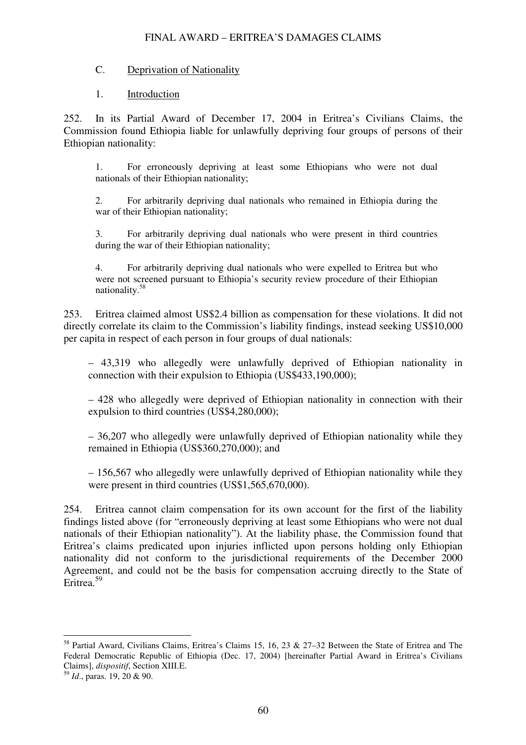### C. Deprivation of Nationality

#### 1. Introduction

252. In its Partial Award of December 17, 2004 in Eritrea's Civilians Claims, the Commission found Ethiopia liable for unlawfully depriving four groups of persons of their Ethiopian nationality:

> 1. For erroneously depriving at least some Ethiopians who were not dual nationals of their Ethiopian nationality;
>
> 2. For arbitrarily depriving dual nationals who remained in Ethiopia during the war of their Ethiopian nationality;
>
> 3. For arbitrarily depriving dual nationals who were present in third countries during the war of their Ethiopian nationality;
>
> 4. For arbitrarily depriving dual nationals who were expelled to Eritrea but who were not screened pursuant to Ethiopia's security review procedure of their Ethiopian nationality.[58]

253. Eritrea claimed almost US$2.4 billion as compensation for these violations. It did not directly correlate its claim to the Commission's liability findings, instead seeking US$10,000 per capita in respect of each person in four groups of dual nationals:

– 43,319 who allegedly were unlawfully deprived of Ethiopian nationality in connection with their expulsion to Ethiopia (US$433,190,000);

– 428 who allegedly were deprived of Ethiopian nationality in connection with their expulsion to third countries (US$4,280,000);

– 36,207 who allegedly were unlawfully deprived of Ethiopian nationality while they remained in Ethiopia (US$360,270,000); and

– 156,567 who allegedly were unlawfully deprived of Ethiopian nationality while they were present in third countries (US$1,565,670,000).

254. Eritrea cannot claim compensation for its own account for the first of the liability findings listed above (for "erroneously depriving at least some Ethiopians who were not dual nationals of their Ethiopian nationality"). At the liability phase, the Commission found that Eritrea's claims predicated upon injuries inflicted upon persons holding only Ethiopian nationality did not conform to the jurisdictional requirements of the December 2000 Agreement, and could not be the basis for compensation accruing directly to the State of Eritrea.[59]

---

[58] Partial Award, Civilians Claims, Eritrea's Claims 15, 16, 23 & 27–32 Between the State of Eritrea and The Federal Democratic Republic of Ethiopia (Dec. 17, 2004) [hereinafter Partial Award in Eritrea's Civilians Claims], *dispositif*, Section XIII.E.

[59] *Id*., paras. 19, 20 & 90.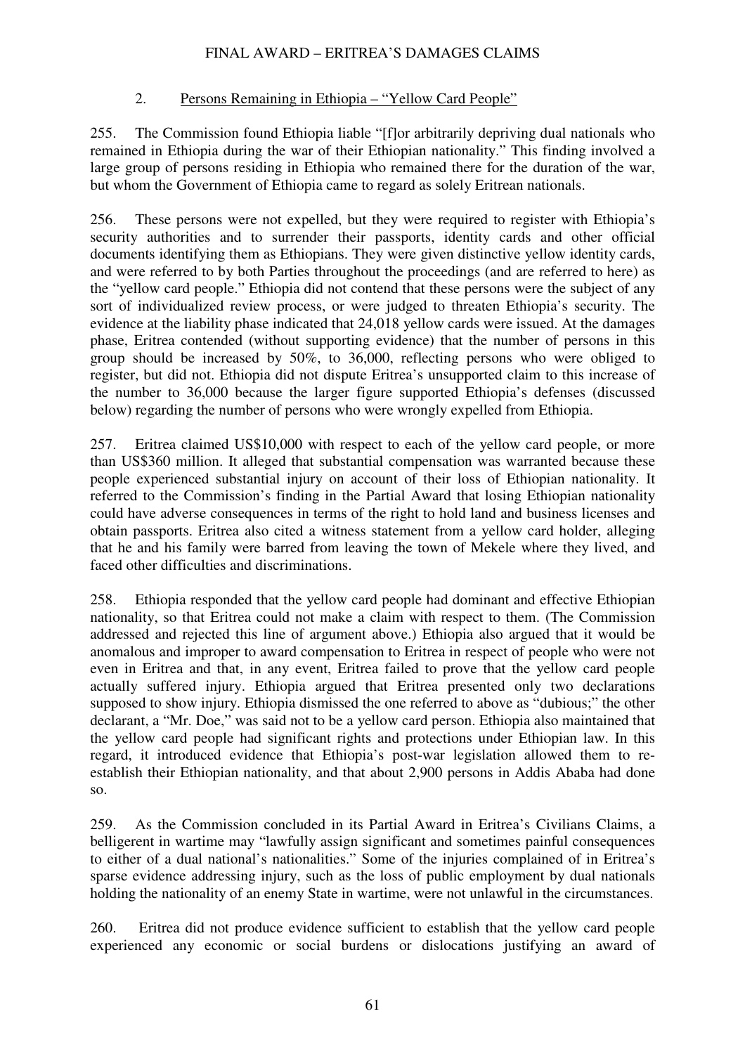## 2. Persons Remaining in Ethiopia – "Yellow Card People"

255. The Commission found Ethiopia liable "[f]or arbitrarily depriving dual nationals who remained in Ethiopia during the war of their Ethiopian nationality." This finding involved a large group of persons residing in Ethiopia who remained there for the duration of the war, but whom the Government of Ethiopia came to regard as solely Eritrean nationals.

256. These persons were not expelled, but they were required to register with Ethiopia's security authorities and to surrender their passports, identity cards and other official documents identifying them as Ethiopians. They were given distinctive yellow identity cards, and were referred to by both Parties throughout the proceedings (and are referred to here) as the "yellow card people." Ethiopia did not contend that these persons were the subject of any sort of individualized review process, or were judged to threaten Ethiopia's security. The evidence at the liability phase indicated that 24,018 yellow cards were issued. At the damages phase, Eritrea contended (without supporting evidence) that the number of persons in this group should be increased by 50%, to 36,000, reflecting persons who were obliged to register, but did not. Ethiopia did not dispute Eritrea's unsupported claim to this increase of the number to 36,000 because the larger figure supported Ethiopia's defenses (discussed below) regarding the number of persons who were wrongly expelled from Ethiopia.

257. Eritrea claimed US$10,000 with respect to each of the yellow card people, or more than US$360 million. It alleged that substantial compensation was warranted because these people experienced substantial injury on account of their loss of Ethiopian nationality. It referred to the Commission's finding in the Partial Award that losing Ethiopian nationality could have adverse consequences in terms of the right to hold land and business licenses and obtain passports. Eritrea also cited a witness statement from a yellow card holder, alleging that he and his family were barred from leaving the town of Mekele where they lived, and faced other difficulties and discriminations.

258. Ethiopia responded that the yellow card people had dominant and effective Ethiopian nationality, so that Eritrea could not make a claim with respect to them. (The Commission addressed and rejected this line of argument above.) Ethiopia also argued that it would be anomalous and improper to award compensation to Eritrea in respect of people who were not even in Eritrea and that, in any event, Eritrea failed to prove that the yellow card people actually suffered injury. Ethiopia argued that Eritrea presented only two declarations supposed to show injury. Ethiopia dismissed the one referred to above as "dubious;" the other declarant, a "Mr. Doe," was said not to be a yellow card person. Ethiopia also maintained that the yellow card people had significant rights and protections under Ethiopian law. In this regard, it introduced evidence that Ethiopia's post-war legislation allowed them to re-establish their Ethiopian nationality, and that about 2,900 persons in Addis Ababa had done so.

259. As the Commission concluded in its Partial Award in Eritrea's Civilians Claims, a belligerent in wartime may "lawfully assign significant and sometimes painful consequences to either of a dual national's nationalities." Some of the injuries complained of in Eritrea's sparse evidence addressing injury, such as the loss of public employment by dual nationals holding the nationality of an enemy State in wartime, were not unlawful in the circumstances.

260. Eritrea did not produce evidence sufficient to establish that the yellow card people experienced any economic or social burdens or dislocations justifying an award of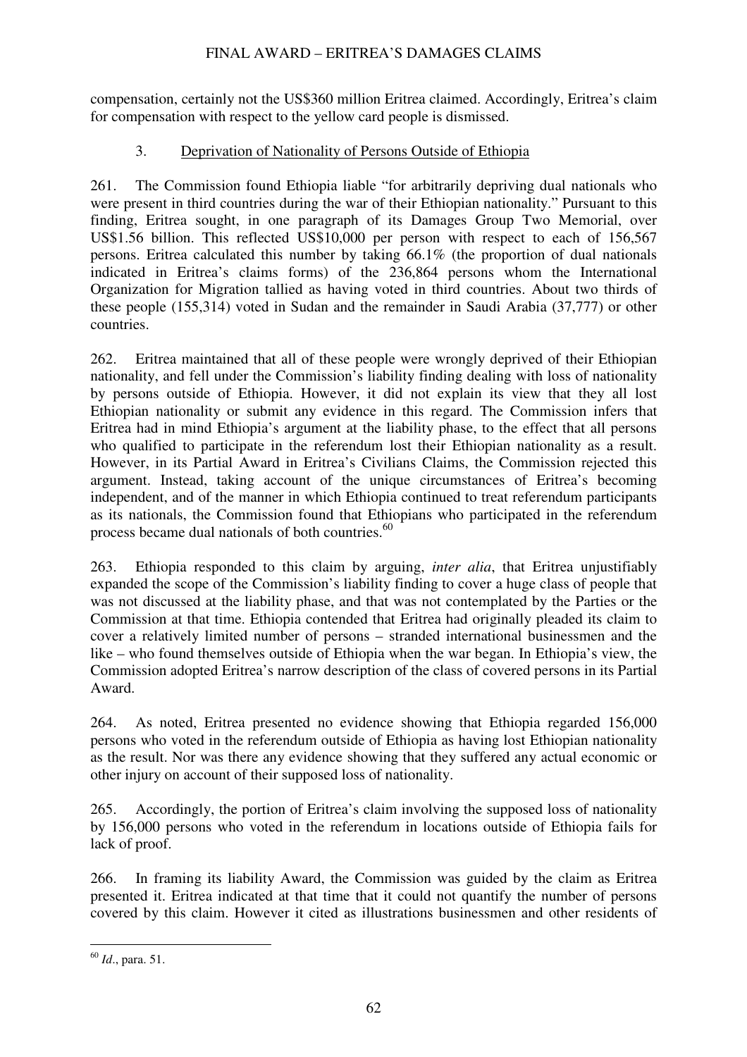compensation, certainly not the US$360 million Eritrea claimed. Accordingly, Eritrea's claim for compensation with respect to the yellow card people is dismissed.

### 3. Deprivation of Nationality of Persons Outside of Ethiopia

261. The Commission found Ethiopia liable "for arbitrarily depriving dual nationals who were present in third countries during the war of their Ethiopian nationality." Pursuant to this finding, Eritrea sought, in one paragraph of its Damages Group Two Memorial, over US$1.56 billion. This reflected US$10,000 per person with respect to each of 156,567 persons. Eritrea calculated this number by taking 66.1% (the proportion of dual nationals indicated in Eritrea's claims forms) of the 236,864 persons whom the International Organization for Migration tallied as having voted in third countries. About two thirds of these people (155,314) voted in Sudan and the remainder in Saudi Arabia (37,777) or other countries.

262. Eritrea maintained that all of these people were wrongly deprived of their Ethiopian nationality, and fell under the Commission's liability finding dealing with loss of nationality by persons outside of Ethiopia. However, it did not explain its view that they all lost Ethiopian nationality or submit any evidence in this regard. The Commission infers that Eritrea had in mind Ethiopia's argument at the liability phase, to the effect that all persons who qualified to participate in the referendum lost their Ethiopian nationality as a result. However, in its Partial Award in Eritrea's Civilians Claims, the Commission rejected this argument. Instead, taking account of the unique circumstances of Eritrea's becoming independent, and of the manner in which Ethiopia continued to treat referendum participants as its nationals, the Commission found that Ethiopians who participated in the referendum process became dual nationals of both countries.[60]

263. Ethiopia responded to this claim by arguing, *inter alia*, that Eritrea unjustifiably expanded the scope of the Commission's liability finding to cover a huge class of people that was not discussed at the liability phase, and that was not contemplated by the Parties or the Commission at that time. Ethiopia contended that Eritrea had originally pleaded its claim to cover a relatively limited number of persons – stranded international businessmen and the like – who found themselves outside of Ethiopia when the war began. In Ethiopia's view, the Commission adopted Eritrea's narrow description of the class of covered persons in its Partial Award.

264. As noted, Eritrea presented no evidence showing that Ethiopia regarded 156,000 persons who voted in the referendum outside of Ethiopia as having lost Ethiopian nationality as the result. Nor was there any evidence showing that they suffered any actual economic or other injury on account of their supposed loss of nationality.

265. Accordingly, the portion of Eritrea's claim involving the supposed loss of nationality by 156,000 persons who voted in the referendum in locations outside of Ethiopia fails for lack of proof.

266. In framing its liability Award, the Commission was guided by the claim as Eritrea presented it. Eritrea indicated at that time that it could not quantify the number of persons covered by this claim. However it cited as illustrations businessmen and other residents of

[60] *Id*., para. 51.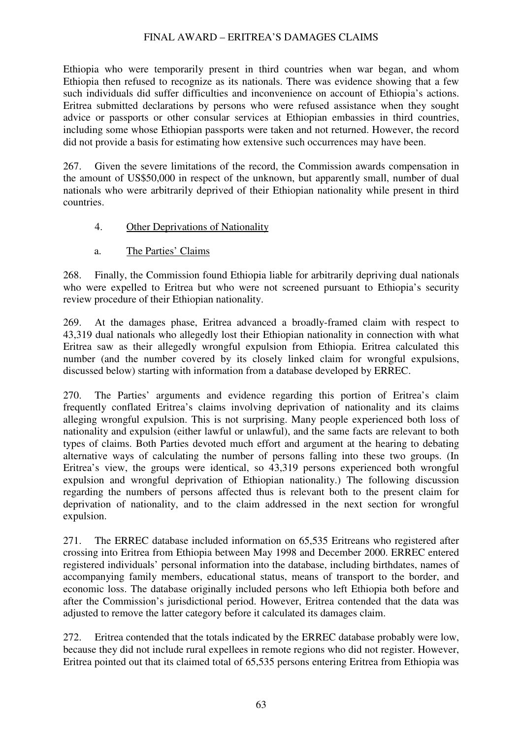Ethiopia who were temporarily present in third countries when war began, and whom Ethiopia then refused to recognize as its nationals. There was evidence showing that a few such individuals did suffer difficulties and inconvenience on account of Ethiopia's actions. Eritrea submitted declarations by persons who were refused assistance when they sought advice or passports or other consular services at Ethiopian embassies in third countries, including some whose Ethiopian passports were taken and not returned. However, the record did not provide a basis for estimating how extensive such occurrences may have been.

267. Given the severe limitations of the record, the Commission awards compensation in the amount of US$50,000 in respect of the unknown, but apparently small, number of dual nationals who were arbitrarily deprived of their Ethiopian nationality while present in third countries.

4. Other Deprivations of Nationality

a. The Parties' Claims

268. Finally, the Commission found Ethiopia liable for arbitrarily depriving dual nationals who were expelled to Eritrea but who were not screened pursuant to Ethiopia's security review procedure of their Ethiopian nationality.

269. At the damages phase, Eritrea advanced a broadly-framed claim with respect to 43,319 dual nationals who allegedly lost their Ethiopian nationality in connection with what Eritrea saw as their allegedly wrongful expulsion from Ethiopia. Eritrea calculated this number (and the number covered by its closely linked claim for wrongful expulsions, discussed below) starting with information from a database developed by ERREC.

270. The Parties' arguments and evidence regarding this portion of Eritrea's claim frequently conflated Eritrea's claims involving deprivation of nationality and its claims alleging wrongful expulsion. This is not surprising. Many people experienced both loss of nationality and expulsion (either lawful or unlawful), and the same facts are relevant to both types of claims. Both Parties devoted much effort and argument at the hearing to debating alternative ways of calculating the number of persons falling into these two groups. (In Eritrea's view, the groups were identical, so 43,319 persons experienced both wrongful expulsion and wrongful deprivation of Ethiopian nationality.) The following discussion regarding the numbers of persons affected thus is relevant both to the present claim for deprivation of nationality, and to the claim addressed in the next section for wrongful expulsion.

271. The ERREC database included information on 65,535 Eritreans who registered after crossing into Eritrea from Ethiopia between May 1998 and December 2000. ERREC entered registered individuals' personal information into the database, including birthdates, names of accompanying family members, educational status, means of transport to the border, and economic loss. The database originally included persons who left Ethiopia both before and after the Commission's jurisdictional period. However, Eritrea contended that the data was adjusted to remove the latter category before it calculated its damages claim.

272. Eritrea contended that the totals indicated by the ERREC database probably were low, because they did not include rural expellees in remote regions who did not register. However, Eritrea pointed out that its claimed total of 65,535 persons entering Eritrea from Ethiopia was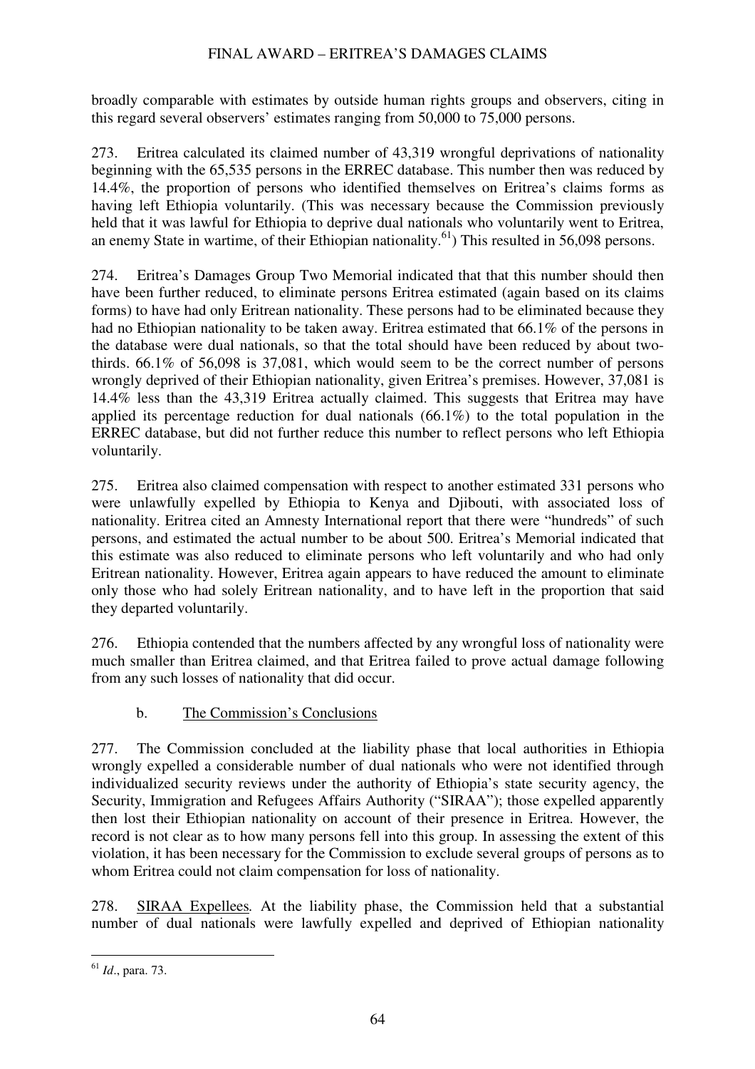broadly comparable with estimates by outside human rights groups and observers, citing in this regard several observers' estimates ranging from 50,000 to 75,000 persons.

273. Eritrea calculated its claimed number of 43,319 wrongful deprivations of nationality beginning with the 65,535 persons in the ERREC database. This number then was reduced by 14.4%, the proportion of persons who identified themselves on Eritrea's claims forms as having left Ethiopia voluntarily. (This was necessary because the Commission previously held that it was lawful for Ethiopia to deprive dual nationals who voluntarily went to Eritrea, an enemy State in wartime, of their Ethiopian nationality.[61]) This resulted in 56,098 persons.

274. Eritrea's Damages Group Two Memorial indicated that that this number should then have been further reduced, to eliminate persons Eritrea estimated (again based on its claims forms) to have had only Eritrean nationality. These persons had to be eliminated because they had no Ethiopian nationality to be taken away. Eritrea estimated that 66.1% of the persons in the database were dual nationals, so that the total should have been reduced by about two-thirds. 66.1% of 56,098 is 37,081, which would seem to be the correct number of persons wrongly deprived of their Ethiopian nationality, given Eritrea's premises. However, 37,081 is 14.4% less than the 43,319 Eritrea actually claimed. This suggests that Eritrea may have applied its percentage reduction for dual nationals (66.1%) to the total population in the ERREC database, but did not further reduce this number to reflect persons who left Ethiopia voluntarily.

275. Eritrea also claimed compensation with respect to another estimated 331 persons who were unlawfully expelled by Ethiopia to Kenya and Djibouti, with associated loss of nationality. Eritrea cited an Amnesty International report that there were "hundreds" of such persons, and estimated the actual number to be about 500. Eritrea's Memorial indicated that this estimate was also reduced to eliminate persons who left voluntarily and who had only Eritrean nationality. However, Eritrea again appears to have reduced the amount to eliminate only those who had solely Eritrean nationality, and to have left in the proportion that said they departed voluntarily.

276. Ethiopia contended that the numbers affected by any wrongful loss of nationality were much smaller than Eritrea claimed, and that Eritrea failed to prove actual damage following from any such losses of nationality that did occur.

### b. The Commission's Conclusions

277. The Commission concluded at the liability phase that local authorities in Ethiopia wrongly expelled a considerable number of dual nationals who were not identified through individualized security reviews under the authority of Ethiopia's state security agency, the Security, Immigration and Refugees Affairs Authority ("SIRAA"); those expelled apparently then lost their Ethiopian nationality on account of their presence in Eritrea. However, the record is not clear as to how many persons fell into this group. In assessing the extent of this violation, it has been necessary for the Commission to exclude several groups of persons as to whom Eritrea could not claim compensation for loss of nationality.

278. SIRAA Expellees*.* At the liability phase, the Commission held that a substantial number of dual nationals were lawfully expelled and deprived of Ethiopian nationality

---

[61] *Id*., para. 73.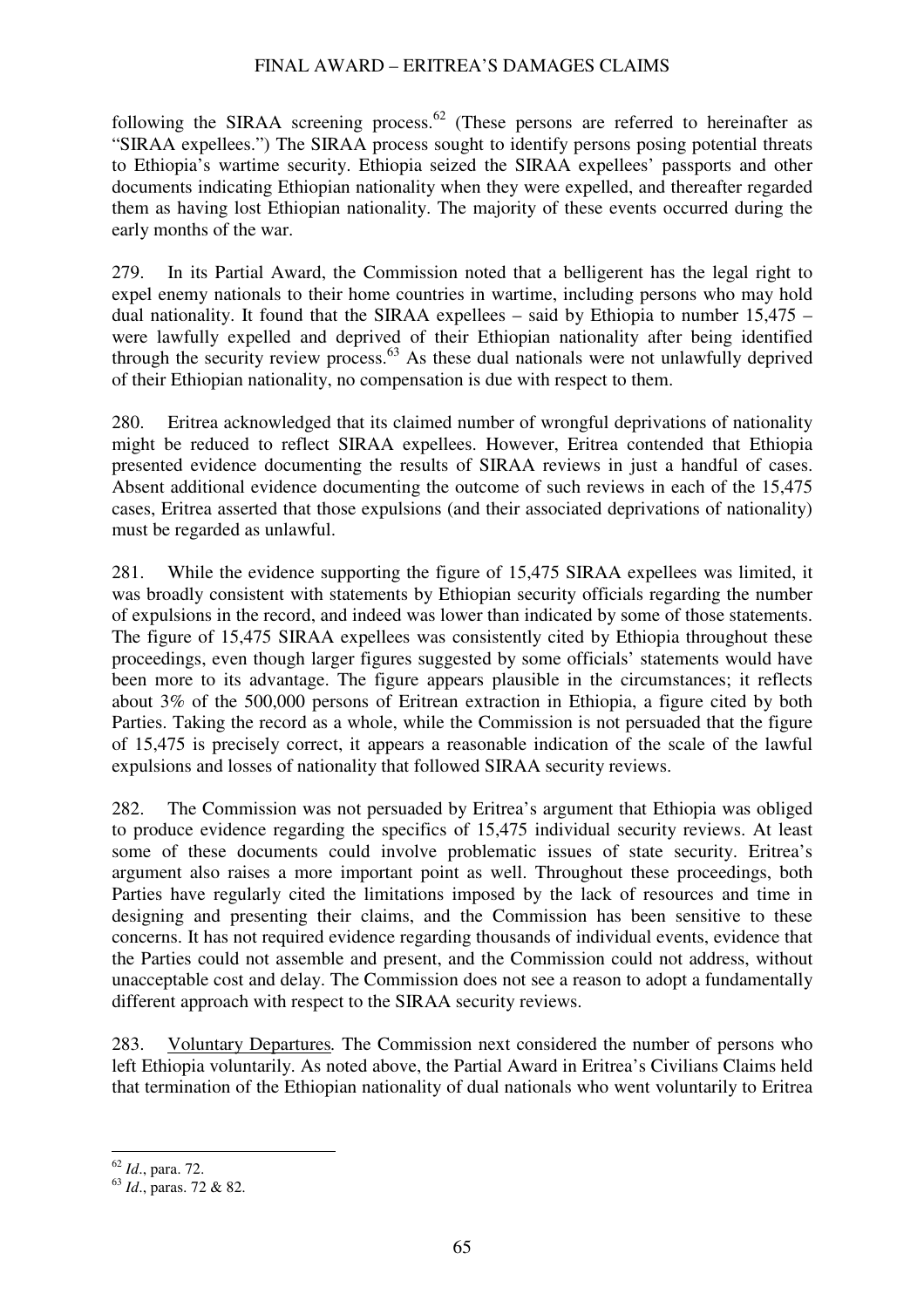following the SIRAA screening process.[62] (These persons are referred to hereinafter as "SIRAA expellees.") The SIRAA process sought to identify persons posing potential threats to Ethiopia's wartime security. Ethiopia seized the SIRAA expellees' passports and other documents indicating Ethiopian nationality when they were expelled, and thereafter regarded them as having lost Ethiopian nationality. The majority of these events occurred during the early months of the war.

279. In its Partial Award, the Commission noted that a belligerent has the legal right to expel enemy nationals to their home countries in wartime, including persons who may hold dual nationality. It found that the SIRAA expellees – said by Ethiopia to number 15,475 – were lawfully expelled and deprived of their Ethiopian nationality after being identified through the security review process.[63] As these dual nationals were not unlawfully deprived of their Ethiopian nationality, no compensation is due with respect to them.

280. Eritrea acknowledged that its claimed number of wrongful deprivations of nationality might be reduced to reflect SIRAA expellees. However, Eritrea contended that Ethiopia presented evidence documenting the results of SIRAA reviews in just a handful of cases. Absent additional evidence documenting the outcome of such reviews in each of the 15,475 cases, Eritrea asserted that those expulsions (and their associated deprivations of nationality) must be regarded as unlawful.

281. While the evidence supporting the figure of 15,475 SIRAA expellees was limited, it was broadly consistent with statements by Ethiopian security officials regarding the number of expulsions in the record, and indeed was lower than indicated by some of those statements. The figure of 15,475 SIRAA expellees was consistently cited by Ethiopia throughout these proceedings, even though larger figures suggested by some officials' statements would have been more to its advantage. The figure appears plausible in the circumstances; it reflects about 3% of the 500,000 persons of Eritrean extraction in Ethiopia, a figure cited by both Parties. Taking the record as a whole, while the Commission is not persuaded that the figure of 15,475 is precisely correct, it appears a reasonable indication of the scale of the lawful expulsions and losses of nationality that followed SIRAA security reviews.

282. The Commission was not persuaded by Eritrea's argument that Ethiopia was obliged to produce evidence regarding the specifics of 15,475 individual security reviews. At least some of these documents could involve problematic issues of state security. Eritrea's argument also raises a more important point as well. Throughout these proceedings, both Parties have regularly cited the limitations imposed by the lack of resources and time in designing and presenting their claims, and the Commission has been sensitive to these concerns. It has not required evidence regarding thousands of individual events, evidence that the Parties could not assemble and present, and the Commission could not address, without unacceptable cost and delay. The Commission does not see a reason to adopt a fundamentally different approach with respect to the SIRAA security reviews.

283. Voluntary Departures*.* The Commission next considered the number of persons who left Ethiopia voluntarily. As noted above, the Partial Award in Eritrea's Civilians Claims held that termination of the Ethiopian nationality of dual nationals who went voluntarily to Eritrea

---

[62] *Id*., para. 72.

[63] *Id*., paras. 72 & 82.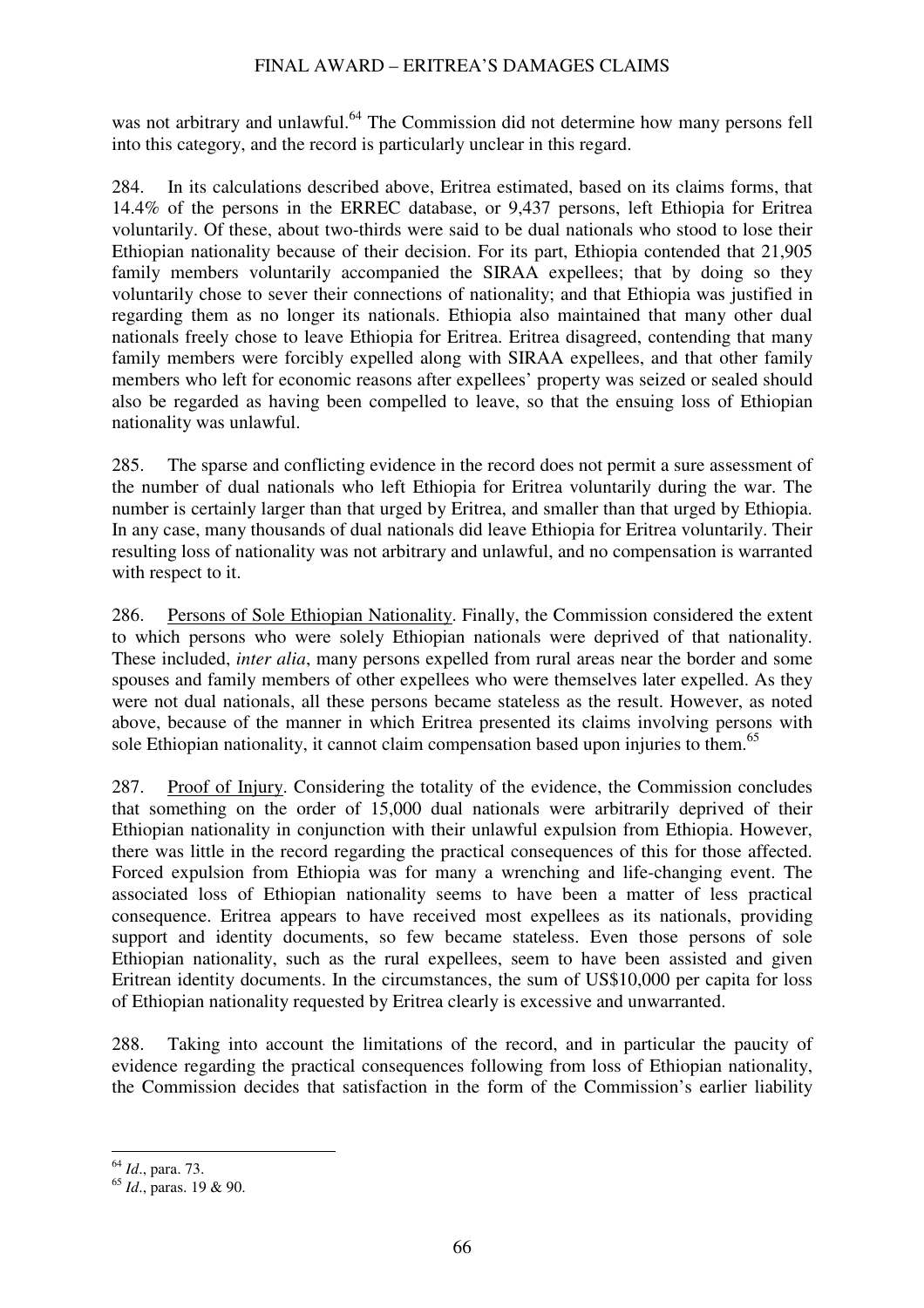was not arbitrary and unlawful.[64] The Commission did not determine how many persons fell into this category, and the record is particularly unclear in this regard.

284. In its calculations described above, Eritrea estimated, based on its claims forms, that 14.4% of the persons in the ERREC database, or 9,437 persons, left Ethiopia for Eritrea voluntarily. Of these, about two-thirds were said to be dual nationals who stood to lose their Ethiopian nationality because of their decision. For its part, Ethiopia contended that 21,905 family members voluntarily accompanied the SIRAA expellees; that by doing so they voluntarily chose to sever their connections of nationality; and that Ethiopia was justified in regarding them as no longer its nationals. Ethiopia also maintained that many other dual nationals freely chose to leave Ethiopia for Eritrea. Eritrea disagreed, contending that many family members were forcibly expelled along with SIRAA expellees, and that other family members who left for economic reasons after expellees' property was seized or sealed should also be regarded as having been compelled to leave, so that the ensuing loss of Ethiopian nationality was unlawful.

285. The sparse and conflicting evidence in the record does not permit a sure assessment of the number of dual nationals who left Ethiopia for Eritrea voluntarily during the war. The number is certainly larger than that urged by Eritrea, and smaller than that urged by Ethiopia. In any case, many thousands of dual nationals did leave Ethiopia for Eritrea voluntarily. Their resulting loss of nationality was not arbitrary and unlawful, and no compensation is warranted with respect to it.

286. Persons of Sole Ethiopian Nationality. Finally, the Commission considered the extent to which persons who were solely Ethiopian nationals were deprived of that nationality. These included, *inter alia*, many persons expelled from rural areas near the border and some spouses and family members of other expellees who were themselves later expelled. As they were not dual nationals, all these persons became stateless as the result. However, as noted above, because of the manner in which Eritrea presented its claims involving persons with sole Ethiopian nationality, it cannot claim compensation based upon injuries to them.[65]

287. Proof of Injury. Considering the totality of the evidence, the Commission concludes that something on the order of 15,000 dual nationals were arbitrarily deprived of their Ethiopian nationality in conjunction with their unlawful expulsion from Ethiopia. However, there was little in the record regarding the practical consequences of this for those affected. Forced expulsion from Ethiopia was for many a wrenching and life-changing event. The associated loss of Ethiopian nationality seems to have been a matter of less practical consequence. Eritrea appears to have received most expellees as its nationals, providing support and identity documents, so few became stateless. Even those persons of sole Ethiopian nationality, such as the rural expellees, seem to have been assisted and given Eritrean identity documents. In the circumstances, the sum of US$10,000 per capita for loss of Ethiopian nationality requested by Eritrea clearly is excessive and unwarranted.

288. Taking into account the limitations of the record, and in particular the paucity of evidence regarding the practical consequences following from loss of Ethiopian nationality, the Commission decides that satisfaction in the form of the Commission's earlier liability

---

[64] *Id*., para. 73.

[65] *Id*., paras. 19 & 90.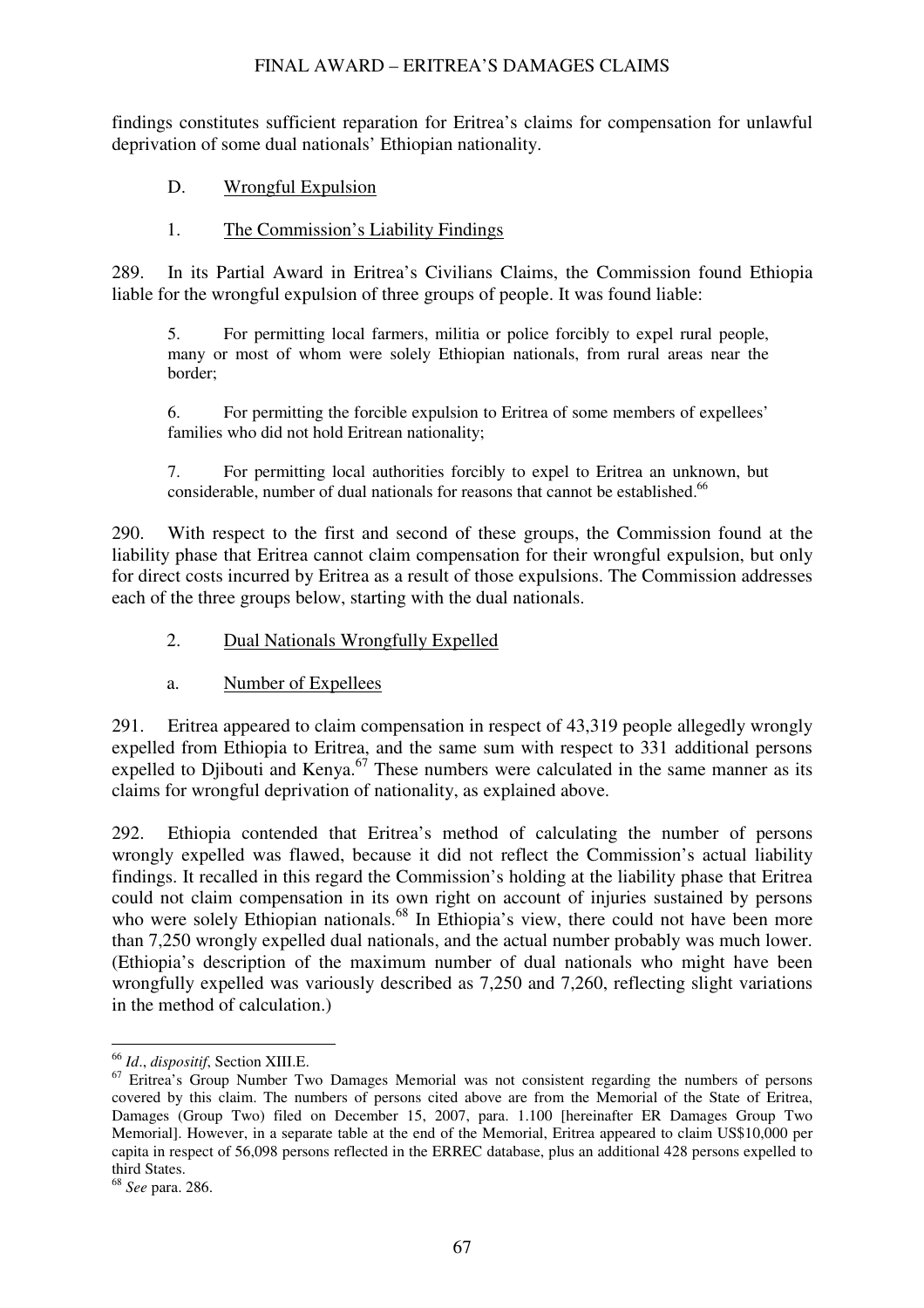findings constitutes sufficient reparation for Eritrea's claims for compensation for unlawful deprivation of some dual nationals' Ethiopian nationality.

### D. Wrongful Expulsion

#### 1. The Commission's Liability Findings

289. In its Partial Award in Eritrea's Civilians Claims, the Commission found Ethiopia liable for the wrongful expulsion of three groups of people. It was found liable:

> 5. For permitting local farmers, militia or police forcibly to expel rural people, many or most of whom were solely Ethiopian nationals, from rural areas near the border;
>
> 6. For permitting the forcible expulsion to Eritrea of some members of expellees' families who did not hold Eritrean nationality;
>
> 7. For permitting local authorities forcibly to expel to Eritrea an unknown, but considerable, number of dual nationals for reasons that cannot be established.[66]

290. With respect to the first and second of these groups, the Commission found at the liability phase that Eritrea cannot claim compensation for their wrongful expulsion, but only for direct costs incurred by Eritrea as a result of those expulsions. The Commission addresses each of the three groups below, starting with the dual nationals.

#### 2. Dual Nationals Wrongfully Expelled

##### a. Number of Expellees

291. Eritrea appeared to claim compensation in respect of 43,319 people allegedly wrongly expelled from Ethiopia to Eritrea, and the same sum with respect to 331 additional persons expelled to Djibouti and Kenya.[67] These numbers were calculated in the same manner as its claims for wrongful deprivation of nationality, as explained above.

292. Ethiopia contended that Eritrea's method of calculating the number of persons wrongly expelled was flawed, because it did not reflect the Commission's actual liability findings. It recalled in this regard the Commission's holding at the liability phase that Eritrea could not claim compensation in its own right on account of injuries sustained by persons who were solely Ethiopian nationals.[68] In Ethiopia's view, there could not have been more than 7,250 wrongly expelled dual nationals, and the actual number probably was much lower. (Ethiopia's description of the maximum number of dual nationals who might have been wrongfully expelled was variously described as 7,250 and 7,260, reflecting slight variations in the method of calculation.)

---

[66] *Id*., *dispositif*, Section XIII.E.

[67] Eritrea's Group Number Two Damages Memorial was not consistent regarding the numbers of persons covered by this claim. The numbers of persons cited above are from the Memorial of the State of Eritrea, Damages (Group Two) filed on December 15, 2007, para. 1.100 [hereinafter ER Damages Group Two Memorial]. However, in a separate table at the end of the Memorial, Eritrea appeared to claim US$10,000 per capita in respect of 56,098 persons reflected in the ERREC database, plus an additional 428 persons expelled to third States.

[68] *See* para. 286.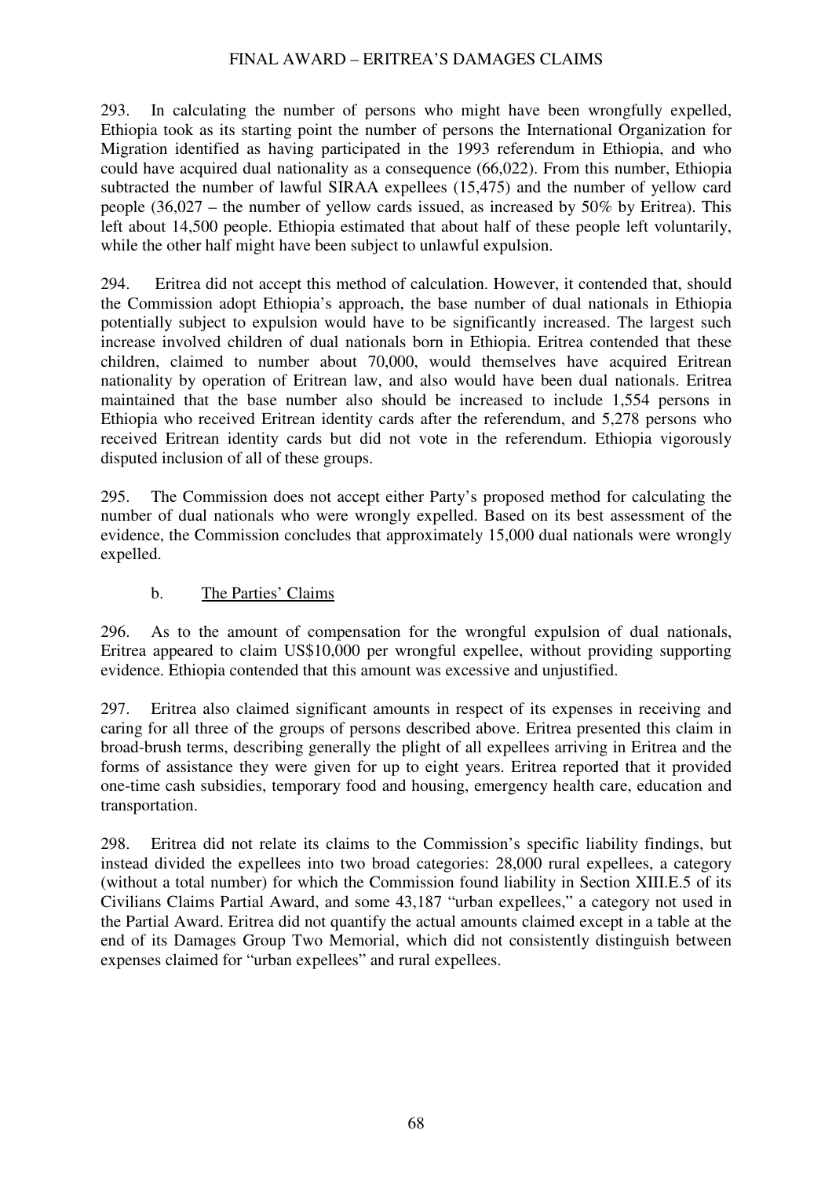293. In calculating the number of persons who might have been wrongfully expelled, Ethiopia took as its starting point the number of persons the International Organization for Migration identified as having participated in the 1993 referendum in Ethiopia, and who could have acquired dual nationality as a consequence (66,022). From this number, Ethiopia subtracted the number of lawful SIRAA expellees (15,475) and the number of yellow card people (36,027 – the number of yellow cards issued, as increased by 50% by Eritrea). This left about 14,500 people. Ethiopia estimated that about half of these people left voluntarily, while the other half might have been subject to unlawful expulsion.

294. Eritrea did not accept this method of calculation. However, it contended that, should the Commission adopt Ethiopia's approach, the base number of dual nationals in Ethiopia potentially subject to expulsion would have to be significantly increased. The largest such increase involved children of dual nationals born in Ethiopia. Eritrea contended that these children, claimed to number about 70,000, would themselves have acquired Eritrean nationality by operation of Eritrean law, and also would have been dual nationals. Eritrea maintained that the base number also should be increased to include 1,554 persons in Ethiopia who received Eritrean identity cards after the referendum, and 5,278 persons who received Eritrean identity cards but did not vote in the referendum. Ethiopia vigorously disputed inclusion of all of these groups.

295. The Commission does not accept either Party's proposed method for calculating the number of dual nationals who were wrongly expelled. Based on its best assessment of the evidence, the Commission concludes that approximately 15,000 dual nationals were wrongly expelled.

b. The Parties' Claims

296. As to the amount of compensation for the wrongful expulsion of dual nationals, Eritrea appeared to claim US$10,000 per wrongful expellee, without providing supporting evidence. Ethiopia contended that this amount was excessive and unjustified.

297. Eritrea also claimed significant amounts in respect of its expenses in receiving and caring for all three of the groups of persons described above. Eritrea presented this claim in broad-brush terms, describing generally the plight of all expellees arriving in Eritrea and the forms of assistance they were given for up to eight years. Eritrea reported that it provided one-time cash subsidies, temporary food and housing, emergency health care, education and transportation.

298. Eritrea did not relate its claims to the Commission's specific liability findings, but instead divided the expellees into two broad categories: 28,000 rural expellees, a category (without a total number) for which the Commission found liability in Section XIII.E.5 of its Civilians Claims Partial Award, and some 43,187 "urban expellees," a category not used in the Partial Award. Eritrea did not quantify the actual amounts claimed except in a table at the end of its Damages Group Two Memorial, which did not consistently distinguish between expenses claimed for "urban expellees" and rural expellees.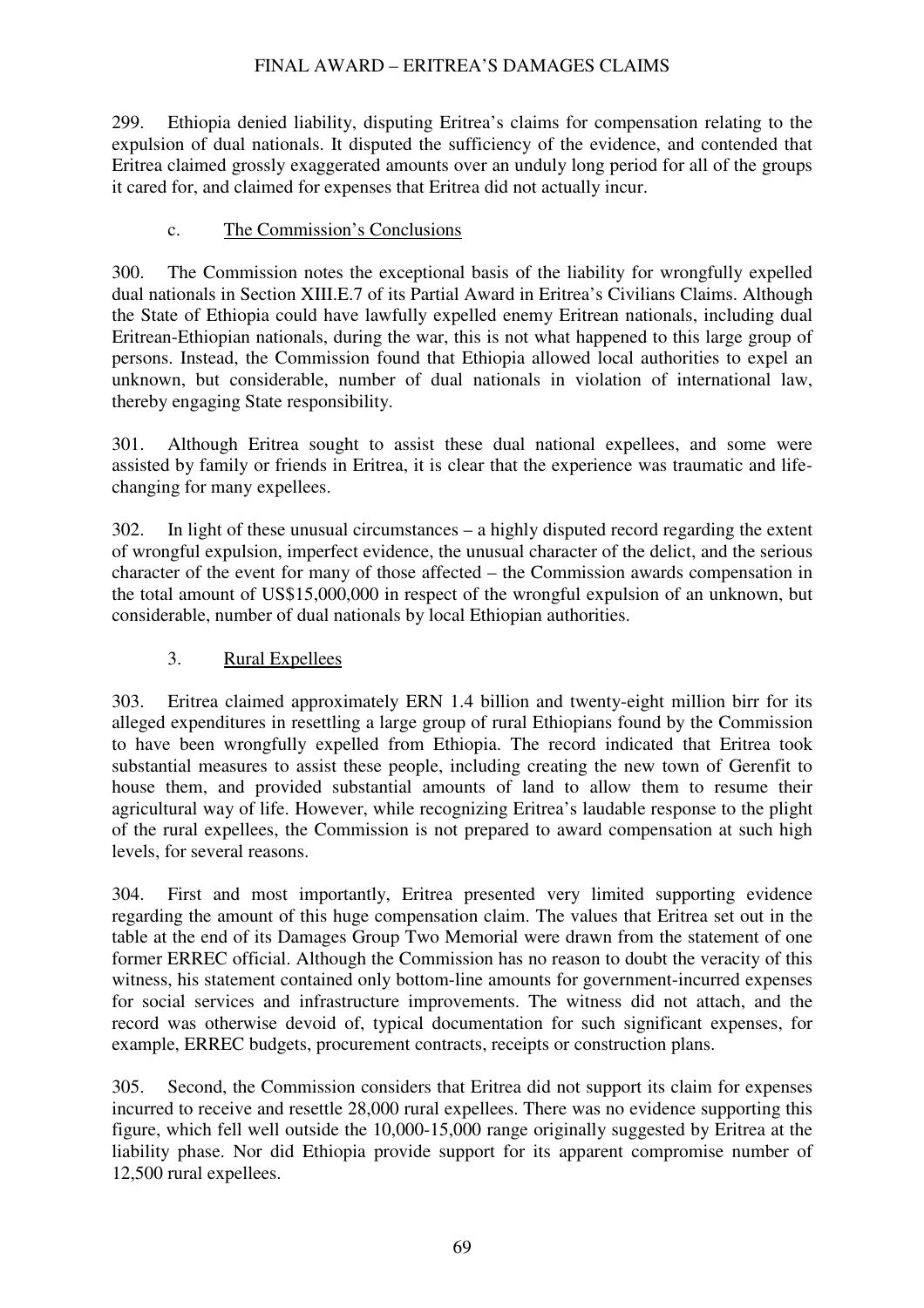299. Ethiopia denied liability, disputing Eritrea's claims for compensation relating to the expulsion of dual nationals. It disputed the sufficiency of the evidence, and contended that Eritrea claimed grossly exaggerated amounts over an unduly long period for all of the groups it cared for, and claimed for expenses that Eritrea did not actually incur.

c. The Commission's Conclusions

300. The Commission notes the exceptional basis of the liability for wrongfully expelled dual nationals in Section XIII.E.7 of its Partial Award in Eritrea's Civilians Claims. Although the State of Ethiopia could have lawfully expelled enemy Eritrean nationals, including dual Eritrean-Ethiopian nationals, during the war, this is not what happened to this large group of persons. Instead, the Commission found that Ethiopia allowed local authorities to expel an unknown, but considerable, number of dual nationals in violation of international law, thereby engaging State responsibility.

301. Although Eritrea sought to assist these dual national expellees, and some were assisted by family or friends in Eritrea, it is clear that the experience was traumatic and life-changing for many expellees.

302. In light of these unusual circumstances – a highly disputed record regarding the extent of wrongful expulsion, imperfect evidence, the unusual character of the delict, and the serious character of the event for many of those affected – the Commission awards compensation in the total amount of US$15,000,000 in respect of the wrongful expulsion of an unknown, but considerable, number of dual nationals by local Ethiopian authorities.

3. Rural Expellees

303. Eritrea claimed approximately ERN 1.4 billion and twenty-eight million birr for its alleged expenditures in resettling a large group of rural Ethiopians found by the Commission to have been wrongfully expelled from Ethiopia. The record indicated that Eritrea took substantial measures to assist these people, including creating the new town of Gerenfit to house them, and provided substantial amounts of land to allow them to resume their agricultural way of life. However, while recognizing Eritrea's laudable response to the plight of the rural expellees, the Commission is not prepared to award compensation at such high levels, for several reasons.

304. First and most importantly, Eritrea presented very limited supporting evidence regarding the amount of this huge compensation claim. The values that Eritrea set out in the table at the end of its Damages Group Two Memorial were drawn from the statement of one former ERREC official. Although the Commission has no reason to doubt the veracity of this witness, his statement contained only bottom-line amounts for government-incurred expenses for social services and infrastructure improvements. The witness did not attach, and the record was otherwise devoid of, typical documentation for such significant expenses, for example, ERREC budgets, procurement contracts, receipts or construction plans.

305. Second, the Commission considers that Eritrea did not support its claim for expenses incurred to receive and resettle 28,000 rural expellees. There was no evidence supporting this figure, which fell well outside the 10,000-15,000 range originally suggested by Eritrea at the liability phase. Nor did Ethiopia provide support for its apparent compromise number of 12,500 rural expellees.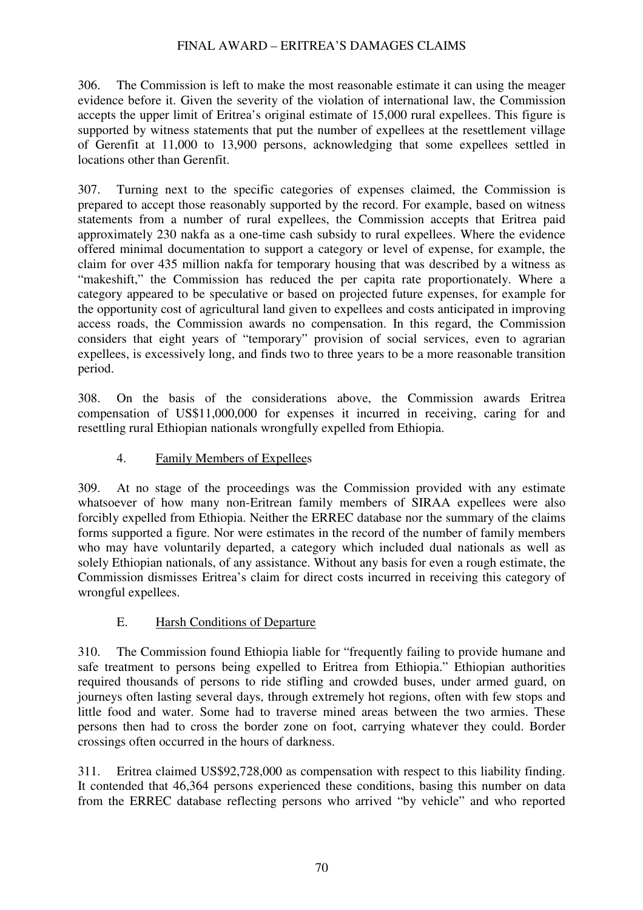306. The Commission is left to make the most reasonable estimate it can using the meager evidence before it. Given the severity of the violation of international law, the Commission accepts the upper limit of Eritrea's original estimate of 15,000 rural expellees. This figure is supported by witness statements that put the number of expellees at the resettlement village of Gerenfit at 11,000 to 13,900 persons, acknowledging that some expellees settled in locations other than Gerenfit.

307. Turning next to the specific categories of expenses claimed, the Commission is prepared to accept those reasonably supported by the record. For example, based on witness statements from a number of rural expellees, the Commission accepts that Eritrea paid approximately 230 nakfa as a one-time cash subsidy to rural expellees. Where the evidence offered minimal documentation to support a category or level of expense, for example, the claim for over 435 million nakfa for temporary housing that was described by a witness as "makeshift," the Commission has reduced the per capita rate proportionately. Where a category appeared to be speculative or based on projected future expenses, for example for the opportunity cost of agricultural land given to expellees and costs anticipated in improving access roads, the Commission awards no compensation. In this regard, the Commission considers that eight years of "temporary" provision of social services, even to agrarian expellees, is excessively long, and finds two to three years to be a more reasonable transition period.

308. On the basis of the considerations above, the Commission awards Eritrea compensation of US$11,000,000 for expenses it incurred in receiving, caring for and resettling rural Ethiopian nationals wrongfully expelled from Ethiopia.

### 4. Family Members of Expellees

309. At no stage of the proceedings was the Commission provided with any estimate whatsoever of how many non-Eritrean family members of SIRAA expellees were also forcibly expelled from Ethiopia. Neither the ERREC database nor the summary of the claims forms supported a figure. Nor were estimates in the record of the number of family members who may have voluntarily departed, a category which included dual nationals as well as solely Ethiopian nationals, of any assistance. Without any basis for even a rough estimate, the Commission dismisses Eritrea's claim for direct costs incurred in receiving this category of wrongful expellees.

## E. Harsh Conditions of Departure

310. The Commission found Ethiopia liable for "frequently failing to provide humane and safe treatment to persons being expelled to Eritrea from Ethiopia." Ethiopian authorities required thousands of persons to ride stifling and crowded buses, under armed guard, on journeys often lasting several days, through extremely hot regions, often with few stops and little food and water. Some had to traverse mined areas between the two armies. These persons then had to cross the border zone on foot, carrying whatever they could. Border crossings often occurred in the hours of darkness.

311. Eritrea claimed US$92,728,000 as compensation with respect to this liability finding. It contended that 46,364 persons experienced these conditions, basing this number on data from the ERREC database reflecting persons who arrived "by vehicle" and who reported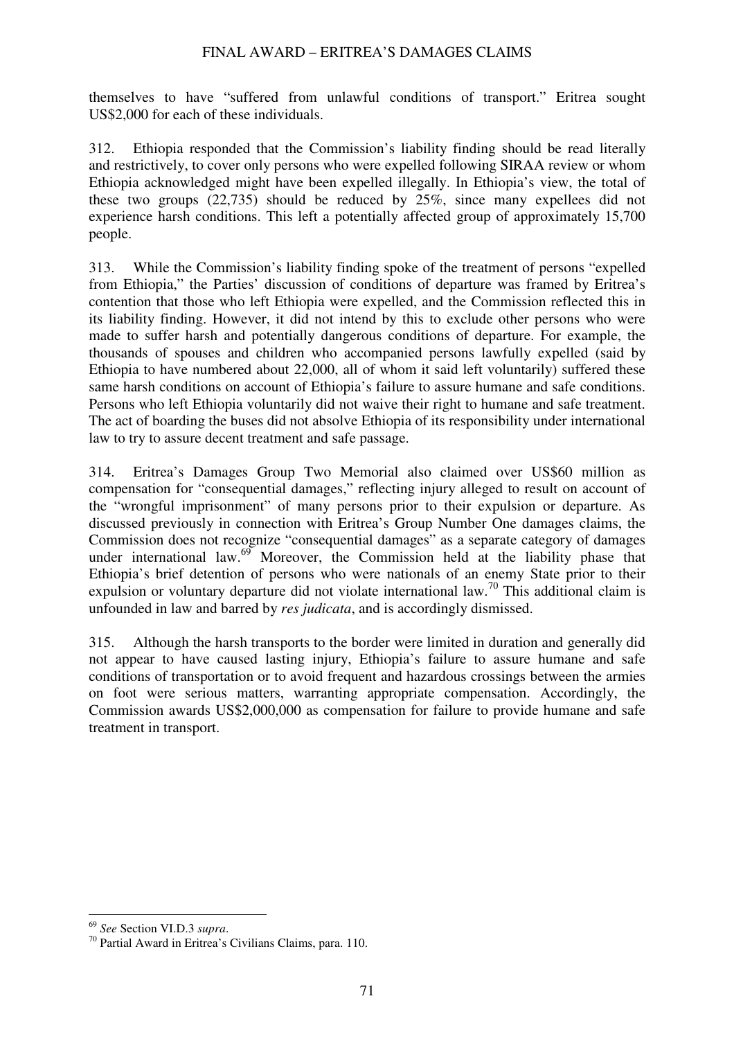themselves to have "suffered from unlawful conditions of transport." Eritrea sought US$2,000 for each of these individuals.

312. Ethiopia responded that the Commission's liability finding should be read literally and restrictively, to cover only persons who were expelled following SIRAA review or whom Ethiopia acknowledged might have been expelled illegally. In Ethiopia's view, the total of these two groups (22,735) should be reduced by 25%, since many expellees did not experience harsh conditions. This left a potentially affected group of approximately 15,700 people.

313. While the Commission's liability finding spoke of the treatment of persons "expelled from Ethiopia," the Parties' discussion of conditions of departure was framed by Eritrea's contention that those who left Ethiopia were expelled, and the Commission reflected this in its liability finding. However, it did not intend by this to exclude other persons who were made to suffer harsh and potentially dangerous conditions of departure. For example, the thousands of spouses and children who accompanied persons lawfully expelled (said by Ethiopia to have numbered about 22,000, all of whom it said left voluntarily) suffered these same harsh conditions on account of Ethiopia's failure to assure humane and safe conditions. Persons who left Ethiopia voluntarily did not waive their right to humane and safe treatment. The act of boarding the buses did not absolve Ethiopia of its responsibility under international law to try to assure decent treatment and safe passage.

314. Eritrea's Damages Group Two Memorial also claimed over US$60 million as compensation for "consequential damages," reflecting injury alleged to result on account of the "wrongful imprisonment" of many persons prior to their expulsion or departure. As discussed previously in connection with Eritrea's Group Number One damages claims, the Commission does not recognize "consequential damages" as a separate category of damages under international law.[69] Moreover, the Commission held at the liability phase that Ethiopia's brief detention of persons who were nationals of an enemy State prior to their expulsion or voluntary departure did not violate international law.[70] This additional claim is unfounded in law and barred by *res judicata*, and is accordingly dismissed.

315. Although the harsh transports to the border were limited in duration and generally did not appear to have caused lasting injury, Ethiopia's failure to assure humane and safe conditions of transportation or to avoid frequent and hazardous crossings between the armies on foot were serious matters, warranting appropriate compensation. Accordingly, the Commission awards US$2,000,000 as compensation for failure to provide humane and safe treatment in transport.

---

[69] *See* Section VI.D.3 *supra*.

[70] Partial Award in Eritrea's Civilians Claims, para. 110.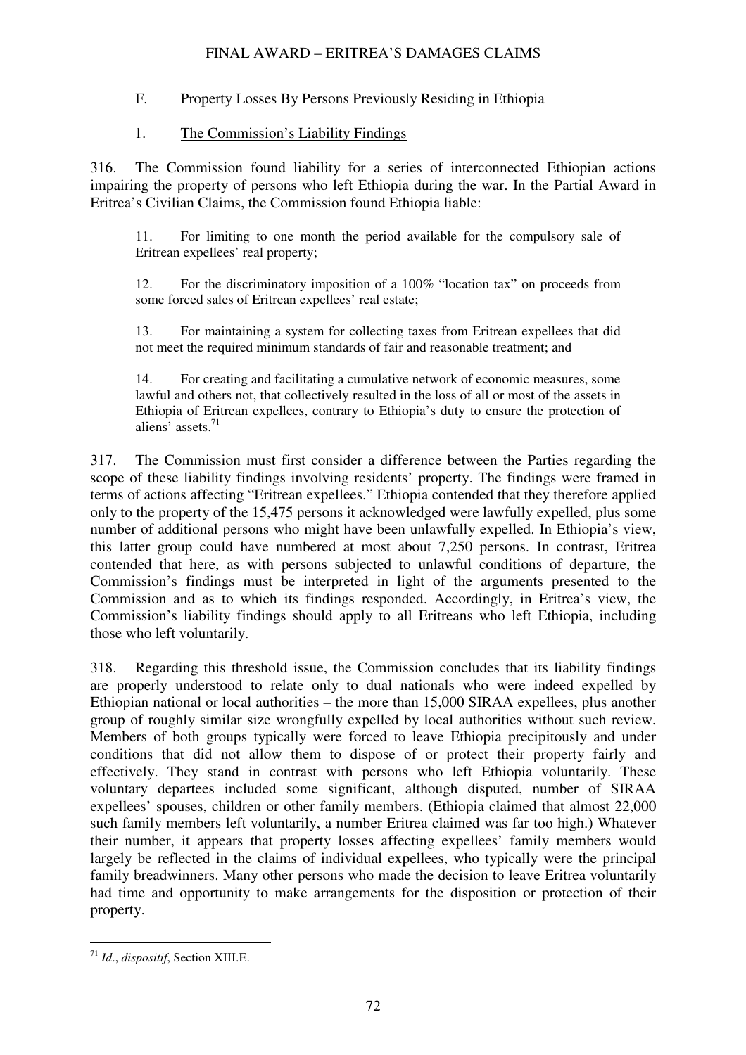### F. Property Losses By Persons Previously Residing in Ethiopia

#### 1. The Commission's Liability Findings

316. The Commission found liability for a series of interconnected Ethiopian actions impairing the property of persons who left Ethiopia during the war. In the Partial Award in Eritrea's Civilian Claims, the Commission found Ethiopia liable:

> 11. For limiting to one month the period available for the compulsory sale of Eritrean expellees' real property;
>
> 12. For the discriminatory imposition of a 100% "location tax" on proceeds from some forced sales of Eritrean expellees' real estate;
>
> 13. For maintaining a system for collecting taxes from Eritrean expellees that did not meet the required minimum standards of fair and reasonable treatment; and
>
> 14. For creating and facilitating a cumulative network of economic measures, some lawful and others not, that collectively resulted in the loss of all or most of the assets in Ethiopia of Eritrean expellees, contrary to Ethiopia's duty to ensure the protection of aliens' assets.[71]

317. The Commission must first consider a difference between the Parties regarding the scope of these liability findings involving residents' property. The findings were framed in terms of actions affecting "Eritrean expellees." Ethiopia contended that they therefore applied only to the property of the 15,475 persons it acknowledged were lawfully expelled, plus some number of additional persons who might have been unlawfully expelled. In Ethiopia's view, this latter group could have numbered at most about 7,250 persons. In contrast, Eritrea contended that here, as with persons subjected to unlawful conditions of departure, the Commission's findings must be interpreted in light of the arguments presented to the Commission and as to which its findings responded. Accordingly, in Eritrea's view, the Commission's liability findings should apply to all Eritreans who left Ethiopia, including those who left voluntarily.

318. Regarding this threshold issue, the Commission concludes that its liability findings are properly understood to relate only to dual nationals who were indeed expelled by Ethiopian national or local authorities – the more than 15,000 SIRAA expellees, plus another group of roughly similar size wrongfully expelled by local authorities without such review. Members of both groups typically were forced to leave Ethiopia precipitously and under conditions that did not allow them to dispose of or protect their property fairly and effectively. They stand in contrast with persons who left Ethiopia voluntarily. These voluntary departees included some significant, although disputed, number of SIRAA expellees' spouses, children or other family members. (Ethiopia claimed that almost 22,000 such family members left voluntarily, a number Eritrea claimed was far too high.) Whatever their number, it appears that property losses affecting expellees' family members would largely be reflected in the claims of individual expellees, who typically were the principal family breadwinners. Many other persons who made the decision to leave Eritrea voluntarily had time and opportunity to make arrangements for the disposition or protection of their property.

---

[71] *Id*., *dispositif*, Section XIII.E.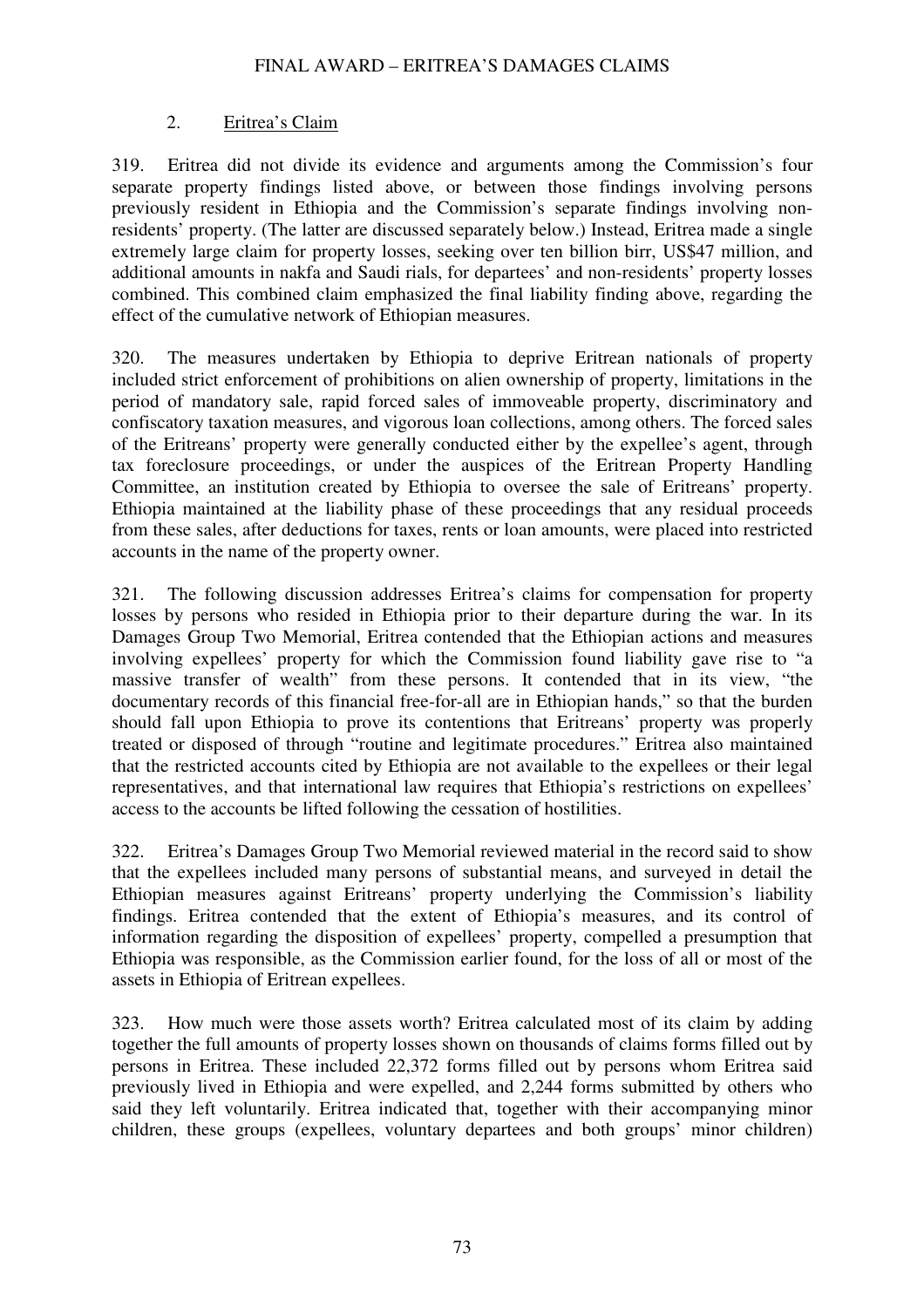### 2. Eritrea's Claim

319. Eritrea did not divide its evidence and arguments among the Commission's four separate property findings listed above, or between those findings involving persons previously resident in Ethiopia and the Commission's separate findings involving non-residents' property. (The latter are discussed separately below.) Instead, Eritrea made a single extremely large claim for property losses, seeking over ten billion birr, US$47 million, and additional amounts in nakfa and Saudi rials, for departees' and non-residents' property losses combined. This combined claim emphasized the final liability finding above, regarding the effect of the cumulative network of Ethiopian measures.

320. The measures undertaken by Ethiopia to deprive Eritrean nationals of property included strict enforcement of prohibitions on alien ownership of property, limitations in the period of mandatory sale, rapid forced sales of immoveable property, discriminatory and confiscatory taxation measures, and vigorous loan collections, among others. The forced sales of the Eritreans' property were generally conducted either by the expellee's agent, through tax foreclosure proceedings, or under the auspices of the Eritrean Property Handling Committee, an institution created by Ethiopia to oversee the sale of Eritreans' property. Ethiopia maintained at the liability phase of these proceedings that any residual proceeds from these sales, after deductions for taxes, rents or loan amounts, were placed into restricted accounts in the name of the property owner.

321. The following discussion addresses Eritrea's claims for compensation for property losses by persons who resided in Ethiopia prior to their departure during the war. In its Damages Group Two Memorial, Eritrea contended that the Ethiopian actions and measures involving expellees' property for which the Commission found liability gave rise to "a massive transfer of wealth" from these persons. It contended that in its view, "the documentary records of this financial free-for-all are in Ethiopian hands," so that the burden should fall upon Ethiopia to prove its contentions that Eritreans' property was properly treated or disposed of through "routine and legitimate procedures." Eritrea also maintained that the restricted accounts cited by Ethiopia are not available to the expellees or their legal representatives, and that international law requires that Ethiopia's restrictions on expellees' access to the accounts be lifted following the cessation of hostilities.

322. Eritrea's Damages Group Two Memorial reviewed material in the record said to show that the expellees included many persons of substantial means, and surveyed in detail the Ethiopian measures against Eritreans' property underlying the Commission's liability findings. Eritrea contended that the extent of Ethiopia's measures, and its control of information regarding the disposition of expellees' property, compelled a presumption that Ethiopia was responsible, as the Commission earlier found, for the loss of all or most of the assets in Ethiopia of Eritrean expellees.

323. How much were those assets worth? Eritrea calculated most of its claim by adding together the full amounts of property losses shown on thousands of claims forms filled out by persons in Eritrea. These included 22,372 forms filled out by persons whom Eritrea said previously lived in Ethiopia and were expelled, and 2,244 forms submitted by others who said they left voluntarily. Eritrea indicated that, together with their accompanying minor children, these groups (expellees, voluntary departees and both groups' minor children)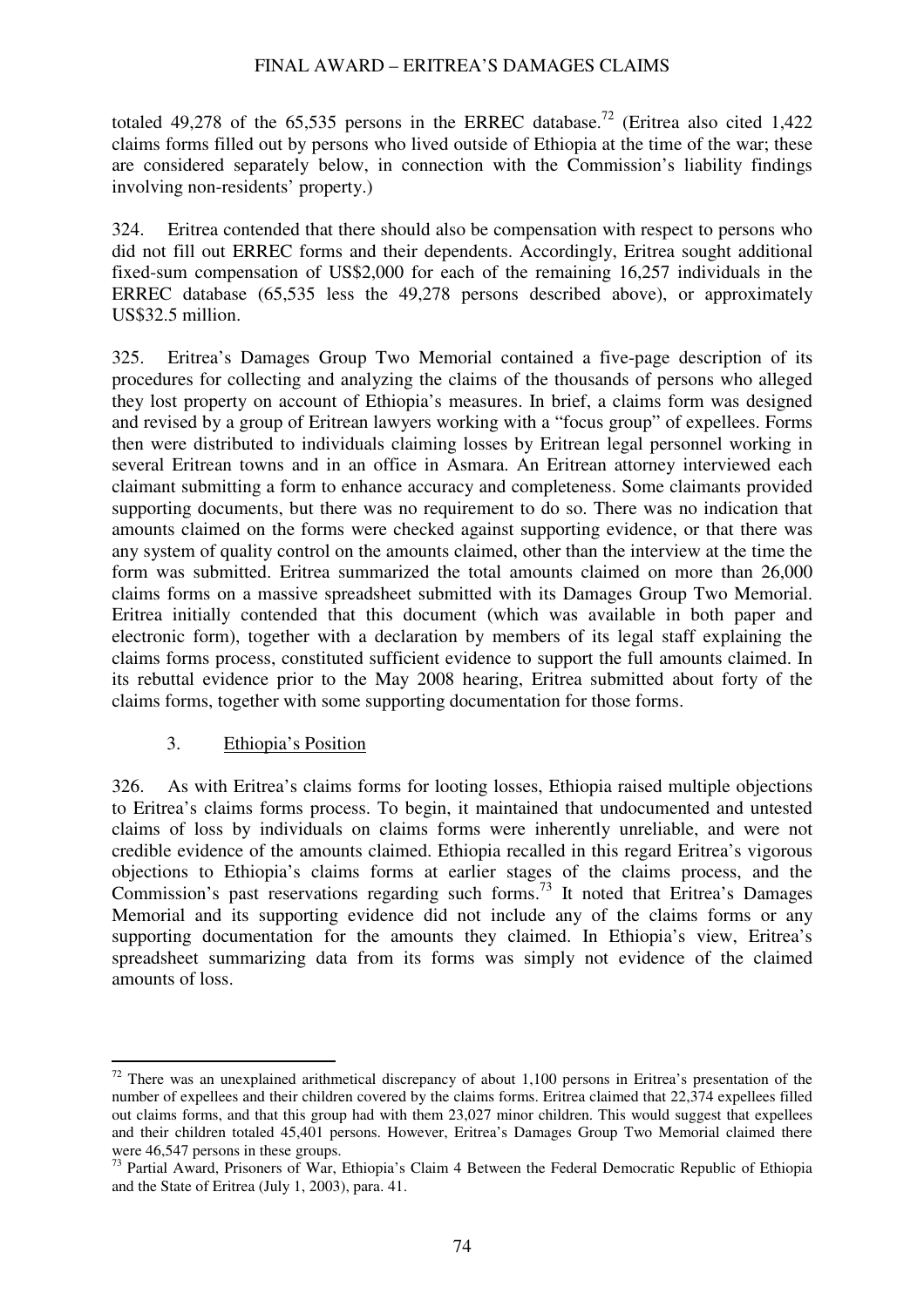totaled 49,278 of the 65,535 persons in the ERREC database.[72] (Eritrea also cited 1,422 claims forms filled out by persons who lived outside of Ethiopia at the time of the war; these are considered separately below, in connection with the Commission's liability findings involving non-residents' property.)

324. Eritrea contended that there should also be compensation with respect to persons who did not fill out ERREC forms and their dependents. Accordingly, Eritrea sought additional fixed-sum compensation of US$2,000 for each of the remaining 16,257 individuals in the ERREC database (65,535 less the 49,278 persons described above), or approximately US$32.5 million.

325. Eritrea's Damages Group Two Memorial contained a five-page description of its procedures for collecting and analyzing the claims of the thousands of persons who alleged they lost property on account of Ethiopia's measures. In brief, a claims form was designed and revised by a group of Eritrean lawyers working with a "focus group" of expellees. Forms then were distributed to individuals claiming losses by Eritrean legal personnel working in several Eritrean towns and in an office in Asmara. An Eritrean attorney interviewed each claimant submitting a form to enhance accuracy and completeness. Some claimants provided supporting documents, but there was no requirement to do so. There was no indication that amounts claimed on the forms were checked against supporting evidence, or that there was any system of quality control on the amounts claimed, other than the interview at the time the form was submitted. Eritrea summarized the total amounts claimed on more than 26,000 claims forms on a massive spreadsheet submitted with its Damages Group Two Memorial. Eritrea initially contended that this document (which was available in both paper and electronic form), together with a declaration by members of its legal staff explaining the claims forms process, constituted sufficient evidence to support the full amounts claimed. In its rebuttal evidence prior to the May 2008 hearing, Eritrea submitted about forty of the claims forms, together with some supporting documentation for those forms.

### 3. Ethiopia's Position

326. As with Eritrea's claims forms for looting losses, Ethiopia raised multiple objections to Eritrea's claims forms process. To begin, it maintained that undocumented and untested claims of loss by individuals on claims forms were inherently unreliable, and were not credible evidence of the amounts claimed. Ethiopia recalled in this regard Eritrea's vigorous objections to Ethiopia's claims forms at earlier stages of the claims process, and the Commission's past reservations regarding such forms.[73] It noted that Eritrea's Damages Memorial and its supporting evidence did not include any of the claims forms or any supporting documentation for the amounts they claimed. In Ethiopia's view, Eritrea's spreadsheet summarizing data from its forms was simply not evidence of the claimed amounts of loss.

---

[72] There was an unexplained arithmetical discrepancy of about 1,100 persons in Eritrea's presentation of the number of expellees and their children covered by the claims forms. Eritrea claimed that 22,374 expellees filled out claims forms, and that this group had with them 23,027 minor children. This would suggest that expellees and their children totaled 45,401 persons. However, Eritrea's Damages Group Two Memorial claimed there were 46,547 persons in these groups.

[73] Partial Award, Prisoners of War, Ethiopia's Claim 4 Between the Federal Democratic Republic of Ethiopia and the State of Eritrea (July 1, 2003), para. 41.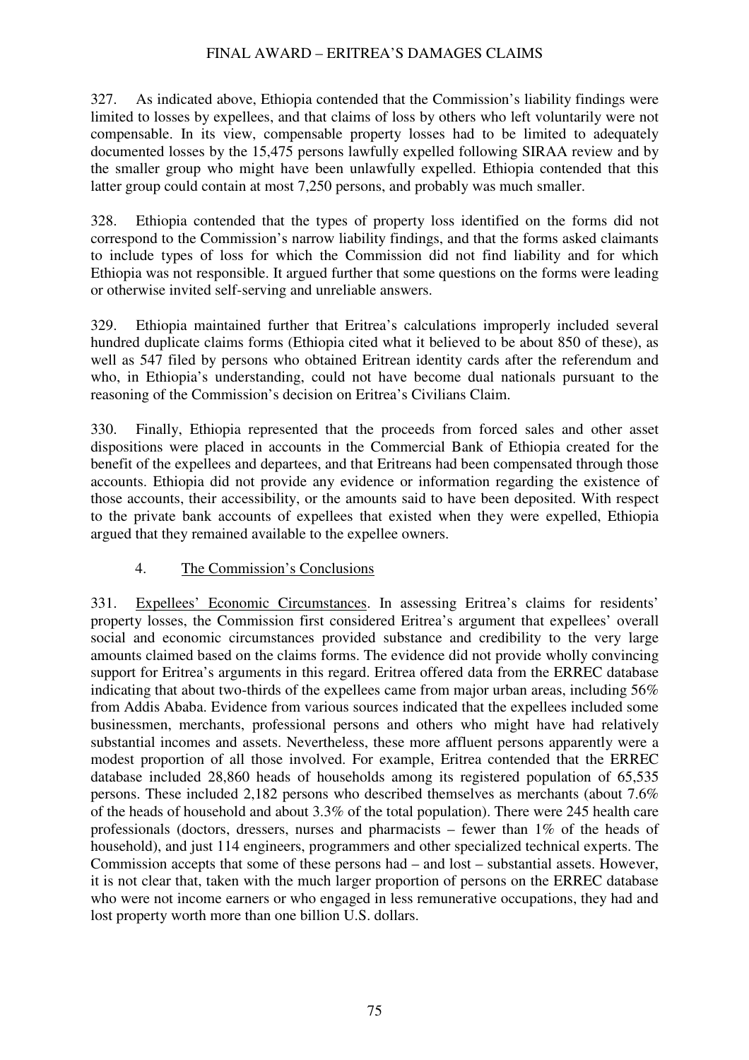327. As indicated above, Ethiopia contended that the Commission's liability findings were limited to losses by expellees, and that claims of loss by others who left voluntarily were not compensable. In its view, compensable property losses had to be limited to adequately documented losses by the 15,475 persons lawfully expelled following SIRAA review and by the smaller group who might have been unlawfully expelled. Ethiopia contended that this latter group could contain at most 7,250 persons, and probably was much smaller.

328. Ethiopia contended that the types of property loss identified on the forms did not correspond to the Commission's narrow liability findings, and that the forms asked claimants to include types of loss for which the Commission did not find liability and for which Ethiopia was not responsible. It argued further that some questions on the forms were leading or otherwise invited self-serving and unreliable answers.

329. Ethiopia maintained further that Eritrea's calculations improperly included several hundred duplicate claims forms (Ethiopia cited what it believed to be about 850 of these), as well as 547 filed by persons who obtained Eritrean identity cards after the referendum and who, in Ethiopia's understanding, could not have become dual nationals pursuant to the reasoning of the Commission's decision on Eritrea's Civilians Claim.

330. Finally, Ethiopia represented that the proceeds from forced sales and other asset dispositions were placed in accounts in the Commercial Bank of Ethiopia created for the benefit of the expellees and departees, and that Eritreans had been compensated through those accounts. Ethiopia did not provide any evidence or information regarding the existence of those accounts, their accessibility, or the amounts said to have been deposited. With respect to the private bank accounts of expellees that existed when they were expelled, Ethiopia argued that they remained available to the expellee owners.

### 4. The Commission's Conclusions

331. Expellees' Economic Circumstances. In assessing Eritrea's claims for residents' property losses, the Commission first considered Eritrea's argument that expellees' overall social and economic circumstances provided substance and credibility to the very large amounts claimed based on the claims forms. The evidence did not provide wholly convincing support for Eritrea's arguments in this regard. Eritrea offered data from the ERREC database indicating that about two-thirds of the expellees came from major urban areas, including 56% from Addis Ababa. Evidence from various sources indicated that the expellees included some businessmen, merchants, professional persons and others who might have had relatively substantial incomes and assets. Nevertheless, these more affluent persons apparently were a modest proportion of all those involved. For example, Eritrea contended that the ERREC database included 28,860 heads of households among its registered population of 65,535 persons. These included 2,182 persons who described themselves as merchants (about 7.6% of the heads of household and about 3.3% of the total population). There were 245 health care professionals (doctors, dressers, nurses and pharmacists – fewer than 1% of the heads of household), and just 114 engineers, programmers and other specialized technical experts. The Commission accepts that some of these persons had – and lost – substantial assets. However, it is not clear that, taken with the much larger proportion of persons on the ERREC database who were not income earners or who engaged in less remunerative occupations, they had and lost property worth more than one billion U.S. dollars.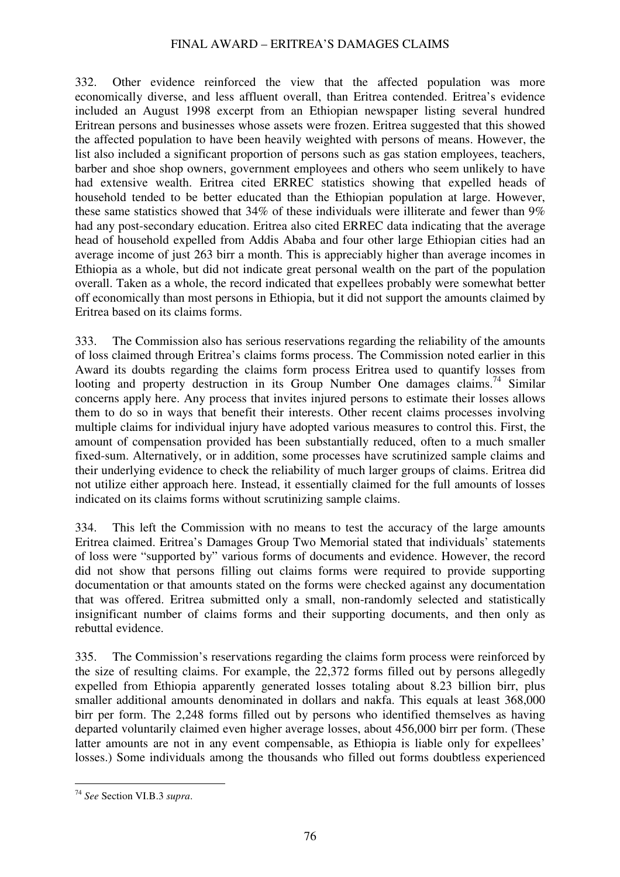332. Other evidence reinforced the view that the affected population was more economically diverse, and less affluent overall, than Eritrea contended. Eritrea's evidence included an August 1998 excerpt from an Ethiopian newspaper listing several hundred Eritrean persons and businesses whose assets were frozen. Eritrea suggested that this showed the affected population to have been heavily weighted with persons of means. However, the list also included a significant proportion of persons such as gas station employees, teachers, barber and shoe shop owners, government employees and others who seem unlikely to have had extensive wealth. Eritrea cited ERREC statistics showing that expelled heads of household tended to be better educated than the Ethiopian population at large. However, these same statistics showed that 34% of these individuals were illiterate and fewer than 9% had any post-secondary education. Eritrea also cited ERREC data indicating that the average head of household expelled from Addis Ababa and four other large Ethiopian cities had an average income of just 263 birr a month. This is appreciably higher than average incomes in Ethiopia as a whole, but did not indicate great personal wealth on the part of the population overall. Taken as a whole, the record indicated that expellees probably were somewhat better off economically than most persons in Ethiopia, but it did not support the amounts claimed by Eritrea based on its claims forms.

333. The Commission also has serious reservations regarding the reliability of the amounts of loss claimed through Eritrea's claims forms process. The Commission noted earlier in this Award its doubts regarding the claims form process Eritrea used to quantify losses from looting and property destruction in its Group Number One damages claims.[74] Similar concerns apply here. Any process that invites injured persons to estimate their losses allows them to do so in ways that benefit their interests. Other recent claims processes involving multiple claims for individual injury have adopted various measures to control this. First, the amount of compensation provided has been substantially reduced, often to a much smaller fixed-sum. Alternatively, or in addition, some processes have scrutinized sample claims and their underlying evidence to check the reliability of much larger groups of claims. Eritrea did not utilize either approach here. Instead, it essentially claimed for the full amounts of losses indicated on its claims forms without scrutinizing sample claims.

334. This left the Commission with no means to test the accuracy of the large amounts Eritrea claimed. Eritrea's Damages Group Two Memorial stated that individuals' statements of loss were "supported by" various forms of documents and evidence. However, the record did not show that persons filling out claims forms were required to provide supporting documentation or that amounts stated on the forms were checked against any documentation that was offered. Eritrea submitted only a small, non-randomly selected and statistically insignificant number of claims forms and their supporting documents, and then only as rebuttal evidence.

335. The Commission's reservations regarding the claims form process were reinforced by the size of resulting claims. For example, the 22,372 forms filled out by persons allegedly expelled from Ethiopia apparently generated losses totaling about 8.23 billion birr, plus smaller additional amounts denominated in dollars and nakfa. This equals at least 368,000 birr per form. The 2,248 forms filled out by persons who identified themselves as having departed voluntarily claimed even higher average losses, about 456,000 birr per form. (These latter amounts are not in any event compensable, as Ethiopia is liable only for expellees' losses.) Some individuals among the thousands who filled out forms doubtless experienced

---

[74] *See* Section VI.B.3 *supra*.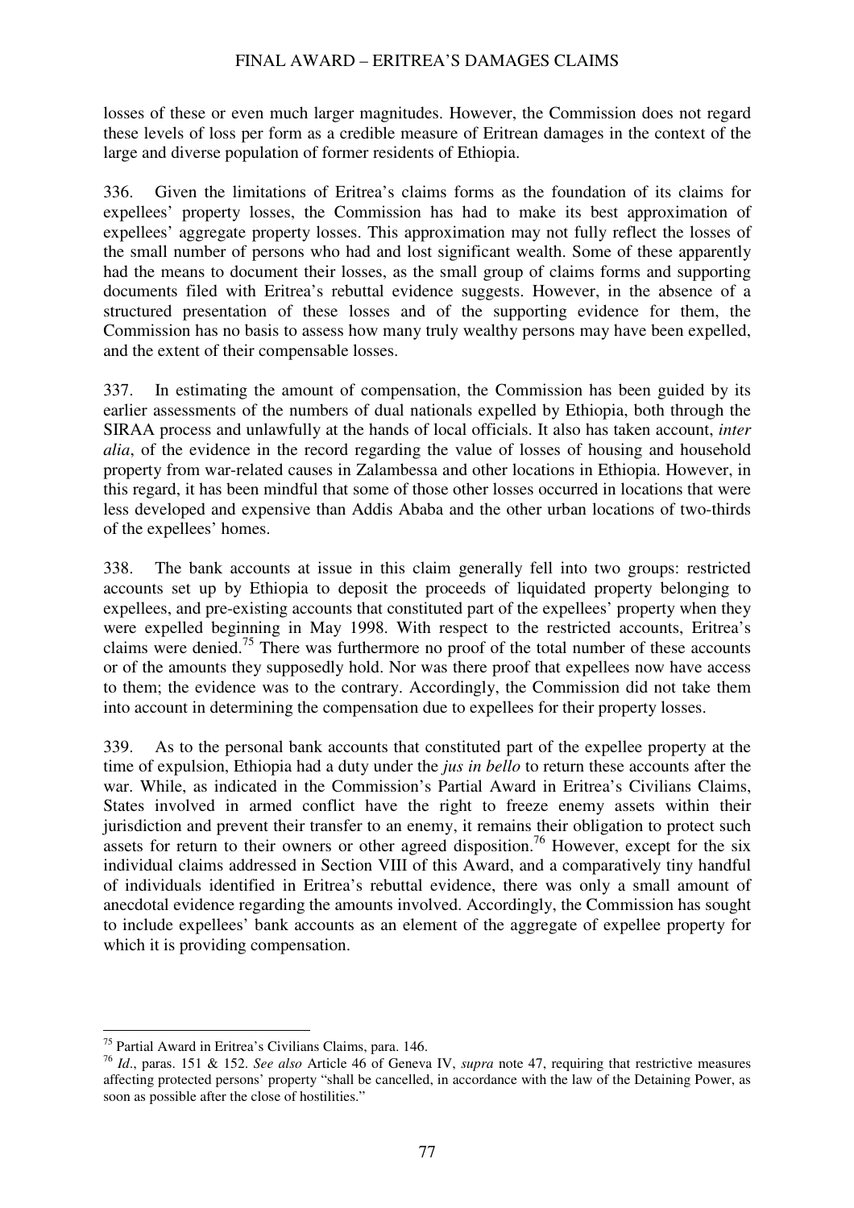losses of these or even much larger magnitudes. However, the Commission does not regard these levels of loss per form as a credible measure of Eritrean damages in the context of the large and diverse population of former residents of Ethiopia.

336. Given the limitations of Eritrea's claims forms as the foundation of its claims for expellees' property losses, the Commission has had to make its best approximation of expellees' aggregate property losses. This approximation may not fully reflect the losses of the small number of persons who had and lost significant wealth. Some of these apparently had the means to document their losses, as the small group of claims forms and supporting documents filed with Eritrea's rebuttal evidence suggests. However, in the absence of a structured presentation of these losses and of the supporting evidence for them, the Commission has no basis to assess how many truly wealthy persons may have been expelled, and the extent of their compensable losses.

337. In estimating the amount of compensation, the Commission has been guided by its earlier assessments of the numbers of dual nationals expelled by Ethiopia, both through the SIRAA process and unlawfully at the hands of local officials. It also has taken account, *inter alia*, of the evidence in the record regarding the value of losses of housing and household property from war-related causes in Zalambessa and other locations in Ethiopia. However, in this regard, it has been mindful that some of those other losses occurred in locations that were less developed and expensive than Addis Ababa and the other urban locations of two-thirds of the expellees' homes.

338. The bank accounts at issue in this claim generally fell into two groups: restricted accounts set up by Ethiopia to deposit the proceeds of liquidated property belonging to expellees, and pre-existing accounts that constituted part of the expellees' property when they were expelled beginning in May 1998. With respect to the restricted accounts, Eritrea's claims were denied.[75] There was furthermore no proof of the total number of these accounts or of the amounts they supposedly hold. Nor was there proof that expellees now have access to them; the evidence was to the contrary. Accordingly, the Commission did not take them into account in determining the compensation due to expellees for their property losses.

339. As to the personal bank accounts that constituted part of the expellee property at the time of expulsion, Ethiopia had a duty under the *jus in bello* to return these accounts after the war. While, as indicated in the Commission's Partial Award in Eritrea's Civilians Claims, States involved in armed conflict have the right to freeze enemy assets within their jurisdiction and prevent their transfer to an enemy, it remains their obligation to protect such assets for return to their owners or other agreed disposition.[76] However, except for the six individual claims addressed in Section VIII of this Award, and a comparatively tiny handful of individuals identified in Eritrea's rebuttal evidence, there was only a small amount of anecdotal evidence regarding the amounts involved. Accordingly, the Commission has sought to include expellees' bank accounts as an element of the aggregate of expellee property for which it is providing compensation.

---

[75] Partial Award in Eritrea's Civilians Claims, para. 146.

[76] *Id*., paras. 151 & 152. *See also* Article 46 of Geneva IV, *supra* note 47, requiring that restrictive measures affecting protected persons' property "shall be cancelled, in accordance with the law of the Detaining Power, as soon as possible after the close of hostilities."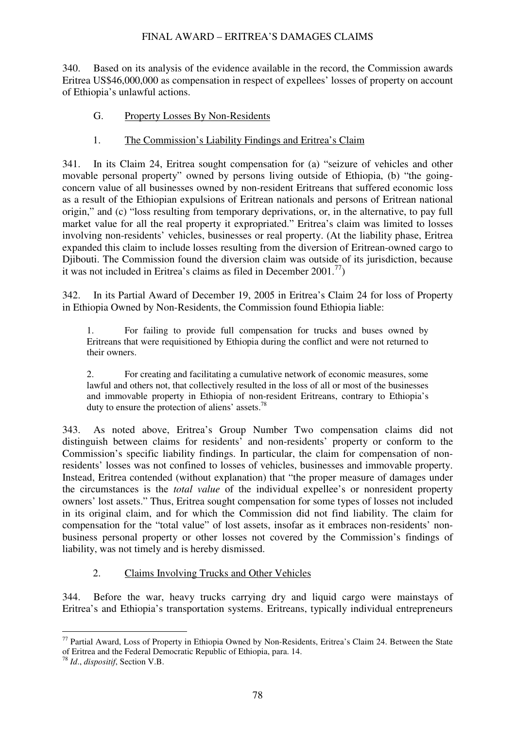340. Based on its analysis of the evidence available in the record, the Commission awards Eritrea US$46,000,000 as compensation in respect of expellees' losses of property on account of Ethiopia's unlawful actions.

### G. Property Losses By Non-Residents

#### 1. The Commission's Liability Findings and Eritrea's Claim

341. In its Claim 24, Eritrea sought compensation for (a) "seizure of vehicles and other movable personal property" owned by persons living outside of Ethiopia, (b) "the going-concern value of all businesses owned by non-resident Eritreans that suffered economic loss as a result of the Ethiopian expulsions of Eritrean nationals and persons of Eritrean national origin," and (c) "loss resulting from temporary deprivations, or, in the alternative, to pay full market value for all the real property it expropriated." Eritrea's claim was limited to losses involving non-residents' vehicles, businesses or real property. (At the liability phase, Eritrea expanded this claim to include losses resulting from the diversion of Eritrean-owned cargo to Djibouti. The Commission found the diversion claim was outside of its jurisdiction, because it was not included in Eritrea's claims as filed in December 2001.[77])

342. In its Partial Award of December 19, 2005 in Eritrea's Claim 24 for loss of Property in Ethiopia Owned by Non-Residents, the Commission found Ethiopia liable:

> 1. For failing to provide full compensation for trucks and buses owned by Eritreans that were requisitioned by Ethiopia during the conflict and were not returned to their owners.
>
> 2. For creating and facilitating a cumulative network of economic measures, some lawful and others not, that collectively resulted in the loss of all or most of the businesses and immovable property in Ethiopia of non-resident Eritreans, contrary to Ethiopia's duty to ensure the protection of aliens' assets.[78]

343. As noted above, Eritrea's Group Number Two compensation claims did not distinguish between claims for residents' and non-residents' property or conform to the Commission's specific liability findings. In particular, the claim for compensation of non-residents' losses was not confined to losses of vehicles, businesses and immovable property. Instead, Eritrea contended (without explanation) that "the proper measure of damages under the circumstances is the *total value* of the individual expellee's or nonresident property owners' lost assets." Thus, Eritrea sought compensation for some types of losses not included in its original claim, and for which the Commission did not find liability. The claim for compensation for the "total value" of lost assets, insofar as it embraces non-residents' non-business personal property or other losses not covered by the Commission's findings of liability, was not timely and is hereby dismissed.

#### 2. Claims Involving Trucks and Other Vehicles

344. Before the war, heavy trucks carrying dry and liquid cargo were mainstays of Eritrea's and Ethiopia's transportation systems. Eritreans, typically individual entrepreneurs

---

[77] Partial Award, Loss of Property in Ethiopia Owned by Non-Residents, Eritrea's Claim 24. Between the State of Eritrea and the Federal Democratic Republic of Ethiopia, para. 14.

[78] *Id*., *dispositif*, Section V.B.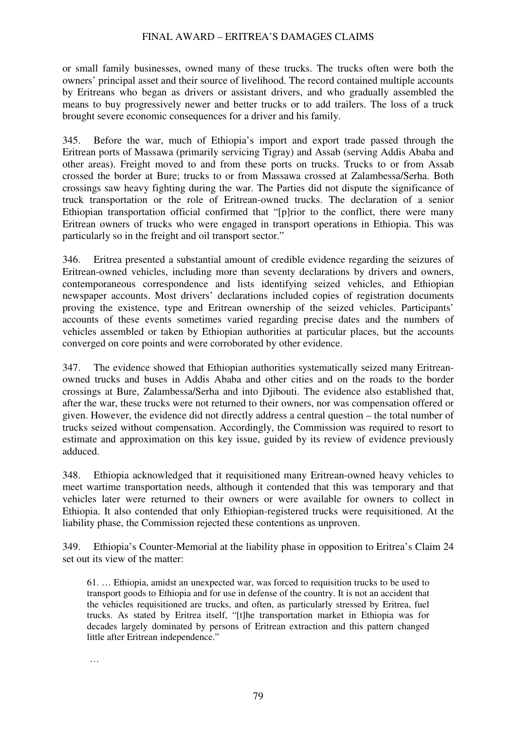or small family businesses, owned many of these trucks. The trucks often were both the owners' principal asset and their source of livelihood. The record contained multiple accounts by Eritreans who began as drivers or assistant drivers, and who gradually assembled the means to buy progressively newer and better trucks or to add trailers. The loss of a truck brought severe economic consequences for a driver and his family.

345. Before the war, much of Ethiopia's import and export trade passed through the Eritrean ports of Massawa (primarily servicing Tigray) and Assab (serving Addis Ababa and other areas). Freight moved to and from these ports on trucks. Trucks to or from Assab crossed the border at Bure; trucks to or from Massawa crossed at Zalambessa/Serha. Both crossings saw heavy fighting during the war. The Parties did not dispute the significance of truck transportation or the role of Eritrean-owned trucks. The declaration of a senior Ethiopian transportation official confirmed that "[p]rior to the conflict, there were many Eritrean owners of trucks who were engaged in transport operations in Ethiopia. This was particularly so in the freight and oil transport sector."

346. Eritrea presented a substantial amount of credible evidence regarding the seizures of Eritrean-owned vehicles, including more than seventy declarations by drivers and owners, contemporaneous correspondence and lists identifying seized vehicles, and Ethiopian newspaper accounts. Most drivers' declarations included copies of registration documents proving the existence, type and Eritrean ownership of the seized vehicles. Participants' accounts of these events sometimes varied regarding precise dates and the numbers of vehicles assembled or taken by Ethiopian authorities at particular places, but the accounts converged on core points and were corroborated by other evidence.

347. The evidence showed that Ethiopian authorities systematically seized many Eritrean-owned trucks and buses in Addis Ababa and other cities and on the roads to the border crossings at Bure, Zalambessa/Serha and into Djibouti. The evidence also established that, after the war, these trucks were not returned to their owners, nor was compensation offered or given. However, the evidence did not directly address a central question – the total number of trucks seized without compensation. Accordingly, the Commission was required to resort to estimate and approximation on this key issue, guided by its review of evidence previously adduced.

348. Ethiopia acknowledged that it requisitioned many Eritrean-owned heavy vehicles to meet wartime transportation needs, although it contended that this was temporary and that vehicles later were returned to their owners or were available for owners to collect in Ethiopia. It also contended that only Ethiopian-registered trucks were requisitioned. At the liability phase, the Commission rejected these contentions as unproven.

349. Ethiopia's Counter-Memorial at the liability phase in opposition to Eritrea's Claim 24 set out its view of the matter:

> 61. … Ethiopia, amidst an unexpected war, was forced to requisition trucks to be used to transport goods to Ethiopia and for use in defense of the country. It is not an accident that the vehicles requisitioned are trucks, and often, as particularly stressed by Eritrea, fuel trucks. As stated by Eritrea itself, "[t]he transportation market in Ethiopia was for decades largely dominated by persons of Eritrean extraction and this pattern changed little after Eritrean independence."
>
> …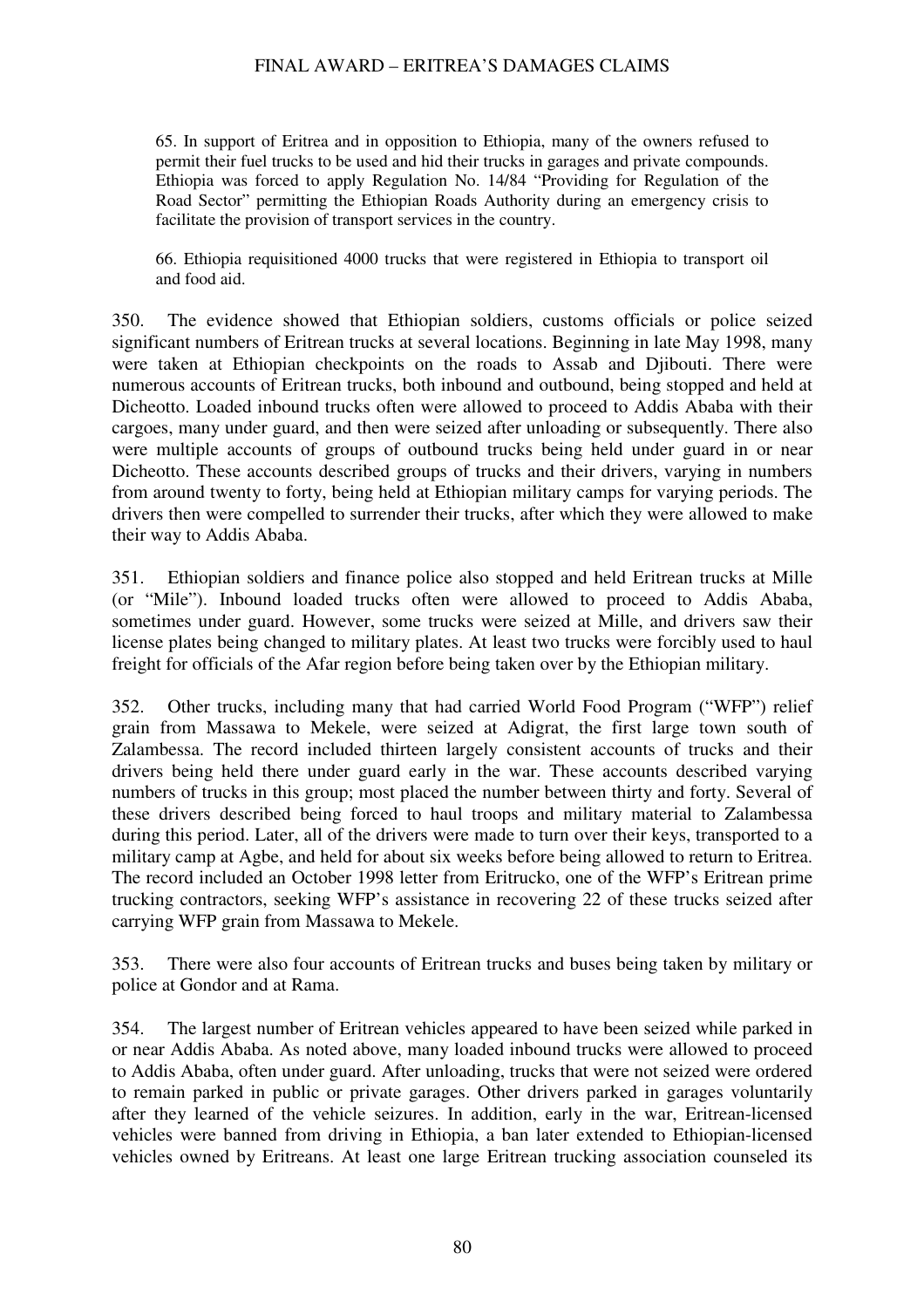> 65. In support of Eritrea and in opposition to Ethiopia, many of the owners refused to permit their fuel trucks to be used and hid their trucks in garages and private compounds. Ethiopia was forced to apply Regulation No. 14/84 "Providing for Regulation of the Road Sector" permitting the Ethiopian Roads Authority during an emergency crisis to facilitate the provision of transport services in the country.
>
> 66. Ethiopia requisitioned 4000 trucks that were registered in Ethiopia to transport oil and food aid.

350. The evidence showed that Ethiopian soldiers, customs officials or police seized significant numbers of Eritrean trucks at several locations. Beginning in late May 1998, many were taken at Ethiopian checkpoints on the roads to Assab and Djibouti. There were numerous accounts of Eritrean trucks, both inbound and outbound, being stopped and held at Dicheotto. Loaded inbound trucks often were allowed to proceed to Addis Ababa with their cargoes, many under guard, and then were seized after unloading or subsequently. There also were multiple accounts of groups of outbound trucks being held under guard in or near Dicheotto. These accounts described groups of trucks and their drivers, varying in numbers from around twenty to forty, being held at Ethiopian military camps for varying periods. The drivers then were compelled to surrender their trucks, after which they were allowed to make their way to Addis Ababa.

351. Ethiopian soldiers and finance police also stopped and held Eritrean trucks at Mille (or "Mile"). Inbound loaded trucks often were allowed to proceed to Addis Ababa, sometimes under guard. However, some trucks were seized at Mille, and drivers saw their license plates being changed to military plates. At least two trucks were forcibly used to haul freight for officials of the Afar region before being taken over by the Ethiopian military.

352. Other trucks, including many that had carried World Food Program ("WFP") relief grain from Massawa to Mekele, were seized at Adigrat, the first large town south of Zalambessa. The record included thirteen largely consistent accounts of trucks and their drivers being held there under guard early in the war. These accounts described varying numbers of trucks in this group; most placed the number between thirty and forty. Several of these drivers described being forced to haul troops and military material to Zalambessa during this period. Later, all of the drivers were made to turn over their keys, transported to a military camp at Agbe, and held for about six weeks before being allowed to return to Eritrea. The record included an October 1998 letter from Eritrucko, one of the WFP's Eritrean prime trucking contractors, seeking WFP's assistance in recovering 22 of these trucks seized after carrying WFP grain from Massawa to Mekele.

353. There were also four accounts of Eritrean trucks and buses being taken by military or police at Gondor and at Rama.

354. The largest number of Eritrean vehicles appeared to have been seized while parked in or near Addis Ababa. As noted above, many loaded inbound trucks were allowed to proceed to Addis Ababa, often under guard. After unloading, trucks that were not seized were ordered to remain parked in public or private garages. Other drivers parked in garages voluntarily after they learned of the vehicle seizures. In addition, early in the war, Eritrean-licensed vehicles were banned from driving in Ethiopia, a ban later extended to Ethiopian-licensed vehicles owned by Eritreans. At least one large Eritrean trucking association counseled its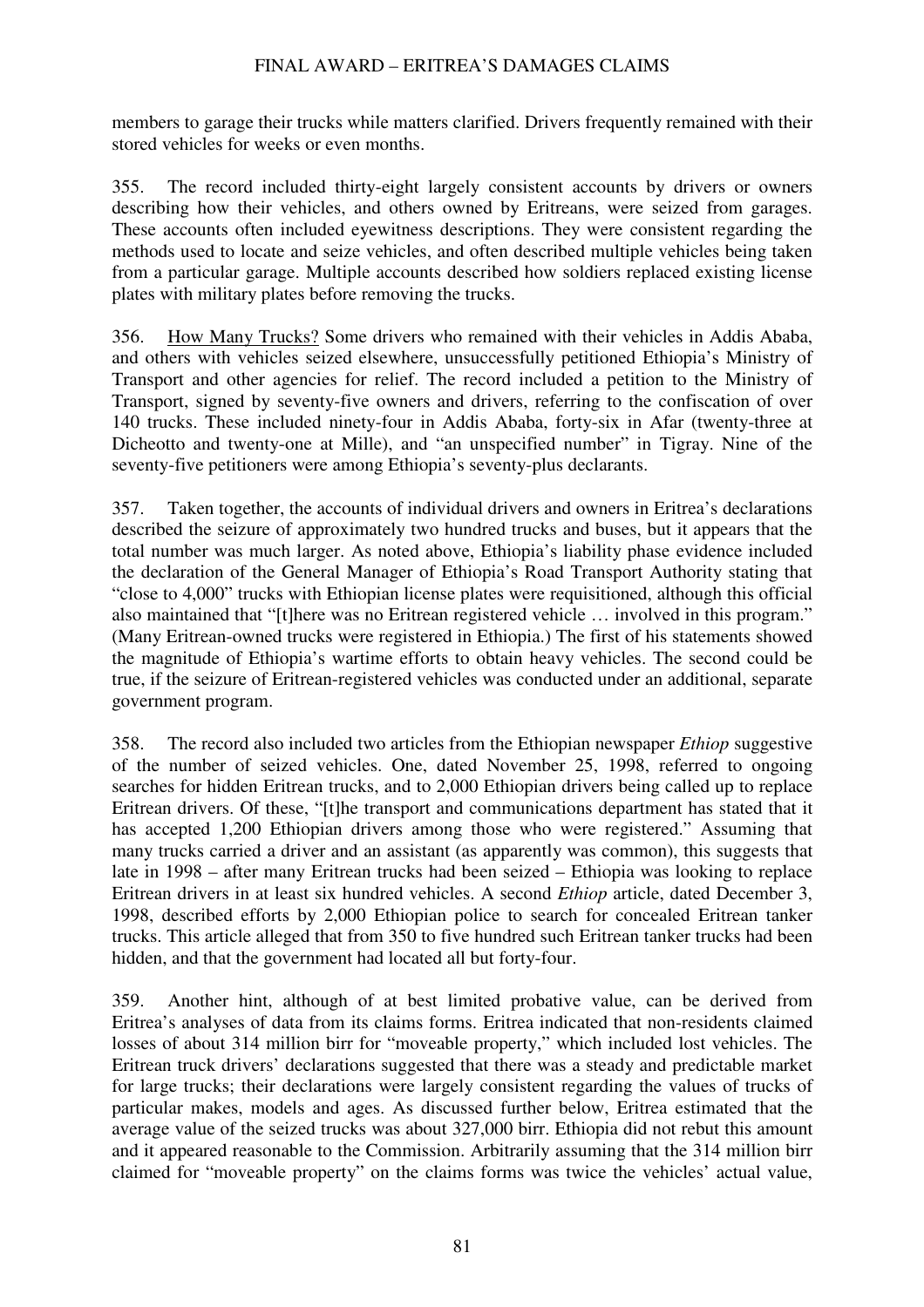members to garage their trucks while matters clarified. Drivers frequently remained with their stored vehicles for weeks or even months.

355. The record included thirty-eight largely consistent accounts by drivers or owners describing how their vehicles, and others owned by Eritreans, were seized from garages. These accounts often included eyewitness descriptions. They were consistent regarding the methods used to locate and seize vehicles, and often described multiple vehicles being taken from a particular garage. Multiple accounts described how soldiers replaced existing license plates with military plates before removing the trucks.

356. How Many Trucks? Some drivers who remained with their vehicles in Addis Ababa, and others with vehicles seized elsewhere, unsuccessfully petitioned Ethiopia's Ministry of Transport and other agencies for relief. The record included a petition to the Ministry of Transport, signed by seventy-five owners and drivers, referring to the confiscation of over 140 trucks. These included ninety-four in Addis Ababa, forty-six in Afar (twenty-three at Dicheotto and twenty-one at Mille), and "an unspecified number" in Tigray. Nine of the seventy-five petitioners were among Ethiopia's seventy-plus declarants.

357. Taken together, the accounts of individual drivers and owners in Eritrea's declarations described the seizure of approximately two hundred trucks and buses, but it appears that the total number was much larger. As noted above, Ethiopia's liability phase evidence included the declaration of the General Manager of Ethiopia's Road Transport Authority stating that "close to 4,000" trucks with Ethiopian license plates were requisitioned, although this official also maintained that "[t]here was no Eritrean registered vehicle … involved in this program." (Many Eritrean-owned trucks were registered in Ethiopia.) The first of his statements showed the magnitude of Ethiopia's wartime efforts to obtain heavy vehicles. The second could be true, if the seizure of Eritrean-registered vehicles was conducted under an additional, separate government program.

358. The record also included two articles from the Ethiopian newspaper *Ethiop* suggestive of the number of seized vehicles. One, dated November 25, 1998, referred to ongoing searches for hidden Eritrean trucks, and to 2,000 Ethiopian drivers being called up to replace Eritrean drivers. Of these, "[t]he transport and communications department has stated that it has accepted 1,200 Ethiopian drivers among those who were registered." Assuming that many trucks carried a driver and an assistant (as apparently was common), this suggests that late in 1998 – after many Eritrean trucks had been seized – Ethiopia was looking to replace Eritrean drivers in at least six hundred vehicles. A second *Ethiop* article, dated December 3, 1998, described efforts by 2,000 Ethiopian police to search for concealed Eritrean tanker trucks. This article alleged that from 350 to five hundred such Eritrean tanker trucks had been hidden, and that the government had located all but forty-four.

359. Another hint, although of at best limited probative value, can be derived from Eritrea's analyses of data from its claims forms. Eritrea indicated that non-residents claimed losses of about 314 million birr for "moveable property," which included lost vehicles. The Eritrean truck drivers' declarations suggested that there was a steady and predictable market for large trucks; their declarations were largely consistent regarding the values of trucks of particular makes, models and ages. As discussed further below, Eritrea estimated that the average value of the seized trucks was about 327,000 birr. Ethiopia did not rebut this amount and it appeared reasonable to the Commission. Arbitrarily assuming that the 314 million birr claimed for "moveable property" on the claims forms was twice the vehicles' actual value,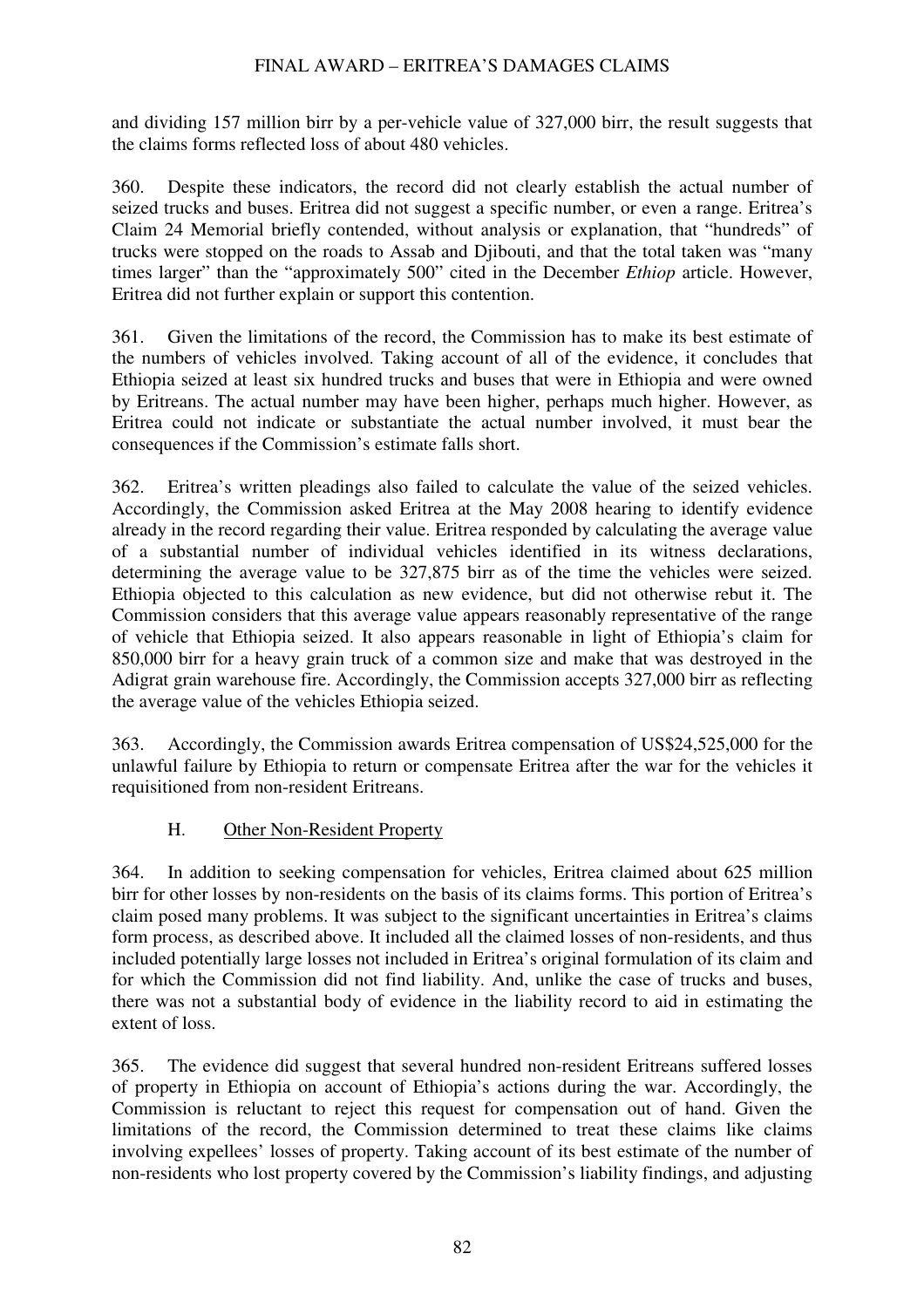and dividing 157 million birr by a per-vehicle value of 327,000 birr, the result suggests that the claims forms reflected loss of about 480 vehicles.

360. Despite these indicators, the record did not clearly establish the actual number of seized trucks and buses. Eritrea did not suggest a specific number, or even a range. Eritrea's Claim 24 Memorial briefly contended, without analysis or explanation, that "hundreds" of trucks were stopped on the roads to Assab and Djibouti, and that the total taken was "many times larger" than the "approximately 500" cited in the December *Ethiop* article. However, Eritrea did not further explain or support this contention.

361. Given the limitations of the record, the Commission has to make its best estimate of the numbers of vehicles involved. Taking account of all of the evidence, it concludes that Ethiopia seized at least six hundred trucks and buses that were in Ethiopia and were owned by Eritreans. The actual number may have been higher, perhaps much higher. However, as Eritrea could not indicate or substantiate the actual number involved, it must bear the consequences if the Commission's estimate falls short.

362. Eritrea's written pleadings also failed to calculate the value of the seized vehicles. Accordingly, the Commission asked Eritrea at the May 2008 hearing to identify evidence already in the record regarding their value. Eritrea responded by calculating the average value of a substantial number of individual vehicles identified in its witness declarations, determining the average value to be 327,875 birr as of the time the vehicles were seized. Ethiopia objected to this calculation as new evidence, but did not otherwise rebut it. The Commission considers that this average value appears reasonably representative of the range of vehicle that Ethiopia seized. It also appears reasonable in light of Ethiopia's claim for 850,000 birr for a heavy grain truck of a common size and make that was destroyed in the Adigrat grain warehouse fire. Accordingly, the Commission accepts 327,000 birr as reflecting the average value of the vehicles Ethiopia seized.

363. Accordingly, the Commission awards Eritrea compensation of US$24,525,000 for the unlawful failure by Ethiopia to return or compensate Eritrea after the war for the vehicles it requisitioned from non-resident Eritreans.

### H. Other Non-Resident Property

364. In addition to seeking compensation for vehicles, Eritrea claimed about 625 million birr for other losses by non-residents on the basis of its claims forms. This portion of Eritrea's claim posed many problems. It was subject to the significant uncertainties in Eritrea's claims form process, as described above. It included all the claimed losses of non-residents, and thus included potentially large losses not included in Eritrea's original formulation of its claim and for which the Commission did not find liability. And, unlike the case of trucks and buses, there was not a substantial body of evidence in the liability record to aid in estimating the extent of loss.

365. The evidence did suggest that several hundred non-resident Eritreans suffered losses of property in Ethiopia on account of Ethiopia's actions during the war. Accordingly, the Commission is reluctant to reject this request for compensation out of hand. Given the limitations of the record, the Commission determined to treat these claims like claims involving expellees' losses of property. Taking account of its best estimate of the number of non-residents who lost property covered by the Commission's liability findings, and adjusting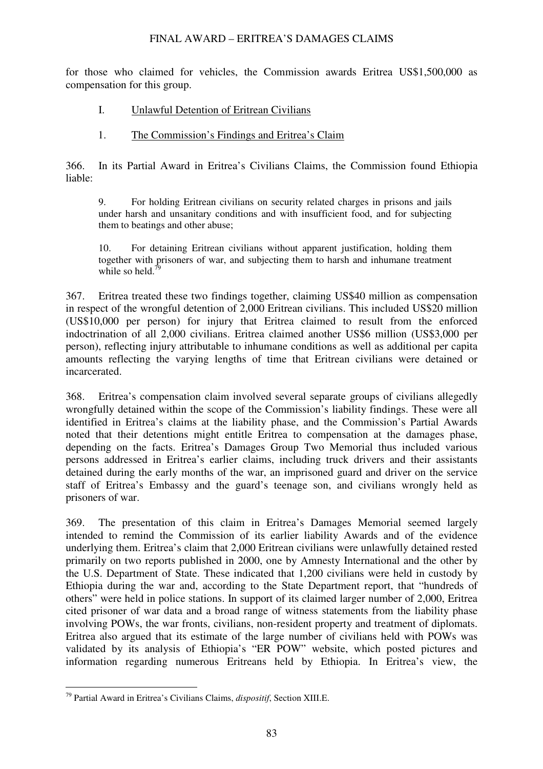for those who claimed for vehicles, the Commission awards Eritrea US$1,500,000 as compensation for this group.

## I. Unlawful Detention of Eritrean Civilians

### 1. The Commission's Findings and Eritrea's Claim

366. In its Partial Award in Eritrea's Civilians Claims, the Commission found Ethiopia liable:

> 9. For holding Eritrean civilians on security related charges in prisons and jails under harsh and unsanitary conditions and with insufficient food, and for subjecting them to beatings and other abuse;
>
> 10. For detaining Eritrean civilians without apparent justification, holding them together with prisoners of war, and subjecting them to harsh and inhumane treatment while so held.[79]

367. Eritrea treated these two findings together, claiming US$40 million as compensation in respect of the wrongful detention of 2,000 Eritrean civilians. This included US$20 million (US$10,000 per person) for injury that Eritrea claimed to result from the enforced indoctrination of all 2,000 civilians. Eritrea claimed another US$6 million (US$3,000 per person), reflecting injury attributable to inhumane conditions as well as additional per capita amounts reflecting the varying lengths of time that Eritrean civilians were detained or incarcerated.

368. Eritrea's compensation claim involved several separate groups of civilians allegedly wrongfully detained within the scope of the Commission's liability findings. These were all identified in Eritrea's claims at the liability phase, and the Commission's Partial Awards noted that their detentions might entitle Eritrea to compensation at the damages phase, depending on the facts. Eritrea's Damages Group Two Memorial thus included various persons addressed in Eritrea's earlier claims, including truck drivers and their assistants detained during the early months of the war, an imprisoned guard and driver on the service staff of Eritrea's Embassy and the guard's teenage son, and civilians wrongly held as prisoners of war.

369. The presentation of this claim in Eritrea's Damages Memorial seemed largely intended to remind the Commission of its earlier liability Awards and of the evidence underlying them. Eritrea's claim that 2,000 Eritrean civilians were unlawfully detained rested primarily on two reports published in 2000, one by Amnesty International and the other by the U.S. Department of State. These indicated that 1,200 civilians were held in custody by Ethiopia during the war and, according to the State Department report, that "hundreds of others" were held in police stations. In support of its claimed larger number of 2,000, Eritrea cited prisoner of war data and a broad range of witness statements from the liability phase involving POWs, the war fronts, civilians, non-resident property and treatment of diplomats. Eritrea also argued that its estimate of the large number of civilians held with POWs was validated by its analysis of Ethiopia's "ER POW" website, which posted pictures and information regarding numerous Eritreans held by Ethiopia. In Eritrea's view, the

---

[79] Partial Award in Eritrea's Civilians Claims, *dispositif*, Section XIII.E.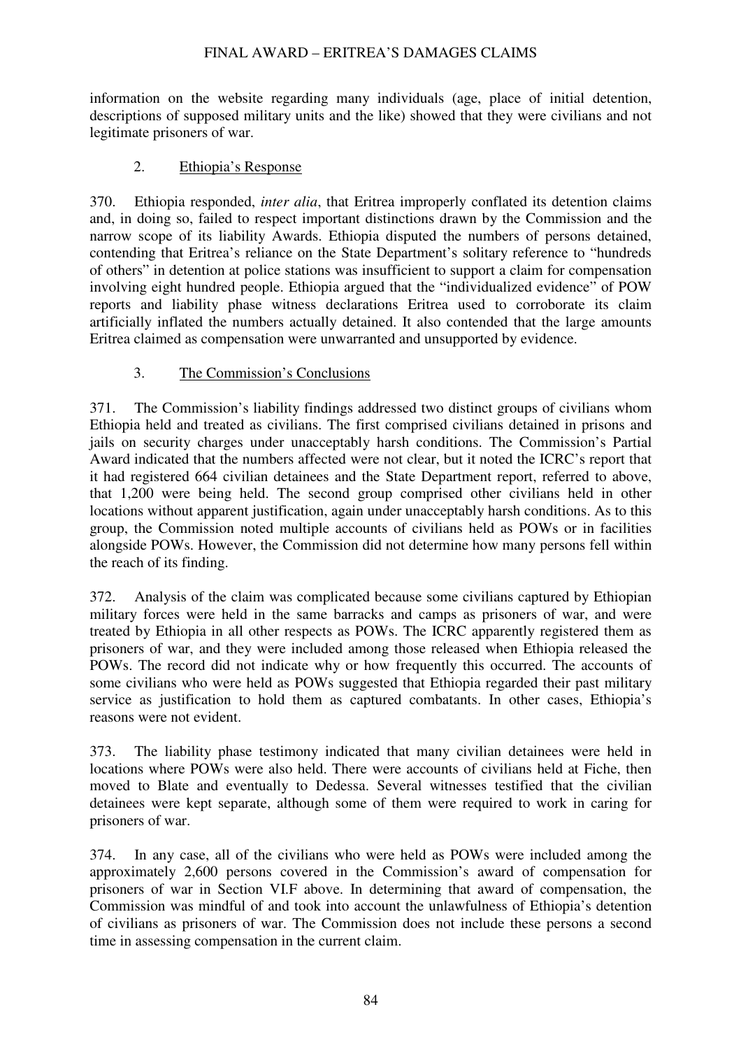information on the website regarding many individuals (age, place of initial detention, descriptions of supposed military units and the like) showed that they were civilians and not legitimate prisoners of war.

### 2. Ethiopia's Response

370. Ethiopia responded, *inter alia*, that Eritrea improperly conflated its detention claims and, in doing so, failed to respect important distinctions drawn by the Commission and the narrow scope of its liability Awards. Ethiopia disputed the numbers of persons detained, contending that Eritrea's reliance on the State Department's solitary reference to "hundreds of others" in detention at police stations was insufficient to support a claim for compensation involving eight hundred people. Ethiopia argued that the "individualized evidence" of POW reports and liability phase witness declarations Eritrea used to corroborate its claim artificially inflated the numbers actually detained. It also contended that the large amounts Eritrea claimed as compensation were unwarranted and unsupported by evidence.

### 3. The Commission's Conclusions

371. The Commission's liability findings addressed two distinct groups of civilians whom Ethiopia held and treated as civilians. The first comprised civilians detained in prisons and jails on security charges under unacceptably harsh conditions. The Commission's Partial Award indicated that the numbers affected were not clear, but it noted the ICRC's report that it had registered 664 civilian detainees and the State Department report, referred to above, that 1,200 were being held. The second group comprised other civilians held in other locations without apparent justification, again under unacceptably harsh conditions. As to this group, the Commission noted multiple accounts of civilians held as POWs or in facilities alongside POWs. However, the Commission did not determine how many persons fell within the reach of its finding.

372. Analysis of the claim was complicated because some civilians captured by Ethiopian military forces were held in the same barracks and camps as prisoners of war, and were treated by Ethiopia in all other respects as POWs. The ICRC apparently registered them as prisoners of war, and they were included among those released when Ethiopia released the POWs. The record did not indicate why or how frequently this occurred. The accounts of some civilians who were held as POWs suggested that Ethiopia regarded their past military service as justification to hold them as captured combatants. In other cases, Ethiopia's reasons were not evident.

373. The liability phase testimony indicated that many civilian detainees were held in locations where POWs were also held. There were accounts of civilians held at Fiche, then moved to Blate and eventually to Dedessa. Several witnesses testified that the civilian detainees were kept separate, although some of them were required to work in caring for prisoners of war.

374. In any case, all of the civilians who were held as POWs were included among the approximately 2,600 persons covered in the Commission's award of compensation for prisoners of war in Section VI.F above. In determining that award of compensation, the Commission was mindful of and took into account the unlawfulness of Ethiopia's detention of civilians as prisoners of war. The Commission does not include these persons a second time in assessing compensation in the current claim.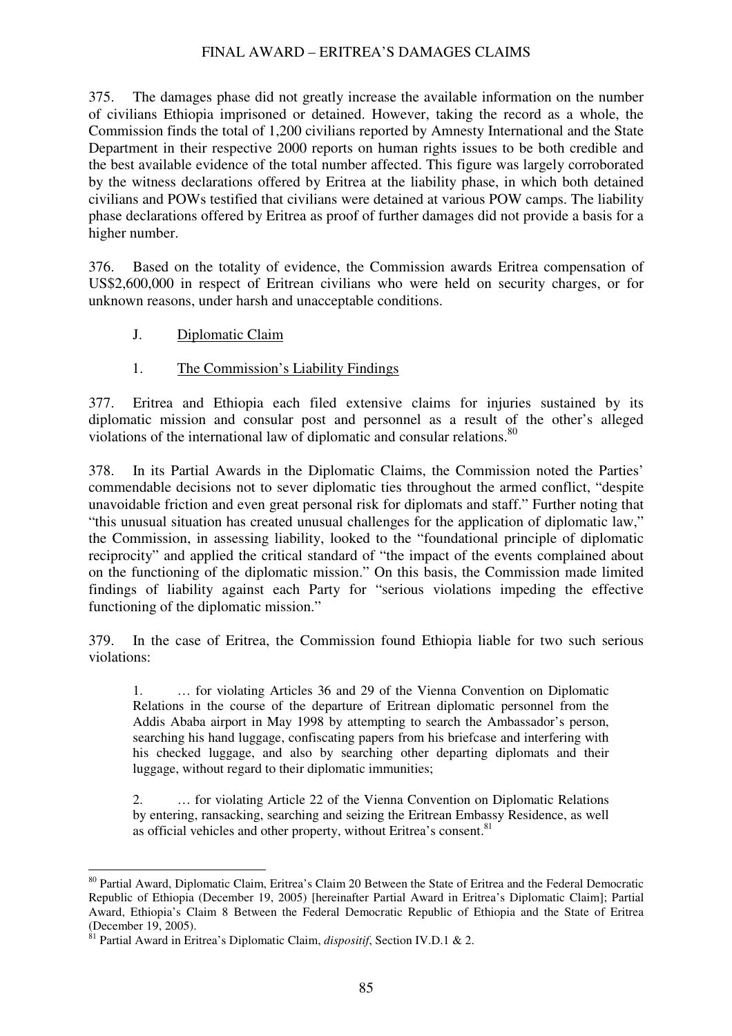375. The damages phase did not greatly increase the available information on the number of civilians Ethiopia imprisoned or detained. However, taking the record as a whole, the Commission finds the total of 1,200 civilians reported by Amnesty International and the State Department in their respective 2000 reports on human rights issues to be both credible and the best available evidence of the total number affected. This figure was largely corroborated by the witness declarations offered by Eritrea at the liability phase, in which both detained civilians and POWs testified that civilians were detained at various POW camps. The liability phase declarations offered by Eritrea as proof of further damages did not provide a basis for a higher number.

376. Based on the totality of evidence, the Commission awards Eritrea compensation of US$2,600,000 in respect of Eritrean civilians who were held on security charges, or for unknown reasons, under harsh and unacceptable conditions.

### J. Diplomatic Claim

#### 1. The Commission's Liability Findings

377. Eritrea and Ethiopia each filed extensive claims for injuries sustained by its diplomatic mission and consular post and personnel as a result of the other's alleged violations of the international law of diplomatic and consular relations.[80]

378. In its Partial Awards in the Diplomatic Claims, the Commission noted the Parties' commendable decisions not to sever diplomatic ties throughout the armed conflict, "despite unavoidable friction and even great personal risk for diplomats and staff." Further noting that "this unusual situation has created unusual challenges for the application of diplomatic law," the Commission, in assessing liability, looked to the "foundational principle of diplomatic reciprocity" and applied the critical standard of "the impact of the events complained about on the functioning of the diplomatic mission." On this basis, the Commission made limited findings of liability against each Party for "serious violations impeding the effective functioning of the diplomatic mission."

379. In the case of Eritrea, the Commission found Ethiopia liable for two such serious violations:

> 1. … for violating Articles 36 and 29 of the Vienna Convention on Diplomatic Relations in the course of the departure of Eritrean diplomatic personnel from the Addis Ababa airport in May 1998 by attempting to search the Ambassador's person, searching his hand luggage, confiscating papers from his briefcase and interfering with his checked luggage, and also by searching other departing diplomats and their luggage, without regard to their diplomatic immunities;
>
> 2. … for violating Article 22 of the Vienna Convention on Diplomatic Relations by entering, ransacking, searching and seizing the Eritrean Embassy Residence, as well as official vehicles and other property, without Eritrea's consent.[81]

---

[80] Partial Award, Diplomatic Claim, Eritrea's Claim 20 Between the State of Eritrea and the Federal Democratic Republic of Ethiopia (December 19, 2005) [hereinafter Partial Award in Eritrea's Diplomatic Claim]; Partial Award, Ethiopia's Claim 8 Between the Federal Democratic Republic of Ethiopia and the State of Eritrea (December 19, 2005).

[81] Partial Award in Eritrea's Diplomatic Claim, *dispositif*, Section IV.D.1 & 2.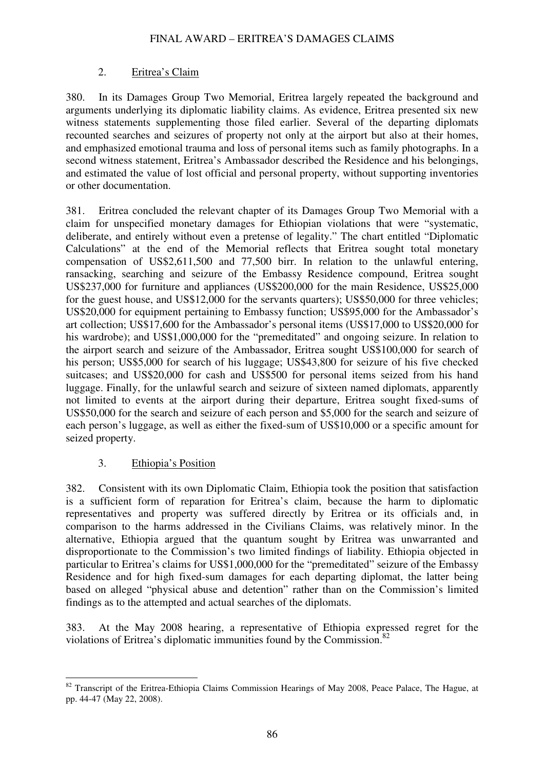### 2. Eritrea's Claim

380. In its Damages Group Two Memorial, Eritrea largely repeated the background and arguments underlying its diplomatic liability claims. As evidence, Eritrea presented six new witness statements supplementing those filed earlier. Several of the departing diplomats recounted searches and seizures of property not only at the airport but also at their homes, and emphasized emotional trauma and loss of personal items such as family photographs. In a second witness statement, Eritrea's Ambassador described the Residence and his belongings, and estimated the value of lost official and personal property, without supporting inventories or other documentation.

381. Eritrea concluded the relevant chapter of its Damages Group Two Memorial with a claim for unspecified monetary damages for Ethiopian violations that were "systematic, deliberate, and entirely without even a pretense of legality." The chart entitled "Diplomatic Calculations" at the end of the Memorial reflects that Eritrea sought total monetary compensation of US$2,611,500 and 77,500 birr. In relation to the unlawful entering, ransacking, searching and seizure of the Embassy Residence compound, Eritrea sought US$237,000 for furniture and appliances (US$200,000 for the main Residence, US$25,000 for the guest house, and US$12,000 for the servants quarters); US$50,000 for three vehicles; US$20,000 for equipment pertaining to Embassy function; US$95,000 for the Ambassador's art collection; US$17,600 for the Ambassador's personal items (US$17,000 to US$20,000 for his wardrobe); and US$1,000,000 for the "premeditated" and ongoing seizure. In relation to the airport search and seizure of the Ambassador, Eritrea sought US$100,000 for search of his person; US$5,000 for search of his luggage; US$43,800 for seizure of his five checked suitcases; and US$20,000 for cash and US$500 for personal items seized from his hand luggage. Finally, for the unlawful search and seizure of sixteen named diplomats, apparently not limited to events at the airport during their departure, Eritrea sought fixed-sums of US$50,000 for the search and seizure of each person and $5,000 for the search and seizure of each person's luggage, as well as either the fixed-sum of US$10,000 or a specific amount for seized property.

### 3. Ethiopia's Position

382. Consistent with its own Diplomatic Claim, Ethiopia took the position that satisfaction is a sufficient form of reparation for Eritrea's claim, because the harm to diplomatic representatives and property was suffered directly by Eritrea or its officials and, in comparison to the harms addressed in the Civilians Claims, was relatively minor. In the alternative, Ethiopia argued that the quantum sought by Eritrea was unwarranted and disproportionate to the Commission's two limited findings of liability. Ethiopia objected in particular to Eritrea's claims for US$1,000,000 for the "premeditated" seizure of the Embassy Residence and for high fixed-sum damages for each departing diplomat, the latter being based on alleged "physical abuse and detention" rather than on the Commission's limited findings as to the attempted and actual searches of the diplomats.

383. At the May 2008 hearing, a representative of Ethiopia expressed regret for the violations of Eritrea's diplomatic immunities found by the Commission.[82]

---

[82] Transcript of the Eritrea-Ethiopia Claims Commission Hearings of May 2008, Peace Palace, The Hague, at pp. 44-47 (May 22, 2008).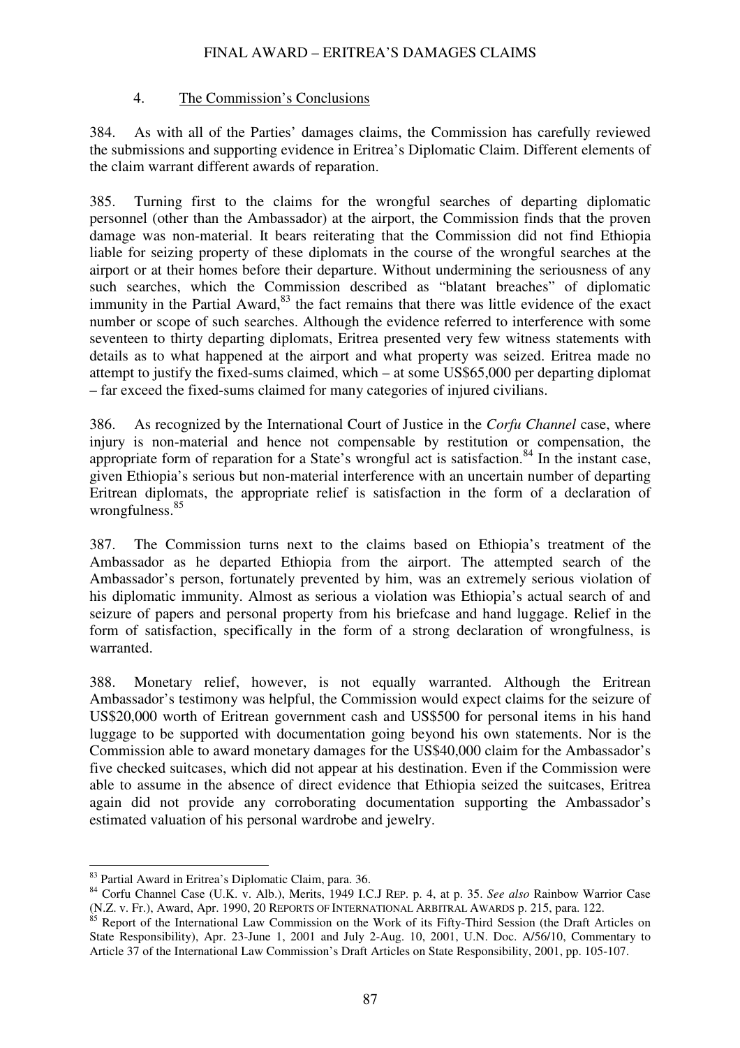### 4. The Commission's Conclusions

384. As with all of the Parties' damages claims, the Commission has carefully reviewed the submissions and supporting evidence in Eritrea's Diplomatic Claim. Different elements of the claim warrant different awards of reparation.

385. Turning first to the claims for the wrongful searches of departing diplomatic personnel (other than the Ambassador) at the airport, the Commission finds that the proven damage was non-material. It bears reiterating that the Commission did not find Ethiopia liable for seizing property of these diplomats in the course of the wrongful searches at the airport or at their homes before their departure. Without undermining the seriousness of any such searches, which the Commission described as "blatant breaches" of diplomatic immunity in the Partial Award,[83] the fact remains that there was little evidence of the exact number or scope of such searches. Although the evidence referred to interference with some seventeen to thirty departing diplomats, Eritrea presented very few witness statements with details as to what happened at the airport and what property was seized. Eritrea made no attempt to justify the fixed-sums claimed, which – at some US$65,000 per departing diplomat – far exceed the fixed-sums claimed for many categories of injured civilians.

386. As recognized by the International Court of Justice in the *Corfu Channel* case, where injury is non-material and hence not compensable by restitution or compensation, the appropriate form of reparation for a State's wrongful act is satisfaction.[84] In the instant case, given Ethiopia's serious but non-material interference with an uncertain number of departing Eritrean diplomats, the appropriate relief is satisfaction in the form of a declaration of wrongfulness.[85]

387. The Commission turns next to the claims based on Ethiopia's treatment of the Ambassador as he departed Ethiopia from the airport. The attempted search of the Ambassador's person, fortunately prevented by him, was an extremely serious violation of his diplomatic immunity. Almost as serious a violation was Ethiopia's actual search of and seizure of papers and personal property from his briefcase and hand luggage. Relief in the form of satisfaction, specifically in the form of a strong declaration of wrongfulness, is warranted.

388. Monetary relief, however, is not equally warranted. Although the Eritrean Ambassador's testimony was helpful, the Commission would expect claims for the seizure of US$20,000 worth of Eritrean government cash and US$500 for personal items in his hand luggage to be supported with documentation going beyond his own statements. Nor is the Commission able to award monetary damages for the US$40,000 claim for the Ambassador's five checked suitcases, which did not appear at his destination. Even if the Commission were able to assume in the absence of direct evidence that Ethiopia seized the suitcases, Eritrea again did not provide any corroborating documentation supporting the Ambassador's estimated valuation of his personal wardrobe and jewelry.

---

[83] Partial Award in Eritrea's Diplomatic Claim, para. 36.

[84] Corfu Channel Case (U.K. v. Alb.), Merits, 1949 I.C.J REP. p. 4, at p. 35. *See also* Rainbow Warrior Case (N.Z. v. Fr.), Award, Apr. 1990, 20 REPORTS OF INTERNATIONAL ARBITRAL AWARDS p. 215, para. 122.

[85] Report of the International Law Commission on the Work of its Fifty-Third Session (the Draft Articles on State Responsibility), Apr. 23-June 1, 2001 and July 2-Aug. 10, 2001, U.N. Doc. A/56/10, Commentary to Article 37 of the International Law Commission's Draft Articles on State Responsibility, 2001, pp. 105-107.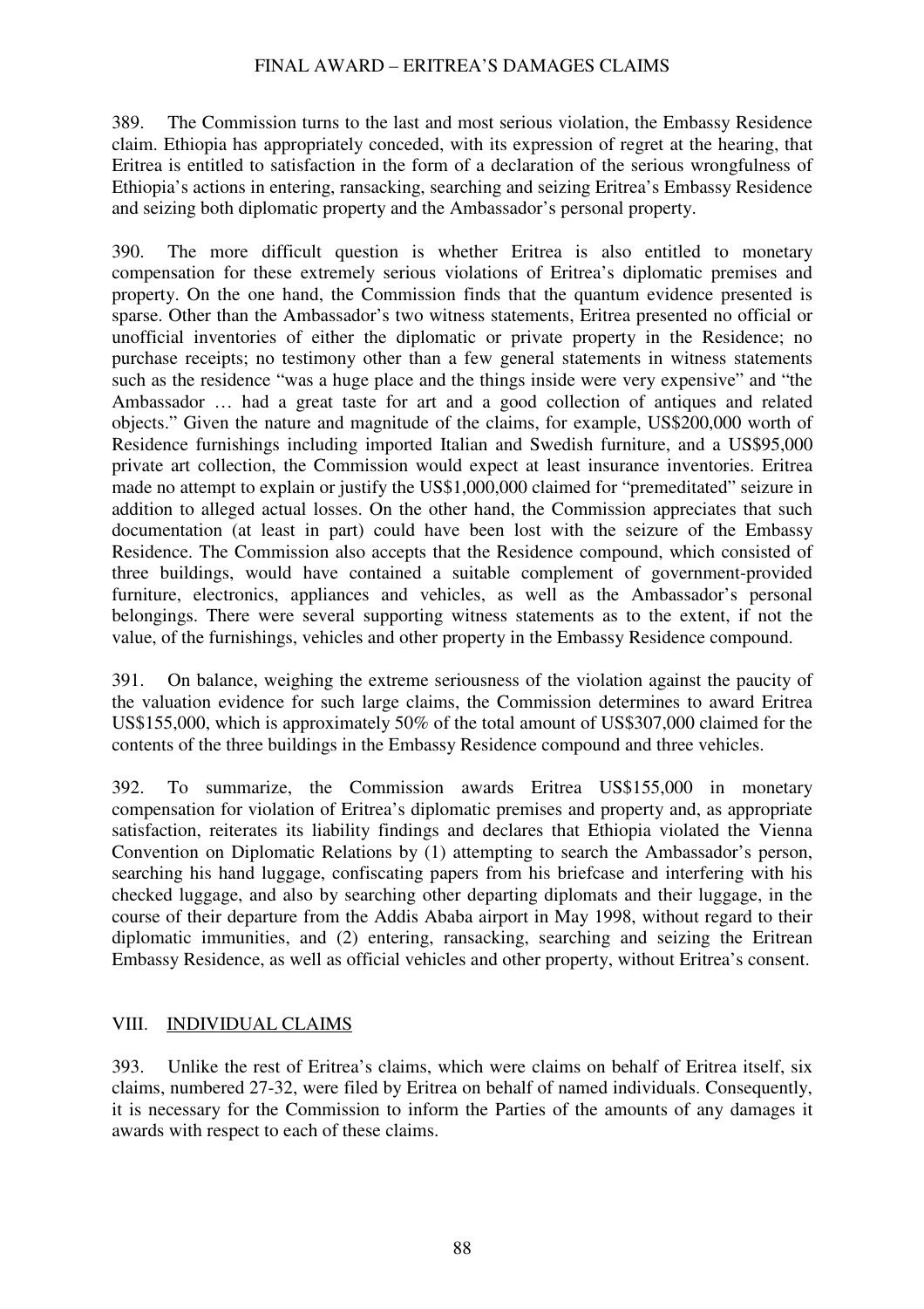389. The Commission turns to the last and most serious violation, the Embassy Residence claim. Ethiopia has appropriately conceded, with its expression of regret at the hearing, that Eritrea is entitled to satisfaction in the form of a declaration of the serious wrongfulness of Ethiopia's actions in entering, ransacking, searching and seizing Eritrea's Embassy Residence and seizing both diplomatic property and the Ambassador's personal property.

390. The more difficult question is whether Eritrea is also entitled to monetary compensation for these extremely serious violations of Eritrea's diplomatic premises and property. On the one hand, the Commission finds that the quantum evidence presented is sparse. Other than the Ambassador's two witness statements, Eritrea presented no official or unofficial inventories of either the diplomatic or private property in the Residence; no purchase receipts; no testimony other than a few general statements in witness statements such as the residence "was a huge place and the things inside were very expensive" and "the Ambassador … had a great taste for art and a good collection of antiques and related objects." Given the nature and magnitude of the claims, for example, US$200,000 worth of Residence furnishings including imported Italian and Swedish furniture, and a US$95,000 private art collection, the Commission would expect at least insurance inventories. Eritrea made no attempt to explain or justify the US$1,000,000 claimed for "premeditated" seizure in addition to alleged actual losses. On the other hand, the Commission appreciates that such documentation (at least in part) could have been lost with the seizure of the Embassy Residence. The Commission also accepts that the Residence compound, which consisted of three buildings, would have contained a suitable complement of government-provided furniture, electronics, appliances and vehicles, as well as the Ambassador's personal belongings. There were several supporting witness statements as to the extent, if not the value, of the furnishings, vehicles and other property in the Embassy Residence compound.

391. On balance, weighing the extreme seriousness of the violation against the paucity of the valuation evidence for such large claims, the Commission determines to award Eritrea US$155,000, which is approximately 50% of the total amount of US$307,000 claimed for the contents of the three buildings in the Embassy Residence compound and three vehicles.

392. To summarize, the Commission awards Eritrea US$155,000 in monetary compensation for violation of Eritrea's diplomatic premises and property and, as appropriate satisfaction, reiterates its liability findings and declares that Ethiopia violated the Vienna Convention on Diplomatic Relations by (1) attempting to search the Ambassador's person, searching his hand luggage, confiscating papers from his briefcase and interfering with his checked luggage, and also by searching other departing diplomats and their luggage, in the course of their departure from the Addis Ababa airport in May 1998, without regard to their diplomatic immunities, and (2) entering, ransacking, searching and seizing the Eritrean Embassy Residence, as well as official vehicles and other property, without Eritrea's consent.

## VIII. INDIVIDUAL CLAIMS

393. Unlike the rest of Eritrea's claims, which were claims on behalf of Eritrea itself, six claims, numbered 27-32, were filed by Eritrea on behalf of named individuals. Consequently, it is necessary for the Commission to inform the Parties of the amounts of any damages it awards with respect to each of these claims.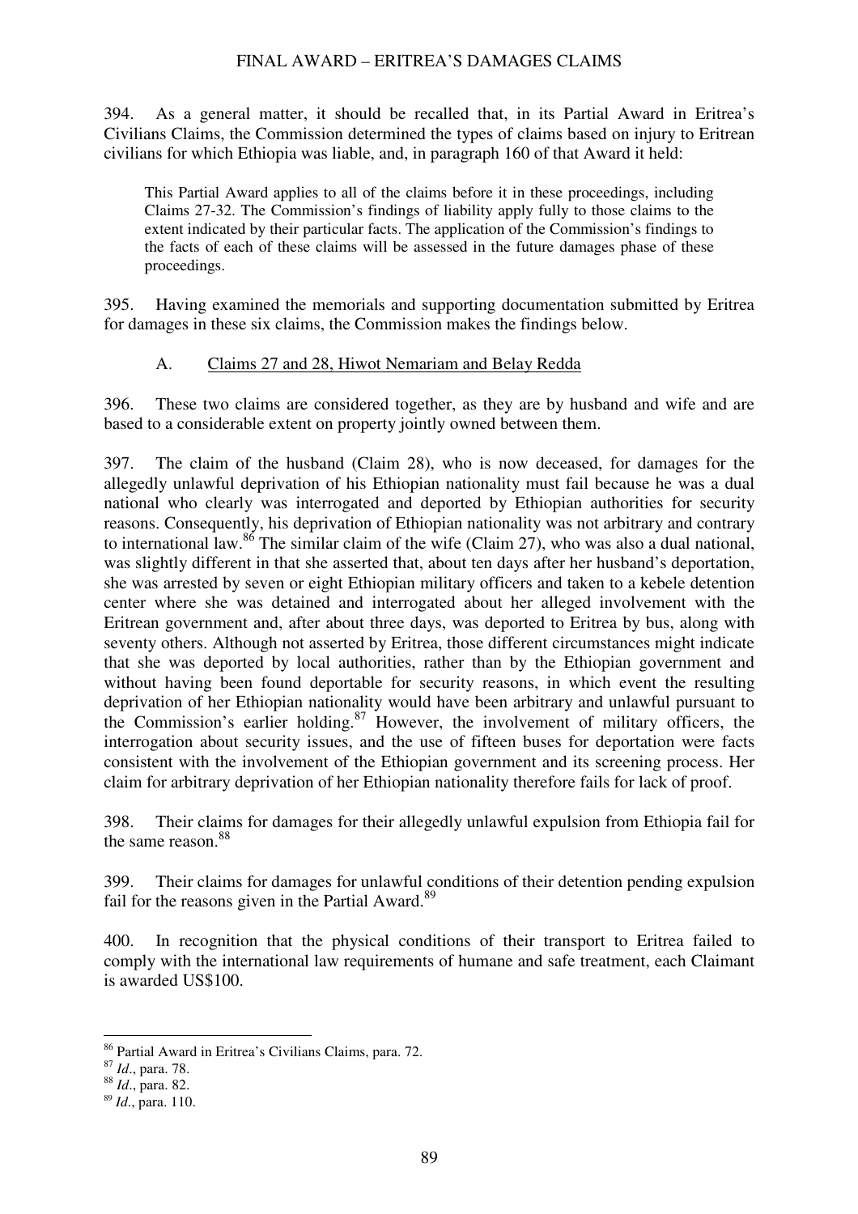394. As a general matter, it should be recalled that, in its Partial Award in Eritrea's Civilians Claims, the Commission determined the types of claims based on injury to Eritrean civilians for which Ethiopia was liable, and, in paragraph 160 of that Award it held:

> This Partial Award applies to all of the claims before it in these proceedings, including Claims 27-32. The Commission's findings of liability apply fully to those claims to the extent indicated by their particular facts. The application of the Commission's findings to the facts of each of these claims will be assessed in the future damages phase of these proceedings.

395. Having examined the memorials and supporting documentation submitted by Eritrea for damages in these six claims, the Commission makes the findings below.

## A. Claims 27 and 28, Hiwot Nemariam and Belay Redda

396. These two claims are considered together, as they are by husband and wife and are based to a considerable extent on property jointly owned between them.

397. The claim of the husband (Claim 28), who is now deceased, for damages for the allegedly unlawful deprivation of his Ethiopian nationality must fail because he was a dual national who clearly was interrogated and deported by Ethiopian authorities for security reasons. Consequently, his deprivation of Ethiopian nationality was not arbitrary and contrary to international law.[86] The similar claim of the wife (Claim 27), who was also a dual national, was slightly different in that she asserted that, about ten days after her husband's deportation, she was arrested by seven or eight Ethiopian military officers and taken to a kebele detention center where she was detained and interrogated about her alleged involvement with the Eritrean government and, after about three days, was deported to Eritrea by bus, along with seventy others. Although not asserted by Eritrea, those different circumstances might indicate that she was deported by local authorities, rather than by the Ethiopian government and without having been found deportable for security reasons, in which event the resulting deprivation of her Ethiopian nationality would have been arbitrary and unlawful pursuant to the Commission's earlier holding.[87] However, the involvement of military officers, the interrogation about security issues, and the use of fifteen buses for deportation were facts consistent with the involvement of the Ethiopian government and its screening process. Her claim for arbitrary deprivation of her Ethiopian nationality therefore fails for lack of proof.

398. Their claims for damages for their allegedly unlawful expulsion from Ethiopia fail for the same reason.[88]

399. Their claims for damages for unlawful conditions of their detention pending expulsion fail for the reasons given in the Partial Award.[89]

400. In recognition that the physical conditions of their transport to Eritrea failed to comply with the international law requirements of humane and safe treatment, each Claimant is awarded US$100.

---

[86] Partial Award in Eritrea's Civilians Claims, para. 72.

[87] *Id*., para. 78.

[88] *Id*., para. 82.

[89] *Id*., para. 110.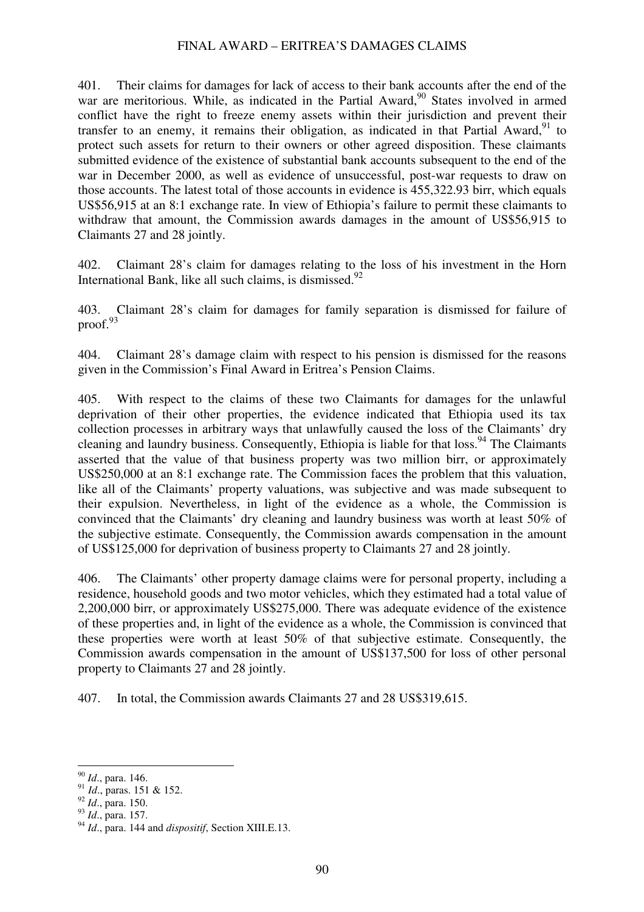401. Their claims for damages for lack of access to their bank accounts after the end of the war are meritorious. While, as indicated in the Partial Award,[90] States involved in armed conflict have the right to freeze enemy assets within their jurisdiction and prevent their transfer to an enemy, it remains their obligation, as indicated in that Partial Award,[91] to protect such assets for return to their owners or other agreed disposition. These claimants submitted evidence of the existence of substantial bank accounts subsequent to the end of the war in December 2000, as well as evidence of unsuccessful, post-war requests to draw on those accounts. The latest total of those accounts in evidence is 455,322.93 birr, which equals US$56,915 at an 8:1 exchange rate. In view of Ethiopia's failure to permit these claimants to withdraw that amount, the Commission awards damages in the amount of US$56,915 to Claimants 27 and 28 jointly.

402. Claimant 28's claim for damages relating to the loss of his investment in the Horn International Bank, like all such claims, is dismissed.[92]

403. Claimant 28's claim for damages for family separation is dismissed for failure of proof.[93]

404. Claimant 28's damage claim with respect to his pension is dismissed for the reasons given in the Commission's Final Award in Eritrea's Pension Claims.

405. With respect to the claims of these two Claimants for damages for the unlawful deprivation of their other properties, the evidence indicated that Ethiopia used its tax collection processes in arbitrary ways that unlawfully caused the loss of the Claimants' dry cleaning and laundry business. Consequently, Ethiopia is liable for that loss.[94] The Claimants asserted that the value of that business property was two million birr, or approximately US$250,000 at an 8:1 exchange rate. The Commission faces the problem that this valuation, like all of the Claimants' property valuations, was subjective and was made subsequent to their expulsion. Nevertheless, in light of the evidence as a whole, the Commission is convinced that the Claimants' dry cleaning and laundry business was worth at least 50% of the subjective estimate. Consequently, the Commission awards compensation in the amount of US$125,000 for deprivation of business property to Claimants 27 and 28 jointly.

406. The Claimants' other property damage claims were for personal property, including a residence, household goods and two motor vehicles, which they estimated had a total value of 2,200,000 birr, or approximately US$275,000. There was adequate evidence of the existence of these properties and, in light of the evidence as a whole, the Commission is convinced that these properties were worth at least 50% of that subjective estimate. Consequently, the Commission awards compensation in the amount of US$137,500 for loss of other personal property to Claimants 27 and 28 jointly.

407. In total, the Commission awards Claimants 27 and 28 US$319,615.

---

[90] *Id*., para. 146.
[91] *Id*., paras. 151 & 152.
[92] *Id*., para. 150.
[93] *Id*., para. 157.
[94] *Id*., para. 144 and *dispositif*, Section XIII.E.13.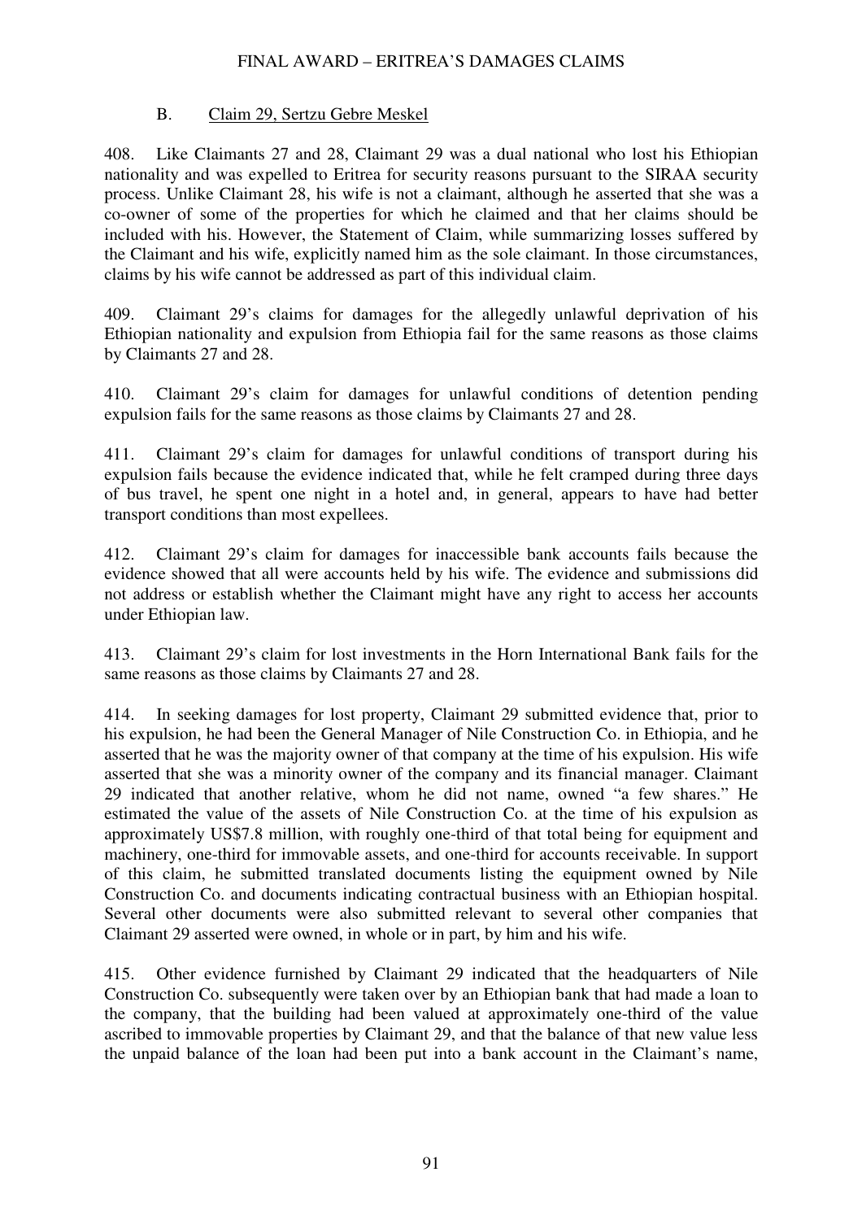### B. Claim 29, Sertzu Gebre Meskel

408. Like Claimants 27 and 28, Claimant 29 was a dual national who lost his Ethiopian nationality and was expelled to Eritrea for security reasons pursuant to the SIRAA security process. Unlike Claimant 28, his wife is not a claimant, although he asserted that she was a co-owner of some of the properties for which he claimed and that her claims should be included with his. However, the Statement of Claim, while summarizing losses suffered by the Claimant and his wife, explicitly named him as the sole claimant. In those circumstances, claims by his wife cannot be addressed as part of this individual claim.

409. Claimant 29's claims for damages for the allegedly unlawful deprivation of his Ethiopian nationality and expulsion from Ethiopia fail for the same reasons as those claims by Claimants 27 and 28.

410. Claimant 29's claim for damages for unlawful conditions of detention pending expulsion fails for the same reasons as those claims by Claimants 27 and 28.

411. Claimant 29's claim for damages for unlawful conditions of transport during his expulsion fails because the evidence indicated that, while he felt cramped during three days of bus travel, he spent one night in a hotel and, in general, appears to have had better transport conditions than most expellees.

412. Claimant 29's claim for damages for inaccessible bank accounts fails because the evidence showed that all were accounts held by his wife. The evidence and submissions did not address or establish whether the Claimant might have any right to access her accounts under Ethiopian law.

413. Claimant 29's claim for lost investments in the Horn International Bank fails for the same reasons as those claims by Claimants 27 and 28.

414. In seeking damages for lost property, Claimant 29 submitted evidence that, prior to his expulsion, he had been the General Manager of Nile Construction Co. in Ethiopia, and he asserted that he was the majority owner of that company at the time of his expulsion. His wife asserted that she was a minority owner of the company and its financial manager. Claimant 29 indicated that another relative, whom he did not name, owned "a few shares." He estimated the value of the assets of Nile Construction Co. at the time of his expulsion as approximately US$7.8 million, with roughly one-third of that total being for equipment and machinery, one-third for immovable assets, and one-third for accounts receivable. In support of this claim, he submitted translated documents listing the equipment owned by Nile Construction Co. and documents indicating contractual business with an Ethiopian hospital. Several other documents were also submitted relevant to several other companies that Claimant 29 asserted were owned, in whole or in part, by him and his wife.

415. Other evidence furnished by Claimant 29 indicated that the headquarters of Nile Construction Co. subsequently were taken over by an Ethiopian bank that had made a loan to the company, that the building had been valued at approximately one-third of the value ascribed to immovable properties by Claimant 29, and that the balance of that new value less the unpaid balance of the loan had been put into a bank account in the Claimant's name,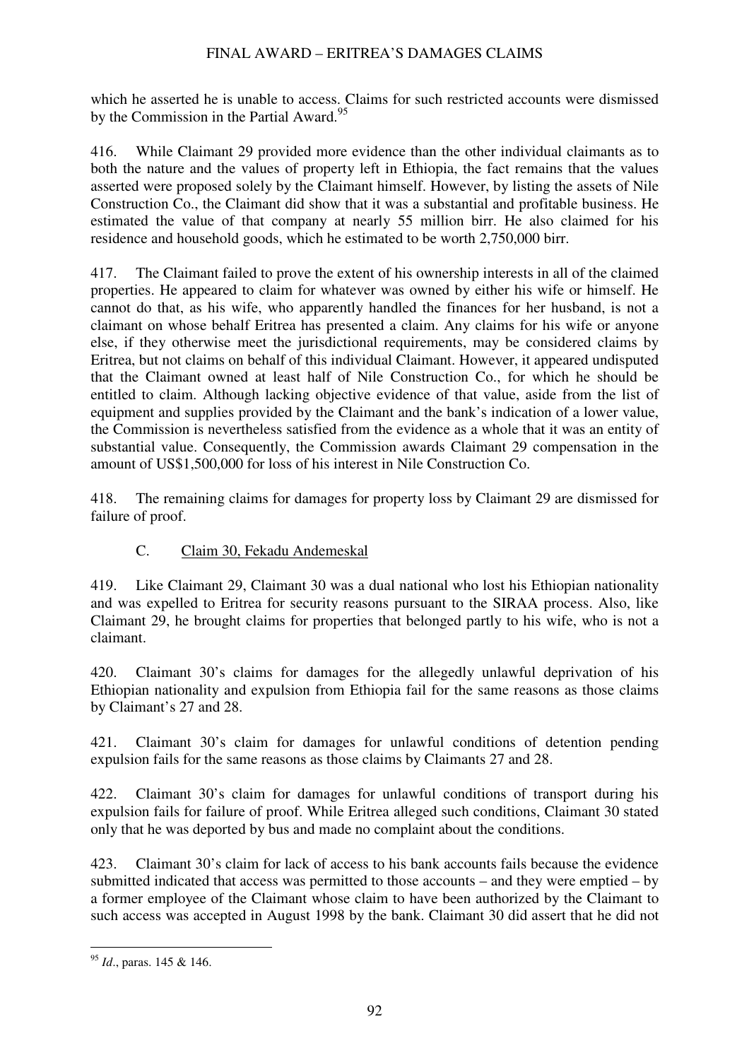which he asserted he is unable to access. Claims for such restricted accounts were dismissed by the Commission in the Partial Award.[95]

416. While Claimant 29 provided more evidence than the other individual claimants as to both the nature and the values of property left in Ethiopia, the fact remains that the values asserted were proposed solely by the Claimant himself. However, by listing the assets of Nile Construction Co., the Claimant did show that it was a substantial and profitable business. He estimated the value of that company at nearly 55 million birr. He also claimed for his residence and household goods, which he estimated to be worth 2,750,000 birr.

417. The Claimant failed to prove the extent of his ownership interests in all of the claimed properties. He appeared to claim for whatever was owned by either his wife or himself. He cannot do that, as his wife, who apparently handled the finances for her husband, is not a claimant on whose behalf Eritrea has presented a claim. Any claims for his wife or anyone else, if they otherwise meet the jurisdictional requirements, may be considered claims by Eritrea, but not claims on behalf of this individual Claimant. However, it appeared undisputed that the Claimant owned at least half of Nile Construction Co., for which he should be entitled to claim. Although lacking objective evidence of that value, aside from the list of equipment and supplies provided by the Claimant and the bank's indication of a lower value, the Commission is nevertheless satisfied from the evidence as a whole that it was an entity of substantial value. Consequently, the Commission awards Claimant 29 compensation in the amount of US$1,500,000 for loss of his interest in Nile Construction Co.

418. The remaining claims for damages for property loss by Claimant 29 are dismissed for failure of proof.

### C. Claim 30, Fekadu Andemeskal

419. Like Claimant 29, Claimant 30 was a dual national who lost his Ethiopian nationality and was expelled to Eritrea for security reasons pursuant to the SIRAA process. Also, like Claimant 29, he brought claims for properties that belonged partly to his wife, who is not a claimant.

420. Claimant 30's claims for damages for the allegedly unlawful deprivation of his Ethiopian nationality and expulsion from Ethiopia fail for the same reasons as those claims by Claimant's 27 and 28.

421. Claimant 30's claim for damages for unlawful conditions of detention pending expulsion fails for the same reasons as those claims by Claimants 27 and 28.

422. Claimant 30's claim for damages for unlawful conditions of transport during his expulsion fails for failure of proof. While Eritrea alleged such conditions, Claimant 30 stated only that he was deported by bus and made no complaint about the conditions.

423. Claimant 30's claim for lack of access to his bank accounts fails because the evidence submitted indicated that access was permitted to those accounts – and they were emptied – by a former employee of the Claimant whose claim to have been authorized by the Claimant to such access was accepted in August 1998 by the bank. Claimant 30 did assert that he did not

---

[95] *Id*., paras. 145 & 146.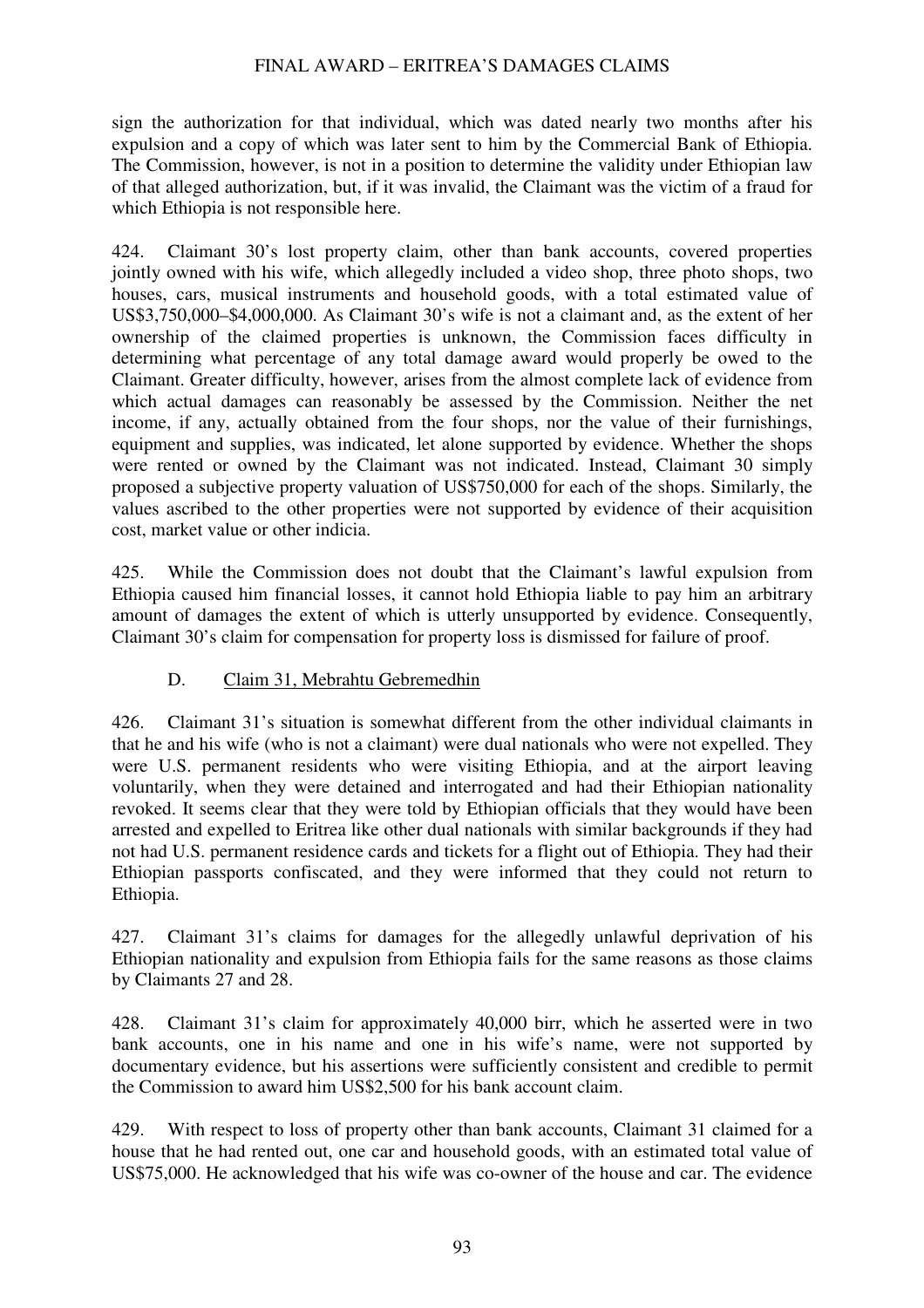sign the authorization for that individual, which was dated nearly two months after his expulsion and a copy of which was later sent to him by the Commercial Bank of Ethiopia. The Commission, however, is not in a position to determine the validity under Ethiopian law of that alleged authorization, but, if it was invalid, the Claimant was the victim of a fraud for which Ethiopia is not responsible here.

424. Claimant 30's lost property claim, other than bank accounts, covered properties jointly owned with his wife, which allegedly included a video shop, three photo shops, two houses, cars, musical instruments and household goods, with a total estimated value of US$3,750,000–$4,000,000. As Claimant 30's wife is not a claimant and, as the extent of her ownership of the claimed properties is unknown, the Commission faces difficulty in determining what percentage of any total damage award would properly be owed to the Claimant. Greater difficulty, however, arises from the almost complete lack of evidence from which actual damages can reasonably be assessed by the Commission. Neither the net income, if any, actually obtained from the four shops, nor the value of their furnishings, equipment and supplies, was indicated, let alone supported by evidence. Whether the shops were rented or owned by the Claimant was not indicated. Instead, Claimant 30 simply proposed a subjective property valuation of US$750,000 for each of the shops. Similarly, the values ascribed to the other properties were not supported by evidence of their acquisition cost, market value or other indicia.

425. While the Commission does not doubt that the Claimant's lawful expulsion from Ethiopia caused him financial losses, it cannot hold Ethiopia liable to pay him an arbitrary amount of damages the extent of which is utterly unsupported by evidence. Consequently, Claimant 30's claim for compensation for property loss is dismissed for failure of proof.

### D. Claim 31, Mebrahtu Gebremedhin

426. Claimant 31's situation is somewhat different from the other individual claimants in that he and his wife (who is not a claimant) were dual nationals who were not expelled. They were U.S. permanent residents who were visiting Ethiopia, and at the airport leaving voluntarily, when they were detained and interrogated and had their Ethiopian nationality revoked. It seems clear that they were told by Ethiopian officials that they would have been arrested and expelled to Eritrea like other dual nationals with similar backgrounds if they had not had U.S. permanent residence cards and tickets for a flight out of Ethiopia. They had their Ethiopian passports confiscated, and they were informed that they could not return to Ethiopia.

427. Claimant 31's claims for damages for the allegedly unlawful deprivation of his Ethiopian nationality and expulsion from Ethiopia fails for the same reasons as those claims by Claimants 27 and 28.

428. Claimant 31's claim for approximately 40,000 birr, which he asserted were in two bank accounts, one in his name and one in his wife's name, were not supported by documentary evidence, but his assertions were sufficiently consistent and credible to permit the Commission to award him US$2,500 for his bank account claim.

429. With respect to loss of property other than bank accounts, Claimant 31 claimed for a house that he had rented out, one car and household goods, with an estimated total value of US$75,000. He acknowledged that his wife was co-owner of the house and car. The evidence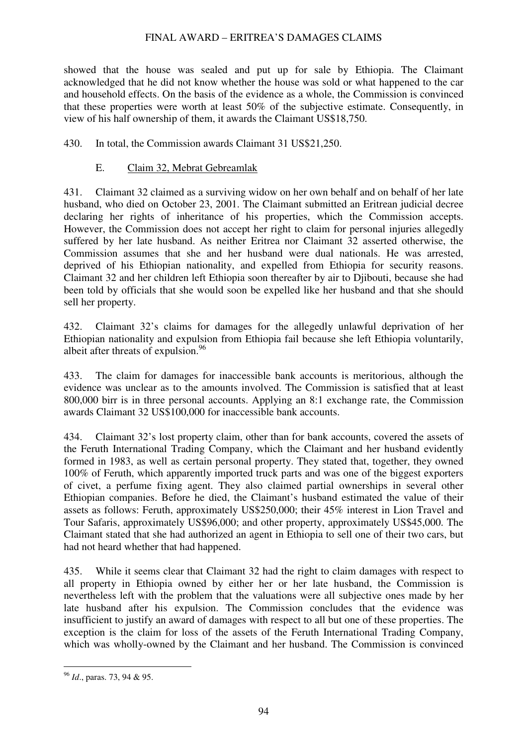showed that the house was sealed and put up for sale by Ethiopia. The Claimant acknowledged that he did not know whether the house was sold or what happened to the car and household effects. On the basis of the evidence as a whole, the Commission is convinced that these properties were worth at least 50% of the subjective estimate. Consequently, in view of his half ownership of them, it awards the Claimant US$18,750.

430. In total, the Commission awards Claimant 31 US$21,250.

### E. Claim 32, Mebrat Gebreamlak

431. Claimant 32 claimed as a surviving widow on her own behalf and on behalf of her late husband, who died on October 23, 2001. The Claimant submitted an Eritrean judicial decree declaring her rights of inheritance of his properties, which the Commission accepts. However, the Commission does not accept her right to claim for personal injuries allegedly suffered by her late husband. As neither Eritrea nor Claimant 32 asserted otherwise, the Commission assumes that she and her husband were dual nationals. He was arrested, deprived of his Ethiopian nationality, and expelled from Ethiopia for security reasons. Claimant 32 and her children left Ethiopia soon thereafter by air to Djibouti, because she had been told by officials that she would soon be expelled like her husband and that she should sell her property.

432. Claimant 32's claims for damages for the allegedly unlawful deprivation of her Ethiopian nationality and expulsion from Ethiopia fail because she left Ethiopia voluntarily, albeit after threats of expulsion.[96]

433. The claim for damages for inaccessible bank accounts is meritorious, although the evidence was unclear as to the amounts involved. The Commission is satisfied that at least 800,000 birr is in three personal accounts. Applying an 8:1 exchange rate, the Commission awards Claimant 32 US$100,000 for inaccessible bank accounts.

434. Claimant 32's lost property claim, other than for bank accounts, covered the assets of the Feruth International Trading Company, which the Claimant and her husband evidently formed in 1983, as well as certain personal property. They stated that, together, they owned 100% of Feruth, which apparently imported truck parts and was one of the biggest exporters of civet, a perfume fixing agent. They also claimed partial ownerships in several other Ethiopian companies. Before he died, the Claimant's husband estimated the value of their assets as follows: Feruth, approximately US$250,000; their 45% interest in Lion Travel and Tour Safaris, approximately US$96,000; and other property, approximately US$45,000. The Claimant stated that she had authorized an agent in Ethiopia to sell one of their two cars, but had not heard whether that had happened.

435. While it seems clear that Claimant 32 had the right to claim damages with respect to all property in Ethiopia owned by either her or her late husband, the Commission is nevertheless left with the problem that the valuations were all subjective ones made by her late husband after his expulsion. The Commission concludes that the evidence was insufficient to justify an award of damages with respect to all but one of these properties. The exception is the claim for loss of the assets of the Feruth International Trading Company, which was wholly-owned by the Claimant and her husband. The Commission is convinced

---

[96] *Id*., paras. 73, 94 & 95.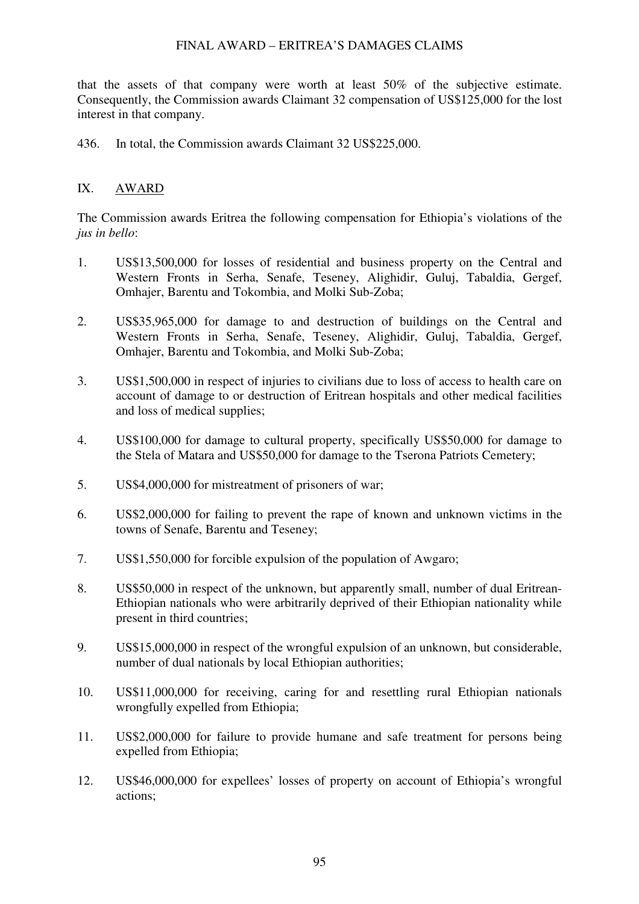that the assets of that company were worth at least 50% of the subjective estimate. Consequently, the Commission awards Claimant 32 compensation of US$125,000 for the lost interest in that company.

436. In total, the Commission awards Claimant 32 US$225,000.

## IX. AWARD

The Commission awards Eritrea the following compensation for Ethiopia's violations of the *jus in bello*:

1. US$13,500,000 for losses of residential and business property on the Central and Western Fronts in Serha, Senafe, Teseney, Alighidir, Guluj, Tabaldia, Gergef, Omhajer, Barentu and Tokombia, and Molki Sub-Zoba;

2. US$35,965,000 for damage to and destruction of buildings on the Central and Western Fronts in Serha, Senafe, Teseney, Alighidir, Guluj, Tabaldia, Gergef, Omhajer, Barentu and Tokombia, and Molki Sub-Zoba;

3. US$1,500,000 in respect of injuries to civilians due to loss of access to health care on account of damage to or destruction of Eritrean hospitals and other medical facilities and loss of medical supplies;

4. US$100,000 for damage to cultural property, specifically US$50,000 for damage to the Stela of Matara and US$50,000 for damage to the Tserona Patriots Cemetery;

5. US$4,000,000 for mistreatment of prisoners of war;

6. US$2,000,000 for failing to prevent the rape of known and unknown victims in the towns of Senafe, Barentu and Teseney;

7. US$1,550,000 for forcible expulsion of the population of Awgaro;

8. US$50,000 in respect of the unknown, but apparently small, number of dual Eritrean-Ethiopian nationals who were arbitrarily deprived of their Ethiopian nationality while present in third countries;

9. US$15,000,000 in respect of the wrongful expulsion of an unknown, but considerable, number of dual nationals by local Ethiopian authorities;

10. US$11,000,000 for receiving, caring for and resettling rural Ethiopian nationals wrongfully expelled from Ethiopia;

11. US$2,000,000 for failure to provide humane and safe treatment for persons being expelled from Ethiopia;

12. US$46,000,000 for expellees' losses of property on account of Ethiopia's wrongful actions;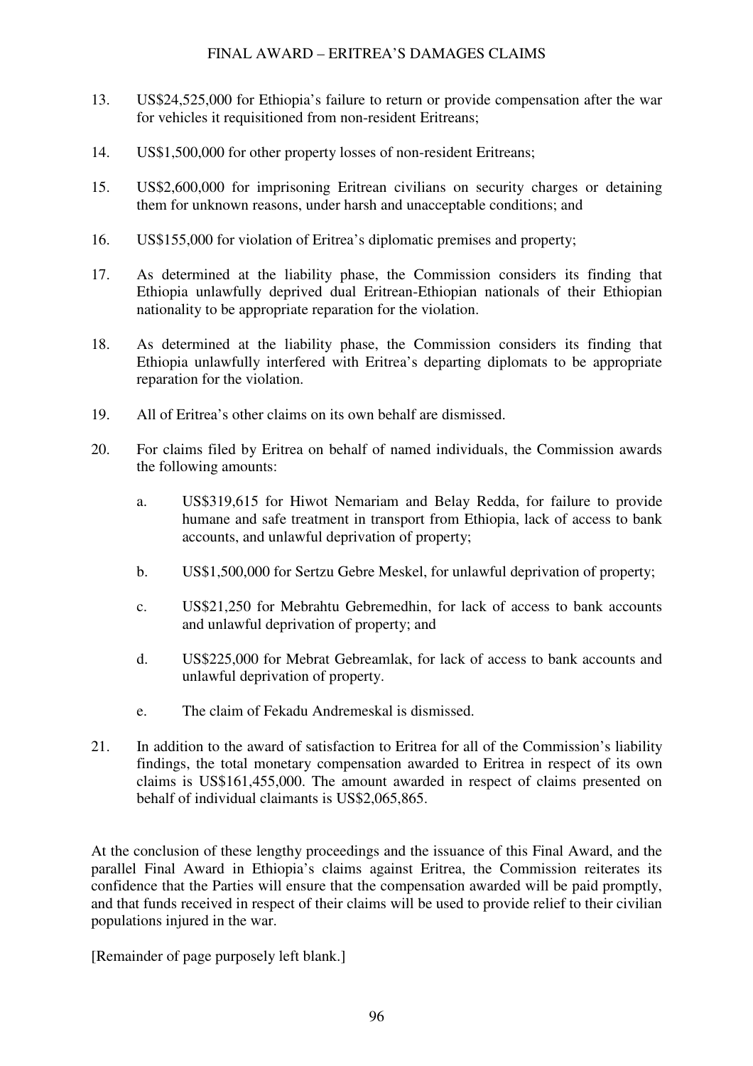13. US$24,525,000 for Ethiopia's failure to return or provide compensation after the war for vehicles it requisitioned from non-resident Eritreans;

14. US$1,500,000 for other property losses of non-resident Eritreans;

15. US$2,600,000 for imprisoning Eritrean civilians on security charges or detaining them for unknown reasons, under harsh and unacceptable conditions; and

16. US$155,000 for violation of Eritrea's diplomatic premises and property;

17. As determined at the liability phase, the Commission considers its finding that Ethiopia unlawfully deprived dual Eritrean-Ethiopian nationals of their Ethiopian nationality to be appropriate reparation for the violation.

18. As determined at the liability phase, the Commission considers its finding that Ethiopia unlawfully interfered with Eritrea's departing diplomats to be appropriate reparation for the violation.

19. All of Eritrea's other claims on its own behalf are dismissed.

20. For claims filed by Eritrea on behalf of named individuals, the Commission awards the following amounts:

    a. US$319,615 for Hiwot Nemariam and Belay Redda, for failure to provide humane and safe treatment in transport from Ethiopia, lack of access to bank accounts, and unlawful deprivation of property;

    b. US$1,500,000 for Sertzu Gebre Meskel, for unlawful deprivation of property;

    c. US$21,250 for Mebrahtu Gebremedhin, for lack of access to bank accounts and unlawful deprivation of property; and

    d. US$225,000 for Mebrat Gebreamlak, for lack of access to bank accounts and unlawful deprivation of property.

    e. The claim of Fekadu Andremeskal is dismissed.

21. In addition to the award of satisfaction to Eritrea for all of the Commission's liability findings, the total monetary compensation awarded to Eritrea in respect of its own claims is US$161,455,000. The amount awarded in respect of claims presented on behalf of individual claimants is US$2,065,865.

At the conclusion of these lengthy proceedings and the issuance of this Final Award, and the parallel Final Award in Ethiopia's claims against Eritrea, the Commission reiterates its confidence that the Parties will ensure that the compensation awarded will be paid promptly, and that funds received in respect of their claims will be used to provide relief to their civilian populations injured in the war.

[Remainder of page purposely left blank.]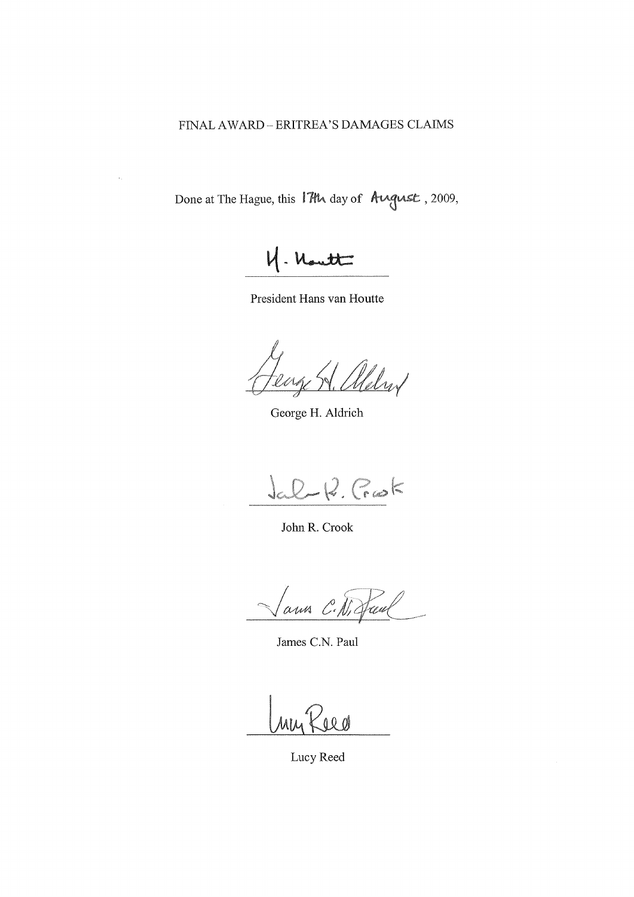FINAL AWARD – ERITREA'S DAMAGES CLAIMS

Done at The Hague, this 17th day of August, 2009,

President Hans van Houtte

George H. Aldrich

John R. Crook

James C.N. Paul

Lucy Reed